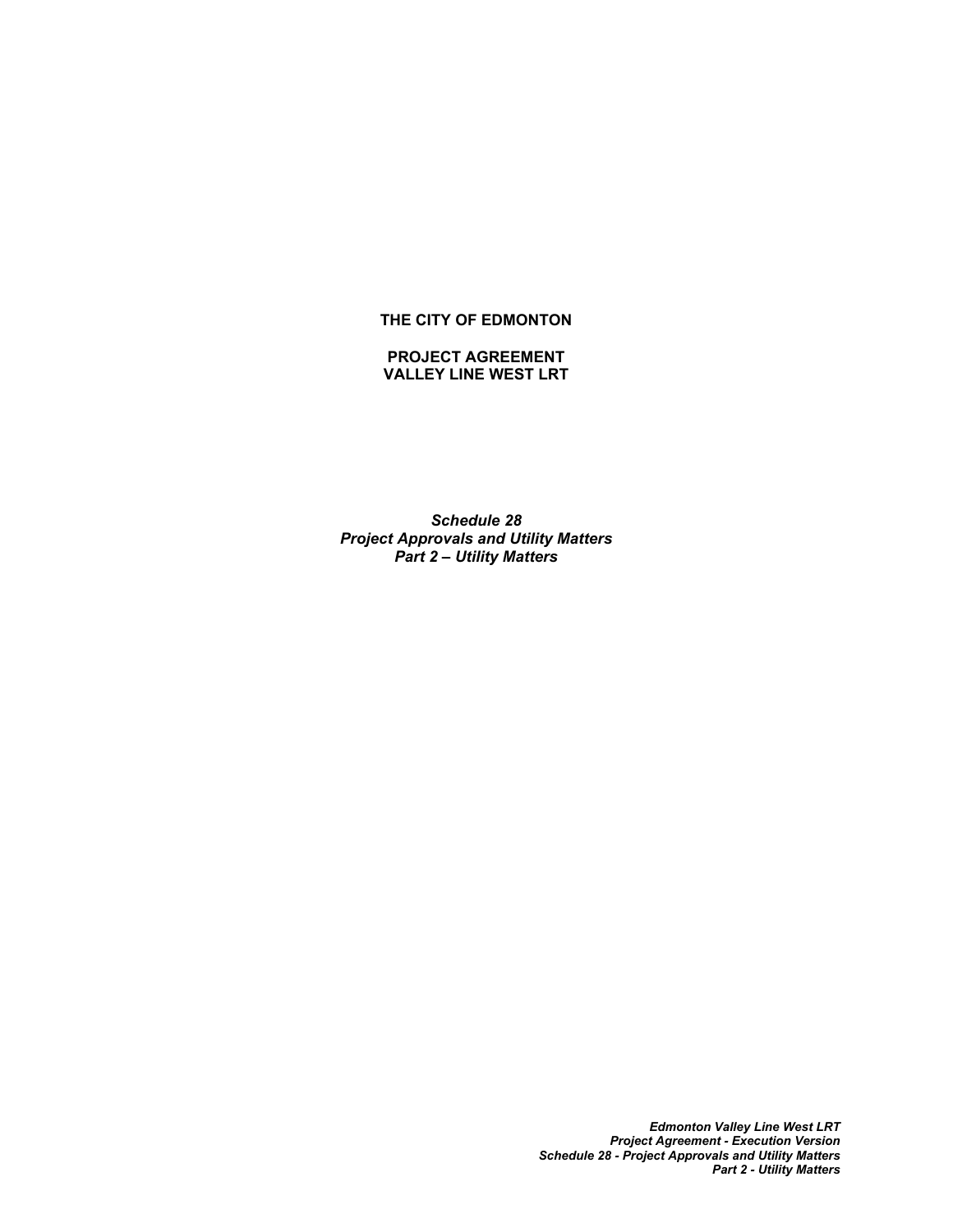**THE CITY OF EDMONTON**

**PROJECT AGREEMENT**
**VALLEY LINE WEST LRT**

***Schedule 28***
***Project Approvals and Utility Matters***
***Part 2 – Utility Matters***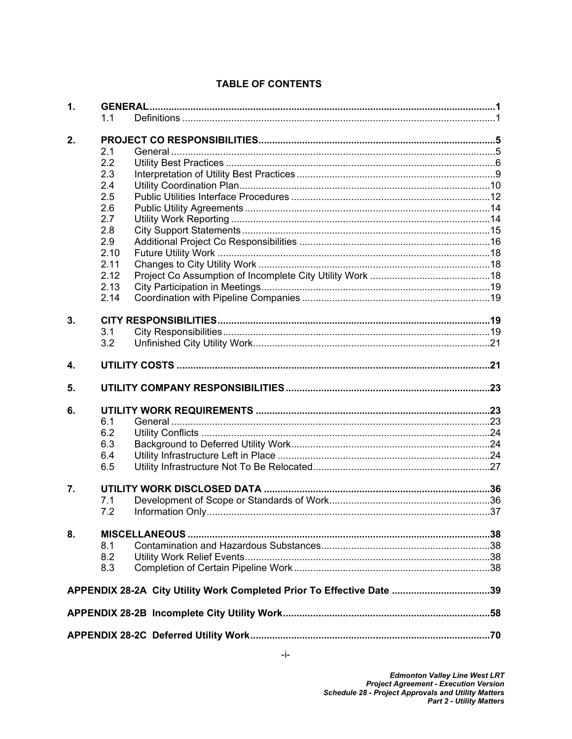## TABLE OF CONTENTS

| | | | |
|---|---|---|---|
| **1.** | **GENERAL** | | **1** |
| | 1.1 | Definitions | 1 |
| **2.** | **PROJECT CO RESPONSIBILITIES** | | **5** |
| | 2.1 | General | 5 |
| | 2.2 | Utility Best Practices | 6 |
| | 2.3 | Interpretation of Utility Best Practices | 9 |
| | 2.4 | Utility Coordination Plan | 10 |
| | 2.5 | Public Utilities Interface Procedures | 12 |
| | 2.6 | Public Utility Agreements | 14 |
| | 2.7 | Utility Work Reporting | 14 |
| | 2.8 | City Support Statements | 15 |
| | 2.9 | Additional Project Co Responsibilities | 16 |
| | 2.10 | Future Utility Work | 18 |
| | 2.11 | Changes to City Utility Work | 18 |
| | 2.12 | Project Co Assumption of Incomplete City Utility Work | 18 |
| | 2.13 | City Participation in Meetings | 19 |
| | 2.14 | Coordination with Pipeline Companies | 19 |
| **3.** | **CITY RESPONSIBILITIES** | | **19** |
| | 3.1 | City Responsibilities | 19 |
| | 3.2 | Unfinished City Utility Work | 21 |
| **4.** | **UTILITY COSTS** | | **21** |
| **5.** | **UTILITY COMPANY RESPONSIBILITIES** | | **23** |
| **6.** | **UTILITY WORK REQUIREMENTS** | | **23** |
| | 6.1 | General | 23 |
| | 6.2 | Utility Conflicts | 24 |
| | 6.3 | Background to Deferred Utility Work | 24 |
| | 6.4 | Utility Infrastructure Left in Place | 24 |
| | 6.5 | Utility Infrastructure Not To Be Relocated | 27 |
| **7.** | **UTILITY WORK DISCLOSED DATA** | | **36** |
| | 7.1 | Development of Scope or Standards of Work | 36 |
| | 7.2 | Information Only | 37 |
| **8.** | **MISCELLANEOUS** | | **38** |
| | 8.1 | Contamination and Hazardous Substances | 38 |
| | 8.2 | Utility Work Relief Events | 38 |
| | 8.3 | Completion of Certain Pipeline Work | 38 |
| **APPENDIX 28-2A** | **City Utility Work Completed Prior To Effective Date** | | **39** |
| **APPENDIX 28-2B** | **Incomplete City Utility Work** | | **58** |
| **APPENDIX 28-2C** | **Deferred Utility Work** | | **70** |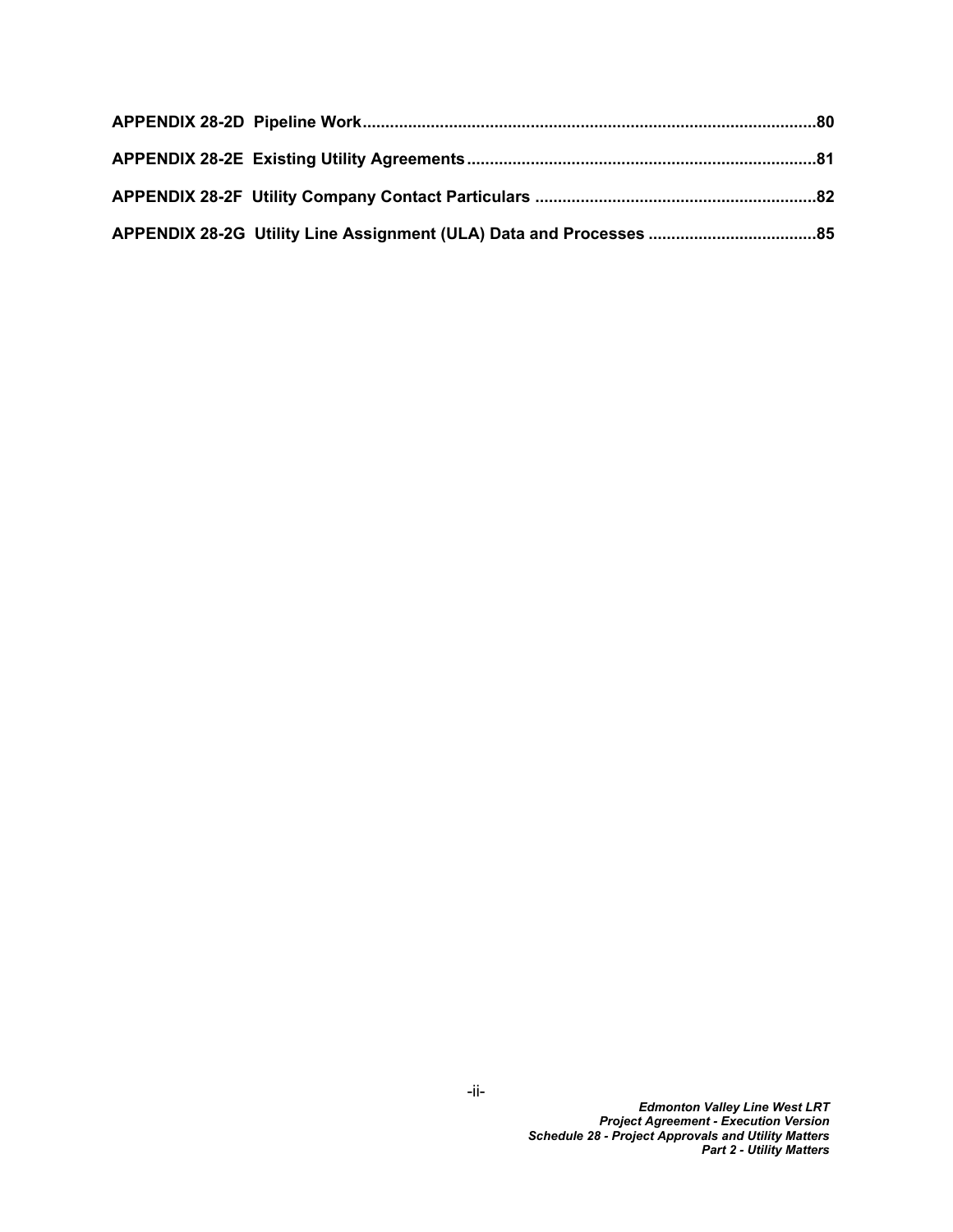**APPENDIX 28-2D Pipeline Work**......................................................................................................**80**

**APPENDIX 28-2E Existing Utility Agreements**...........................................................................**81**

**APPENDIX 28-2F Utility Company Contact Particulars** .............................................................**82**

**APPENDIX 28-2G Utility Line Assignment (ULA) Data and Processes** .....................................**85**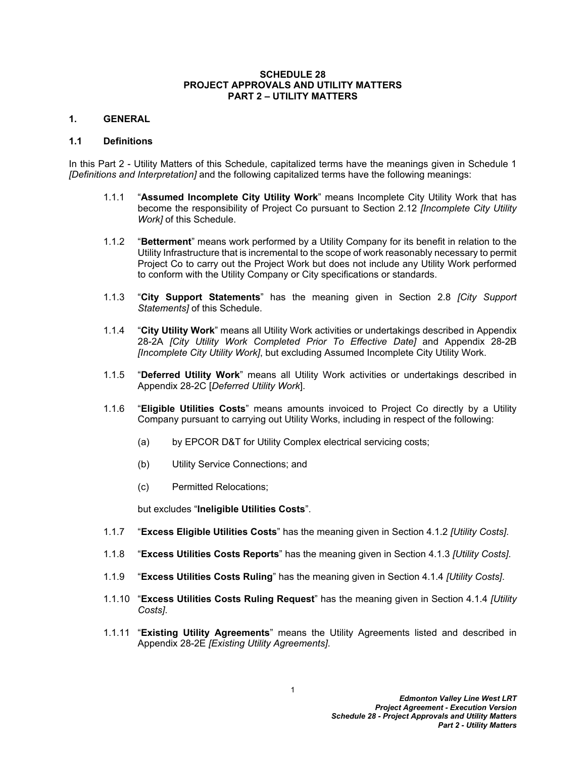**SCHEDULE 28**
**PROJECT APPROVALS AND UTILITY MATTERS**
**PART 2 – UTILITY MATTERS**

## 1. GENERAL

### 1.1 Definitions

In this Part 2 - Utility Matters of this Schedule, capitalized terms have the meanings given in Schedule 1 *[Definitions and Interpretation]* and the following capitalized terms have the following meanings:

1.1.1 "**Assumed Incomplete City Utility Work**" means Incomplete City Utility Work that has become the responsibility of Project Co pursuant to Section 2.12 *[Incomplete City Utility Work]* of this Schedule.

1.1.2 "**Betterment**" means work performed by a Utility Company for its benefit in relation to the Utility Infrastructure that is incremental to the scope of work reasonably necessary to permit Project Co to carry out the Project Work but does not include any Utility Work performed to conform with the Utility Company or City specifications or standards.

1.1.3 "**City Support Statements**" has the meaning given in Section 2.8 *[City Support Statements]* of this Schedule.

1.1.4 "**City Utility Work**" means all Utility Work activities or undertakings described in Appendix 28-2A *[City Utility Work Completed Prior To Effective Date]* and Appendix 28-2B *[Incomplete City Utility Work]*, but excluding Assumed Incomplete City Utility Work.

1.1.5 "**Deferred Utility Work**" means all Utility Work activities or undertakings described in Appendix 28-2C [*Deferred Utility Work*].

1.1.6 "**Eligible Utilities Costs**" means amounts invoiced to Project Co directly by a Utility Company pursuant to carrying out Utility Works, including in respect of the following:

(a) by EPCOR D&T for Utility Complex electrical servicing costs;

(b) Utility Service Connections; and

(c) Permitted Relocations;

but excludes "**Ineligible Utilities Costs**".

1.1.7 "**Excess Eligible Utilities Costs**" has the meaning given in Section 4.1.2 *[Utility Costs]*.

1.1.8 "**Excess Utilities Costs Reports**" has the meaning given in Section 4.1.3 *[Utility Costs]*.

1.1.9 "**Excess Utilities Costs Ruling**" has the meaning given in Section 4.1.4 *[Utility Costs]*.

1.1.10 "**Excess Utilities Costs Ruling Request**" has the meaning given in Section 4.1.4 *[Utility Costs]*.

1.1.11 "**Existing Utility Agreements**" means the Utility Agreements listed and described in Appendix 28-2E *[Existing Utility Agreements]*.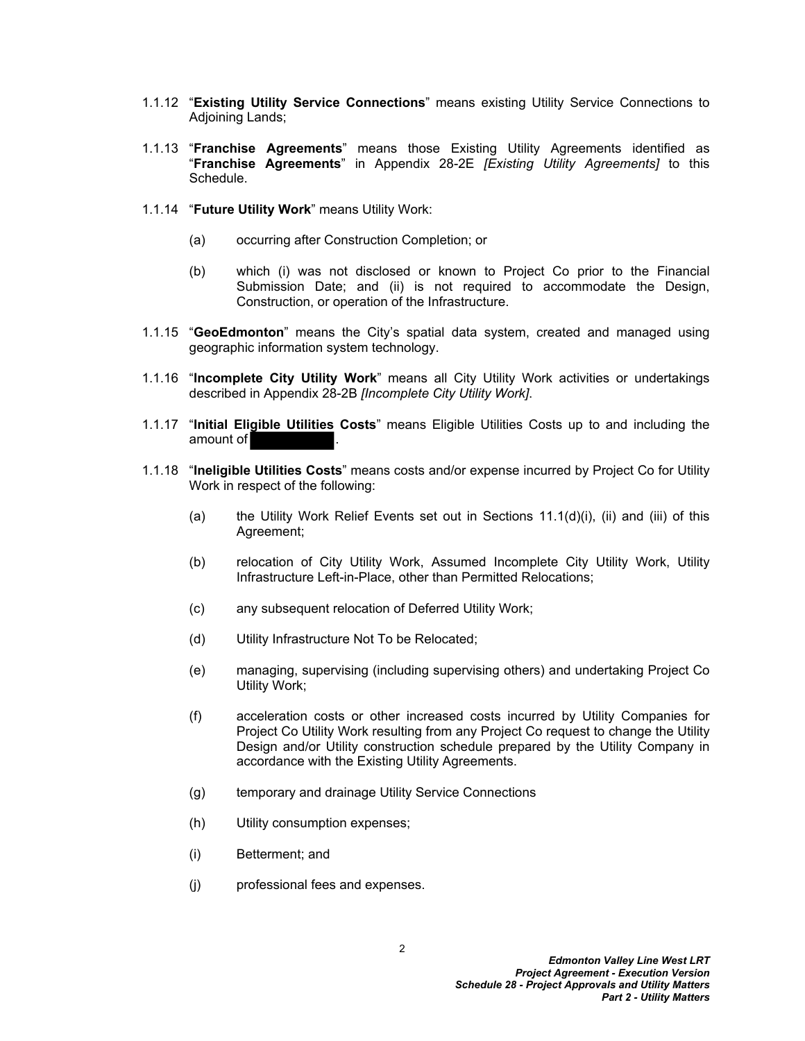1.1.12 "**Existing Utility Service Connections**" means existing Utility Service Connections to Adjoining Lands;

1.1.13 "**Franchise Agreements**" means those Existing Utility Agreements identified as "**Franchise Agreements**" in Appendix 28-2E *[Existing Utility Agreements]* to this Schedule.

1.1.14 "**Future Utility Work**" means Utility Work:

(a) occurring after Construction Completion; or

(b) which (i) was not disclosed or known to Project Co prior to the Financial Submission Date; and (ii) is not required to accommodate the Design, Construction, or operation of the Infrastructure.

1.1.15 "**GeoEdmonton**" means the City's spatial data system, created and managed using geographic information system technology.

1.1.16 "**Incomplete City Utility Work**" means all City Utility Work activities or undertakings described in Appendix 28-2B *[Incomplete City Utility Work]*.

1.1.17 "**Initial Eligible Utilities Costs**" means Eligible Utilities Costs up to and including the amount of ██████████.

1.1.18 "**Ineligible Utilities Costs**" means costs and/or expense incurred by Project Co for Utility Work in respect of the following:

(a) the Utility Work Relief Events set out in Sections 11.1(d)(i), (ii) and (iii) of this Agreement;

(b) relocation of City Utility Work, Assumed Incomplete City Utility Work, Utility Infrastructure Left-in-Place, other than Permitted Relocations;

(c) any subsequent relocation of Deferred Utility Work;

(d) Utility Infrastructure Not To be Relocated;

(e) managing, supervising (including supervising others) and undertaking Project Co Utility Work;

(f) acceleration costs or other increased costs incurred by Utility Companies for Project Co Utility Work resulting from any Project Co request to change the Utility Design and/or Utility construction schedule prepared by the Utility Company in accordance with the Existing Utility Agreements.

(g) temporary and drainage Utility Service Connections

(h) Utility consumption expenses;

(i) Betterment; and

(j) professional fees and expenses.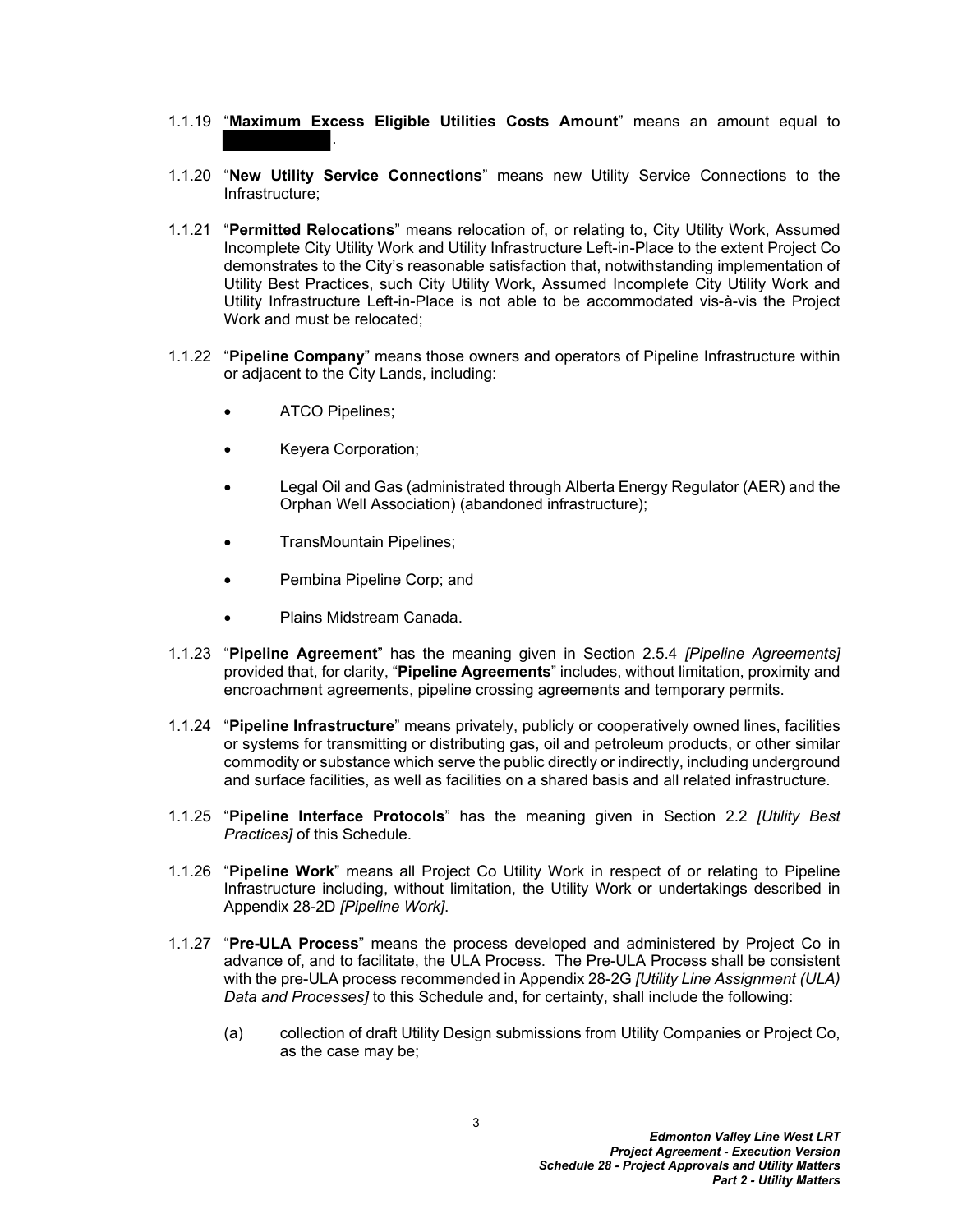1.1.19 "**Maximum Excess Eligible Utilities Costs Amount**" means an amount equal to [REDACTED].

1.1.20 "**New Utility Service Connections**" means new Utility Service Connections to the Infrastructure;

1.1.21 "**Permitted Relocations**" means relocation of, or relating to, City Utility Work, Assumed Incomplete City Utility Work and Utility Infrastructure Left-in-Place to the extent Project Co demonstrates to the City's reasonable satisfaction that, notwithstanding implementation of Utility Best Practices, such City Utility Work, Assumed Incomplete City Utility Work and Utility Infrastructure Left-in-Place is not able to be accommodated vis-à-vis the Project Work and must be relocated;

1.1.22 "**Pipeline Company**" means those owners and operators of Pipeline Infrastructure within or adjacent to the City Lands, including:

- ATCO Pipelines;
- Keyera Corporation;
- Legal Oil and Gas (administrated through Alberta Energy Regulator (AER) and the Orphan Well Association) (abandoned infrastructure);
- TransMountain Pipelines;
- Pembina Pipeline Corp; and
- Plains Midstream Canada.

1.1.23 "**Pipeline Agreement**" has the meaning given in Section 2.5.4 *[Pipeline Agreements]* provided that, for clarity, "**Pipeline Agreements**" includes, without limitation, proximity and encroachment agreements, pipeline crossing agreements and temporary permits.

1.1.24 "**Pipeline Infrastructure**" means privately, publicly or cooperatively owned lines, facilities or systems for transmitting or distributing gas, oil and petroleum products, or other similar commodity or substance which serve the public directly or indirectly, including underground and surface facilities, as well as facilities on a shared basis and all related infrastructure.

1.1.25 "**Pipeline Interface Protocols**" has the meaning given in Section 2.2 *[Utility Best Practices]* of this Schedule.

1.1.26 "**Pipeline Work**" means all Project Co Utility Work in respect of or relating to Pipeline Infrastructure including, without limitation, the Utility Work or undertakings described in Appendix 28-2D *[Pipeline Work]*.

1.1.27 "**Pre-ULA Process**" means the process developed and administered by Project Co in advance of, and to facilitate, the ULA Process. The Pre-ULA Process shall be consistent with the pre-ULA process recommended in Appendix 28-2G *[Utility Line Assignment (ULA) Data and Processes]* to this Schedule and, for certainty, shall include the following:

(a) collection of draft Utility Design submissions from Utility Companies or Project Co, as the case may be;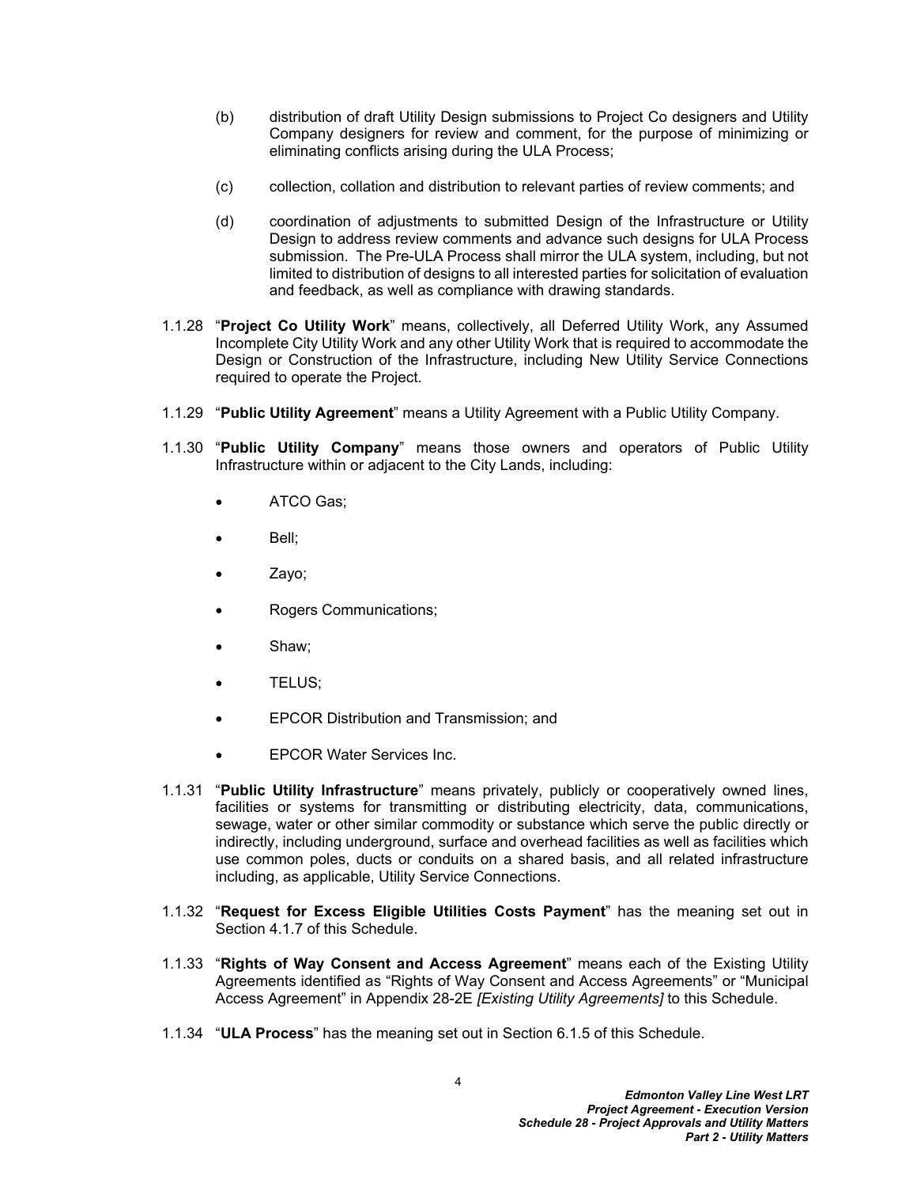(b) distribution of draft Utility Design submissions to Project Co designers and Utility Company designers for review and comment, for the purpose of minimizing or eliminating conflicts arising during the ULA Process;

(c) collection, collation and distribution to relevant parties of review comments; and

(d) coordination of adjustments to submitted Design of the Infrastructure or Utility Design to address review comments and advance such designs for ULA Process submission. The Pre-ULA Process shall mirror the ULA system, including, but not limited to distribution of designs to all interested parties for solicitation of evaluation and feedback, as well as compliance with drawing standards.

1.1.28 "**Project Co Utility Work**" means, collectively, all Deferred Utility Work, any Assumed Incomplete City Utility Work and any other Utility Work that is required to accommodate the Design or Construction of the Infrastructure, including New Utility Service Connections required to operate the Project.

1.1.29 "**Public Utility Agreement**" means a Utility Agreement with a Public Utility Company.

1.1.30 "**Public Utility Company**" means those owners and operators of Public Utility Infrastructure within or adjacent to the City Lands, including:

- ATCO Gas;
- Bell;
- Zayo;
- Rogers Communications;
- Shaw;
- TELUS;
- EPCOR Distribution and Transmission; and
- EPCOR Water Services Inc.

1.1.31 "**Public Utility Infrastructure**" means privately, publicly or cooperatively owned lines, facilities or systems for transmitting or distributing electricity, data, communications, sewage, water or other similar commodity or substance which serve the public directly or indirectly, including underground, surface and overhead facilities as well as facilities which use common poles, ducts or conduits on a shared basis, and all related infrastructure including, as applicable, Utility Service Connections.

1.1.32 "**Request for Excess Eligible Utilities Costs Payment**" has the meaning set out in Section 4.1.7 of this Schedule.

1.1.33 "**Rights of Way Consent and Access Agreement**" means each of the Existing Utility Agreements identified as "Rights of Way Consent and Access Agreements" or "Municipal Access Agreement" in Appendix 28-2E *[Existing Utility Agreements]* to this Schedule.

1.1.34 "**ULA Process**" has the meaning set out in Section 6.1.5 of this Schedule.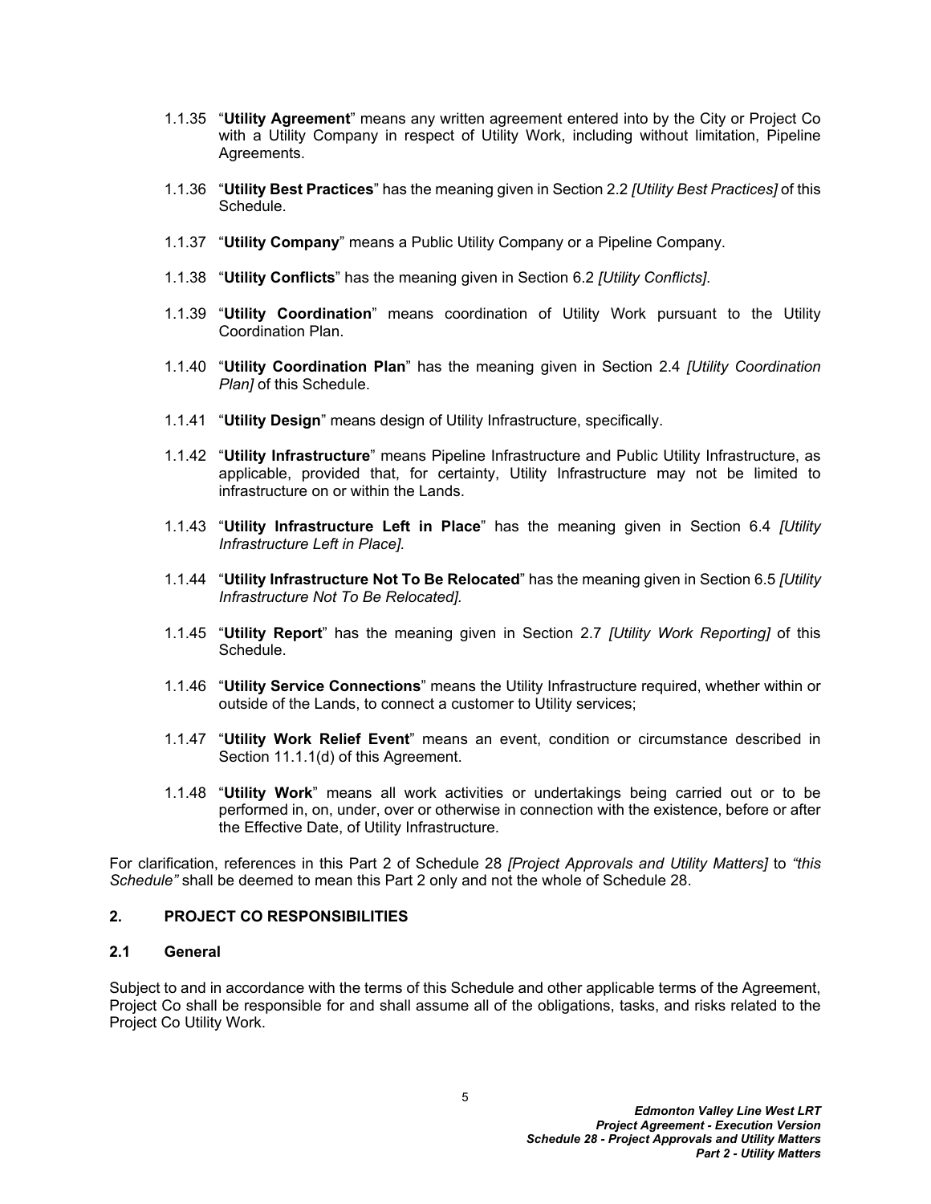1.1.35 "**Utility Agreement**" means any written agreement entered into by the City or Project Co with a Utility Company in respect of Utility Work, including without limitation, Pipeline Agreements.

1.1.36 "**Utility Best Practices**" has the meaning given in Section 2.2 *[Utility Best Practices]* of this Schedule.

1.1.37 "**Utility Company**" means a Public Utility Company or a Pipeline Company.

1.1.38 "**Utility Conflicts**" has the meaning given in Section 6.2 *[Utility Conflicts]*.

1.1.39 "**Utility Coordination**" means coordination of Utility Work pursuant to the Utility Coordination Plan.

1.1.40 "**Utility Coordination Plan**" has the meaning given in Section 2.4 *[Utility Coordination Plan]* of this Schedule.

1.1.41 "**Utility Design**" means design of Utility Infrastructure, specifically.

1.1.42 "**Utility Infrastructure**" means Pipeline Infrastructure and Public Utility Infrastructure, as applicable, provided that, for certainty, Utility Infrastructure may not be limited to infrastructure on or within the Lands.

1.1.43 "**Utility Infrastructure Left in Place**" has the meaning given in Section 6.4 *[Utility Infrastructure Left in Place].*

1.1.44 "**Utility Infrastructure Not To Be Relocated**" has the meaning given in Section 6.5 *[Utility Infrastructure Not To Be Relocated].*

1.1.45 "**Utility Report**" has the meaning given in Section 2.7 *[Utility Work Reporting]* of this Schedule.

1.1.46 "**Utility Service Connections**" means the Utility Infrastructure required, whether within or outside of the Lands, to connect a customer to Utility services;

1.1.47 "**Utility Work Relief Event**" means an event, condition or circumstance described in Section 11.1.1(d) of this Agreement.

1.1.48 "**Utility Work**" means all work activities or undertakings being carried out or to be performed in, on, under, over or otherwise in connection with the existence, before or after the Effective Date, of Utility Infrastructure.

For clarification, references in this Part 2 of Schedule 28 *[Project Approvals and Utility Matters]* to *"this Schedule"* shall be deemed to mean this Part 2 only and not the whole of Schedule 28.

## 2. PROJECT CO RESPONSIBILITIES

### 2.1 General

Subject to and in accordance with the terms of this Schedule and other applicable terms of the Agreement, Project Co shall be responsible for and shall assume all of the obligations, tasks, and risks related to the Project Co Utility Work.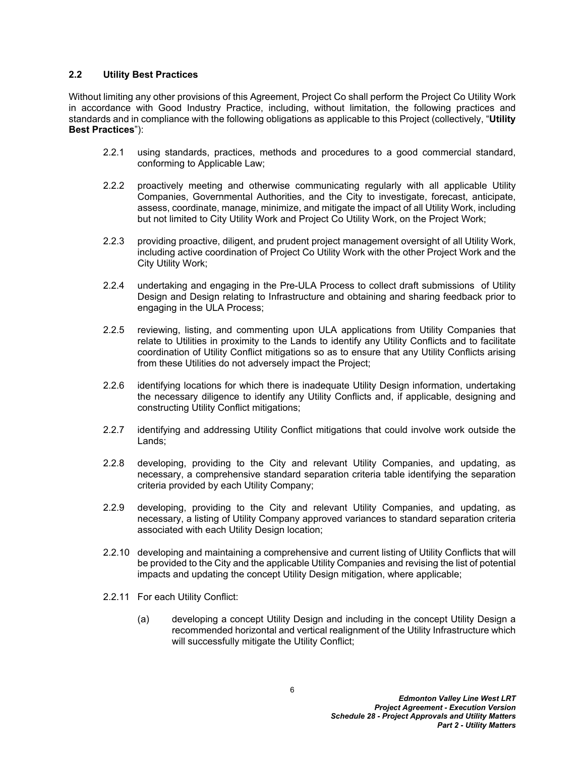### 2.2 Utility Best Practices

Without limiting any other provisions of this Agreement, Project Co shall perform the Project Co Utility Work in accordance with Good Industry Practice, including, without limitation, the following practices and standards and in compliance with the following obligations as applicable to this Project (collectively, "**Utility Best Practices**"):

2.2.1 using standards, practices, methods and procedures to a good commercial standard, conforming to Applicable Law;

2.2.2 proactively meeting and otherwise communicating regularly with all applicable Utility Companies, Governmental Authorities, and the City to investigate, forecast, anticipate, assess, coordinate, manage, minimize, and mitigate the impact of all Utility Work, including but not limited to City Utility Work and Project Co Utility Work, on the Project Work;

2.2.3 providing proactive, diligent, and prudent project management oversight of all Utility Work, including active coordination of Project Co Utility Work with the other Project Work and the City Utility Work;

2.2.4 undertaking and engaging in the Pre-ULA Process to collect draft submissions of Utility Design and Design relating to Infrastructure and obtaining and sharing feedback prior to engaging in the ULA Process;

2.2.5 reviewing, listing, and commenting upon ULA applications from Utility Companies that relate to Utilities in proximity to the Lands to identify any Utility Conflicts and to facilitate coordination of Utility Conflict mitigations so as to ensure that any Utility Conflicts arising from these Utilities do not adversely impact the Project;

2.2.6 identifying locations for which there is inadequate Utility Design information, undertaking the necessary diligence to identify any Utility Conflicts and, if applicable, designing and constructing Utility Conflict mitigations;

2.2.7 identifying and addressing Utility Conflict mitigations that could involve work outside the Lands;

2.2.8 developing, providing to the City and relevant Utility Companies, and updating, as necessary, a comprehensive standard separation criteria table identifying the separation criteria provided by each Utility Company;

2.2.9 developing, providing to the City and relevant Utility Companies, and updating, as necessary, a listing of Utility Company approved variances to standard separation criteria associated with each Utility Design location;

2.2.10 developing and maintaining a comprehensive and current listing of Utility Conflicts that will be provided to the City and the applicable Utility Companies and revising the list of potential impacts and updating the concept Utility Design mitigation, where applicable;

2.2.11 For each Utility Conflict:

(a) developing a concept Utility Design and including in the concept Utility Design a recommended horizontal and vertical realignment of the Utility Infrastructure which will successfully mitigate the Utility Conflict;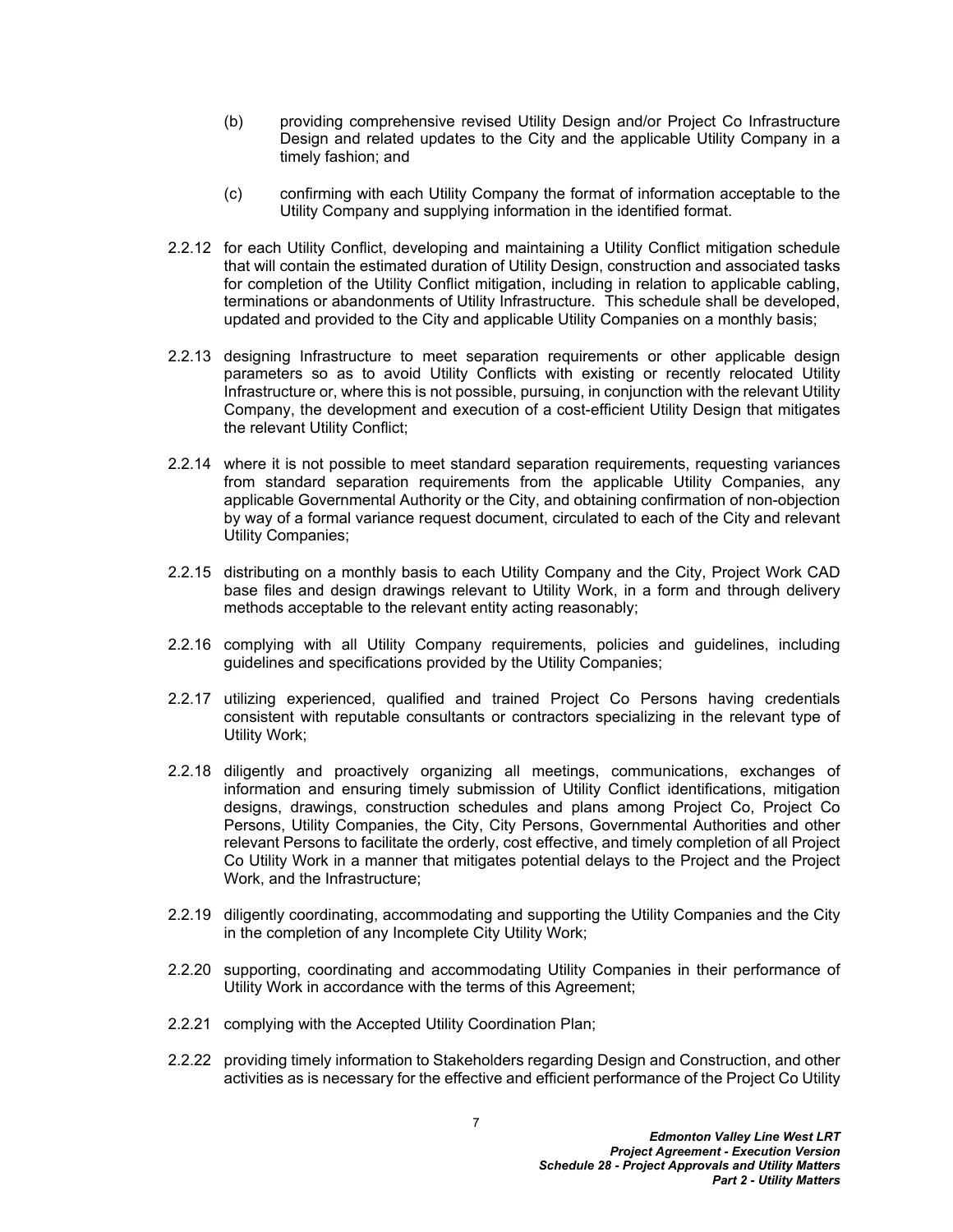(b) providing comprehensive revised Utility Design and/or Project Co Infrastructure Design and related updates to the City and the applicable Utility Company in a timely fashion; and

(c) confirming with each Utility Company the format of information acceptable to the Utility Company and supplying information in the identified format.

2.2.12 for each Utility Conflict, developing and maintaining a Utility Conflict mitigation schedule that will contain the estimated duration of Utility Design, construction and associated tasks for completion of the Utility Conflict mitigation, including in relation to applicable cabling, terminations or abandonments of Utility Infrastructure. This schedule shall be developed, updated and provided to the City and applicable Utility Companies on a monthly basis;

2.2.13 designing Infrastructure to meet separation requirements or other applicable design parameters so as to avoid Utility Conflicts with existing or recently relocated Utility Infrastructure or, where this is not possible, pursuing, in conjunction with the relevant Utility Company, the development and execution of a cost-efficient Utility Design that mitigates the relevant Utility Conflict;

2.2.14 where it is not possible to meet standard separation requirements, requesting variances from standard separation requirements from the applicable Utility Companies, any applicable Governmental Authority or the City, and obtaining confirmation of non-objection by way of a formal variance request document, circulated to each of the City and relevant Utility Companies;

2.2.15 distributing on a monthly basis to each Utility Company and the City, Project Work CAD base files and design drawings relevant to Utility Work, in a form and through delivery methods acceptable to the relevant entity acting reasonably;

2.2.16 complying with all Utility Company requirements, policies and guidelines, including guidelines and specifications provided by the Utility Companies;

2.2.17 utilizing experienced, qualified and trained Project Co Persons having credentials consistent with reputable consultants or contractors specializing in the relevant type of Utility Work;

2.2.18 diligently and proactively organizing all meetings, communications, exchanges of information and ensuring timely submission of Utility Conflict identifications, mitigation designs, drawings, construction schedules and plans among Project Co, Project Co Persons, Utility Companies, the City, City Persons, Governmental Authorities and other relevant Persons to facilitate the orderly, cost effective, and timely completion of all Project Co Utility Work in a manner that mitigates potential delays to the Project and the Project Work, and the Infrastructure;

2.2.19 diligently coordinating, accommodating and supporting the Utility Companies and the City in the completion of any Incomplete City Utility Work;

2.2.20 supporting, coordinating and accommodating Utility Companies in their performance of Utility Work in accordance with the terms of this Agreement;

2.2.21 complying with the Accepted Utility Coordination Plan;

2.2.22 providing timely information to Stakeholders regarding Design and Construction, and other activities as is necessary for the effective and efficient performance of the Project Co Utility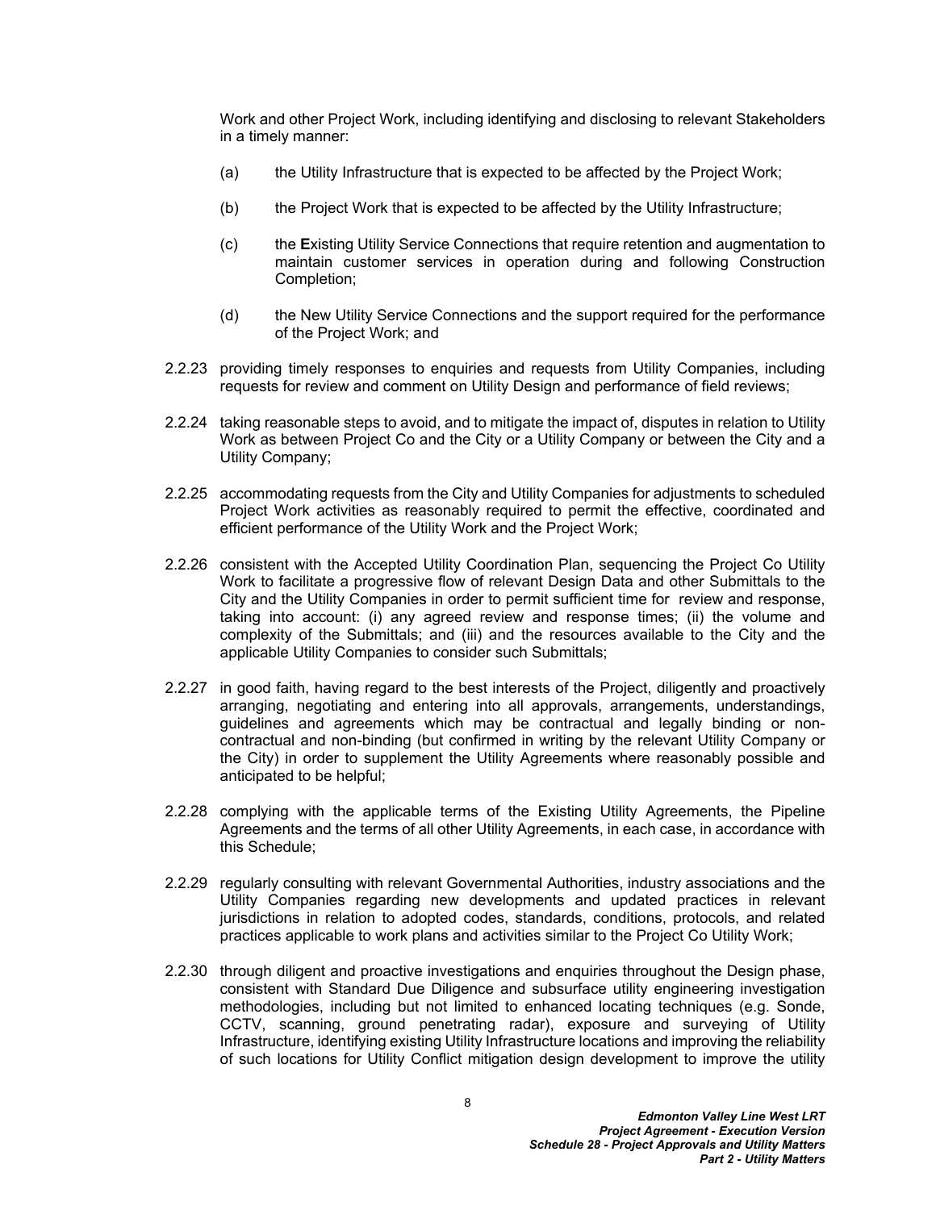Work and other Project Work, including identifying and disclosing to relevant Stakeholders in a timely manner:

(a) the Utility Infrastructure that is expected to be affected by the Project Work;

(b) the Project Work that is expected to be affected by the Utility Infrastructure;

(c) the **E**xisting Utility Service Connections that require retention and augmentation to maintain customer services in operation during and following Construction Completion;

(d) the New Utility Service Connections and the support required for the performance of the Project Work; and

2.2.23 providing timely responses to enquiries and requests from Utility Companies, including requests for review and comment on Utility Design and performance of field reviews;

2.2.24 taking reasonable steps to avoid, and to mitigate the impact of, disputes in relation to Utility Work as between Project Co and the City or a Utility Company or between the City and a Utility Company;

2.2.25 accommodating requests from the City and Utility Companies for adjustments to scheduled Project Work activities as reasonably required to permit the effective, coordinated and efficient performance of the Utility Work and the Project Work;

2.2.26 consistent with the Accepted Utility Coordination Plan, sequencing the Project Co Utility Work to facilitate a progressive flow of relevant Design Data and other Submittals to the City and the Utility Companies in order to permit sufficient time for review and response, taking into account: (i) any agreed review and response times; (ii) the volume and complexity of the Submittals; and (iii) and the resources available to the City and the applicable Utility Companies to consider such Submittals;

2.2.27 in good faith, having regard to the best interests of the Project, diligently and proactively arranging, negotiating and entering into all approvals, arrangements, understandings, guidelines and agreements which may be contractual and legally binding or non-contractual and non-binding (but confirmed in writing by the relevant Utility Company or the City) in order to supplement the Utility Agreements where reasonably possible and anticipated to be helpful;

2.2.28 complying with the applicable terms of the Existing Utility Agreements, the Pipeline Agreements and the terms of all other Utility Agreements, in each case, in accordance with this Schedule;

2.2.29 regularly consulting with relevant Governmental Authorities, industry associations and the Utility Companies regarding new developments and updated practices in relevant jurisdictions in relation to adopted codes, standards, conditions, protocols, and related practices applicable to work plans and activities similar to the Project Co Utility Work;

2.2.30 through diligent and proactive investigations and enquiries throughout the Design phase, consistent with Standard Due Diligence and subsurface utility engineering investigation methodologies, including but not limited to enhanced locating techniques (e.g. Sonde, CCTV, scanning, ground penetrating radar), exposure and surveying of Utility Infrastructure, identifying existing Utility Infrastructure locations and improving the reliability of such locations for Utility Conflict mitigation design development to improve the utility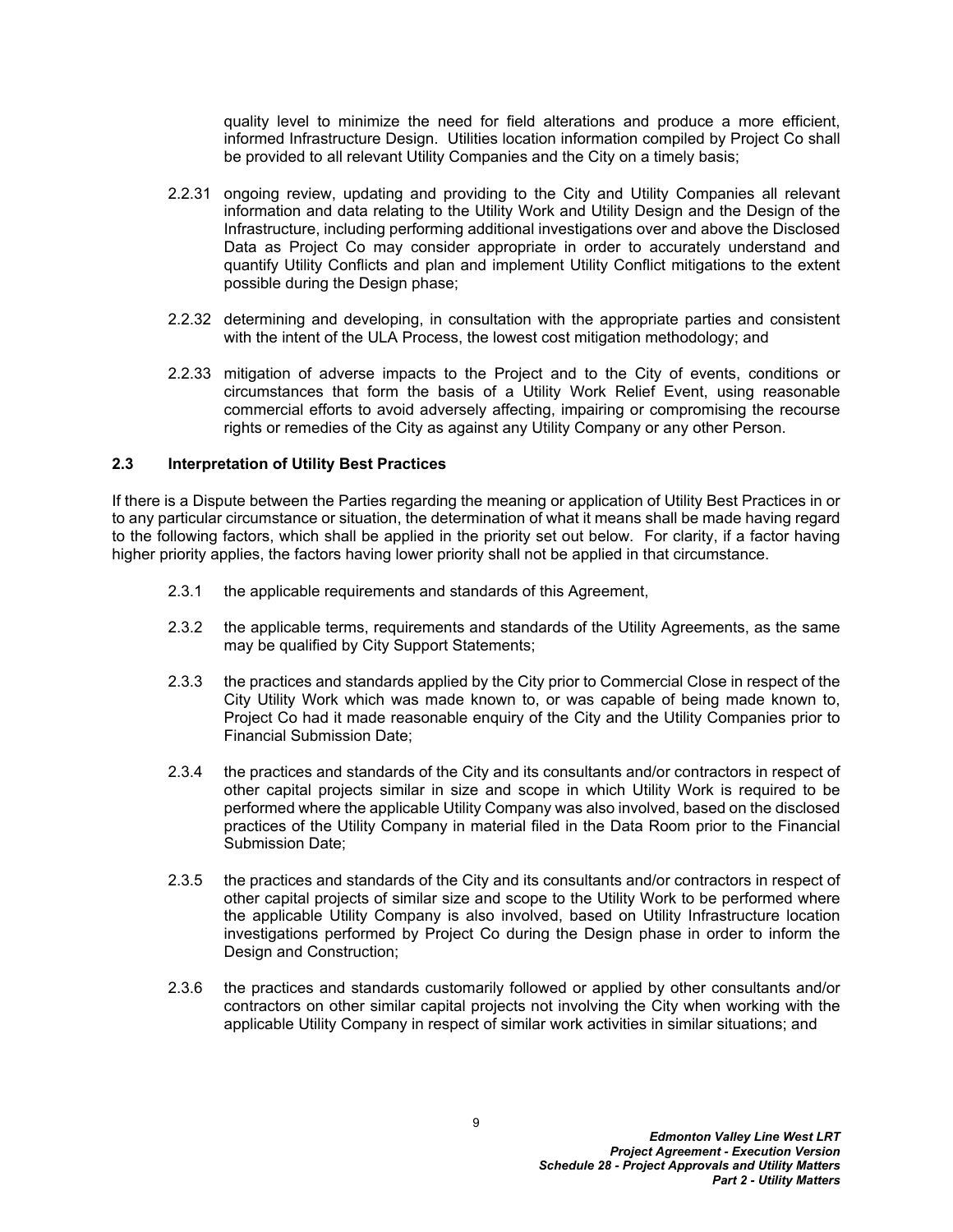quality level to minimize the need for field alterations and produce a more efficient, informed Infrastructure Design. Utilities location information compiled by Project Co shall be provided to all relevant Utility Companies and the City on a timely basis;

2.2.31 ongoing review, updating and providing to the City and Utility Companies all relevant information and data relating to the Utility Work and Utility Design and the Design of the Infrastructure, including performing additional investigations over and above the Disclosed Data as Project Co may consider appropriate in order to accurately understand and quantify Utility Conflicts and plan and implement Utility Conflict mitigations to the extent possible during the Design phase;

2.2.32 determining and developing, in consultation with the appropriate parties and consistent with the intent of the ULA Process, the lowest cost mitigation methodology; and

2.2.33 mitigation of adverse impacts to the Project and to the City of events, conditions or circumstances that form the basis of a Utility Work Relief Event, using reasonable commercial efforts to avoid adversely affecting, impairing or compromising the recourse rights or remedies of the City as against any Utility Company or any other Person.

### 2.3 Interpretation of Utility Best Practices

If there is a Dispute between the Parties regarding the meaning or application of Utility Best Practices in or to any particular circumstance or situation, the determination of what it means shall be made having regard to the following factors, which shall be applied in the priority set out below. For clarity, if a factor having higher priority applies, the factors having lower priority shall not be applied in that circumstance.

2.3.1 the applicable requirements and standards of this Agreement,

2.3.2 the applicable terms, requirements and standards of the Utility Agreements, as the same may be qualified by City Support Statements;

2.3.3 the practices and standards applied by the City prior to Commercial Close in respect of the City Utility Work which was made known to, or was capable of being made known to, Project Co had it made reasonable enquiry of the City and the Utility Companies prior to Financial Submission Date;

2.3.4 the practices and standards of the City and its consultants and/or contractors in respect of other capital projects similar in size and scope in which Utility Work is required to be performed where the applicable Utility Company was also involved, based on the disclosed practices of the Utility Company in material filed in the Data Room prior to the Financial Submission Date;

2.3.5 the practices and standards of the City and its consultants and/or contractors in respect of other capital projects of similar size and scope to the Utility Work to be performed where the applicable Utility Company is also involved, based on Utility Infrastructure location investigations performed by Project Co during the Design phase in order to inform the Design and Construction;

2.3.6 the practices and standards customarily followed or applied by other consultants and/or contractors on other similar capital projects not involving the City when working with the applicable Utility Company in respect of similar work activities in similar situations; and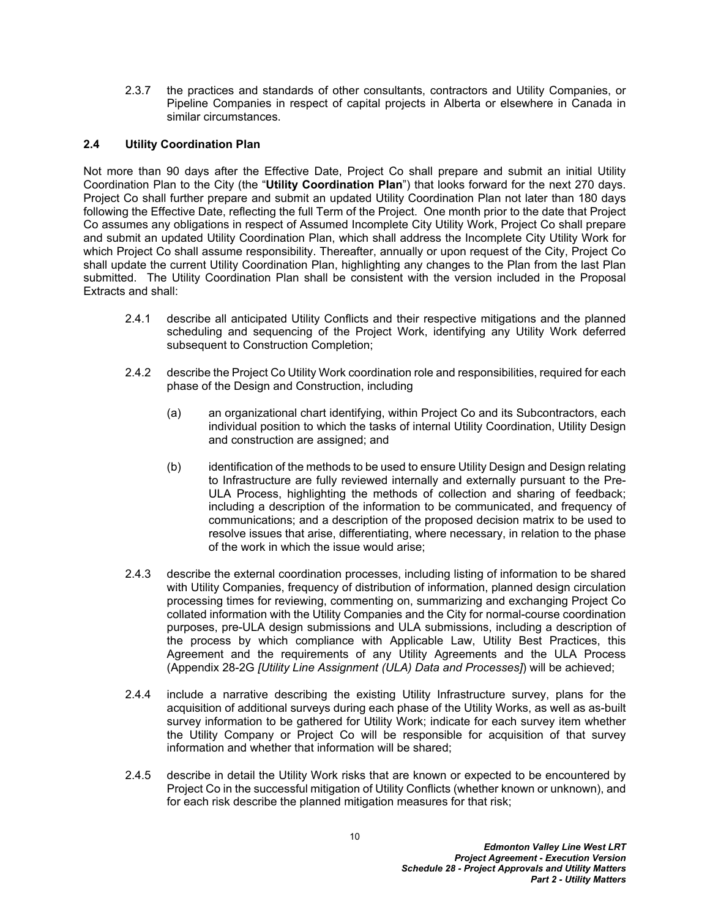2.3.7 the practices and standards of other consultants, contractors and Utility Companies, or Pipeline Companies in respect of capital projects in Alberta or elsewhere in Canada in similar circumstances.

### 2.4 Utility Coordination Plan

Not more than 90 days after the Effective Date, Project Co shall prepare and submit an initial Utility Coordination Plan to the City (the "**Utility Coordination Plan**") that looks forward for the next 270 days. Project Co shall further prepare and submit an updated Utility Coordination Plan not later than 180 days following the Effective Date, reflecting the full Term of the Project. One month prior to the date that Project Co assumes any obligations in respect of Assumed Incomplete City Utility Work, Project Co shall prepare and submit an updated Utility Coordination Plan, which shall address the Incomplete City Utility Work for which Project Co shall assume responsibility. Thereafter, annually or upon request of the City, Project Co shall update the current Utility Coordination Plan, highlighting any changes to the Plan from the last Plan submitted. The Utility Coordination Plan shall be consistent with the version included in the Proposal Extracts and shall:

2.4.1 describe all anticipated Utility Conflicts and their respective mitigations and the planned scheduling and sequencing of the Project Work, identifying any Utility Work deferred subsequent to Construction Completion;

2.4.2 describe the Project Co Utility Work coordination role and responsibilities, required for each phase of the Design and Construction, including

(a) an organizational chart identifying, within Project Co and its Subcontractors, each individual position to which the tasks of internal Utility Coordination, Utility Design and construction are assigned; and

(b) identification of the methods to be used to ensure Utility Design and Design relating to Infrastructure are fully reviewed internally and externally pursuant to the Pre-ULA Process, highlighting the methods of collection and sharing of feedback; including a description of the information to be communicated, and frequency of communications; and a description of the proposed decision matrix to be used to resolve issues that arise, differentiating, where necessary, in relation to the phase of the work in which the issue would arise;

2.4.3 describe the external coordination processes, including listing of information to be shared with Utility Companies, frequency of distribution of information, planned design circulation processing times for reviewing, commenting on, summarizing and exchanging Project Co collated information with the Utility Companies and the City for normal-course coordination purposes, pre-ULA design submissions and ULA submissions, including a description of the process by which compliance with Applicable Law, Utility Best Practices, this Agreement and the requirements of any Utility Agreements and the ULA Process (Appendix 28-2G *[Utility Line Assignment (ULA) Data and Processes]*) will be achieved;

2.4.4 include a narrative describing the existing Utility Infrastructure survey, plans for the acquisition of additional surveys during each phase of the Utility Works, as well as as-built survey information to be gathered for Utility Work; indicate for each survey item whether the Utility Company or Project Co will be responsible for acquisition of that survey information and whether that information will be shared;

2.4.5 describe in detail the Utility Work risks that are known or expected to be encountered by Project Co in the successful mitigation of Utility Conflicts (whether known or unknown), and for each risk describe the planned mitigation measures for that risk;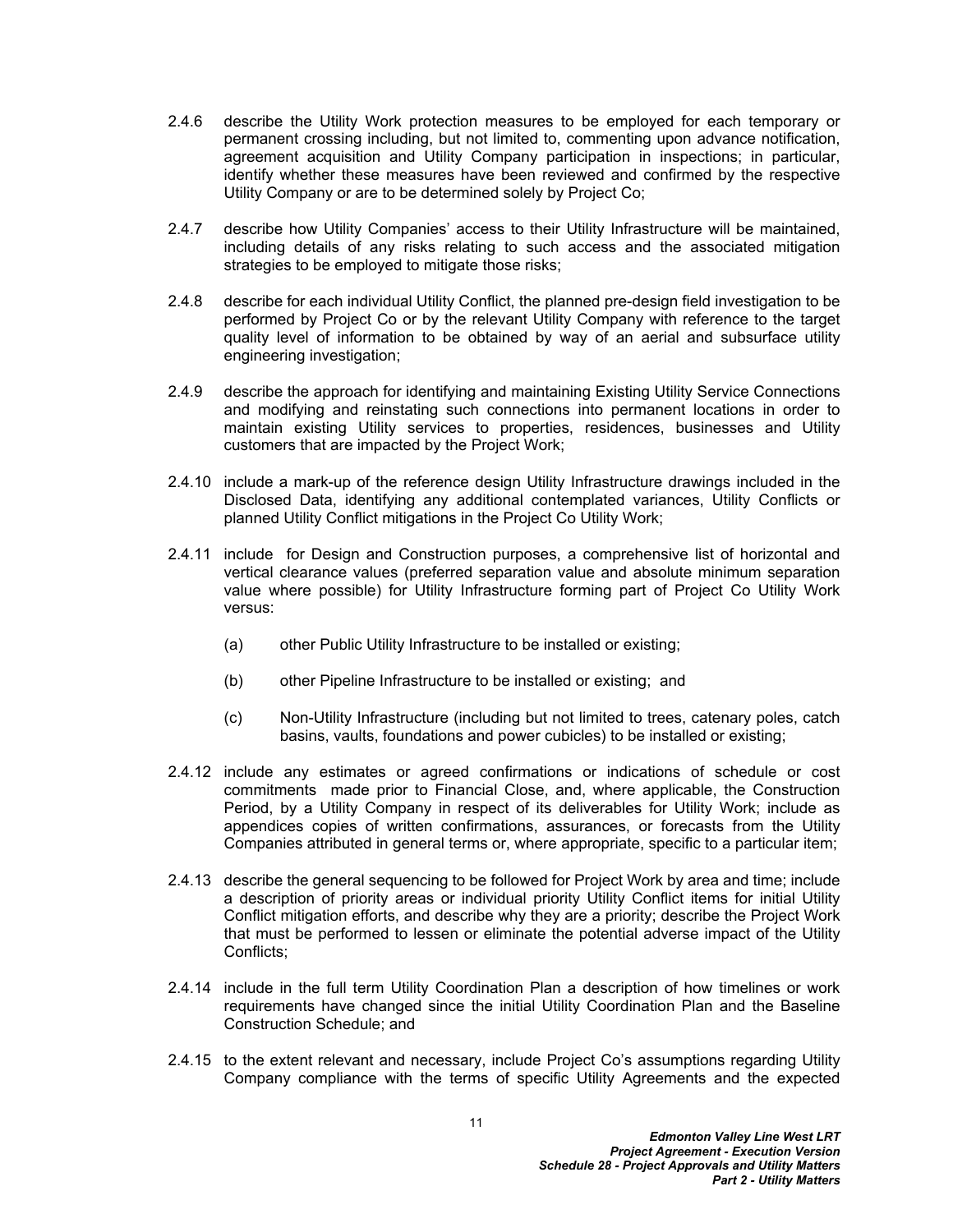2.4.6 describe the Utility Work protection measures to be employed for each temporary or permanent crossing including, but not limited to, commenting upon advance notification, agreement acquisition and Utility Company participation in inspections; in particular, identify whether these measures have been reviewed and confirmed by the respective Utility Company or are to be determined solely by Project Co;

2.4.7 describe how Utility Companies' access to their Utility Infrastructure will be maintained, including details of any risks relating to such access and the associated mitigation strategies to be employed to mitigate those risks;

2.4.8 describe for each individual Utility Conflict, the planned pre-design field investigation to be performed by Project Co or by the relevant Utility Company with reference to the target quality level of information to be obtained by way of an aerial and subsurface utility engineering investigation;

2.4.9 describe the approach for identifying and maintaining Existing Utility Service Connections and modifying and reinstating such connections into permanent locations in order to maintain existing Utility services to properties, residences, businesses and Utility customers that are impacted by the Project Work;

2.4.10 include a mark-up of the reference design Utility Infrastructure drawings included in the Disclosed Data, identifying any additional contemplated variances, Utility Conflicts or planned Utility Conflict mitigations in the Project Co Utility Work;

2.4.11 include for Design and Construction purposes, a comprehensive list of horizontal and vertical clearance values (preferred separation value and absolute minimum separation value where possible) for Utility Infrastructure forming part of Project Co Utility Work versus:

(a) other Public Utility Infrastructure to be installed or existing;

(b) other Pipeline Infrastructure to be installed or existing; and

(c) Non-Utility Infrastructure (including but not limited to trees, catenary poles, catch basins, vaults, foundations and power cubicles) to be installed or existing;

2.4.12 include any estimates or agreed confirmations or indications of schedule or cost commitments made prior to Financial Close, and, where applicable, the Construction Period, by a Utility Company in respect of its deliverables for Utility Work; include as appendices copies of written confirmations, assurances, or forecasts from the Utility Companies attributed in general terms or, where appropriate, specific to a particular item;

2.4.13 describe the general sequencing to be followed for Project Work by area and time; include a description of priority areas or individual priority Utility Conflict items for initial Utility Conflict mitigation efforts, and describe why they are a priority; describe the Project Work that must be performed to lessen or eliminate the potential adverse impact of the Utility Conflicts;

2.4.14 include in the full term Utility Coordination Plan a description of how timelines or work requirements have changed since the initial Utility Coordination Plan and the Baseline Construction Schedule; and

2.4.15 to the extent relevant and necessary, include Project Co's assumptions regarding Utility Company compliance with the terms of specific Utility Agreements and the expected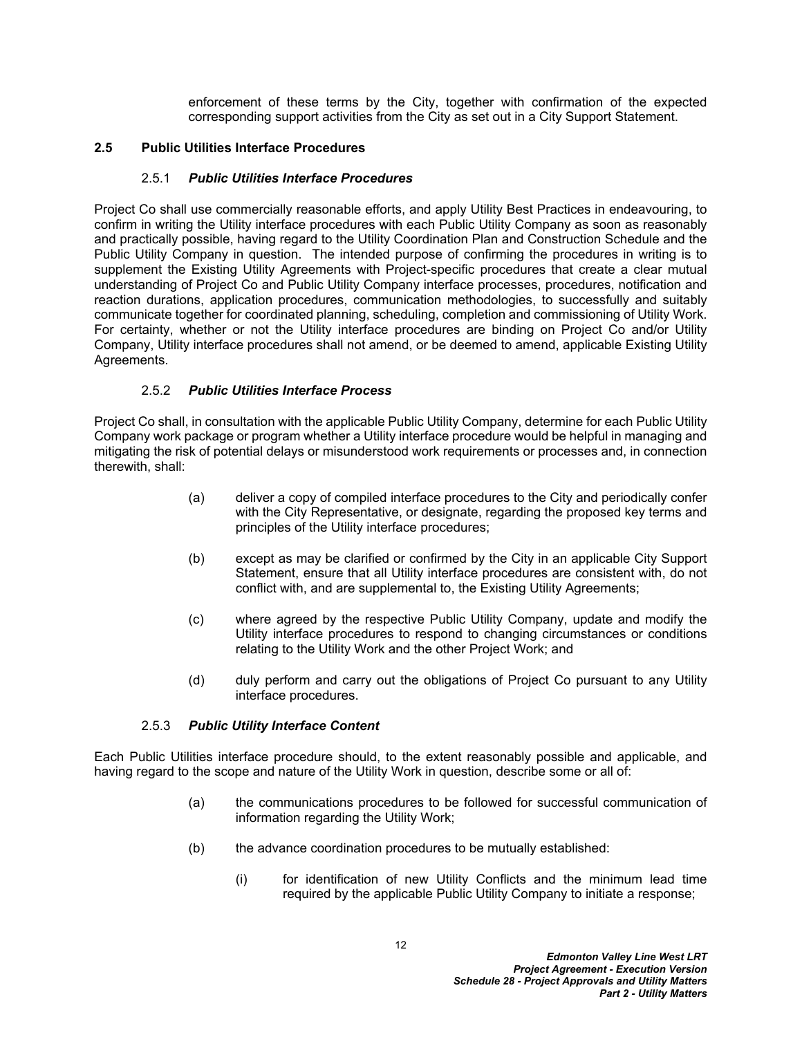enforcement of these terms by the City, together with confirmation of the expected corresponding support activities from the City as set out in a City Support Statement.

### 2.5 Public Utilities Interface Procedures

#### 2.5.1 *Public Utilities Interface Procedures*

Project Co shall use commercially reasonable efforts, and apply Utility Best Practices in endeavouring, to confirm in writing the Utility interface procedures with each Public Utility Company as soon as reasonably and practically possible, having regard to the Utility Coordination Plan and Construction Schedule and the Public Utility Company in question. The intended purpose of confirming the procedures in writing is to supplement the Existing Utility Agreements with Project-specific procedures that create a clear mutual understanding of Project Co and Public Utility Company interface processes, procedures, notification and reaction durations, application procedures, communication methodologies, to successfully and suitably communicate together for coordinated planning, scheduling, completion and commissioning of Utility Work. For certainty, whether or not the Utility interface procedures are binding on Project Co and/or Utility Company, Utility interface procedures shall not amend, or be deemed to amend, applicable Existing Utility Agreements.

#### 2.5.2 *Public Utilities Interface Process*

Project Co shall, in consultation with the applicable Public Utility Company, determine for each Public Utility Company work package or program whether a Utility interface procedure would be helpful in managing and mitigating the risk of potential delays or misunderstood work requirements or processes and, in connection therewith, shall:

(a) deliver a copy of compiled interface procedures to the City and periodically confer with the City Representative, or designate, regarding the proposed key terms and principles of the Utility interface procedures;

(b) except as may be clarified or confirmed by the City in an applicable City Support Statement, ensure that all Utility interface procedures are consistent with, do not conflict with, and are supplemental to, the Existing Utility Agreements;

(c) where agreed by the respective Public Utility Company, update and modify the Utility interface procedures to respond to changing circumstances or conditions relating to the Utility Work and the other Project Work; and

(d) duly perform and carry out the obligations of Project Co pursuant to any Utility interface procedures.

#### 2.5.3 *Public Utility Interface Content*

Each Public Utilities interface procedure should, to the extent reasonably possible and applicable, and having regard to the scope and nature of the Utility Work in question, describe some or all of:

(a) the communications procedures to be followed for successful communication of information regarding the Utility Work;

(b) the advance coordination procedures to be mutually established:

(i) for identification of new Utility Conflicts and the minimum lead time required by the applicable Public Utility Company to initiate a response;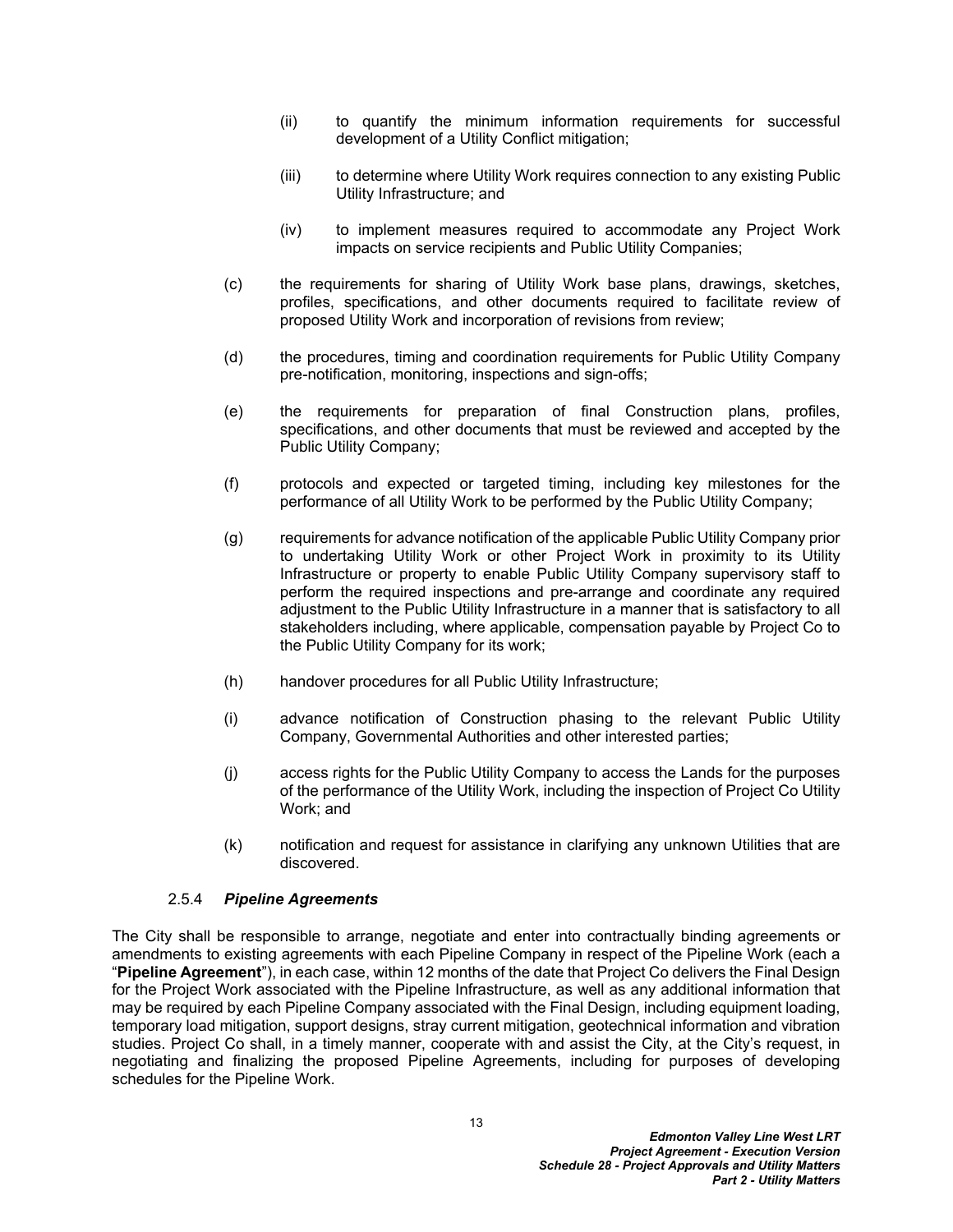(ii) to quantify the minimum information requirements for successful development of a Utility Conflict mitigation;

(iii) to determine where Utility Work requires connection to any existing Public Utility Infrastructure; and

(iv) to implement measures required to accommodate any Project Work impacts on service recipients and Public Utility Companies;

(c) the requirements for sharing of Utility Work base plans, drawings, sketches, profiles, specifications, and other documents required to facilitate review of proposed Utility Work and incorporation of revisions from review;

(d) the procedures, timing and coordination requirements for Public Utility Company pre-notification, monitoring, inspections and sign-offs;

(e) the requirements for preparation of final Construction plans, profiles, specifications, and other documents that must be reviewed and accepted by the Public Utility Company;

(f) protocols and expected or targeted timing, including key milestones for the performance of all Utility Work to be performed by the Public Utility Company;

(g) requirements for advance notification of the applicable Public Utility Company prior to undertaking Utility Work or other Project Work in proximity to its Utility Infrastructure or property to enable Public Utility Company supervisory staff to perform the required inspections and pre-arrange and coordinate any required adjustment to the Public Utility Infrastructure in a manner that is satisfactory to all stakeholders including, where applicable, compensation payable by Project Co to the Public Utility Company for its work;

(h) handover procedures for all Public Utility Infrastructure;

(i) advance notification of Construction phasing to the relevant Public Utility Company, Governmental Authorities and other interested parties;

(j) access rights for the Public Utility Company to access the Lands for the purposes of the performance of the Utility Work, including the inspection of Project Co Utility Work; and

(k) notification and request for assistance in clarifying any unknown Utilities that are discovered.

#### 2.5.4 *Pipeline Agreements*

The City shall be responsible to arrange, negotiate and enter into contractually binding agreements or amendments to existing agreements with each Pipeline Company in respect of the Pipeline Work (each a "**Pipeline Agreement**"), in each case, within 12 months of the date that Project Co delivers the Final Design for the Project Work associated with the Pipeline Infrastructure, as well as any additional information that may be required by each Pipeline Company associated with the Final Design, including equipment loading, temporary load mitigation, support designs, stray current mitigation, geotechnical information and vibration studies. Project Co shall, in a timely manner, cooperate with and assist the City, at the City's request, in negotiating and finalizing the proposed Pipeline Agreements, including for purposes of developing schedules for the Pipeline Work.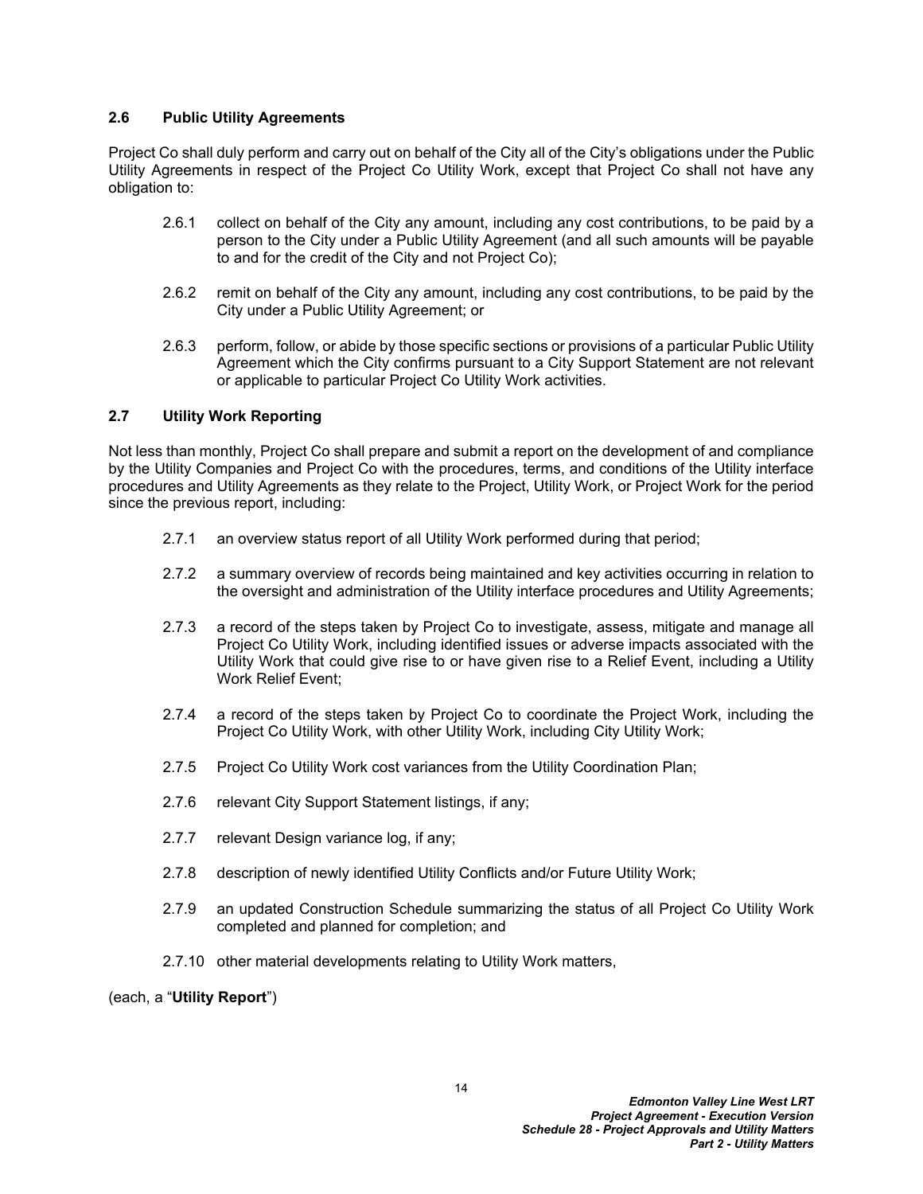### 2.6 Public Utility Agreements

Project Co shall duly perform and carry out on behalf of the City all of the City's obligations under the Public Utility Agreements in respect of the Project Co Utility Work, except that Project Co shall not have any obligation to:

2.6.1 collect on behalf of the City any amount, including any cost contributions, to be paid by a person to the City under a Public Utility Agreement (and all such amounts will be payable to and for the credit of the City and not Project Co);

2.6.2 remit on behalf of the City any amount, including any cost contributions, to be paid by the City under a Public Utility Agreement; or

2.6.3 perform, follow, or abide by those specific sections or provisions of a particular Public Utility Agreement which the City confirms pursuant to a City Support Statement are not relevant or applicable to particular Project Co Utility Work activities.

### 2.7 Utility Work Reporting

Not less than monthly, Project Co shall prepare and submit a report on the development of and compliance by the Utility Companies and Project Co with the procedures, terms, and conditions of the Utility interface procedures and Utility Agreements as they relate to the Project, Utility Work, or Project Work for the period since the previous report, including:

2.7.1 an overview status report of all Utility Work performed during that period;

2.7.2 a summary overview of records being maintained and key activities occurring in relation to the oversight and administration of the Utility interface procedures and Utility Agreements;

2.7.3 a record of the steps taken by Project Co to investigate, assess, mitigate and manage all Project Co Utility Work, including identified issues or adverse impacts associated with the Utility Work that could give rise to or have given rise to a Relief Event, including a Utility Work Relief Event;

2.7.4 a record of the steps taken by Project Co to coordinate the Project Work, including the Project Co Utility Work, with other Utility Work, including City Utility Work;

2.7.5 Project Co Utility Work cost variances from the Utility Coordination Plan;

2.7.6 relevant City Support Statement listings, if any;

2.7.7 relevant Design variance log, if any;

2.7.8 description of newly identified Utility Conflicts and/or Future Utility Work;

2.7.9 an updated Construction Schedule summarizing the status of all Project Co Utility Work completed and planned for completion; and

2.7.10 other material developments relating to Utility Work matters,

(each, a "**Utility Report**")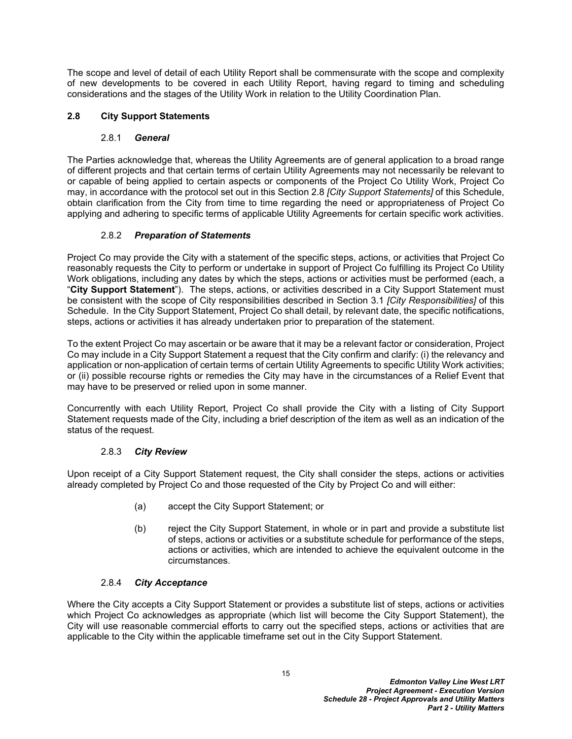The scope and level of detail of each Utility Report shall be commensurate with the scope and complexity of new developments to be covered in each Utility Report, having regard to timing and scheduling considerations and the stages of the Utility Work in relation to the Utility Coordination Plan.

## 2.8 City Support Statements

### 2.8.1 *General*

The Parties acknowledge that, whereas the Utility Agreements are of general application to a broad range of different projects and that certain terms of certain Utility Agreements may not necessarily be relevant to or capable of being applied to certain aspects or components of the Project Co Utility Work, Project Co may, in accordance with the protocol set out in this Section 2.8 *[City Support Statements]* of this Schedule, obtain clarification from the City from time to time regarding the need or appropriateness of Project Co applying and adhering to specific terms of applicable Utility Agreements for certain specific work activities.

### 2.8.2 *Preparation of Statements*

Project Co may provide the City with a statement of the specific steps, actions, or activities that Project Co reasonably requests the City to perform or undertake in support of Project Co fulfilling its Project Co Utility Work obligations, including any dates by which the steps, actions or activities must be performed (each, a "**City Support Statement**"). The steps, actions, or activities described in a City Support Statement must be consistent with the scope of City responsibilities described in Section 3.1 *[City Responsibilities]* of this Schedule. In the City Support Statement, Project Co shall detail, by relevant date, the specific notifications, steps, actions or activities it has already undertaken prior to preparation of the statement.

To the extent Project Co may ascertain or be aware that it may be a relevant factor or consideration, Project Co may include in a City Support Statement a request that the City confirm and clarify: (i) the relevancy and application or non-application of certain terms of certain Utility Agreements to specific Utility Work activities; or (ii) possible recourse rights or remedies the City may have in the circumstances of a Relief Event that may have to be preserved or relied upon in some manner.

Concurrently with each Utility Report, Project Co shall provide the City with a listing of City Support Statement requests made of the City, including a brief description of the item as well as an indication of the status of the request.

### 2.8.3 *City Review*

Upon receipt of a City Support Statement request, the City shall consider the steps, actions or activities already completed by Project Co and those requested of the City by Project Co and will either:

(a) accept the City Support Statement; or

(b) reject the City Support Statement, in whole or in part and provide a substitute list of steps, actions or activities or a substitute schedule for performance of the steps, actions or activities, which are intended to achieve the equivalent outcome in the circumstances.

### 2.8.4 *City Acceptance*

Where the City accepts a City Support Statement or provides a substitute list of steps, actions or activities which Project Co acknowledges as appropriate (which list will become the City Support Statement), the City will use reasonable commercial efforts to carry out the specified steps, actions or activities that are applicable to the City within the applicable timeframe set out in the City Support Statement.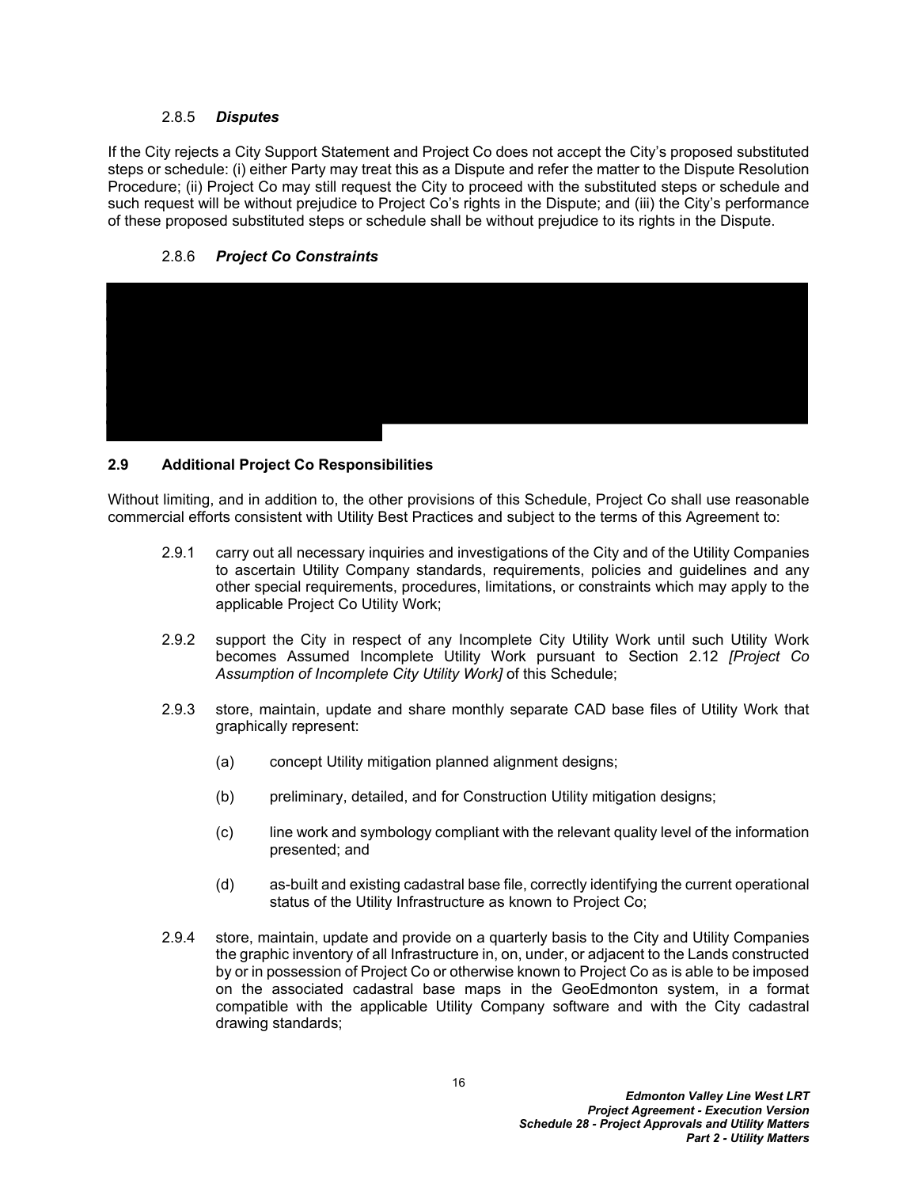#### 2.8.5 *Disputes*

If the City rejects a City Support Statement and Project Co does not accept the City's proposed substituted steps or schedule: (i) either Party may treat this as a Dispute and refer the matter to the Dispute Resolution Procedure; (ii) Project Co may still request the City to proceed with the substituted steps or schedule and such request will be without prejudice to Project Co's rights in the Dispute; and (iii) the City's performance of these proposed substituted steps or schedule shall be without prejudice to its rights in the Dispute.

#### 2.8.6 *Project Co Constraints*

### 2.9 Additional Project Co Responsibilities

Without limiting, and in addition to, the other provisions of this Schedule, Project Co shall use reasonable commercial efforts consistent with Utility Best Practices and subject to the terms of this Agreement to:

2.9.1 carry out all necessary inquiries and investigations of the City and of the Utility Companies to ascertain Utility Company standards, requirements, policies and guidelines and any other special requirements, procedures, limitations, or constraints which may apply to the applicable Project Co Utility Work;

2.9.2 support the City in respect of any Incomplete City Utility Work until such Utility Work becomes Assumed Incomplete Utility Work pursuant to Section 2.12 *[Project Co Assumption of Incomplete City Utility Work]* of this Schedule;

2.9.3 store, maintain, update and share monthly separate CAD base files of Utility Work that graphically represent:

(a) concept Utility mitigation planned alignment designs;

(b) preliminary, detailed, and for Construction Utility mitigation designs;

(c) line work and symbology compliant with the relevant quality level of the information presented; and

(d) as-built and existing cadastral base file, correctly identifying the current operational status of the Utility Infrastructure as known to Project Co;

2.9.4 store, maintain, update and provide on a quarterly basis to the City and Utility Companies the graphic inventory of all Infrastructure in, on, under, or adjacent to the Lands constructed by or in possession of Project Co or otherwise known to Project Co as is able to be imposed on the associated cadastral base maps in the GeoEdmonton system, in a format compatible with the applicable Utility Company software and with the City cadastral drawing standards;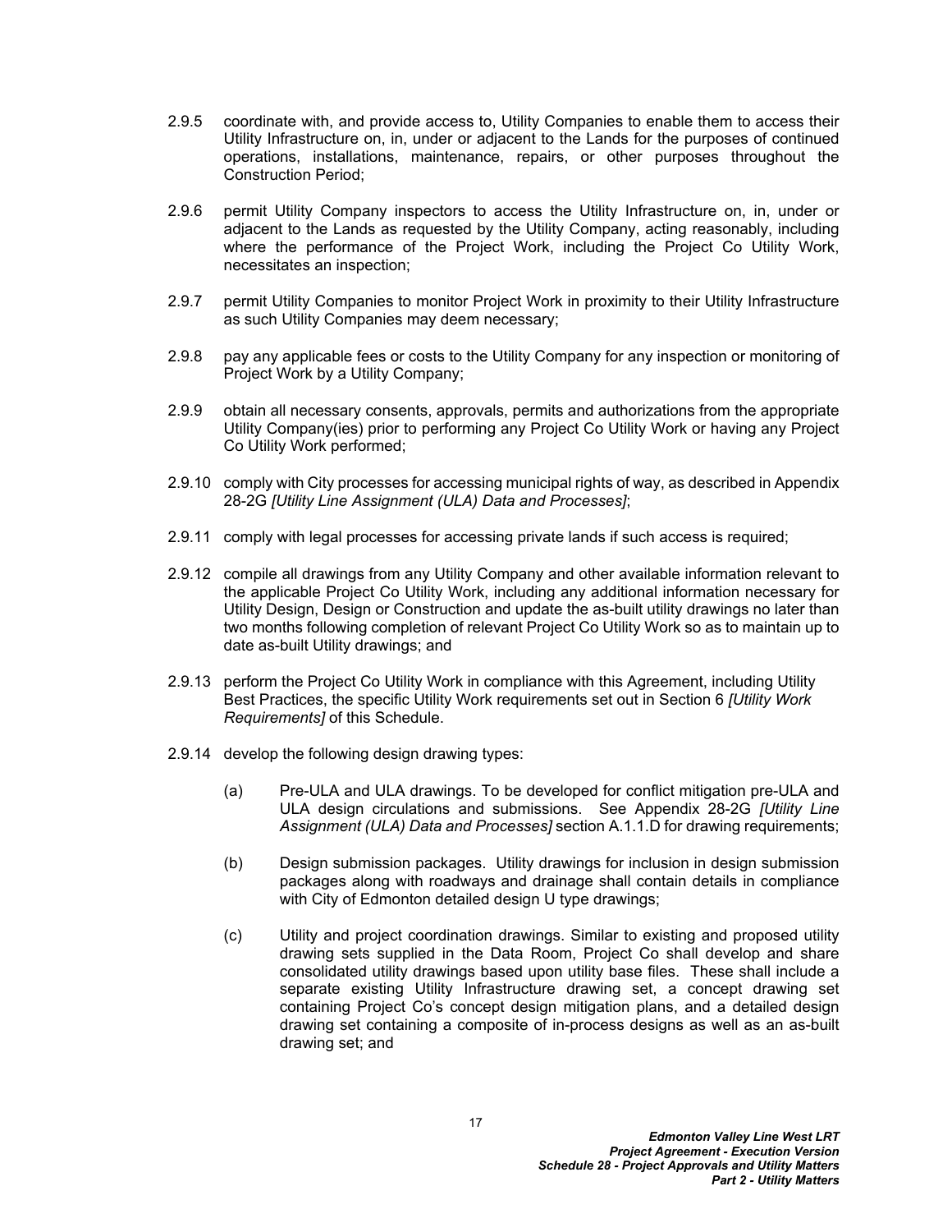2.9.5 coordinate with, and provide access to, Utility Companies to enable them to access their Utility Infrastructure on, in, under or adjacent to the Lands for the purposes of continued operations, installations, maintenance, repairs, or other purposes throughout the Construction Period;

2.9.6 permit Utility Company inspectors to access the Utility Infrastructure on, in, under or adjacent to the Lands as requested by the Utility Company, acting reasonably, including where the performance of the Project Work, including the Project Co Utility Work, necessitates an inspection;

2.9.7 permit Utility Companies to monitor Project Work in proximity to their Utility Infrastructure as such Utility Companies may deem necessary;

2.9.8 pay any applicable fees or costs to the Utility Company for any inspection or monitoring of Project Work by a Utility Company;

2.9.9 obtain all necessary consents, approvals, permits and authorizations from the appropriate Utility Company(ies) prior to performing any Project Co Utility Work or having any Project Co Utility Work performed;

2.9.10 comply with City processes for accessing municipal rights of way, as described in Appendix 28-2G *[Utility Line Assignment (ULA) Data and Processes]*;

2.9.11 comply with legal processes for accessing private lands if such access is required;

2.9.12 compile all drawings from any Utility Company and other available information relevant to the applicable Project Co Utility Work, including any additional information necessary for Utility Design, Design or Construction and update the as-built utility drawings no later than two months following completion of relevant Project Co Utility Work so as to maintain up to date as-built Utility drawings; and

2.9.13 perform the Project Co Utility Work in compliance with this Agreement, including Utility Best Practices, the specific Utility Work requirements set out in Section 6 *[Utility Work Requirements]* of this Schedule.

2.9.14 develop the following design drawing types:

(a) Pre-ULA and ULA drawings. To be developed for conflict mitigation pre-ULA and ULA design circulations and submissions. See Appendix 28-2G *[Utility Line Assignment (ULA) Data and Processes]* section A.1.1.D for drawing requirements;

(b) Design submission packages. Utility drawings for inclusion in design submission packages along with roadways and drainage shall contain details in compliance with City of Edmonton detailed design U type drawings;

(c) Utility and project coordination drawings. Similar to existing and proposed utility drawing sets supplied in the Data Room, Project Co shall develop and share consolidated utility drawings based upon utility base files. These shall include a separate existing Utility Infrastructure drawing set, a concept drawing set containing Project Co's concept design mitigation plans, and a detailed design drawing set containing a composite of in-process designs as well as an as-built drawing set; and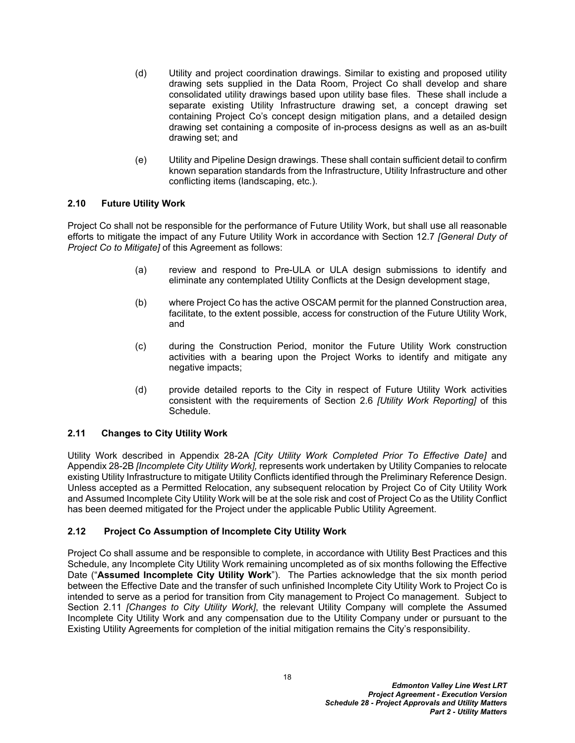(d) Utility and project coordination drawings. Similar to existing and proposed utility drawing sets supplied in the Data Room, Project Co shall develop and share consolidated utility drawings based upon utility base files. These shall include a separate existing Utility Infrastructure drawing set, a concept drawing set containing Project Co's concept design mitigation plans, and a detailed design drawing set containing a composite of in-process designs as well as an as-built drawing set; and

(e) Utility and Pipeline Design drawings. These shall contain sufficient detail to confirm known separation standards from the Infrastructure, Utility Infrastructure and other conflicting items (landscaping, etc.).

### 2.10 Future Utility Work

Project Co shall not be responsible for the performance of Future Utility Work, but shall use all reasonable efforts to mitigate the impact of any Future Utility Work in accordance with Section 12.7 *[General Duty of Project Co to Mitigate]* of this Agreement as follows:

(a) review and respond to Pre-ULA or ULA design submissions to identify and eliminate any contemplated Utility Conflicts at the Design development stage,

(b) where Project Co has the active OSCAM permit for the planned Construction area, facilitate, to the extent possible, access for construction of the Future Utility Work, and

(c) during the Construction Period, monitor the Future Utility Work construction activities with a bearing upon the Project Works to identify and mitigate any negative impacts;

(d) provide detailed reports to the City in respect of Future Utility Work activities consistent with the requirements of Section 2.6 *[Utility Work Reporting]* of this Schedule.

### 2.11 Changes to City Utility Work

Utility Work described in Appendix 28-2A *[City Utility Work Completed Prior To Effective Date]* and Appendix 28-2B *[Incomplete City Utility Work],* represents work undertaken by Utility Companies to relocate existing Utility Infrastructure to mitigate Utility Conflicts identified through the Preliminary Reference Design. Unless accepted as a Permitted Relocation, any subsequent relocation by Project Co of City Utility Work and Assumed Incomplete City Utility Work will be at the sole risk and cost of Project Co as the Utility Conflict has been deemed mitigated for the Project under the applicable Public Utility Agreement.

### 2.12 Project Co Assumption of Incomplete City Utility Work

Project Co shall assume and be responsible to complete, in accordance with Utility Best Practices and this Schedule, any Incomplete City Utility Work remaining uncompleted as of six months following the Effective Date ("**Assumed Incomplete City Utility Work**"). The Parties acknowledge that the six month period between the Effective Date and the transfer of such unfinished Incomplete City Utility Work to Project Co is intended to serve as a period for transition from City management to Project Co management. Subject to Section 2.11 *[Changes to City Utility Work]*, the relevant Utility Company will complete the Assumed Incomplete City Utility Work and any compensation due to the Utility Company under or pursuant to the Existing Utility Agreements for completion of the initial mitigation remains the City's responsibility.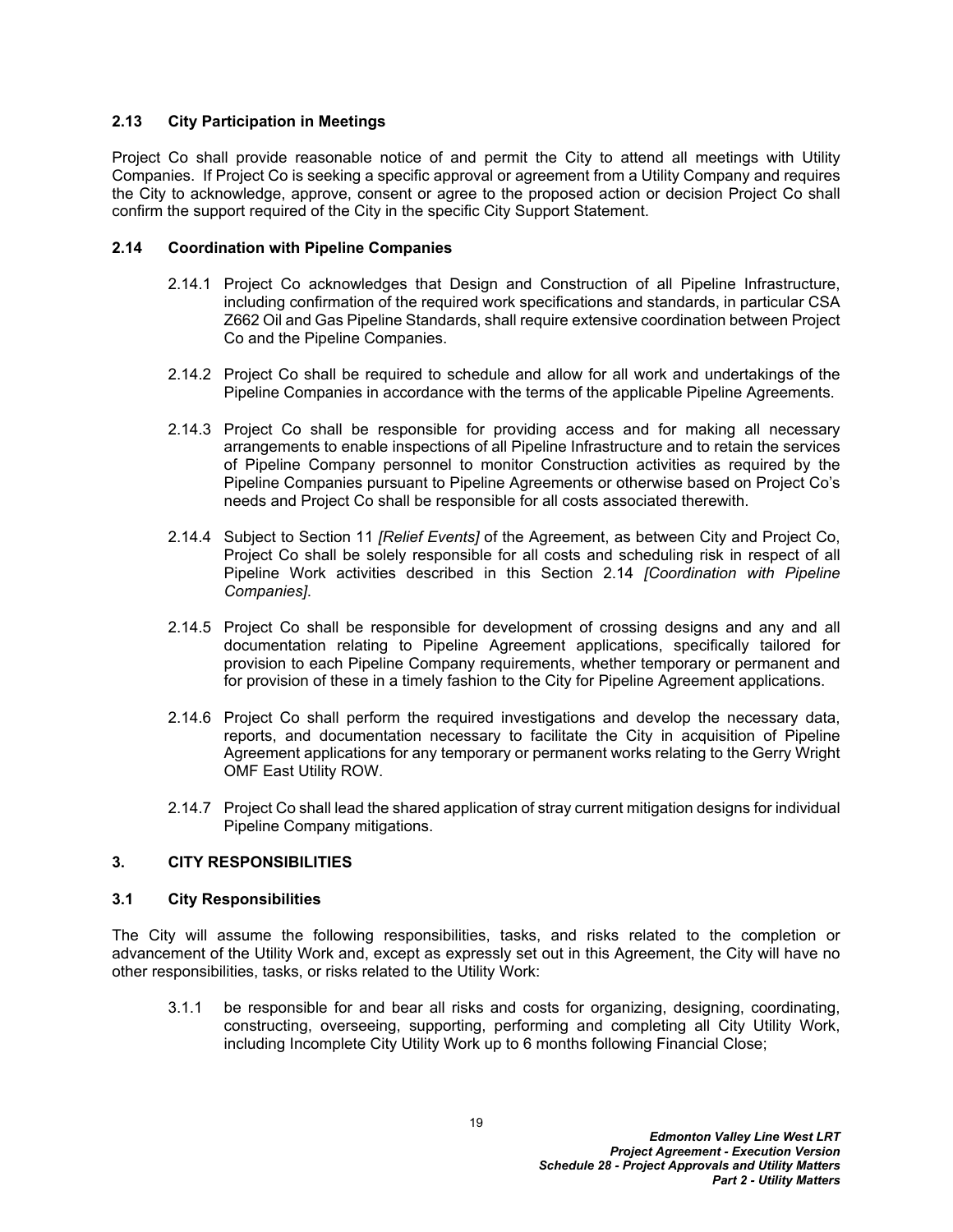### 2.13 City Participation in Meetings

Project Co shall provide reasonable notice of and permit the City to attend all meetings with Utility Companies. If Project Co is seeking a specific approval or agreement from a Utility Company and requires the City to acknowledge, approve, consent or agree to the proposed action or decision Project Co shall confirm the support required of the City in the specific City Support Statement.

### 2.14 Coordination with Pipeline Companies

2.14.1 Project Co acknowledges that Design and Construction of all Pipeline Infrastructure, including confirmation of the required work specifications and standards, in particular CSA Z662 Oil and Gas Pipeline Standards, shall require extensive coordination between Project Co and the Pipeline Companies.

2.14.2 Project Co shall be required to schedule and allow for all work and undertakings of the Pipeline Companies in accordance with the terms of the applicable Pipeline Agreements.

2.14.3 Project Co shall be responsible for providing access and for making all necessary arrangements to enable inspections of all Pipeline Infrastructure and to retain the services of Pipeline Company personnel to monitor Construction activities as required by the Pipeline Companies pursuant to Pipeline Agreements or otherwise based on Project Co's needs and Project Co shall be responsible for all costs associated therewith.

2.14.4 Subject to Section 11 *[Relief Events]* of the Agreement, as between City and Project Co, Project Co shall be solely responsible for all costs and scheduling risk in respect of all Pipeline Work activities described in this Section 2.14 *[Coordination with Pipeline Companies]*.

2.14.5 Project Co shall be responsible for development of crossing designs and any and all documentation relating to Pipeline Agreement applications, specifically tailored for provision to each Pipeline Company requirements, whether temporary or permanent and for provision of these in a timely fashion to the City for Pipeline Agreement applications.

2.14.6 Project Co shall perform the required investigations and develop the necessary data, reports, and documentation necessary to facilitate the City in acquisition of Pipeline Agreement applications for any temporary or permanent works relating to the Gerry Wright OMF East Utility ROW.

2.14.7 Project Co shall lead the shared application of stray current mitigation designs for individual Pipeline Company mitigations.

## 3. CITY RESPONSIBILITIES

### 3.1 City Responsibilities

The City will assume the following responsibilities, tasks, and risks related to the completion or advancement of the Utility Work and, except as expressly set out in this Agreement, the City will have no other responsibilities, tasks, or risks related to the Utility Work:

3.1.1 be responsible for and bear all risks and costs for organizing, designing, coordinating, constructing, overseeing, supporting, performing and completing all City Utility Work, including Incomplete City Utility Work up to 6 months following Financial Close;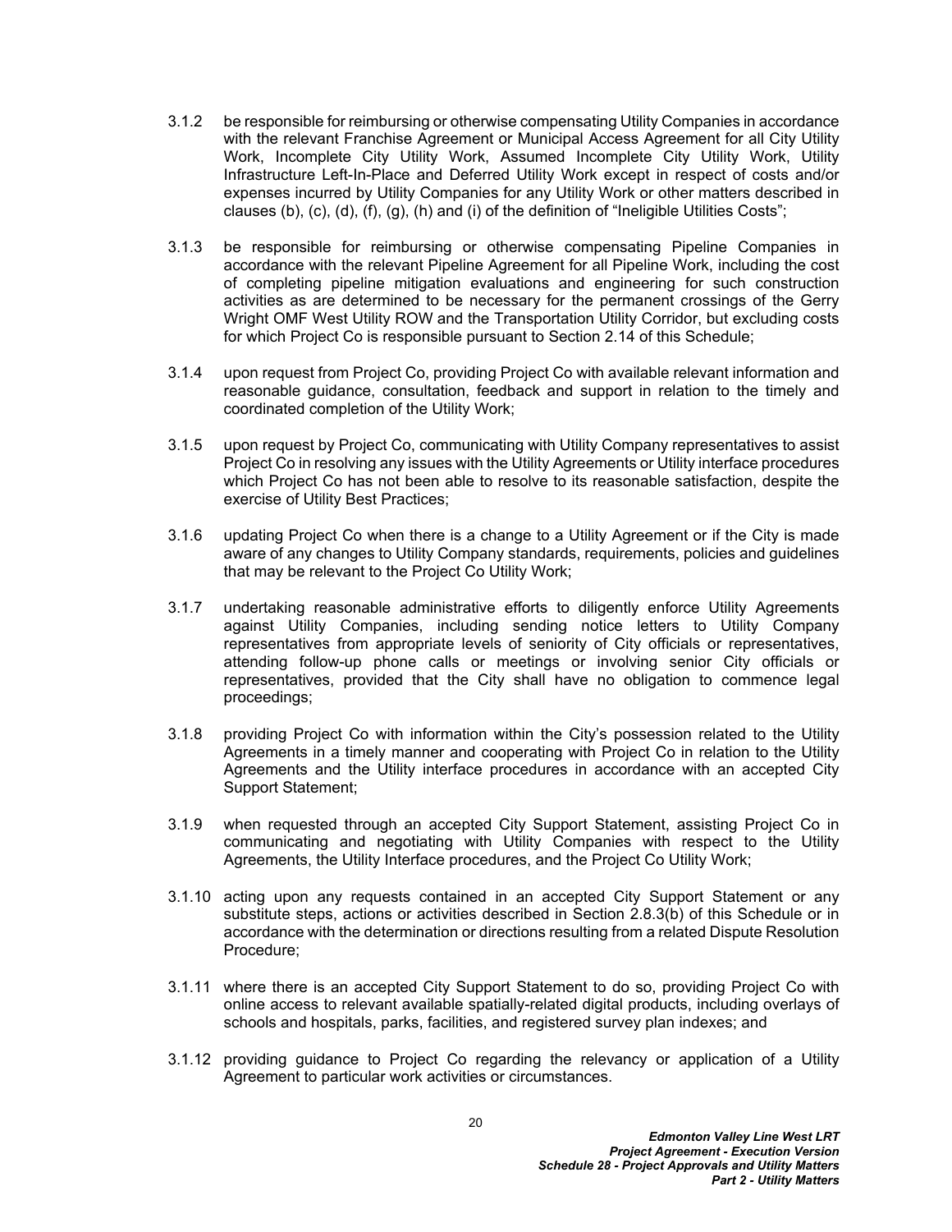3.1.2 be responsible for reimbursing or otherwise compensating Utility Companies in accordance with the relevant Franchise Agreement or Municipal Access Agreement for all City Utility Work, Incomplete City Utility Work, Assumed Incomplete City Utility Work, Utility Infrastructure Left-In-Place and Deferred Utility Work except in respect of costs and/or expenses incurred by Utility Companies for any Utility Work or other matters described in clauses (b), (c), (d), (f), (g), (h) and (i) of the definition of "Ineligible Utilities Costs";

3.1.3 be responsible for reimbursing or otherwise compensating Pipeline Companies in accordance with the relevant Pipeline Agreement for all Pipeline Work, including the cost of completing pipeline mitigation evaluations and engineering for such construction activities as are determined to be necessary for the permanent crossings of the Gerry Wright OMF West Utility ROW and the Transportation Utility Corridor, but excluding costs for which Project Co is responsible pursuant to Section 2.14 of this Schedule;

3.1.4 upon request from Project Co, providing Project Co with available relevant information and reasonable guidance, consultation, feedback and support in relation to the timely and coordinated completion of the Utility Work;

3.1.5 upon request by Project Co, communicating with Utility Company representatives to assist Project Co in resolving any issues with the Utility Agreements or Utility interface procedures which Project Co has not been able to resolve to its reasonable satisfaction, despite the exercise of Utility Best Practices;

3.1.6 updating Project Co when there is a change to a Utility Agreement or if the City is made aware of any changes to Utility Company standards, requirements, policies and guidelines that may be relevant to the Project Co Utility Work;

3.1.7 undertaking reasonable administrative efforts to diligently enforce Utility Agreements against Utility Companies, including sending notice letters to Utility Company representatives from appropriate levels of seniority of City officials or representatives, attending follow-up phone calls or meetings or involving senior City officials or representatives, provided that the City shall have no obligation to commence legal proceedings;

3.1.8 providing Project Co with information within the City's possession related to the Utility Agreements in a timely manner and cooperating with Project Co in relation to the Utility Agreements and the Utility interface procedures in accordance with an accepted City Support Statement;

3.1.9 when requested through an accepted City Support Statement, assisting Project Co in communicating and negotiating with Utility Companies with respect to the Utility Agreements, the Utility Interface procedures, and the Project Co Utility Work;

3.1.10 acting upon any requests contained in an accepted City Support Statement or any substitute steps, actions or activities described in Section 2.8.3(b) of this Schedule or in accordance with the determination or directions resulting from a related Dispute Resolution Procedure;

3.1.11 where there is an accepted City Support Statement to do so, providing Project Co with online access to relevant available spatially-related digital products, including overlays of schools and hospitals, parks, facilities, and registered survey plan indexes; and

3.1.12 providing guidance to Project Co regarding the relevancy or application of a Utility Agreement to particular work activities or circumstances.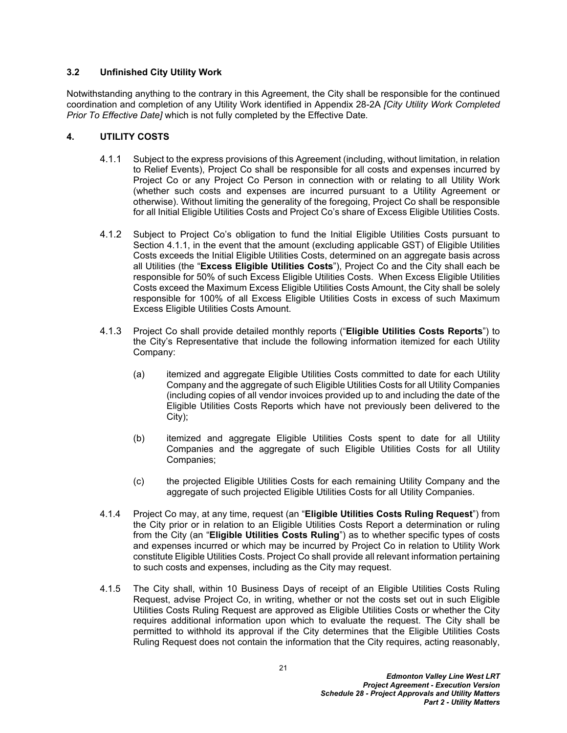### 3.2 Unfinished City Utility Work

Notwithstanding anything to the contrary in this Agreement, the City shall be responsible for the continued coordination and completion of any Utility Work identified in Appendix 28-2A *[City Utility Work Completed Prior To Effective Date]* which is not fully completed by the Effective Date.

## 4. UTILITY COSTS

4.1.1 Subject to the express provisions of this Agreement (including, without limitation, in relation to Relief Events), Project Co shall be responsible for all costs and expenses incurred by Project Co or any Project Co Person in connection with or relating to all Utility Work (whether such costs and expenses are incurred pursuant to a Utility Agreement or otherwise). Without limiting the generality of the foregoing, Project Co shall be responsible for all Initial Eligible Utilities Costs and Project Co's share of Excess Eligible Utilities Costs.

4.1.2 Subject to Project Co's obligation to fund the Initial Eligible Utilities Costs pursuant to Section 4.1.1, in the event that the amount (excluding applicable GST) of Eligible Utilities Costs exceeds the Initial Eligible Utilities Costs, determined on an aggregate basis across all Utilities (the "**Excess Eligible Utilities Costs**"), Project Co and the City shall each be responsible for 50% of such Excess Eligible Utilities Costs. When Excess Eligible Utilities Costs exceed the Maximum Excess Eligible Utilities Costs Amount, the City shall be solely responsible for 100% of all Excess Eligible Utilities Costs in excess of such Maximum Excess Eligible Utilities Costs Amount.

4.1.3 Project Co shall provide detailed monthly reports ("**Eligible Utilities Costs Reports**") to the City's Representative that include the following information itemized for each Utility Company:

(a) itemized and aggregate Eligible Utilities Costs committed to date for each Utility Company and the aggregate of such Eligible Utilities Costs for all Utility Companies (including copies of all vendor invoices provided up to and including the date of the Eligible Utilities Costs Reports which have not previously been delivered to the City);

(b) itemized and aggregate Eligible Utilities Costs spent to date for all Utility Companies and the aggregate of such Eligible Utilities Costs for all Utility Companies;

(c) the projected Eligible Utilities Costs for each remaining Utility Company and the aggregate of such projected Eligible Utilities Costs for all Utility Companies.

4.1.4 Project Co may, at any time, request (an "**Eligible Utilities Costs Ruling Request**") from the City prior or in relation to an Eligible Utilities Costs Report a determination or ruling from the City (an "**Eligible Utilities Costs Ruling**") as to whether specific types of costs and expenses incurred or which may be incurred by Project Co in relation to Utility Work constitute Eligible Utilities Costs. Project Co shall provide all relevant information pertaining to such costs and expenses, including as the City may request.

4.1.5 The City shall, within 10 Business Days of receipt of an Eligible Utilities Costs Ruling Request, advise Project Co, in writing, whether or not the costs set out in such Eligible Utilities Costs Ruling Request are approved as Eligible Utilities Costs or whether the City requires additional information upon which to evaluate the request. The City shall be permitted to withhold its approval if the City determines that the Eligible Utilities Costs Ruling Request does not contain the information that the City requires, acting reasonably,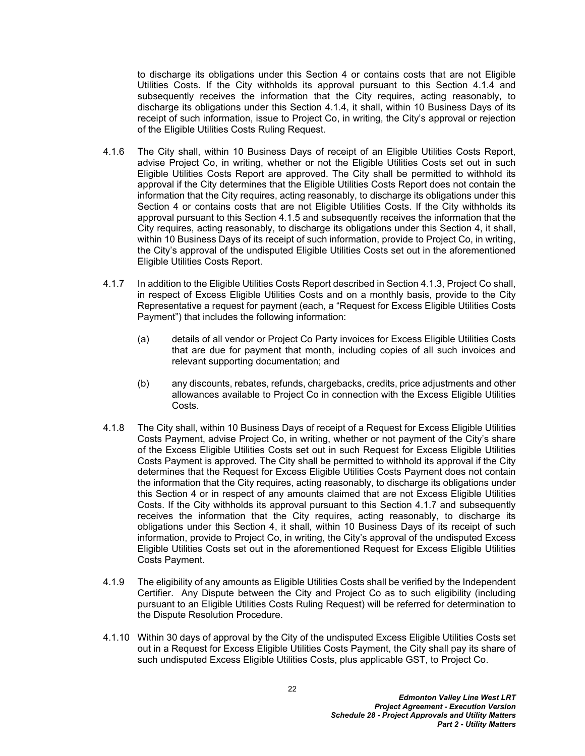to discharge its obligations under this Section 4 or contains costs that are not Eligible Utilities Costs. If the City withholds its approval pursuant to this Section 4.1.4 and subsequently receives the information that the City requires, acting reasonably, to discharge its obligations under this Section 4.1.4, it shall, within 10 Business Days of its receipt of such information, issue to Project Co, in writing, the City's approval or rejection of the Eligible Utilities Costs Ruling Request.

4.1.6 The City shall, within 10 Business Days of receipt of an Eligible Utilities Costs Report, advise Project Co, in writing, whether or not the Eligible Utilities Costs set out in such Eligible Utilities Costs Report are approved. The City shall be permitted to withhold its approval if the City determines that the Eligible Utilities Costs Report does not contain the information that the City requires, acting reasonably, to discharge its obligations under this Section 4 or contains costs that are not Eligible Utilities Costs. If the City withholds its approval pursuant to this Section 4.1.5 and subsequently receives the information that the City requires, acting reasonably, to discharge its obligations under this Section 4, it shall, within 10 Business Days of its receipt of such information, provide to Project Co, in writing, the City's approval of the undisputed Eligible Utilities Costs set out in the aforementioned Eligible Utilities Costs Report.

4.1.7 In addition to the Eligible Utilities Costs Report described in Section 4.1.3, Project Co shall, in respect of Excess Eligible Utilities Costs and on a monthly basis, provide to the City Representative a request for payment (each, a "Request for Excess Eligible Utilities Costs Payment") that includes the following information:

(a) details of all vendor or Project Co Party invoices for Excess Eligible Utilities Costs that are due for payment that month, including copies of all such invoices and relevant supporting documentation; and

(b) any discounts, rebates, refunds, chargebacks, credits, price adjustments and other allowances available to Project Co in connection with the Excess Eligible Utilities Costs.

4.1.8 The City shall, within 10 Business Days of receipt of a Request for Excess Eligible Utilities Costs Payment, advise Project Co, in writing, whether or not payment of the City's share of the Excess Eligible Utilities Costs set out in such Request for Excess Eligible Utilities Costs Payment is approved. The City shall be permitted to withhold its approval if the City determines that the Request for Excess Eligible Utilities Costs Payment does not contain the information that the City requires, acting reasonably, to discharge its obligations under this Section 4 or in respect of any amounts claimed that are not Excess Eligible Utilities Costs. If the City withholds its approval pursuant to this Section 4.1.7 and subsequently receives the information that the City requires, acting reasonably, to discharge its obligations under this Section 4, it shall, within 10 Business Days of its receipt of such information, provide to Project Co, in writing, the City's approval of the undisputed Excess Eligible Utilities Costs set out in the aforementioned Request for Excess Eligible Utilities Costs Payment.

4.1.9 The eligibility of any amounts as Eligible Utilities Costs shall be verified by the Independent Certifier. Any Dispute between the City and Project Co as to such eligibility (including pursuant to an Eligible Utilities Costs Ruling Request) will be referred for determination to the Dispute Resolution Procedure.

4.1.10 Within 30 days of approval by the City of the undisputed Excess Eligible Utilities Costs set out in a Request for Excess Eligible Utilities Costs Payment, the City shall pay its share of such undisputed Excess Eligible Utilities Costs, plus applicable GST, to Project Co.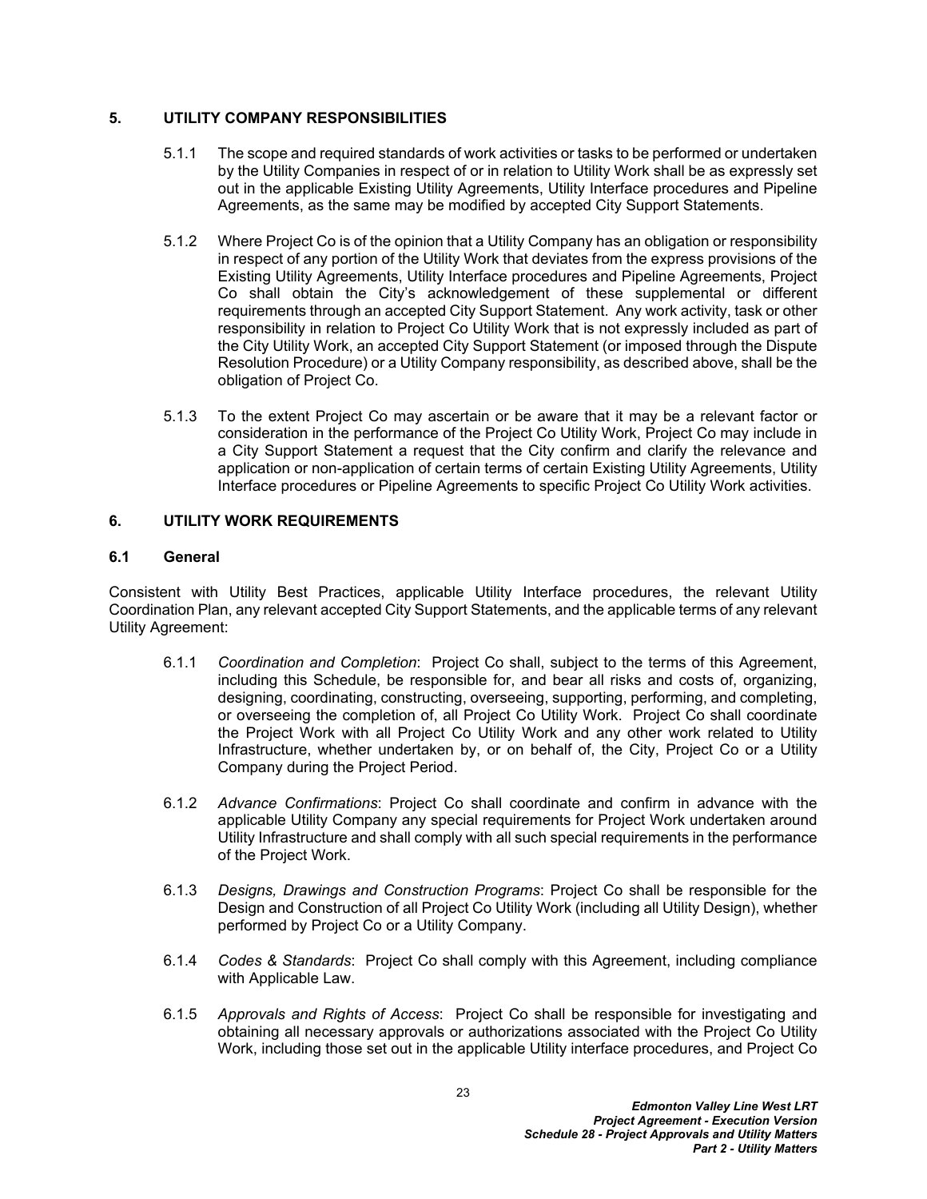## 5. UTILITY COMPANY RESPONSIBILITIES

5.1.1 The scope and required standards of work activities or tasks to be performed or undertaken by the Utility Companies in respect of or in relation to Utility Work shall be as expressly set out in the applicable Existing Utility Agreements, Utility Interface procedures and Pipeline Agreements, as the same may be modified by accepted City Support Statements.

5.1.2 Where Project Co is of the opinion that a Utility Company has an obligation or responsibility in respect of any portion of the Utility Work that deviates from the express provisions of the Existing Utility Agreements, Utility Interface procedures and Pipeline Agreements, Project Co shall obtain the City's acknowledgement of these supplemental or different requirements through an accepted City Support Statement. Any work activity, task or other responsibility in relation to Project Co Utility Work that is not expressly included as part of the City Utility Work, an accepted City Support Statement (or imposed through the Dispute Resolution Procedure) or a Utility Company responsibility, as described above, shall be the obligation of Project Co.

5.1.3 To the extent Project Co may ascertain or be aware that it may be a relevant factor or consideration in the performance of the Project Co Utility Work, Project Co may include in a City Support Statement a request that the City confirm and clarify the relevance and application or non-application of certain terms of certain Existing Utility Agreements, Utility Interface procedures or Pipeline Agreements to specific Project Co Utility Work activities.

## 6. UTILITY WORK REQUIREMENTS

### 6.1 General

Consistent with Utility Best Practices, applicable Utility Interface procedures, the relevant Utility Coordination Plan, any relevant accepted City Support Statements, and the applicable terms of any relevant Utility Agreement:

6.1.1 *Coordination and Completion*: Project Co shall, subject to the terms of this Agreement, including this Schedule, be responsible for, and bear all risks and costs of, organizing, designing, coordinating, constructing, overseeing, supporting, performing, and completing, or overseeing the completion of, all Project Co Utility Work. Project Co shall coordinate the Project Work with all Project Co Utility Work and any other work related to Utility Infrastructure, whether undertaken by, or on behalf of, the City, Project Co or a Utility Company during the Project Period.

6.1.2 *Advance Confirmations*: Project Co shall coordinate and confirm in advance with the applicable Utility Company any special requirements for Project Work undertaken around Utility Infrastructure and shall comply with all such special requirements in the performance of the Project Work.

6.1.3 *Designs, Drawings and Construction Programs*: Project Co shall be responsible for the Design and Construction of all Project Co Utility Work (including all Utility Design), whether performed by Project Co or a Utility Company.

6.1.4 *Codes & Standards*: Project Co shall comply with this Agreement, including compliance with Applicable Law.

6.1.5 *Approvals and Rights of Access*: Project Co shall be responsible for investigating and obtaining all necessary approvals or authorizations associated with the Project Co Utility Work, including those set out in the applicable Utility interface procedures, and Project Co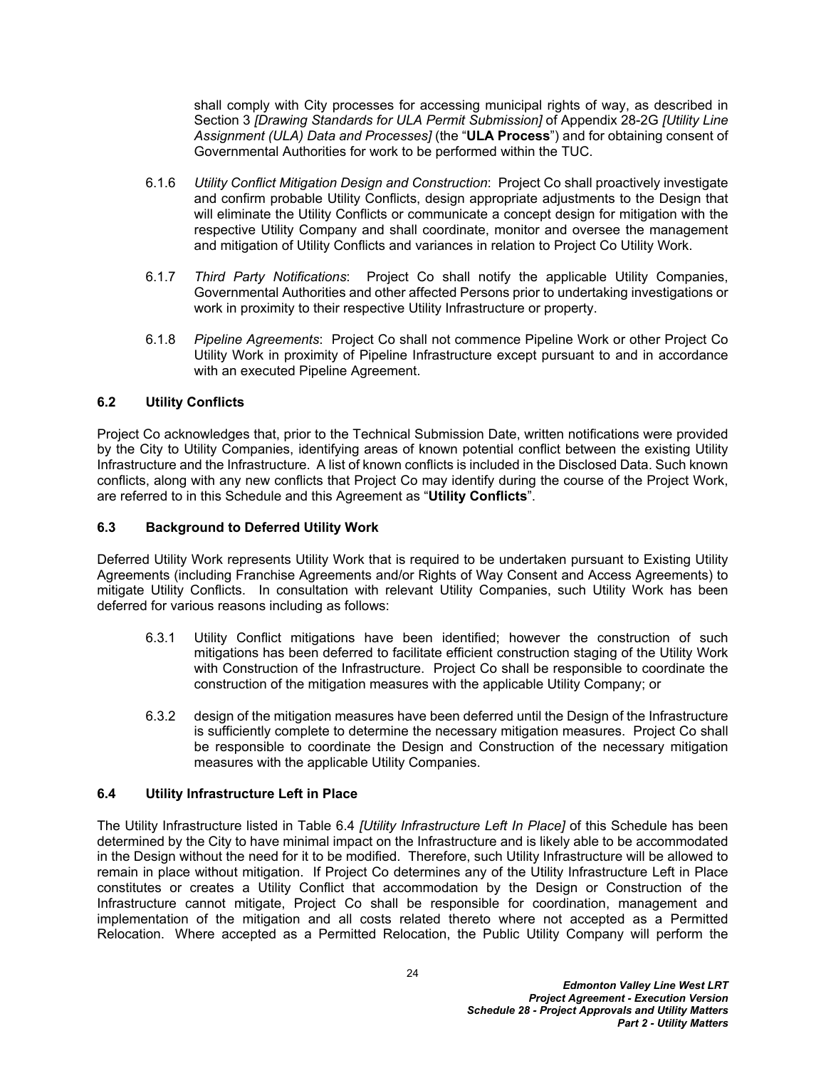shall comply with City processes for accessing municipal rights of way, as described in Section 3 *[Drawing Standards for ULA Permit Submission]* of Appendix 28-2G *[Utility Line Assignment (ULA) Data and Processes]* (the "**ULA Process**") and for obtaining consent of Governmental Authorities for work to be performed within the TUC.

6.1.6 *Utility Conflict Mitigation Design and Construction*: Project Co shall proactively investigate and confirm probable Utility Conflicts, design appropriate adjustments to the Design that will eliminate the Utility Conflicts or communicate a concept design for mitigation with the respective Utility Company and shall coordinate, monitor and oversee the management and mitigation of Utility Conflicts and variances in relation to Project Co Utility Work.

6.1.7 *Third Party Notifications*: Project Co shall notify the applicable Utility Companies, Governmental Authorities and other affected Persons prior to undertaking investigations or work in proximity to their respective Utility Infrastructure or property.

6.1.8 *Pipeline Agreements*: Project Co shall not commence Pipeline Work or other Project Co Utility Work in proximity of Pipeline Infrastructure except pursuant to and in accordance with an executed Pipeline Agreement.

### 6.2 Utility Conflicts

Project Co acknowledges that, prior to the Technical Submission Date, written notifications were provided by the City to Utility Companies, identifying areas of known potential conflict between the existing Utility Infrastructure and the Infrastructure. A list of known conflicts is included in the Disclosed Data. Such known conflicts, along with any new conflicts that Project Co may identify during the course of the Project Work, are referred to in this Schedule and this Agreement as "**Utility Conflicts**".

### 6.3 Background to Deferred Utility Work

Deferred Utility Work represents Utility Work that is required to be undertaken pursuant to Existing Utility Agreements (including Franchise Agreements and/or Rights of Way Consent and Access Agreements) to mitigate Utility Conflicts. In consultation with relevant Utility Companies, such Utility Work has been deferred for various reasons including as follows:

6.3.1 Utility Conflict mitigations have been identified; however the construction of such mitigations has been deferred to facilitate efficient construction staging of the Utility Work with Construction of the Infrastructure. Project Co shall be responsible to coordinate the construction of the mitigation measures with the applicable Utility Company; or

6.3.2 design of the mitigation measures have been deferred until the Design of the Infrastructure is sufficiently complete to determine the necessary mitigation measures. Project Co shall be responsible to coordinate the Design and Construction of the necessary mitigation measures with the applicable Utility Companies.

### 6.4 Utility Infrastructure Left in Place

The Utility Infrastructure listed in Table 6.4 *[Utility Infrastructure Left In Place]* of this Schedule has been determined by the City to have minimal impact on the Infrastructure and is likely able to be accommodated in the Design without the need for it to be modified. Therefore, such Utility Infrastructure will be allowed to remain in place without mitigation. If Project Co determines any of the Utility Infrastructure Left in Place constitutes or creates a Utility Conflict that accommodation by the Design or Construction of the Infrastructure cannot mitigate, Project Co shall be responsible for coordination, management and implementation of the mitigation and all costs related thereto where not accepted as a Permitted Relocation. Where accepted as a Permitted Relocation, the Public Utility Company will perform the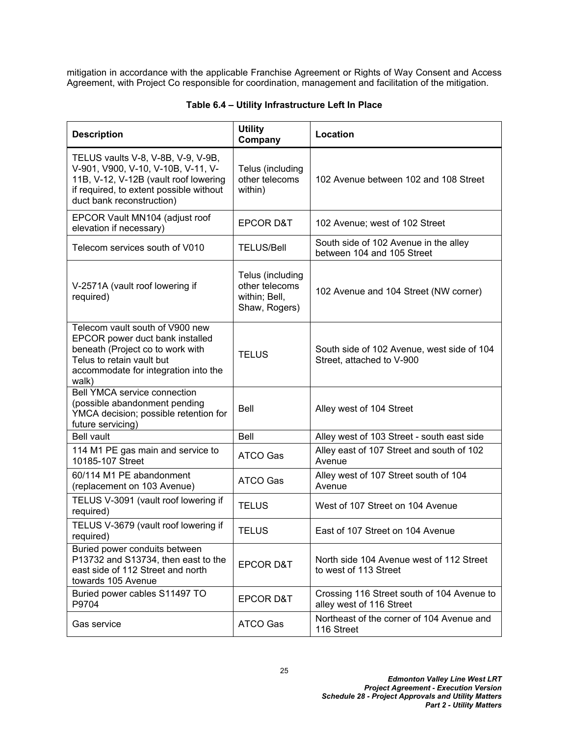mitigation in accordance with the applicable Franchise Agreement or Rights of Way Consent and Access Agreement, with Project Co responsible for coordination, management and facilitation of the mitigation.

**Table 6.4 – Utility Infrastructure Left In Place**

| Description | Utility Company | Location |
|---|---|---|
| TELUS vaults V-8, V-8B, V-9, V-9B, V-901, V900, V-10, V-10B, V-11, V-11B, V-12, V-12B (vault roof lowering if required, to extent possible without duct bank reconstruction) | Telus (including other telecoms within) | 102 Avenue between 102 and 108 Street |
| EPCOR Vault MN104 (adjust roof elevation if necessary) | EPCOR D&T | 102 Avenue; west of 102 Street |
| Telecom services south of V010 | TELUS/Bell | South side of 102 Avenue in the alley between 104 and 105 Street |
| V-2571A (vault roof lowering if required) | Telus (including other telecoms within; Bell, Shaw, Rogers) | 102 Avenue and 104 Street (NW corner) |
| Telecom vault south of V900 new EPCOR power duct bank installed beneath (Project co to work with Telus to retain vault but accommodate for integration into the walk) | TELUS | South side of 102 Avenue, west side of 104 Street, attached to V-900 |
| Bell YMCA service connection (possible abandonment pending YMCA decision; possible retention for future servicing) | Bell | Alley west of 104 Street |
| Bell vault | Bell | Alley west of 103 Street - south east side |
| 114 M1 PE gas main and service to 10185-107 Street | ATCO Gas | Alley east of 107 Street and south of 102 Avenue |
| 60/114 M1 PE abandonment (replacement on 103 Avenue) | ATCO Gas | Alley west of 107 Street south of 104 Avenue |
| TELUS V-3091 (vault roof lowering if required) | TELUS | West of 107 Street on 104 Avenue |
| TELUS V-3679 (vault roof lowering if required) | TELUS | East of 107 Street on 104 Avenue |
| Buried power conduits between P13732 and S13734, then east to the east side of 112 Street and north towards 105 Avenue | EPCOR D&T | North side 104 Avenue west of 112 Street to west of 113 Street |
| Buried power cables S11497 TO P9704 | EPCOR D&T | Crossing 116 Street south of 104 Avenue to alley west of 116 Street |
| Gas service | ATCO Gas | Northeast of the corner of 104 Avenue and 116 Street |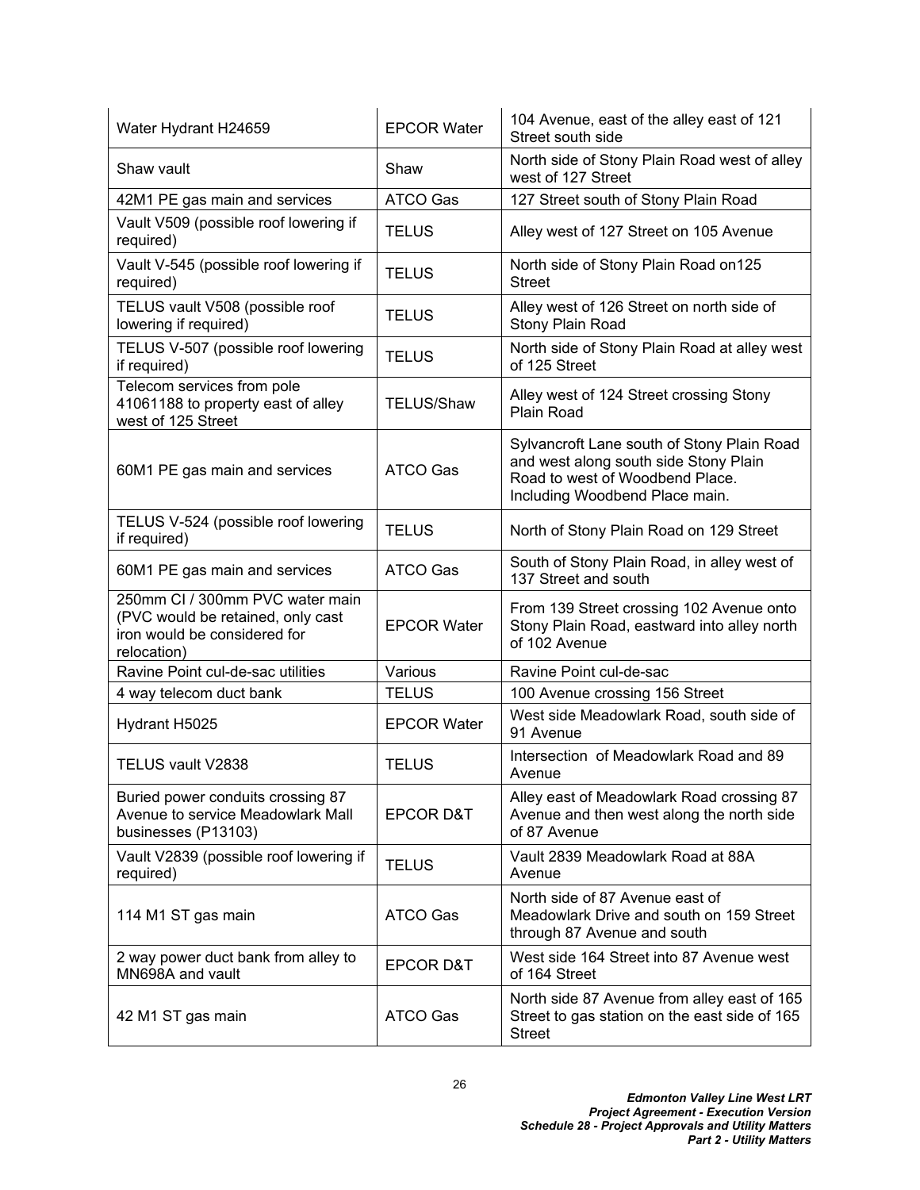| | | |
|---|---|---|
| Water Hydrant H24659 | EPCOR Water | 104 Avenue, east of the alley east of 121 Street south side |
| Shaw vault | Shaw | North side of Stony Plain Road west of alley west of 127 Street |
| 42M1 PE gas main and services | ATCO Gas | 127 Street south of Stony Plain Road |
| Vault V509 (possible roof lowering if required) | TELUS | Alley west of 127 Street on 105 Avenue |
| Vault V-545 (possible roof lowering if required) | TELUS | North side of Stony Plain Road on125 Street |
| TELUS vault V508 (possible roof lowering if required) | TELUS | Alley west of 126 Street on north side of Stony Plain Road |
| TELUS V-507 (possible roof lowering if required) | TELUS | North side of Stony Plain Road at alley west of 125 Street |
| Telecom services from pole 41061188 to property east of alley west of 125 Street | TELUS/Shaw | Alley west of 124 Street crossing Stony Plain Road |
| 60M1 PE gas main and services | ATCO Gas | Sylvancroft Lane south of Stony Plain Road and west along south side Stony Plain Road to west of Woodbend Place. Including Woodbend Place main. |
| TELUS V-524 (possible roof lowering if required) | TELUS | North of Stony Plain Road on 129 Street |
| 60M1 PE gas main and services | ATCO Gas | South of Stony Plain Road, in alley west of 137 Street and south |
| 250mm CI / 300mm PVC water main (PVC would be retained, only cast iron would be considered for relocation) | EPCOR Water | From 139 Street crossing 102 Avenue onto Stony Plain Road, eastward into alley north of 102 Avenue |
| Ravine Point cul-de-sac utilities | Various | Ravine Point cul-de-sac |
| 4 way telecom duct bank | TELUS | 100 Avenue crossing 156 Street |
| Hydrant H5025 | EPCOR Water | West side Meadowlark Road, south side of 91 Avenue |
| TELUS vault V2838 | TELUS | Intersection of Meadowlark Road and 89 Avenue |
| Buried power conduits crossing 87 Avenue to service Meadowlark Mall businesses (P13103) | EPCOR D&T | Alley east of Meadowlark Road crossing 87 Avenue and then west along the north side of 87 Avenue |
| Vault V2839 (possible roof lowering if required) | TELUS | Vault 2839 Meadowlark Road at 88A Avenue |
| 114 M1 ST gas main | ATCO Gas | North side of 87 Avenue east of Meadowlark Drive and south on 159 Street through 87 Avenue and south |
| 2 way power duct bank from alley to MN698A and vault | EPCOR D&T | West side 164 Street into 87 Avenue west of 164 Street |
| 42 M1 ST gas main | ATCO Gas | North side 87 Avenue from alley east of 165 Street to gas station on the east side of 165 Street |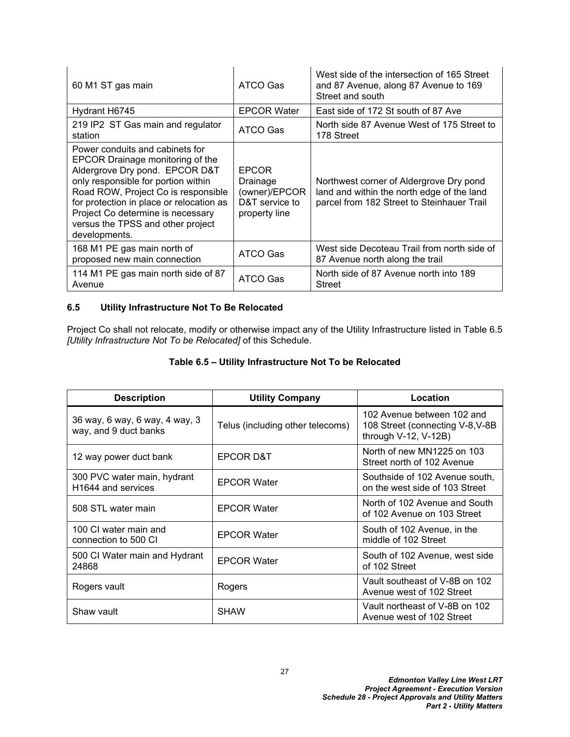| | | |
|---|---|---|
| 60 M1 ST gas main | ATCO Gas | West side of the intersection of 165 Street and 87 Avenue, along 87 Avenue to 169 Street and south |
| Hydrant H6745 | EPCOR Water | East side of 172 St south of 87 Ave |
| 219 IP2 ST Gas main and regulator station | ATCO Gas | North side 87 Avenue West of 175 Street to 178 Street |
| Power conduits and cabinets for EPCOR Drainage monitoring of the Aldergrove Dry pond. EPCOR D&T only responsible for portion within Road ROW, Project Co is responsible for protection in place or relocation as Project Co determine is necessary versus the TPSS and other project developments. | EPCOR Drainage (owner)/EPCOR D&T service to property line | Northwest corner of Aldergrove Dry pond land and within the north edge of the land parcel from 182 Street to Steinhauer Trail |
| 168 M1 PE gas main north of proposed new main connection | ATCO Gas | West side Decoteau Trail from north side of 87 Avenue north along the trail |
| 114 M1 PE gas main north side of 87 Avenue | ATCO Gas | North side of 87 Avenue north into 189 Street |

### 6.5 Utility Infrastructure Not To Be Relocated

Project Co shall not relocate, modify or otherwise impact any of the Utility Infrastructure listed in Table 6.5 *[Utility Infrastructure Not To be Relocated]* of this Schedule.

**Table 6.5 – Utility Infrastructure Not To be Relocated**

| Description | Utility Company | Location |
|---|---|---|
| 36 way, 6 way, 6 way, 4 way, 3 way, and 9 duct banks | Telus (including other telecoms) | 102 Avenue between 102 and 108 Street (connecting V-8,V-8B through V-12, V-12B) |
| 12 way power duct bank | EPCOR D&T | North of new MN1225 on 103 Street north of 102 Avenue |
| 300 PVC water main, hydrant H1644 and services | EPCOR Water | Southside of 102 Avenue south, on the west side of 103 Street |
| 508 STL water main | EPCOR Water | North of 102 Avenue and South of 102 Avenue on 103 Street |
| 100 CI water main and connection to 500 CI | EPCOR Water | South of 102 Avenue, in the middle of 102 Street |
| 500 CI Water main and Hydrant 24868 | EPCOR Water | South of 102 Avenue, west side of 102 Street |
| Rogers vault | Rogers | Vault southeast of V-8B on 102 Avenue west of 102 Street |
| Shaw vault | SHAW | Vault northeast of V-8B on 102 Avenue west of 102 Street |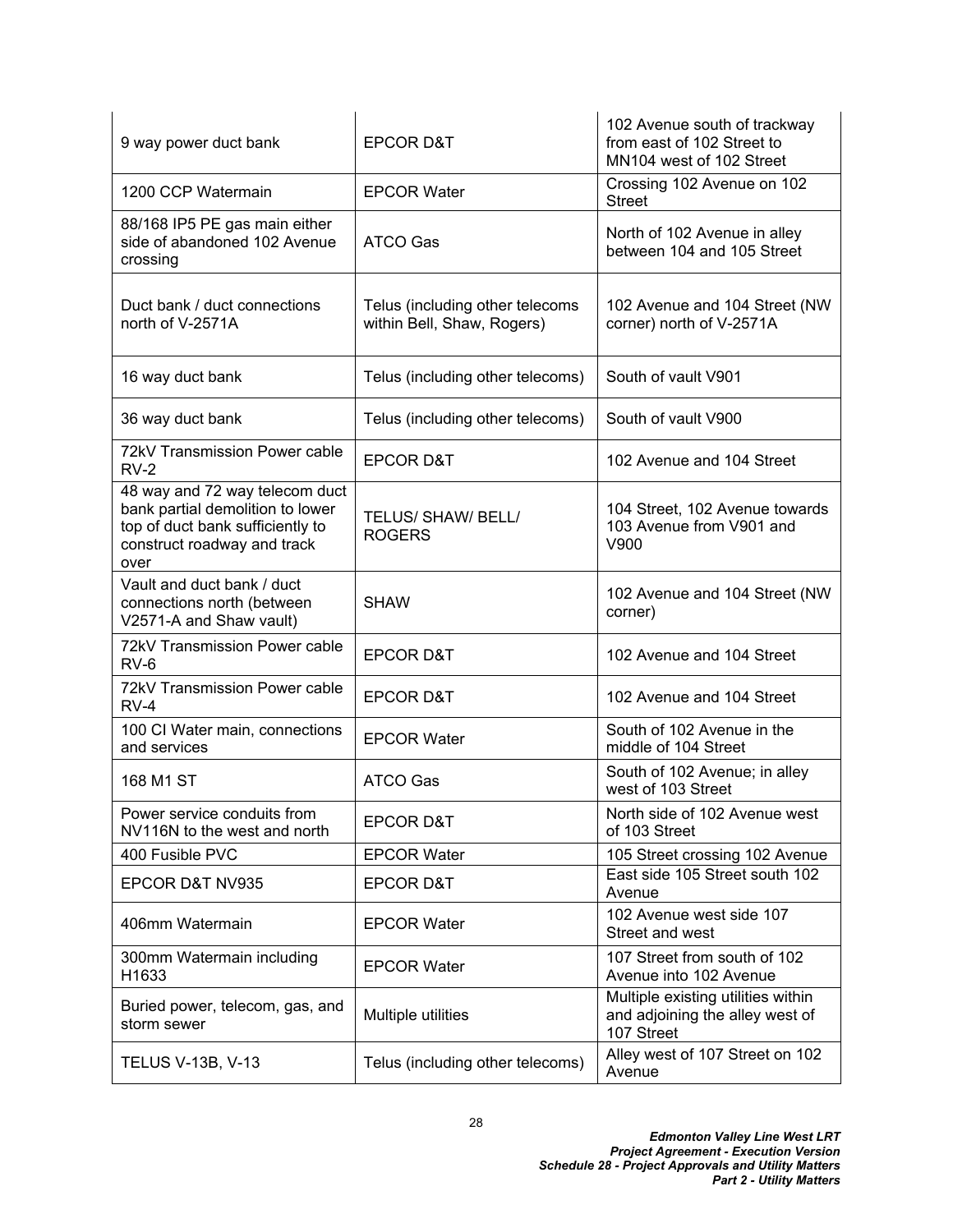| | | |
|---|---|---|
| 9 way power duct bank | EPCOR D&T | 102 Avenue south of trackway from east of 102 Street to MN104 west of 102 Street |
| 1200 CCP Watermain | EPCOR Water | Crossing 102 Avenue on 102 Street |
| 88/168 IP5 PE gas main either side of abandoned 102 Avenue crossing | ATCO Gas | North of 102 Avenue in alley between 104 and 105 Street |
| Duct bank / duct connections north of V-2571A | Telus (including other telecoms within Bell, Shaw, Rogers) | 102 Avenue and 104 Street (NW corner) north of V-2571A |
| 16 way duct bank | Telus (including other telecoms) | South of vault V901 |
| 36 way duct bank | Telus (including other telecoms) | South of vault V900 |
| 72kV Transmission Power cable RV-2 | EPCOR D&T | 102 Avenue and 104 Street |
| 48 way and 72 way telecom duct bank partial demolition to lower top of duct bank sufficiently to construct roadway and track over | TELUS/ SHAW/ BELL/ ROGERS | 104 Street, 102 Avenue towards 103 Avenue from V901 and V900 |
| Vault and duct bank / duct connections north (between V2571-A and Shaw vault) | SHAW | 102 Avenue and 104 Street (NW corner) |
| 72kV Transmission Power cable RV-6 | EPCOR D&T | 102 Avenue and 104 Street |
| 72kV Transmission Power cable RV-4 | EPCOR D&T | 102 Avenue and 104 Street |
| 100 CI Water main, connections and services | EPCOR Water | South of 102 Avenue in the middle of 104 Street |
| 168 M1 ST | ATCO Gas | South of 102 Avenue; in alley west of 103 Street |
| Power service conduits from NV116N to the west and north | EPCOR D&T | North side of 102 Avenue west of 103 Street |
| 400 Fusible PVC | EPCOR Water | 105 Street crossing 102 Avenue |
| EPCOR D&T NV935 | EPCOR D&T | East side 105 Street south 102 Avenue |
| 406mm Watermain | EPCOR Water | 102 Avenue west side 107 Street and west |
| 300mm Watermain including H1633 | EPCOR Water | 107 Street from south of 102 Avenue into 102 Avenue |
| Buried power, telecom, gas, and storm sewer | Multiple utilities | Multiple existing utilities within and adjoining the alley west of 107 Street |
| TELUS V-13B, V-13 | Telus (including other telecoms) | Alley west of 107 Street on 102 Avenue |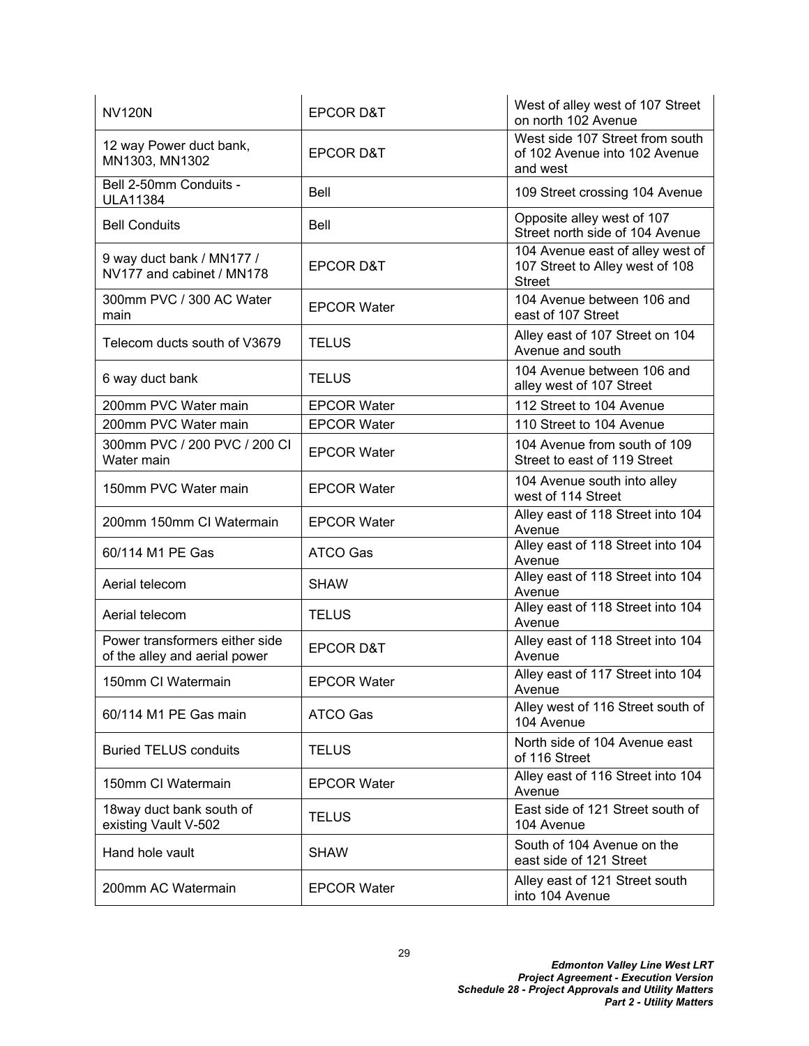| NV120N | EPCOR D&T | West of alley west of 107 Street on north 102 Avenue |
|---|---|---|
| 12 way Power duct bank, MN1303, MN1302 | EPCOR D&T | West side 107 Street from south of 102 Avenue into 102 Avenue and west |
| Bell 2-50mm Conduits - ULA11384 | Bell | 109 Street crossing 104 Avenue |
| Bell Conduits | Bell | Opposite alley west of 107 Street north side of 104 Avenue |
| 9 way duct bank / MN177 / NV177 and cabinet / MN178 | EPCOR D&T | 104 Avenue east of alley west of 107 Street to Alley west of 108 Street |
| 300mm PVC / 300 AC Water main | EPCOR Water | 104 Avenue between 106 and east of 107 Street |
| Telecom ducts south of V3679 | TELUS | Alley east of 107 Street on 104 Avenue and south |
| 6 way duct bank | TELUS | 104 Avenue between 106 and alley west of 107 Street |
| 200mm PVC Water main | EPCOR Water | 112 Street to 104 Avenue |
| 200mm PVC Water main | EPCOR Water | 110 Street to 104 Avenue |
| 300mm PVC / 200 PVC / 200 CI Water main | EPCOR Water | 104 Avenue from south of 109 Street to east of 119 Street |
| 150mm PVC Water main | EPCOR Water | 104 Avenue south into alley west of 114 Street |
| 200mm 150mm CI Watermain | EPCOR Water | Alley east of 118 Street into 104 Avenue |
| 60/114 M1 PE Gas | ATCO Gas | Alley east of 118 Street into 104 Avenue |
| Aerial telecom | SHAW | Alley east of 118 Street into 104 Avenue |
| Aerial telecom | TELUS | Alley east of 118 Street into 104 Avenue |
| Power transformers either side of the alley and aerial power | EPCOR D&T | Alley east of 118 Street into 104 Avenue |
| 150mm CI Watermain | EPCOR Water | Alley east of 117 Street into 104 Avenue |
| 60/114 M1 PE Gas main | ATCO Gas | Alley west of 116 Street south of 104 Avenue |
| Buried TELUS conduits | TELUS | North side of 104 Avenue east of 116 Street |
| 150mm CI Watermain | EPCOR Water | Alley east of 116 Street into 104 Avenue |
| 18way duct bank south of existing Vault V-502 | TELUS | East side of 121 Street south of 104 Avenue |
| Hand hole vault | SHAW | South of 104 Avenue on the east side of 121 Street |
| 200mm AC Watermain | EPCOR Water | Alley east of 121 Street south into 104 Avenue |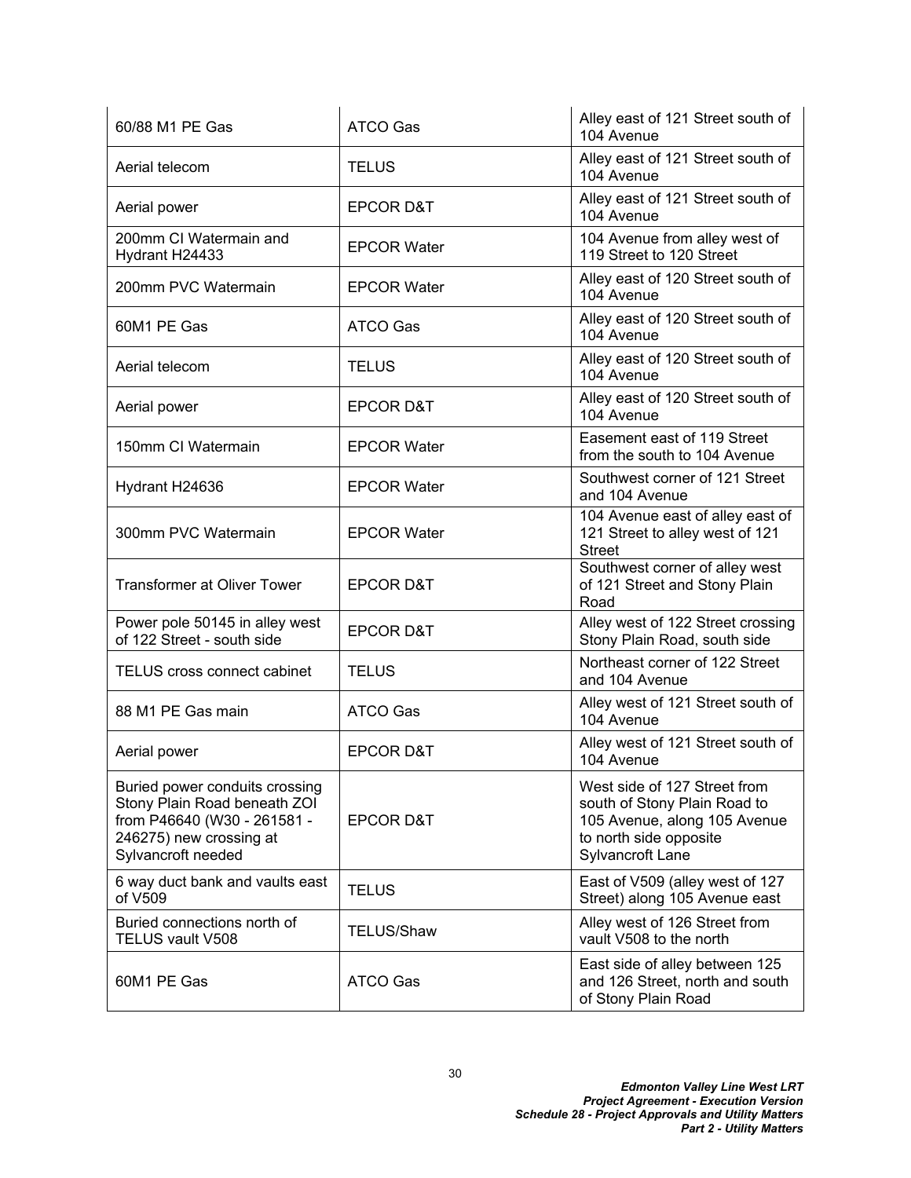| | | |
|---|---|---|
| 60/88 M1 PE Gas | ATCO Gas | Alley east of 121 Street south of 104 Avenue |
| Aerial telecom | TELUS | Alley east of 121 Street south of 104 Avenue |
| Aerial power | EPCOR D&T | Alley east of 121 Street south of 104 Avenue |
| 200mm CI Watermain and Hydrant H24433 | EPCOR Water | 104 Avenue from alley west of 119 Street to 120 Street |
| 200mm PVC Watermain | EPCOR Water | Alley east of 120 Street south of 104 Avenue |
| 60M1 PE Gas | ATCO Gas | Alley east of 120 Street south of 104 Avenue |
| Aerial telecom | TELUS | Alley east of 120 Street south of 104 Avenue |
| Aerial power | EPCOR D&T | Alley east of 120 Street south of 104 Avenue |
| 150mm CI Watermain | EPCOR Water | Easement east of 119 Street from the south to 104 Avenue |
| Hydrant H24636 | EPCOR Water | Southwest corner of 121 Street and 104 Avenue |
| 300mm PVC Watermain | EPCOR Water | 104 Avenue east of alley east of 121 Street to alley west of 121 Street |
| Transformer at Oliver Tower | EPCOR D&T | Southwest corner of alley west of 121 Street and Stony Plain Road |
| Power pole 50145 in alley west of 122 Street - south side | EPCOR D&T | Alley west of 122 Street crossing Stony Plain Road, south side |
| TELUS cross connect cabinet | TELUS | Northeast corner of 122 Street and 104 Avenue |
| 88 M1 PE Gas main | ATCO Gas | Alley west of 121 Street south of 104 Avenue |
| Aerial power | EPCOR D&T | Alley west of 121 Street south of 104 Avenue |
| Buried power conduits crossing Stony Plain Road beneath ZOI from P46640 (W30 - 261581 - 246275) new crossing at Sylvancroft needed | EPCOR D&T | West side of 127 Street from south of Stony Plain Road to 105 Avenue, along 105 Avenue to north side opposite Sylvancroft Lane |
| 6 way duct bank and vaults east of V509 | TELUS | East of V509 (alley west of 127 Street) along 105 Avenue east |
| Buried connections north of TELUS vault V508 | TELUS/Shaw | Alley west of 126 Street from vault V508 to the north |
| 60M1 PE Gas | ATCO Gas | East side of alley between 125 and 126 Street, north and south of Stony Plain Road |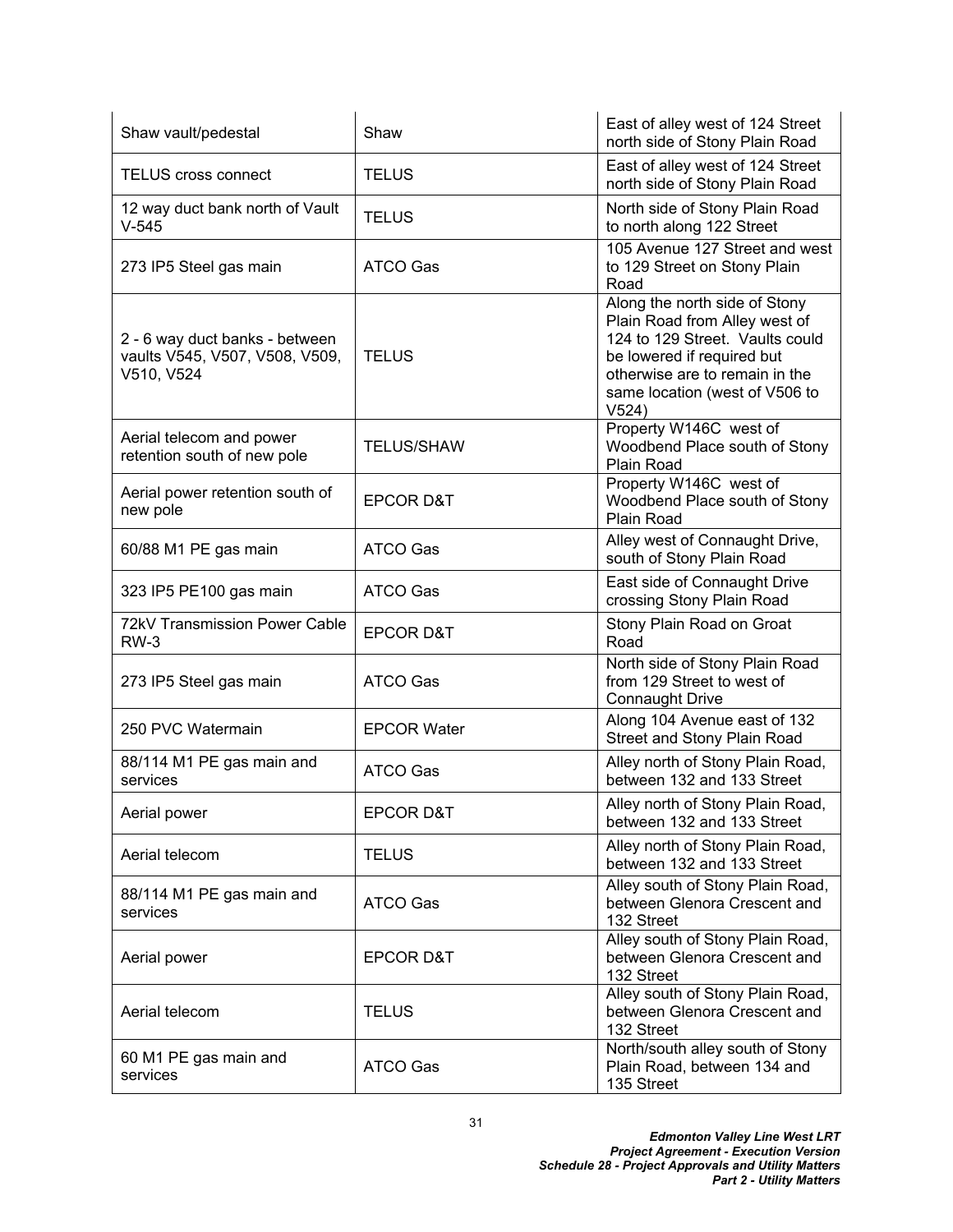| | | |
|---|---|---|
| Shaw vault/pedestal | Shaw | East of alley west of 124 Street north side of Stony Plain Road |
| TELUS cross connect | TELUS | East of alley west of 124 Street north side of Stony Plain Road |
| 12 way duct bank north of Vault V-545 | TELUS | North side of Stony Plain Road to north along 122 Street |
| 273 IP5 Steel gas main | ATCO Gas | 105 Avenue 127 Street and west to 129 Street on Stony Plain Road |
| 2 - 6 way duct banks - between vaults V545, V507, V508, V509, V510, V524 | TELUS | Along the north side of Stony Plain Road from Alley west of 124 to 129 Street. Vaults could be lowered if required but otherwise are to remain in the same location (west of V506 to V524) |
| Aerial telecom and power retention south of new pole | TELUS/SHAW | Property W146C west of Woodbend Place south of Stony Plain Road |
| Aerial power retention south of new pole | EPCOR D&T | Property W146C west of Woodbend Place south of Stony Plain Road |
| 60/88 M1 PE gas main | ATCO Gas | Alley west of Connaught Drive, south of Stony Plain Road |
| 323 IP5 PE100 gas main | ATCO Gas | East side of Connaught Drive crossing Stony Plain Road |
| 72kV Transmission Power Cable RW-3 | EPCOR D&T | Stony Plain Road on Groat Road |
| 273 IP5 Steel gas main | ATCO Gas | North side of Stony Plain Road from 129 Street to west of Connaught Drive |
| 250 PVC Watermain | EPCOR Water | Along 104 Avenue east of 132 Street and Stony Plain Road |
| 88/114 M1 PE gas main and services | ATCO Gas | Alley north of Stony Plain Road, between 132 and 133 Street |
| Aerial power | EPCOR D&T | Alley north of Stony Plain Road, between 132 and 133 Street |
| Aerial telecom | TELUS | Alley north of Stony Plain Road, between 132 and 133 Street |
| 88/114 M1 PE gas main and services | ATCO Gas | Alley south of Stony Plain Road, between Glenora Crescent and 132 Street |
| Aerial power | EPCOR D&T | Alley south of Stony Plain Road, between Glenora Crescent and 132 Street |
| Aerial telecom | TELUS | Alley south of Stony Plain Road, between Glenora Crescent and 132 Street |
| 60 M1 PE gas main and services | ATCO Gas | North/south alley south of Stony Plain Road, between 134 and 135 Street |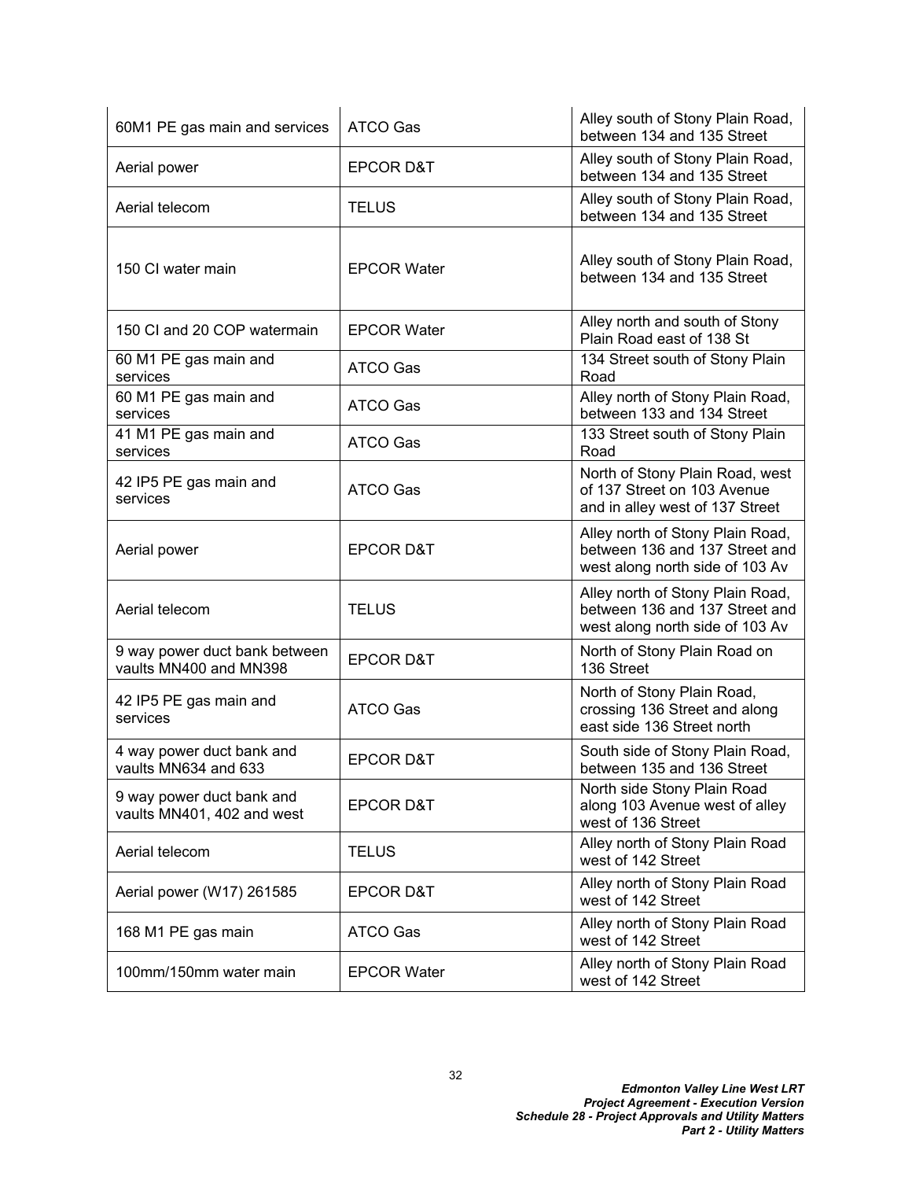| | | |
|---|---|---|
| 60M1 PE gas main and services | ATCO Gas | Alley south of Stony Plain Road, between 134 and 135 Street |
| Aerial power | EPCOR D&T | Alley south of Stony Plain Road, between 134 and 135 Street |
| Aerial telecom | TELUS | Alley south of Stony Plain Road, between 134 and 135 Street |
| 150 CI water main | EPCOR Water | Alley south of Stony Plain Road, between 134 and 135 Street |
| 150 CI and 20 COP watermain | EPCOR Water | Alley north and south of Stony Plain Road east of 138 St |
| 60 M1 PE gas main and services | ATCO Gas | 134 Street south of Stony Plain Road |
| 60 M1 PE gas main and services | ATCO Gas | Alley north of Stony Plain Road, between 133 and 134 Street |
| 41 M1 PE gas main and services | ATCO Gas | 133 Street south of Stony Plain Road |
| 42 IP5 PE gas main and services | ATCO Gas | North of Stony Plain Road, west of 137 Street on 103 Avenue and in alley west of 137 Street |
| Aerial power | EPCOR D&T | Alley north of Stony Plain Road, between 136 and 137 Street and west along north side of 103 Av |
| Aerial telecom | TELUS | Alley north of Stony Plain Road, between 136 and 137 Street and west along north side of 103 Av |
| 9 way power duct bank between vaults MN400 and MN398 | EPCOR D&T | North of Stony Plain Road on 136 Street |
| 42 IP5 PE gas main and services | ATCO Gas | North of Stony Plain Road, crossing 136 Street and along east side 136 Street north |
| 4 way power duct bank and vaults MN634 and 633 | EPCOR D&T | South side of Stony Plain Road, between 135 and 136 Street |
| 9 way power duct bank and vaults MN401, 402 and west | EPCOR D&T | North side Stony Plain Road along 103 Avenue west of alley west of 136 Street |
| Aerial telecom | TELUS | Alley north of Stony Plain Road west of 142 Street |
| Aerial power (W17) 261585 | EPCOR D&T | Alley north of Stony Plain Road west of 142 Street |
| 168 M1 PE gas main | ATCO Gas | Alley north of Stony Plain Road west of 142 Street |
| 100mm/150mm water main | EPCOR Water | Alley north of Stony Plain Road west of 142 Street |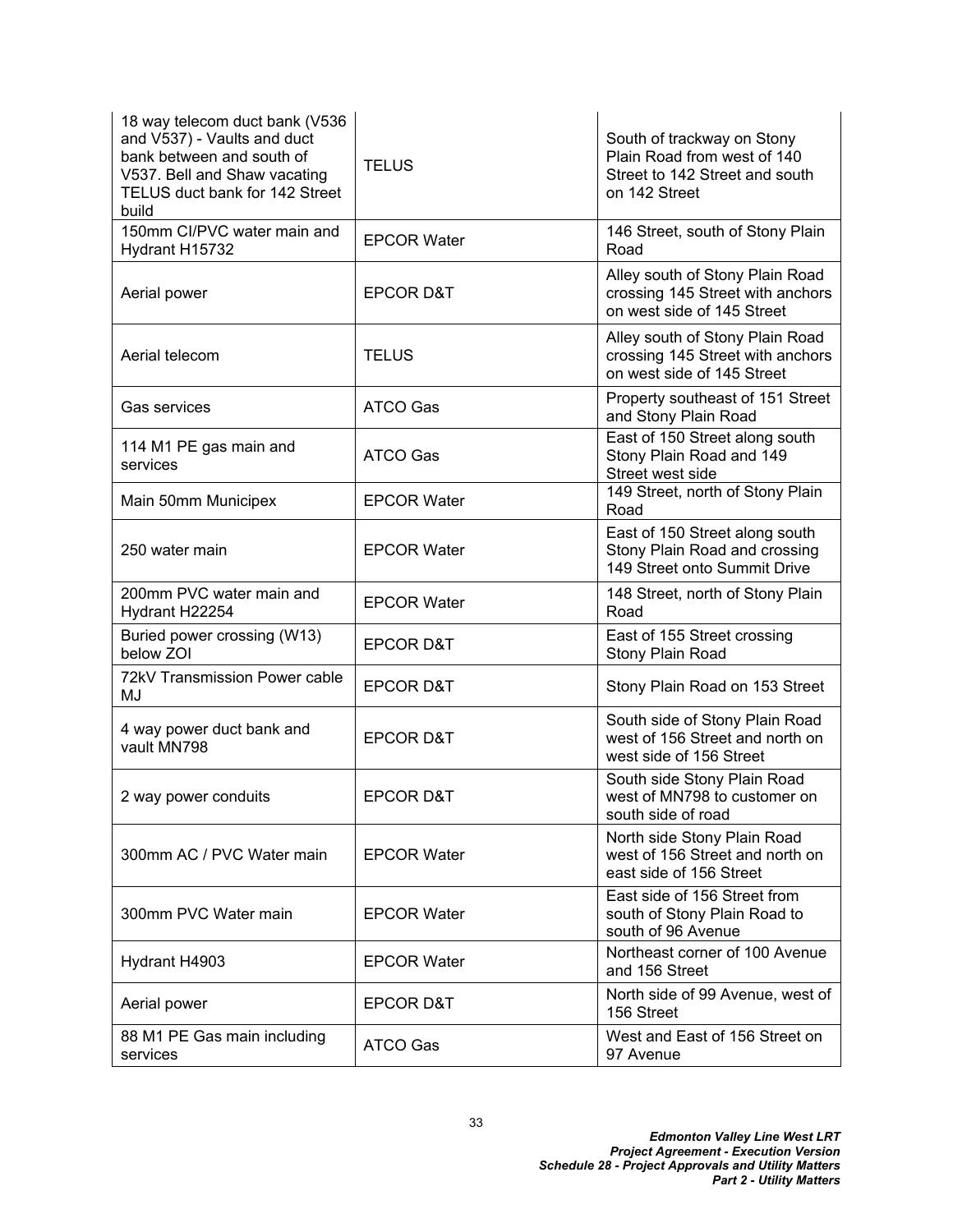| | | |
|---|---|---|
| 18 way telecom duct bank (V536 and V537) - Vaults and duct bank between and south of V537. Bell and Shaw vacating TELUS duct bank for 142 Street build | TELUS | South of trackway on Stony Plain Road from west of 140 Street to 142 Street and south on 142 Street |
| 150mm CI/PVC water main and Hydrant H15732 | EPCOR Water | 146 Street, south of Stony Plain Road |
| Aerial power | EPCOR D&T | Alley south of Stony Plain Road crossing 145 Street with anchors on west side of 145 Street |
| Aerial telecom | TELUS | Alley south of Stony Plain Road crossing 145 Street with anchors on west side of 145 Street |
| Gas services | ATCO Gas | Property southeast of 151 Street and Stony Plain Road |
| 114 M1 PE gas main and services | ATCO Gas | East of 150 Street along south Stony Plain Road and 149 Street west side |
| Main 50mm Municipex | EPCOR Water | 149 Street, north of Stony Plain Road |
| 250 water main | EPCOR Water | East of 150 Street along south Stony Plain Road and crossing 149 Street onto Summit Drive |
| 200mm PVC water main and Hydrant H22254 | EPCOR Water | 148 Street, north of Stony Plain Road |
| Buried power crossing (W13) below ZOI | EPCOR D&T | East of 155 Street crossing Stony Plain Road |
| 72kV Transmission Power cable MJ | EPCOR D&T | Stony Plain Road on 153 Street |
| 4 way power duct bank and vault MN798 | EPCOR D&T | South side of Stony Plain Road west of 156 Street and north on west side of 156 Street |
| 2 way power conduits | EPCOR D&T | South side Stony Plain Road west of MN798 to customer on south side of road |
| 300mm AC / PVC Water main | EPCOR Water | North side Stony Plain Road west of 156 Street and north on east side of 156 Street |
| 300mm PVC Water main | EPCOR Water | East side of 156 Street from south of Stony Plain Road to south of 96 Avenue |
| Hydrant H4903 | EPCOR Water | Northeast corner of 100 Avenue and 156 Street |
| Aerial power | EPCOR D&T | North side of 99 Avenue, west of 156 Street |
| 88 M1 PE Gas main including services | ATCO Gas | West and East of 156 Street on 97 Avenue |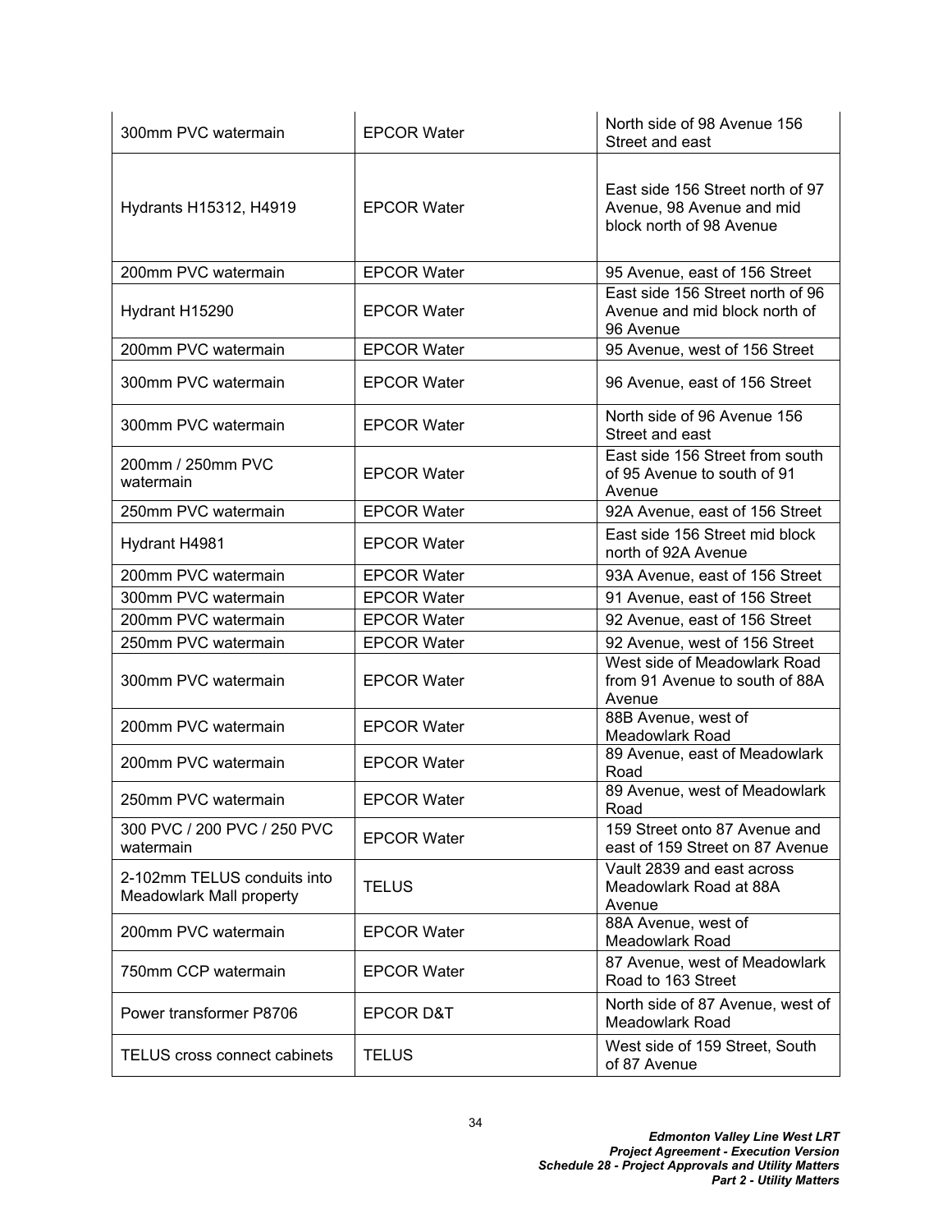| | | |
|---|---|---|
| 300mm PVC watermain | EPCOR Water | North side of 98 Avenue 156 Street and east |
| Hydrants H15312, H4919 | EPCOR Water | East side 156 Street north of 97 Avenue, 98 Avenue and mid block north of 98 Avenue |
| 200mm PVC watermain | EPCOR Water | 95 Avenue, east of 156 Street |
| Hydrant H15290 | EPCOR Water | East side 156 Street north of 96 Avenue and mid block north of 96 Avenue |
| 200mm PVC watermain | EPCOR Water | 95 Avenue, west of 156 Street |
| 300mm PVC watermain | EPCOR Water | 96 Avenue, east of 156 Street |
| 300mm PVC watermain | EPCOR Water | North side of 96 Avenue 156 Street and east |
| 200mm / 250mm PVC watermain | EPCOR Water | East side 156 Street from south of 95 Avenue to south of 91 Avenue |
| 250mm PVC watermain | EPCOR Water | 92A Avenue, east of 156 Street |
| Hydrant H4981 | EPCOR Water | East side 156 Street mid block north of 92A Avenue |
| 200mm PVC watermain | EPCOR Water | 93A Avenue, east of 156 Street |
| 300mm PVC watermain | EPCOR Water | 91 Avenue, east of 156 Street |
| 200mm PVC watermain | EPCOR Water | 92 Avenue, east of 156 Street |
| 250mm PVC watermain | EPCOR Water | 92 Avenue, west of 156 Street |
| 300mm PVC watermain | EPCOR Water | West side of Meadowlark Road from 91 Avenue to south of 88A Avenue |
| 200mm PVC watermain | EPCOR Water | 88B Avenue, west of Meadowlark Road |
| 200mm PVC watermain | EPCOR Water | 89 Avenue, east of Meadowlark Road |
| 250mm PVC watermain | EPCOR Water | 89 Avenue, west of Meadowlark Road |
| 300 PVC / 200 PVC / 250 PVC watermain | EPCOR Water | 159 Street onto 87 Avenue and east of 159 Street on 87 Avenue |
| 2-102mm TELUS conduits into Meadowlark Mall property | TELUS | Vault 2839 and east across Meadowlark Road at 88A Avenue |
| 200mm PVC watermain | EPCOR Water | 88A Avenue, west of Meadowlark Road |
| 750mm CCP watermain | EPCOR Water | 87 Avenue, west of Meadowlark Road to 163 Street |
| Power transformer P8706 | EPCOR D&T | North side of 87 Avenue, west of Meadowlark Road |
| TELUS cross connect cabinets | TELUS | West side of 159 Street, South of 87 Avenue |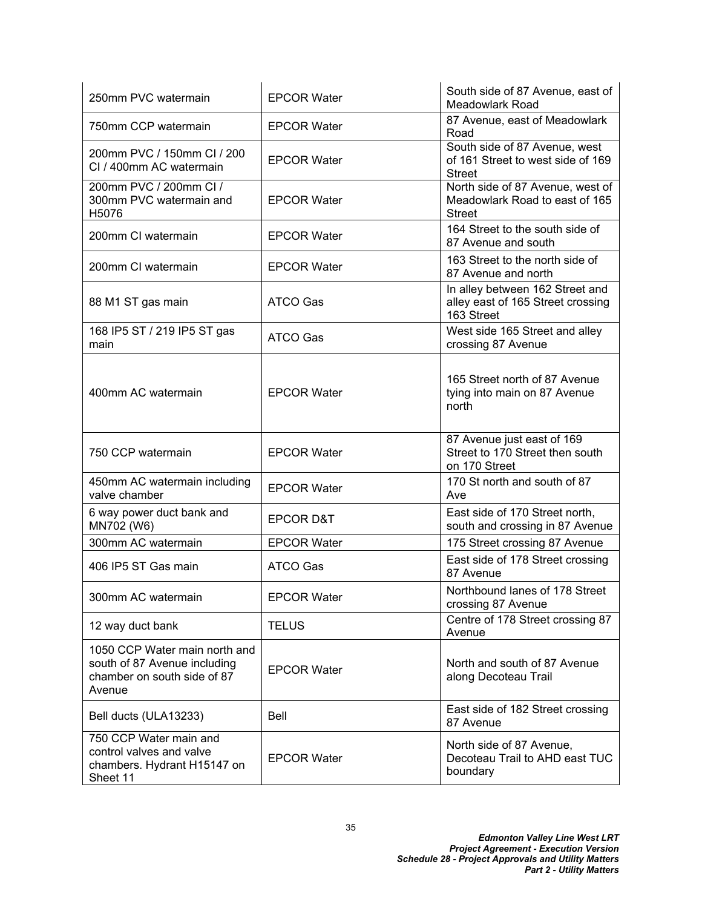| | | |
|---|---|---|
| 250mm PVC watermain | EPCOR Water | South side of 87 Avenue, east of Meadowlark Road |
| 750mm CCP watermain | EPCOR Water | 87 Avenue, east of Meadowlark Road |
| 200mm PVC / 150mm CI / 200 CI / 400mm AC watermain | EPCOR Water | South side of 87 Avenue, west of 161 Street to west side of 169 Street |
| 200mm PVC / 200mm CI / 300mm PVC watermain and H5076 | EPCOR Water | North side of 87 Avenue, west of Meadowlark Road to east of 165 Street |
| 200mm CI watermain | EPCOR Water | 164 Street to the south side of 87 Avenue and south |
| 200mm CI watermain | EPCOR Water | 163 Street to the north side of 87 Avenue and north |
| 88 M1 ST gas main | ATCO Gas | In alley between 162 Street and alley east of 165 Street crossing 163 Street |
| 168 IP5 ST / 219 IP5 ST gas main | ATCO Gas | West side 165 Street and alley crossing 87 Avenue |
| 400mm AC watermain | EPCOR Water | 165 Street north of 87 Avenue tying into main on 87 Avenue north |
| 750 CCP watermain | EPCOR Water | 87 Avenue just east of 169 Street to 170 Street then south on 170 Street |
| 450mm AC watermain including valve chamber | EPCOR Water | 170 St north and south of 87 Ave |
| 6 way power duct bank and MN702 (W6) | EPCOR D&T | East side of 170 Street north, south and crossing in 87 Avenue |
| 300mm AC watermain | EPCOR Water | 175 Street crossing 87 Avenue |
| 406 IP5 ST Gas main | ATCO Gas | East side of 178 Street crossing 87 Avenue |
| 300mm AC watermain | EPCOR Water | Northbound lanes of 178 Street crossing 87 Avenue |
| 12 way duct bank | TELUS | Centre of 178 Street crossing 87 Avenue |
| 1050 CCP Water main north and south of 87 Avenue including chamber on south side of 87 Avenue | EPCOR Water | North and south of 87 Avenue along Decoteau Trail |
| Bell ducts (ULA13233) | Bell | East side of 182 Street crossing 87 Avenue |
| 750 CCP Water main and control valves and valve chambers. Hydrant H15147 on Sheet 11 | EPCOR Water | North side of 87 Avenue, Decoteau Trail to AHD east TUC boundary |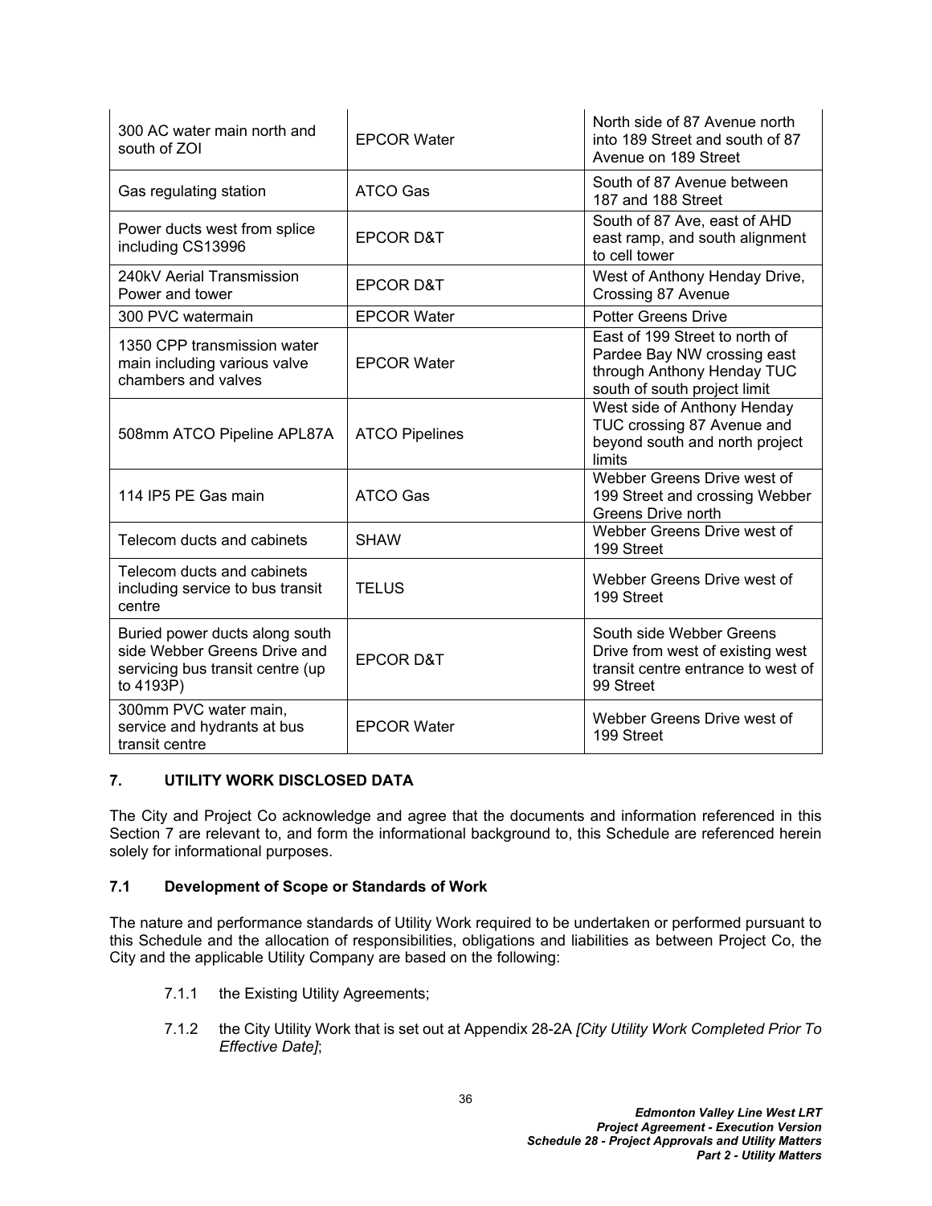| | | |
|---|---|---|
| 300 AC water main north and south of ZOI | EPCOR Water | North side of 87 Avenue north into 189 Street and south of 87 Avenue on 189 Street |
| Gas regulating station | ATCO Gas | South of 87 Avenue between 187 and 188 Street |
| Power ducts west from splice including CS13996 | EPCOR D&T | South of 87 Ave, east of AHD east ramp, and south alignment to cell tower |
| 240kV Aerial Transmission Power and tower | EPCOR D&T | West of Anthony Henday Drive, Crossing 87 Avenue |
| 300 PVC watermain | EPCOR Water | Potter Greens Drive |
| 1350 CPP transmission water main including various valve chambers and valves | EPCOR Water | East of 199 Street to north of Pardee Bay NW crossing east through Anthony Henday TUC south of south project limit |
| 508mm ATCO Pipeline APL87A | ATCO Pipelines | West side of Anthony Henday TUC crossing 87 Avenue and beyond south and north project limits |
| 114 IP5 PE Gas main | ATCO Gas | Webber Greens Drive west of 199 Street and crossing Webber Greens Drive north |
| Telecom ducts and cabinets | SHAW | Webber Greens Drive west of 199 Street |
| Telecom ducts and cabinets including service to bus transit centre | TELUS | Webber Greens Drive west of 199 Street |
| Buried power ducts along south side Webber Greens Drive and servicing bus transit centre (up to 4193P) | EPCOR D&T | South side Webber Greens Drive from west of existing west transit centre entrance to west of 99 Street |
| 300mm PVC water main, service and hydrants at bus transit centre | EPCOR Water | Webber Greens Drive west of 199 Street |

## 7. UTILITY WORK DISCLOSED DATA

The City and Project Co acknowledge and agree that the documents and information referenced in this Section 7 are relevant to, and form the informational background to, this Schedule are referenced herein solely for informational purposes.

### 7.1 Development of Scope or Standards of Work

The nature and performance standards of Utility Work required to be undertaken or performed pursuant to this Schedule and the allocation of responsibilities, obligations and liabilities as between Project Co, the City and the applicable Utility Company are based on the following:

7.1.1 the Existing Utility Agreements;

7.1.2 the City Utility Work that is set out at Appendix 28-2A *[City Utility Work Completed Prior To Effective Date]*;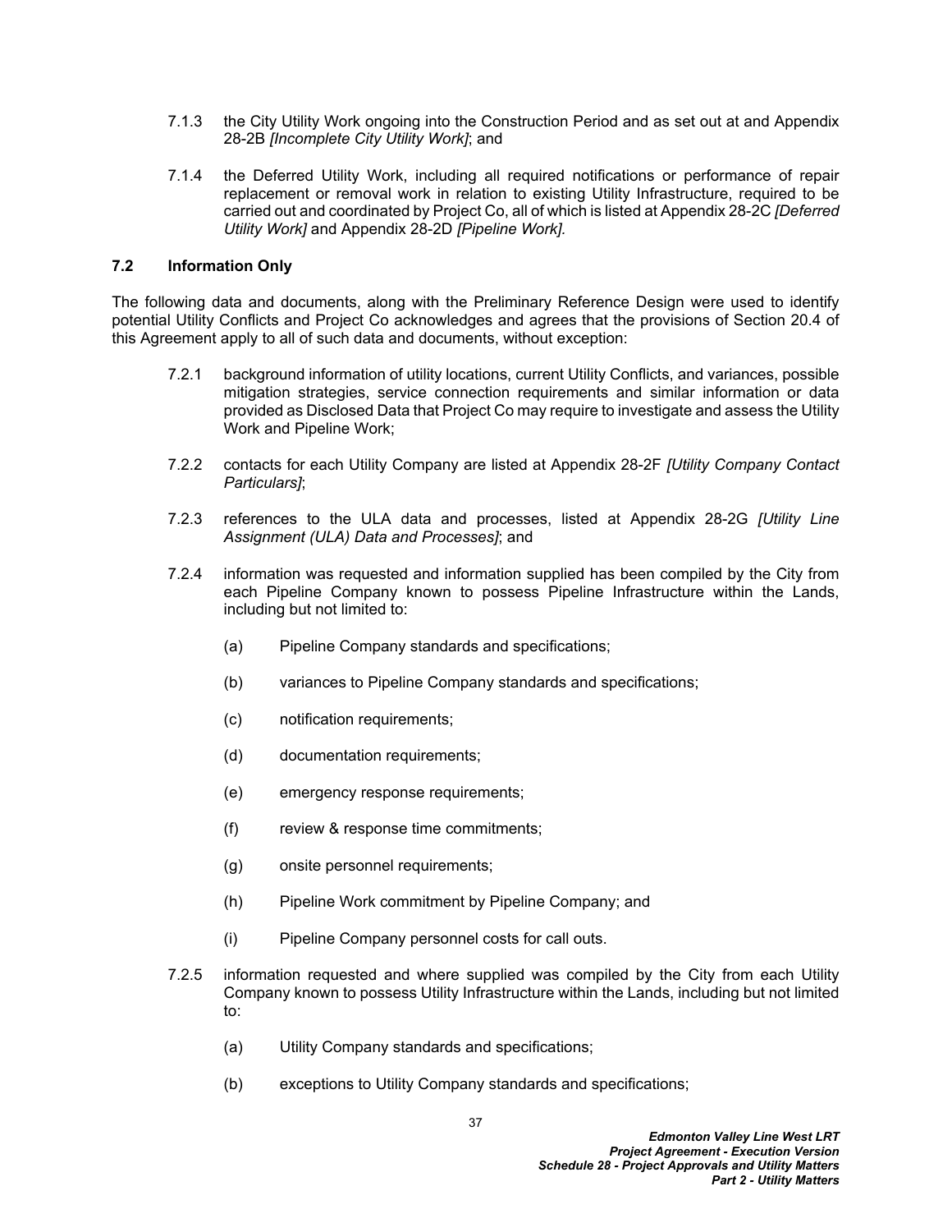7.1.3 the City Utility Work ongoing into the Construction Period and as set out at and Appendix 28-2B *[Incomplete City Utility Work]*; and

7.1.4 the Deferred Utility Work, including all required notifications or performance of repair replacement or removal work in relation to existing Utility Infrastructure, required to be carried out and coordinated by Project Co, all of which is listed at Appendix 28-2C *[Deferred Utility Work]* and Appendix 28-2D *[Pipeline Work].*

### 7.2 Information Only

The following data and documents, along with the Preliminary Reference Design were used to identify potential Utility Conflicts and Project Co acknowledges and agrees that the provisions of Section 20.4 of this Agreement apply to all of such data and documents, without exception:

7.2.1 background information of utility locations, current Utility Conflicts, and variances, possible mitigation strategies, service connection requirements and similar information or data provided as Disclosed Data that Project Co may require to investigate and assess the Utility Work and Pipeline Work;

7.2.2 contacts for each Utility Company are listed at Appendix 28-2F *[Utility Company Contact Particulars]*;

7.2.3 references to the ULA data and processes, listed at Appendix 28-2G *[Utility Line Assignment (ULA) Data and Processes]*; and

7.2.4 information was requested and information supplied has been compiled by the City from each Pipeline Company known to possess Pipeline Infrastructure within the Lands, including but not limited to:

(a) Pipeline Company standards and specifications;

(b) variances to Pipeline Company standards and specifications;

(c) notification requirements;

(d) documentation requirements;

(e) emergency response requirements;

(f) review & response time commitments;

(g) onsite personnel requirements;

(h) Pipeline Work commitment by Pipeline Company; and

(i) Pipeline Company personnel costs for call outs.

7.2.5 information requested and where supplied was compiled by the City from each Utility Company known to possess Utility Infrastructure within the Lands, including but not limited to:

(a) Utility Company standards and specifications;

(b) exceptions to Utility Company standards and specifications;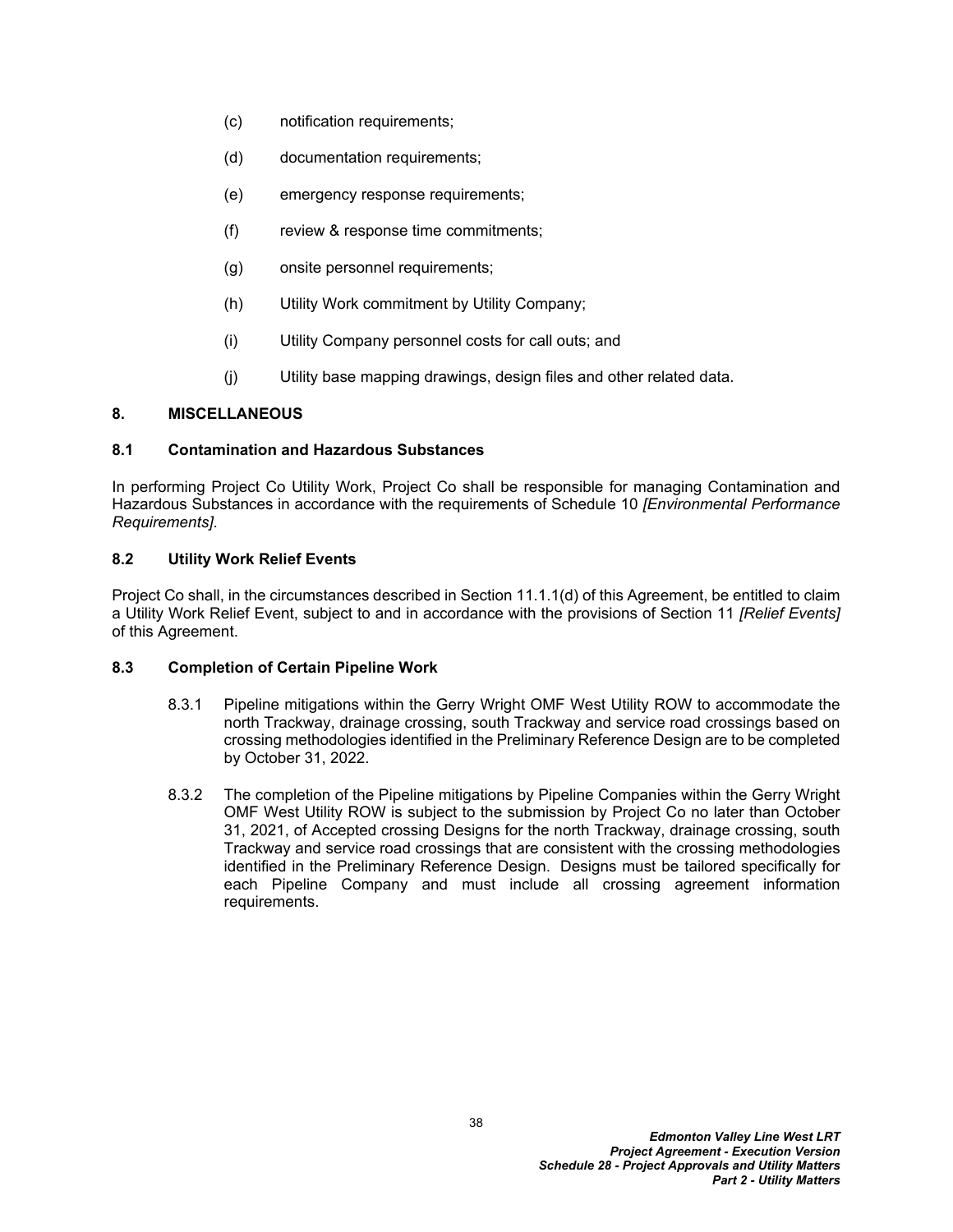(c) notification requirements;

(d) documentation requirements;

(e) emergency response requirements;

(f) review & response time commitments;

(g) onsite personnel requirements;

(h) Utility Work commitment by Utility Company;

(i) Utility Company personnel costs for call outs; and

(j) Utility base mapping drawings, design files and other related data.

## 8. MISCELLANEOUS

### 8.1 Contamination and Hazardous Substances

In performing Project Co Utility Work, Project Co shall be responsible for managing Contamination and Hazardous Substances in accordance with the requirements of Schedule 10 *[Environmental Performance Requirements]*.

### 8.2 Utility Work Relief Events

Project Co shall, in the circumstances described in Section 11.1.1(d) of this Agreement, be entitled to claim a Utility Work Relief Event, subject to and in accordance with the provisions of Section 11 *[Relief Events]* of this Agreement.

### 8.3 Completion of Certain Pipeline Work

8.3.1 Pipeline mitigations within the Gerry Wright OMF West Utility ROW to accommodate the north Trackway, drainage crossing, south Trackway and service road crossings based on crossing methodologies identified in the Preliminary Reference Design are to be completed by October 31, 2022.

8.3.2 The completion of the Pipeline mitigations by Pipeline Companies within the Gerry Wright OMF West Utility ROW is subject to the submission by Project Co no later than October 31, 2021, of Accepted crossing Designs for the north Trackway, drainage crossing, south Trackway and service road crossings that are consistent with the crossing methodologies identified in the Preliminary Reference Design. Designs must be tailored specifically for each Pipeline Company and must include all crossing agreement information requirements.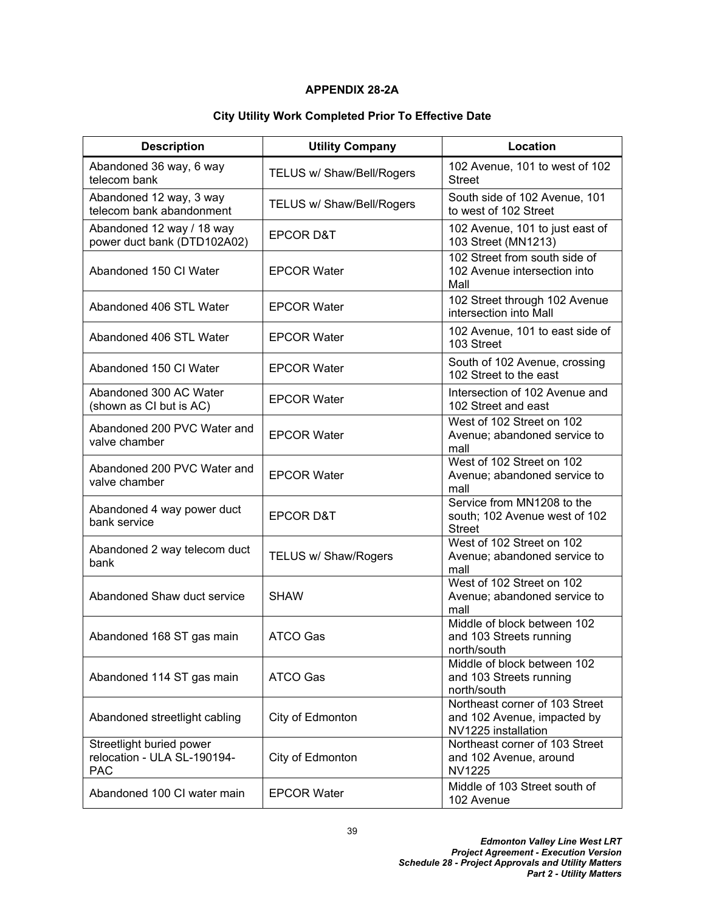**APPENDIX 28-2A**

**City Utility Work Completed Prior To Effective Date**

| Description | Utility Company | Location |
|---|---|---|
| Abandoned 36 way, 6 way telecom bank | TELUS w/ Shaw/Bell/Rogers | 102 Avenue, 101 to west of 102 Street |
| Abandoned 12 way, 3 way telecom bank abandonment | TELUS w/ Shaw/Bell/Rogers | South side of 102 Avenue, 101 to west of 102 Street |
| Abandoned 12 way / 18 way power duct bank (DTD102A02) | EPCOR D&T | 102 Avenue, 101 to just east of 103 Street (MN1213) |
| Abandoned 150 CI Water | EPCOR Water | 102 Street from south side of 102 Avenue intersection into Mall |
| Abandoned 406 STL Water | EPCOR Water | 102 Street through 102 Avenue intersection into Mall |
| Abandoned 406 STL Water | EPCOR Water | 102 Avenue, 101 to east side of 103 Street |
| Abandoned 150 CI Water | EPCOR Water | South of 102 Avenue, crossing 102 Street to the east |
| Abandoned 300 AC Water (shown as CI but is AC) | EPCOR Water | Intersection of 102 Avenue and 102 Street and east |
| Abandoned 200 PVC Water and valve chamber | EPCOR Water | West of 102 Street on 102 Avenue; abandoned service to mall |
| Abandoned 200 PVC Water and valve chamber | EPCOR Water | West of 102 Street on 102 Avenue; abandoned service to mall |
| Abandoned 4 way power duct bank service | EPCOR D&T | Service from MN1208 to the south; 102 Avenue west of 102 Street |
| Abandoned 2 way telecom duct bank | TELUS w/ Shaw/Rogers | West of 102 Street on 102 Avenue; abandoned service to mall |
| Abandoned Shaw duct service | SHAW | West of 102 Street on 102 Avenue; abandoned service to mall |
| Abandoned 168 ST gas main | ATCO Gas | Middle of block between 102 and 103 Streets running north/south |
| Abandoned 114 ST gas main | ATCO Gas | Middle of block between 102 and 103 Streets running north/south |
| Abandoned streetlight cabling | City of Edmonton | Northeast corner of 103 Street and 102 Avenue, impacted by NV1225 installation |
| Streetlight buried power relocation - ULA SL-190194-PAC | City of Edmonton | Northeast corner of 103 Street and 102 Avenue, around NV1225 |
| Abandoned 100 CI water main | EPCOR Water | Middle of 103 Street south of 102 Avenue |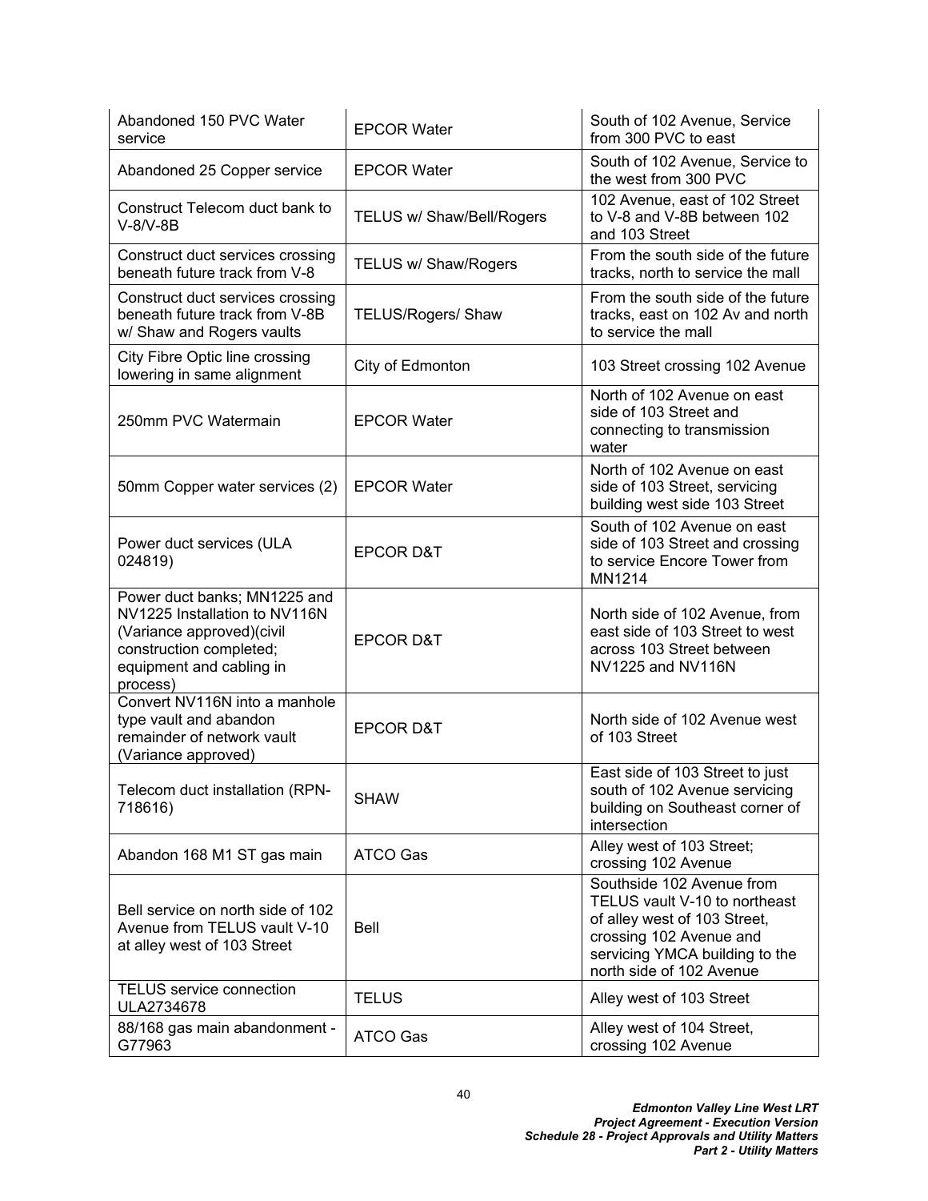| | | |
|---|---|---|
| Abandoned 150 PVC Water service | EPCOR Water | South of 102 Avenue, Service from 300 PVC to east |
| Abandoned 25 Copper service | EPCOR Water | South of 102 Avenue, Service to the west from 300 PVC |
| Construct Telecom duct bank to V-8/V-8B | TELUS w/ Shaw/Bell/Rogers | 102 Avenue, east of 102 Street to V-8 and V-8B between 102 and 103 Street |
| Construct duct services crossing beneath future track from V-8 | TELUS w/ Shaw/Rogers | From the south side of the future tracks, north to service the mall |
| Construct duct services crossing beneath future track from V-8B w/ Shaw and Rogers vaults | TELUS/Rogers/ Shaw | From the south side of the future tracks, east on 102 Av and north to service the mall |
| City Fibre Optic line crossing lowering in same alignment | City of Edmonton | 103 Street crossing 102 Avenue |
| 250mm PVC Watermain | EPCOR Water | North of 102 Avenue on east side of 103 Street and connecting to transmission water |
| 50mm Copper water services (2) | EPCOR Water | North of 102 Avenue on east side of 103 Street, servicing building west side 103 Street |
| Power duct services (ULA 024819) | EPCOR D&T | South of 102 Avenue on east side of 103 Street and crossing to service Encore Tower from MN1214 |
| Power duct banks; MN1225 and NV1225 Installation to NV116N (Variance approved)(civil construction completed; equipment and cabling in process) | EPCOR D&T | North side of 102 Avenue, from east side of 103 Street to west across 103 Street between NV1225 and NV116N |
| Convert NV116N into a manhole type vault and abandon remainder of network vault (Variance approved) | EPCOR D&T | North side of 102 Avenue west of 103 Street |
| Telecom duct installation (RPN-718616) | SHAW | East side of 103 Street to just south of 102 Avenue servicing building on Southeast corner of intersection |
| Abandon 168 M1 ST gas main | ATCO Gas | Alley west of 103 Street; crossing 102 Avenue |
| Bell service on north side of 102 Avenue from TELUS vault V-10 at alley west of 103 Street | Bell | Southside 102 Avenue from TELUS vault V-10 to northeast of alley west of 103 Street, crossing 102 Avenue and servicing YMCA building to the north side of 102 Avenue |
| TELUS service connection ULA2734678 | TELUS | Alley west of 103 Street |
| 88/168 gas main abandonment - G77963 | ATCO Gas | Alley west of 104 Street, crossing 102 Avenue |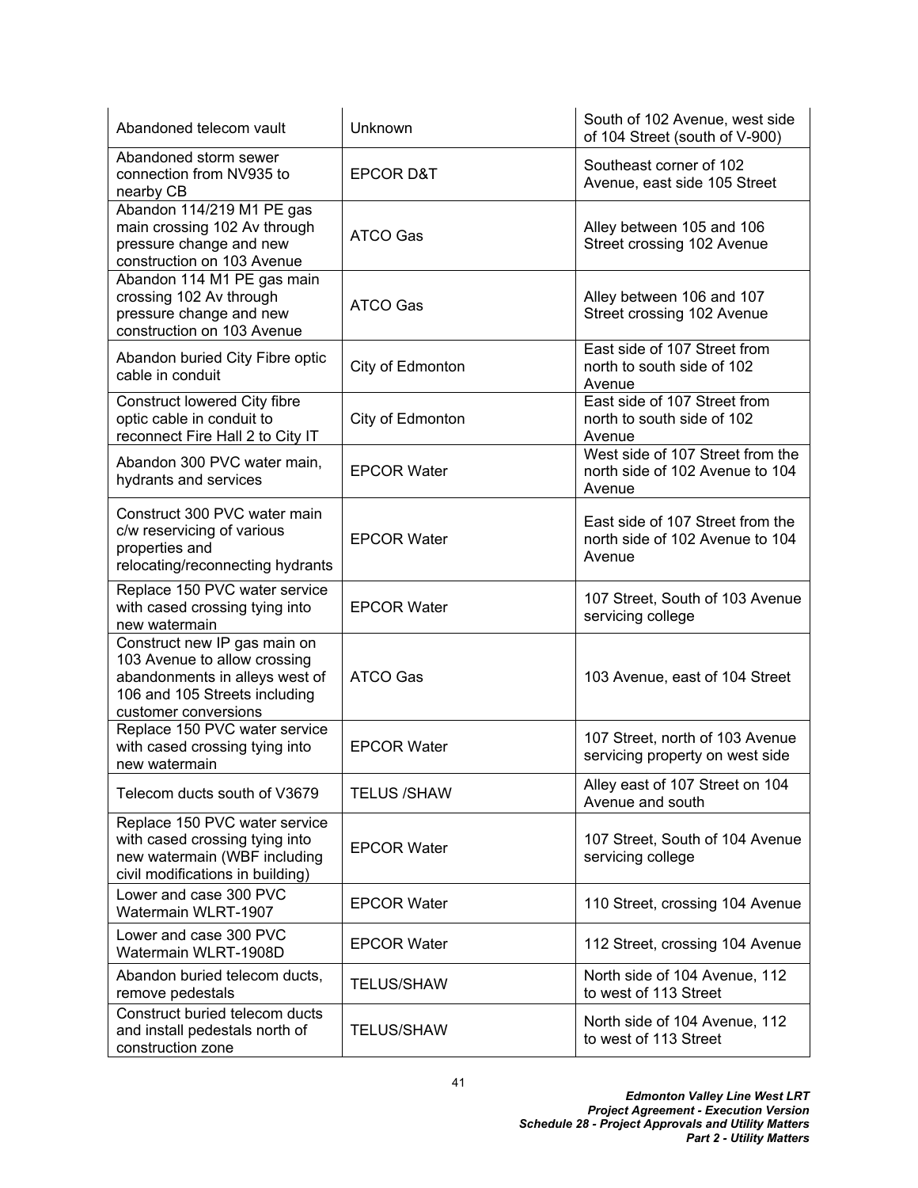| | | |
|---|---|---|
| Abandoned telecom vault | Unknown | South of 102 Avenue, west side of 104 Street (south of V-900) |
| Abandoned storm sewer connection from NV935 to nearby CB | EPCOR D&T | Southeast corner of 102 Avenue, east side 105 Street |
| Abandon 114/219 M1 PE gas main crossing 102 Av through pressure change and new construction on 103 Avenue | ATCO Gas | Alley between 105 and 106 Street crossing 102 Avenue |
| Abandon 114 M1 PE gas main crossing 102 Av through pressure change and new construction on 103 Avenue | ATCO Gas | Alley between 106 and 107 Street crossing 102 Avenue |
| Abandon buried City Fibre optic cable in conduit | City of Edmonton | East side of 107 Street from north to south side of 102 Avenue |
| Construct lowered City fibre optic cable in conduit to reconnect Fire Hall 2 to City IT | City of Edmonton | East side of 107 Street from north to south side of 102 Avenue |
| Abandon 300 PVC water main, hydrants and services | EPCOR Water | West side of 107 Street from the north side of 102 Avenue to 104 Avenue |
| Construct 300 PVC water main c/w reservicing of various properties and relocating/reconnecting hydrants | EPCOR Water | East side of 107 Street from the north side of 102 Avenue to 104 Avenue |
| Replace 150 PVC water service with cased crossing tying into new watermain | EPCOR Water | 107 Street, South of 103 Avenue servicing college |
| Construct new IP gas main on 103 Avenue to allow crossing abandonments in alleys west of 106 and 105 Streets including customer conversions | ATCO Gas | 103 Avenue, east of 104 Street |
| Replace 150 PVC water service with cased crossing tying into new watermain | EPCOR Water | 107 Street, north of 103 Avenue servicing property on west side |
| Telecom ducts south of V3679 | TELUS /SHAW | Alley east of 107 Street on 104 Avenue and south |
| Replace 150 PVC water service with cased crossing tying into new watermain (WBF including civil modifications in building) | EPCOR Water | 107 Street, South of 104 Avenue servicing college |
| Lower and case 300 PVC Watermain WLRT-1907 | EPCOR Water | 110 Street, crossing 104 Avenue |
| Lower and case 300 PVC Watermain WLRT-1908D | EPCOR Water | 112 Street, crossing 104 Avenue |
| Abandon buried telecom ducts, remove pedestals | TELUS/SHAW | North side of 104 Avenue, 112 to west of 113 Street |
| Construct buried telecom ducts and install pedestals north of construction zone | TELUS/SHAW | North side of 104 Avenue, 112 to west of 113 Street |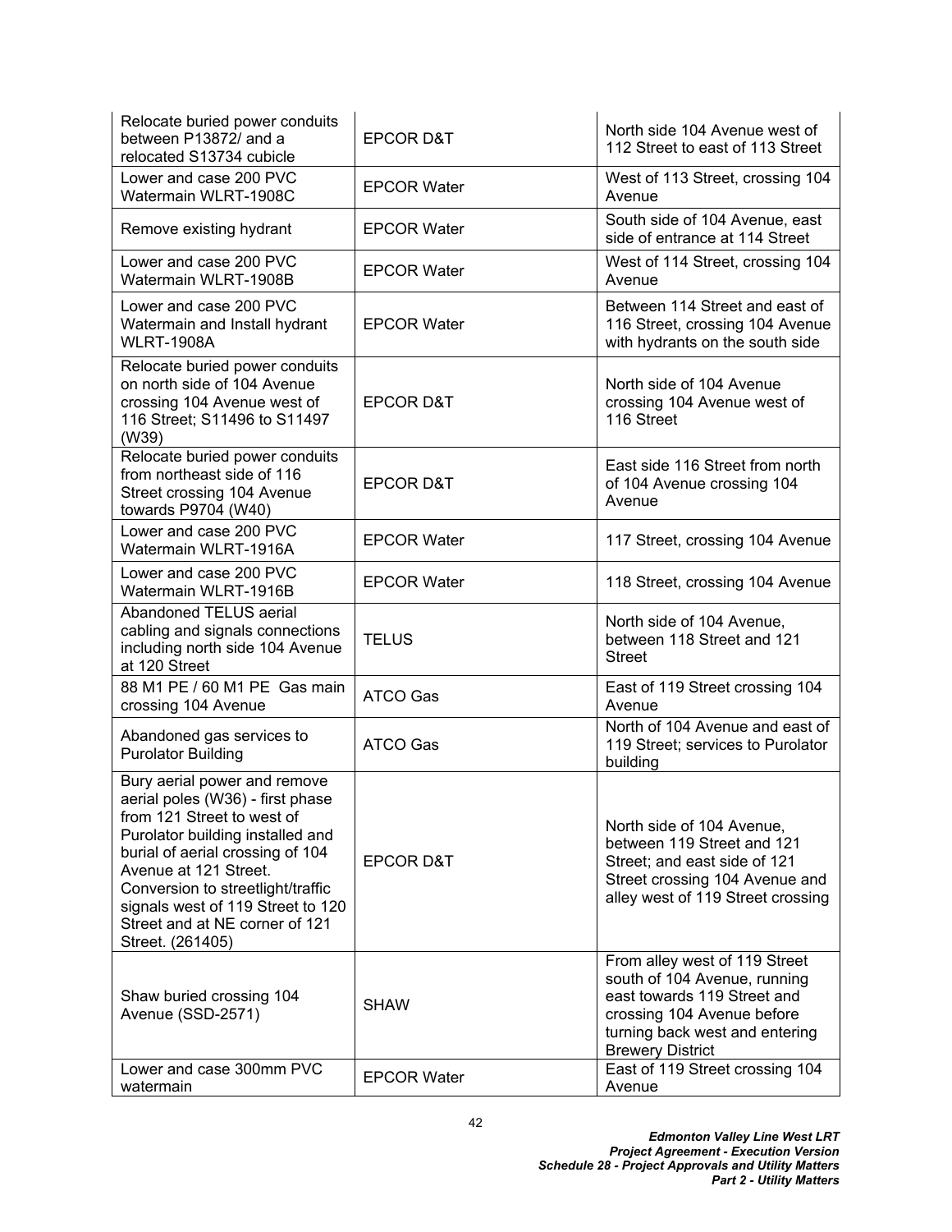| Relocate buried power conduits between P13872/ and a relocated S13734 cubicle | EPCOR D&T | North side 104 Avenue west of 112 Street to east of 113 Street |
|---|---|---|
| Lower and case 200 PVC Watermain WLRT-1908C | EPCOR Water | West of 113 Street, crossing 104 Avenue |
| Remove existing hydrant | EPCOR Water | South side of 104 Avenue, east side of entrance at 114 Street |
| Lower and case 200 PVC Watermain WLRT-1908B | EPCOR Water | West of 114 Street, crossing 104 Avenue |
| Lower and case 200 PVC Watermain and Install hydrant WLRT-1908A | EPCOR Water | Between 114 Street and east of 116 Street, crossing 104 Avenue with hydrants on the south side |
| Relocate buried power conduits on north side of 104 Avenue crossing 104 Avenue west of 116 Street; S11496 to S11497 (W39) | EPCOR D&T | North side of 104 Avenue crossing 104 Avenue west of 116 Street |
| Relocate buried power conduits from northeast side of 116 Street crossing 104 Avenue towards P9704 (W40) | EPCOR D&T | East side 116 Street from north of 104 Avenue crossing 104 Avenue |
| Lower and case 200 PVC Watermain WLRT-1916A | EPCOR Water | 117 Street, crossing 104 Avenue |
| Lower and case 200 PVC Watermain WLRT-1916B | EPCOR Water | 118 Street, crossing 104 Avenue |
| Abandoned TELUS aerial cabling and signals connections including north side 104 Avenue at 120 Street | TELUS | North side of 104 Avenue, between 118 Street and 121 Street |
| 88 M1 PE / 60 M1 PE Gas main crossing 104 Avenue | ATCO Gas | East of 119 Street crossing 104 Avenue |
| Abandoned gas services to Purolator Building | ATCO Gas | North of 104 Avenue and east of 119 Street; services to Purolator building |
| Bury aerial power and remove aerial poles (W36) - first phase from 121 Street to west of Purolator building installed and burial of aerial crossing of 104 Avenue at 121 Street. Conversion to streetlight/traffic signals west of 119 Street to 120 Street and at NE corner of 121 Street. (261405) | EPCOR D&T | North side of 104 Avenue, between 119 Street and 121 Street; and east side of 121 Street crossing 104 Avenue and alley west of 119 Street crossing |
| Shaw buried crossing 104 Avenue (SSD-2571) | SHAW | From alley west of 119 Street south of 104 Avenue, running east towards 119 Street and crossing 104 Avenue before turning back west and entering Brewery District |
| Lower and case 300mm PVC watermain | EPCOR Water | East of 119 Street crossing 104 Avenue |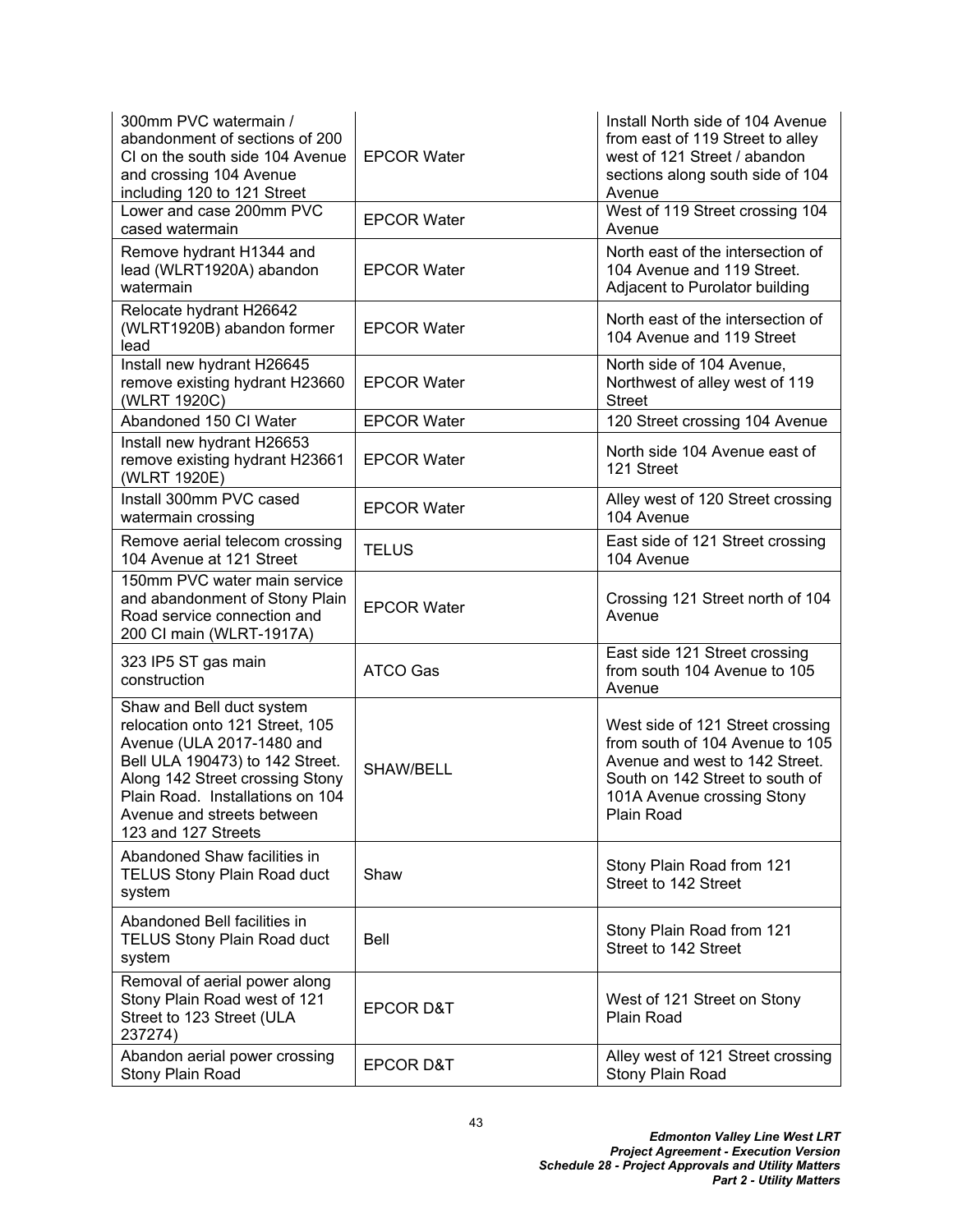| | | |
|---|---|---|
| 300mm PVC watermain / abandonment of sections of 200 CI on the south side 104 Avenue and crossing 104 Avenue including 120 to 121 Street | EPCOR Water | Install North side of 104 Avenue from east of 119 Street to alley west of 121 Street / abandon sections along south side of 104 Avenue |
| Lower and case 200mm PVC cased watermain | EPCOR Water | West of 119 Street crossing 104 Avenue |
| Remove hydrant H1344 and lead (WLRT1920A) abandon watermain | EPCOR Water | North east of the intersection of 104 Avenue and 119 Street. Adjacent to Purolator building |
| Relocate hydrant H26642 (WLRT1920B) abandon former lead | EPCOR Water | North east of the intersection of 104 Avenue and 119 Street |
| Install new hydrant H26645 remove existing hydrant H23660 (WLRT 1920C) | EPCOR Water | North side of 104 Avenue, Northwest of alley west of 119 Street |
| Abandoned 150 CI Water | EPCOR Water | 120 Street crossing 104 Avenue |
| Install new hydrant H26653 remove existing hydrant H23661 (WLRT 1920E) | EPCOR Water | North side 104 Avenue east of 121 Street |
| Install 300mm PVC cased watermain crossing | EPCOR Water | Alley west of 120 Street crossing 104 Avenue |
| Remove aerial telecom crossing 104 Avenue at 121 Street | TELUS | East side of 121 Street crossing 104 Avenue |
| 150mm PVC water main service and abandonment of Stony Plain Road service connection and 200 CI main (WLRT-1917A) | EPCOR Water | Crossing 121 Street north of 104 Avenue |
| 323 IP5 ST gas main construction | ATCO Gas | East side 121 Street crossing from south 104 Avenue to 105 Avenue |
| Shaw and Bell duct system relocation onto 121 Street, 105 Avenue (ULA 2017-1480 and Bell ULA 190473) to 142 Street. Along 142 Street crossing Stony Plain Road. Installations on 104 Avenue and streets between 123 and 127 Streets | SHAW/BELL | West side of 121 Street crossing from south of 104 Avenue to 105 Avenue and west to 142 Street. South on 142 Street to south of 101A Avenue crossing Stony Plain Road |
| Abandoned Shaw facilities in TELUS Stony Plain Road duct system | Shaw | Stony Plain Road from 121 Street to 142 Street |
| Abandoned Bell facilities in TELUS Stony Plain Road duct system | Bell | Stony Plain Road from 121 Street to 142 Street |
| Removal of aerial power along Stony Plain Road west of 121 Street to 123 Street (ULA 237274) | EPCOR D&T | West of 121 Street on Stony Plain Road |
| Abandon aerial power crossing Stony Plain Road | EPCOR D&T | Alley west of 121 Street crossing Stony Plain Road |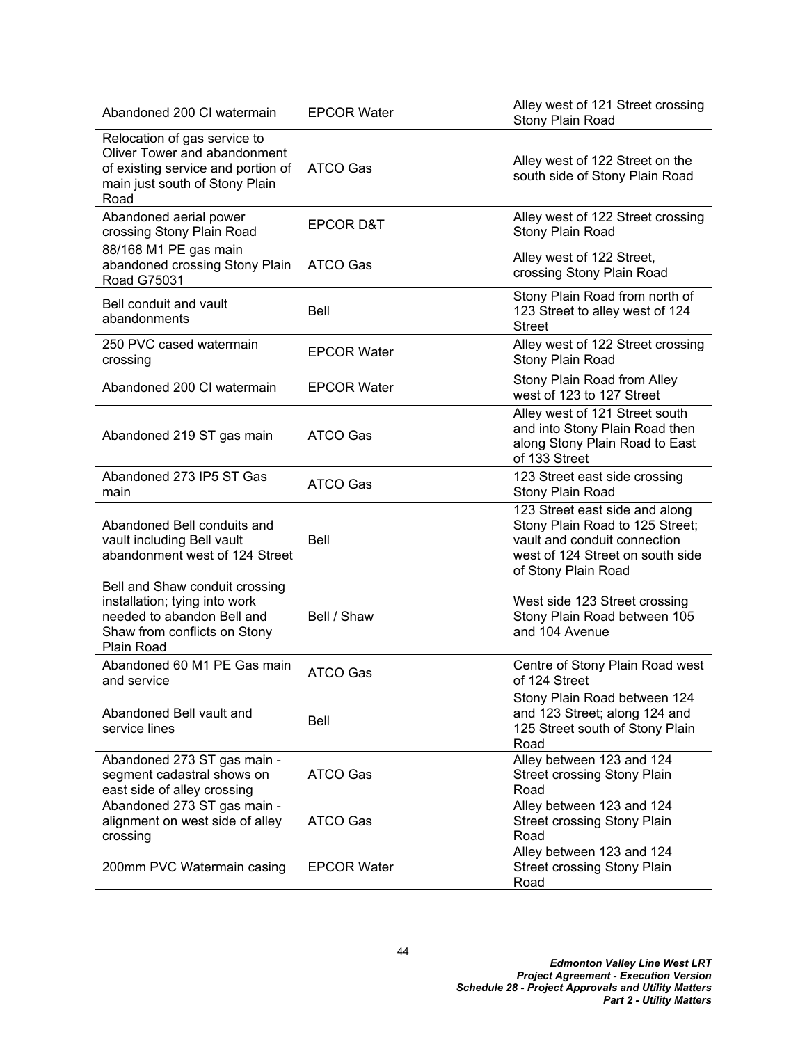| | | |
|---|---|---|
| Abandoned 200 CI watermain | EPCOR Water | Alley west of 121 Street crossing Stony Plain Road |
| Relocation of gas service to Oliver Tower and abandonment of existing service and portion of main just south of Stony Plain Road | ATCO Gas | Alley west of 122 Street on the south side of Stony Plain Road |
| Abandoned aerial power crossing Stony Plain Road | EPCOR D&T | Alley west of 122 Street crossing Stony Plain Road |
| 88/168 M1 PE gas main abandoned crossing Stony Plain Road G75031 | ATCO Gas | Alley west of 122 Street, crossing Stony Plain Road |
| Bell conduit and vault abandonments | Bell | Stony Plain Road from north of 123 Street to alley west of 124 Street |
| 250 PVC cased watermain crossing | EPCOR Water | Alley west of 122 Street crossing Stony Plain Road |
| Abandoned 200 CI watermain | EPCOR Water | Stony Plain Road from Alley west of 123 to 127 Street |
| Abandoned 219 ST gas main | ATCO Gas | Alley west of 121 Street south and into Stony Plain Road then along Stony Plain Road to East of 133 Street |
| Abandoned 273 IP5 ST Gas main | ATCO Gas | 123 Street east side crossing Stony Plain Road |
| Abandoned Bell conduits and vault including Bell vault abandonment west of 124 Street | Bell | 123 Street east side and along Stony Plain Road to 125 Street; vault and conduit connection west of 124 Street on south side of Stony Plain Road |
| Bell and Shaw conduit crossing installation; tying into work needed to abandon Bell and Shaw from conflicts on Stony Plain Road | Bell / Shaw | West side 123 Street crossing Stony Plain Road between 105 and 104 Avenue |
| Abandoned 60 M1 PE Gas main and service | ATCO Gas | Centre of Stony Plain Road west of 124 Street |
| Abandoned Bell vault and service lines | Bell | Stony Plain Road between 124 and 123 Street; along 124 and 125 Street south of Stony Plain Road |
| Abandoned 273 ST gas main - segment cadastral shows on east side of alley crossing | ATCO Gas | Alley between 123 and 124 Street crossing Stony Plain Road |
| Abandoned 273 ST gas main - alignment on west side of alley crossing | ATCO Gas | Alley between 123 and 124 Street crossing Stony Plain Road |
| 200mm PVC Watermain casing | EPCOR Water | Alley between 123 and 124 Street crossing Stony Plain Road |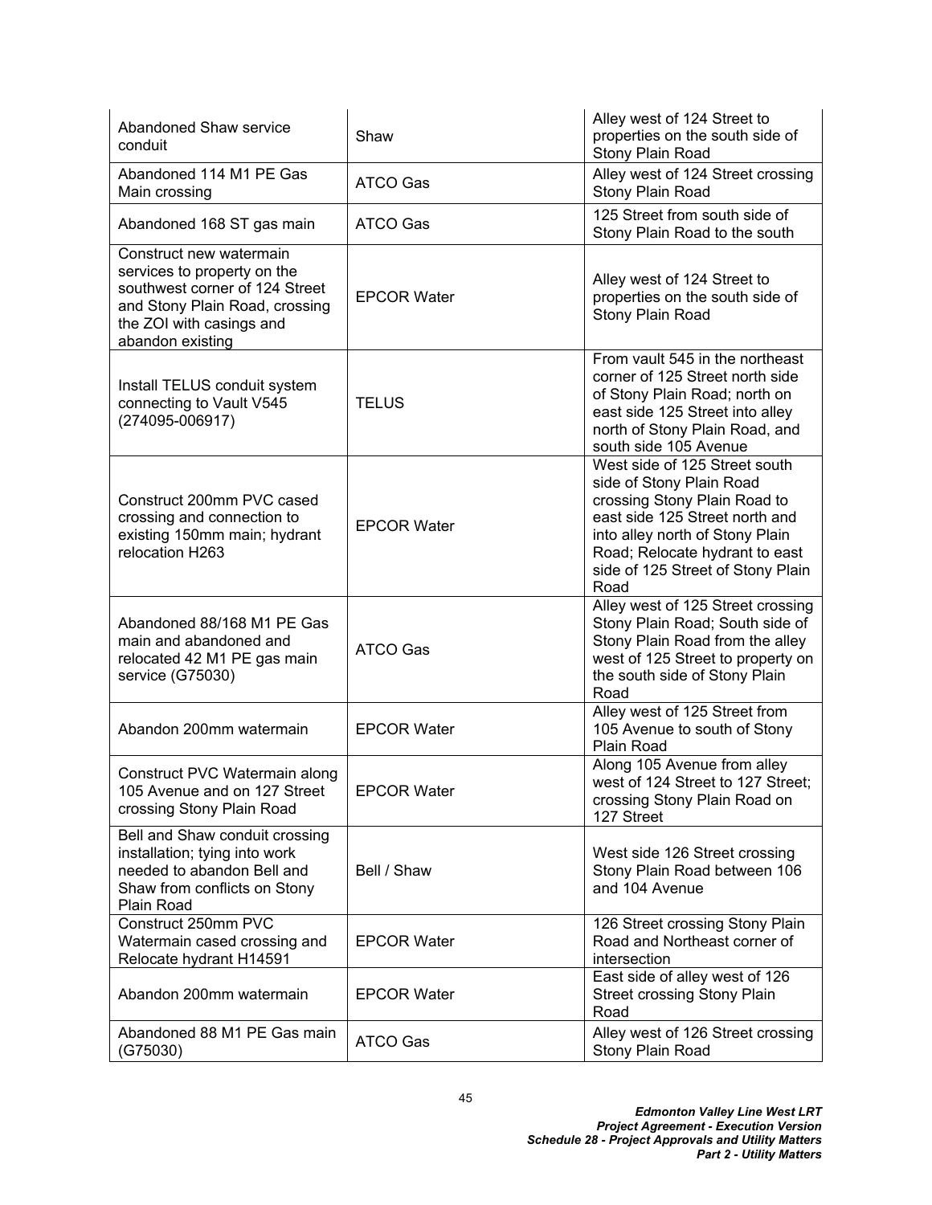| | | |
|---|---|---|
| Abandoned Shaw service conduit | Shaw | Alley west of 124 Street to properties on the south side of Stony Plain Road |
| Abandoned 114 M1 PE Gas Main crossing | ATCO Gas | Alley west of 124 Street crossing Stony Plain Road |
| Abandoned 168 ST gas main | ATCO Gas | 125 Street from south side of Stony Plain Road to the south |
| Construct new watermain services to property on the southwest corner of 124 Street and Stony Plain Road, crossing the ZOI with casings and abandon existing | EPCOR Water | Alley west of 124 Street to properties on the south side of Stony Plain Road |
| Install TELUS conduit system connecting to Vault V545 (274095-006917) | TELUS | From vault 545 in the northeast corner of 125 Street north side of Stony Plain Road; north on east side 125 Street into alley north of Stony Plain Road, and south side 105 Avenue |
| Construct 200mm PVC cased crossing and connection to existing 150mm main; hydrant relocation H263 | EPCOR Water | West side of 125 Street south side of Stony Plain Road crossing Stony Plain Road to east side 125 Street north and into alley north of Stony Plain Road; Relocate hydrant to east side of 125 Street of Stony Plain Road |
| Abandoned 88/168 M1 PE Gas main and abandoned and relocated 42 M1 PE gas main service (G75030) | ATCO Gas | Alley west of 125 Street crossing Stony Plain Road; South side of Stony Plain Road from the alley west of 125 Street to property on the south side of Stony Plain Road |
| Abandon 200mm watermain | EPCOR Water | Alley west of 125 Street from 105 Avenue to south of Stony Plain Road |
| Construct PVC Watermain along 105 Avenue and on 127 Street crossing Stony Plain Road | EPCOR Water | Along 105 Avenue from alley west of 124 Street to 127 Street; crossing Stony Plain Road on 127 Street |
| Bell and Shaw conduit crossing installation; tying into work needed to abandon Bell and Shaw from conflicts on Stony Plain Road | Bell / Shaw | West side 126 Street crossing Stony Plain Road between 106 and 104 Avenue |
| Construct 250mm PVC Watermain cased crossing and Relocate hydrant H14591 | EPCOR Water | 126 Street crossing Stony Plain Road and Northeast corner of intersection |
| Abandon 200mm watermain | EPCOR Water | East side of alley west of 126 Street crossing Stony Plain Road |
| Abandoned 88 M1 PE Gas main (G75030) | ATCO Gas | Alley west of 126 Street crossing Stony Plain Road |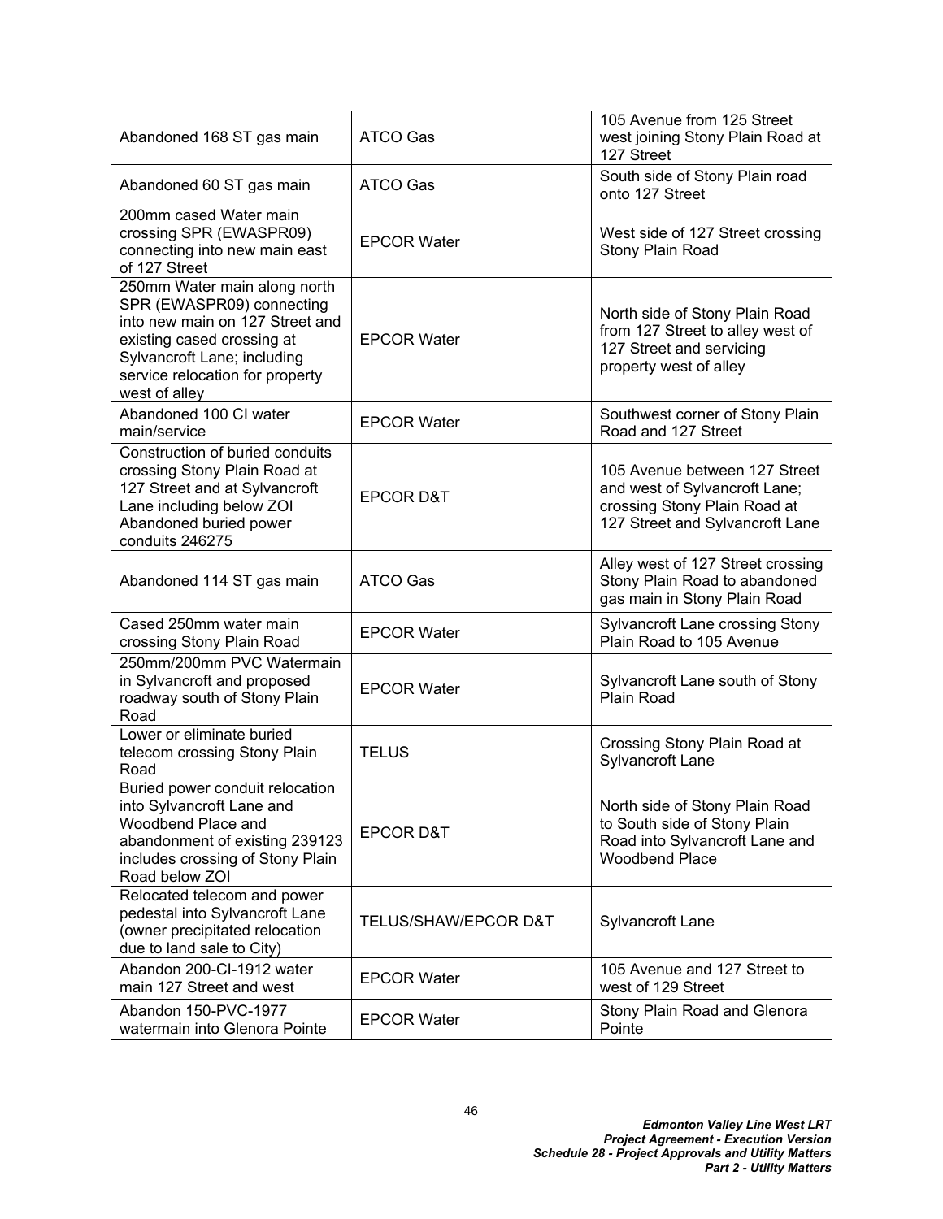| | | |
|---|---|---|
| Abandoned 168 ST gas main | ATCO Gas | 105 Avenue from 125 Street west joining Stony Plain Road at 127 Street |
| Abandoned 60 ST gas main | ATCO Gas | South side of Stony Plain road onto 127 Street |
| 200mm cased Water main crossing SPR (EWASPR09) connecting into new main east of 127 Street | EPCOR Water | West side of 127 Street crossing Stony Plain Road |
| 250mm Water main along north SPR (EWASPR09) connecting into new main on 127 Street and existing cased crossing at Sylvancroft Lane; including service relocation for property west of alley | EPCOR Water | North side of Stony Plain Road from 127 Street to alley west of 127 Street and servicing property west of alley |
| Abandoned 100 CI water main/service | EPCOR Water | Southwest corner of Stony Plain Road and 127 Street |
| Construction of buried conduits crossing Stony Plain Road at 127 Street and at Sylvancroft Lane including below ZOI Abandoned buried power conduits 246275 | EPCOR D&T | 105 Avenue between 127 Street and west of Sylvancroft Lane; crossing Stony Plain Road at 127 Street and Sylvancroft Lane |
| Abandoned 114 ST gas main | ATCO Gas | Alley west of 127 Street crossing Stony Plain Road to abandoned gas main in Stony Plain Road |
| Cased 250mm water main crossing Stony Plain Road | EPCOR Water | Sylvancroft Lane crossing Stony Plain Road to 105 Avenue |
| 250mm/200mm PVC Watermain in Sylvancroft and proposed roadway south of Stony Plain Road | EPCOR Water | Sylvancroft Lane south of Stony Plain Road |
| Lower or eliminate buried telecom crossing Stony Plain Road | TELUS | Crossing Stony Plain Road at Sylvancroft Lane |
| Buried power conduit relocation into Sylvancroft Lane and Woodbend Place and abandonment of existing 239123 includes crossing of Stony Plain Road below ZOI | EPCOR D&T | North side of Stony Plain Road to South side of Stony Plain Road into Sylvancroft Lane and Woodbend Place |
| Relocated telecom and power pedestal into Sylvancroft Lane (owner precipitated relocation due to land sale to City) | TELUS/SHAW/EPCOR D&T | Sylvancroft Lane |
| Abandon 200-CI-1912 water main 127 Street and west | EPCOR Water | 105 Avenue and 127 Street to west of 129 Street |
| Abandon 150-PVC-1977 watermain into Glenora Pointe | EPCOR Water | Stony Plain Road and Glenora Pointe |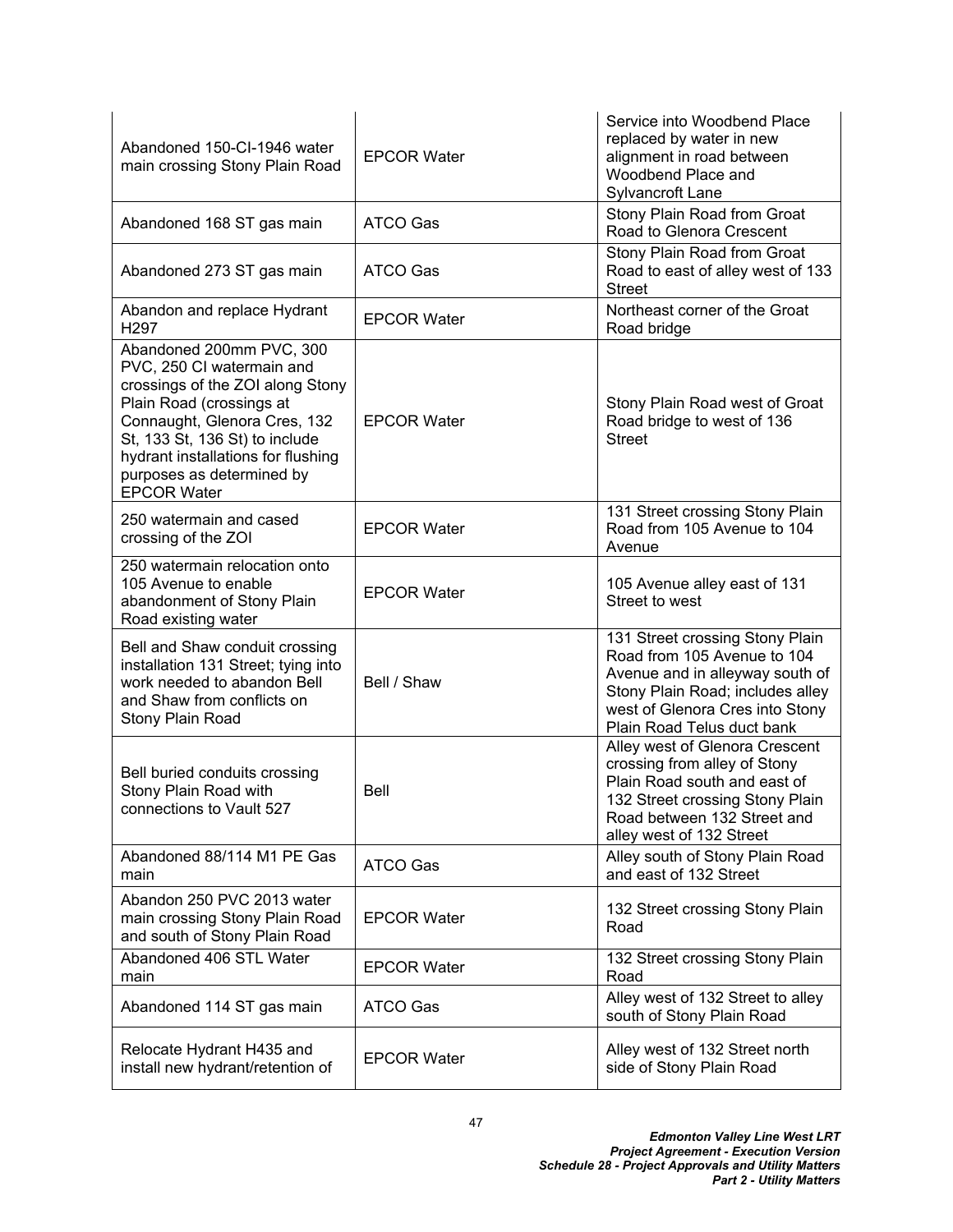| | | |
|---|---|---|
| Abandoned 150-CI-1946 water main crossing Stony Plain Road | EPCOR Water | Service into Woodbend Place replaced by water in new alignment in road between Woodbend Place and Sylvancroft Lane |
| Abandoned 168 ST gas main | ATCO Gas | Stony Plain Road from Groat Road to Glenora Crescent |
| Abandoned 273 ST gas main | ATCO Gas | Stony Plain Road from Groat Road to east of alley west of 133 Street |
| Abandon and replace Hydrant H297 | EPCOR Water | Northeast corner of the Groat Road bridge |
| Abandoned 200mm PVC, 300 PVC, 250 CI watermain and crossings of the ZOI along Stony Plain Road (crossings at Connaught, Glenora Cres, 132 St, 133 St, 136 St) to include hydrant installations for flushing purposes as determined by EPCOR Water | EPCOR Water | Stony Plain Road west of Groat Road bridge to west of 136 Street |
| 250 watermain and cased crossing of the ZOI | EPCOR Water | 131 Street crossing Stony Plain Road from 105 Avenue to 104 Avenue |
| 250 watermain relocation onto 105 Avenue to enable abandonment of Stony Plain Road existing water | EPCOR Water | 105 Avenue alley east of 131 Street to west |
| Bell and Shaw conduit crossing installation 131 Street; tying into work needed to abandon Bell and Shaw from conflicts on Stony Plain Road | Bell / Shaw | 131 Street crossing Stony Plain Road from 105 Avenue to 104 Avenue and in alleyway south of Stony Plain Road; includes alley west of Glenora Cres into Stony Plain Road Telus duct bank |
| Bell buried conduits crossing Stony Plain Road with connections to Vault 527 | Bell | Alley west of Glenora Crescent crossing from alley of Stony Plain Road south and east of 132 Street crossing Stony Plain Road between 132 Street and alley west of 132 Street |
| Abandoned 88/114 M1 PE Gas main | ATCO Gas | Alley south of Stony Plain Road and east of 132 Street |
| Abandon 250 PVC 2013 water main crossing Stony Plain Road and south of Stony Plain Road | EPCOR Water | 132 Street crossing Stony Plain Road |
| Abandoned 406 STL Water main | EPCOR Water | 132 Street crossing Stony Plain Road |
| Abandoned 114 ST gas main | ATCO Gas | Alley west of 132 Street to alley south of Stony Plain Road |
| Relocate Hydrant H435 and install new hydrant/retention of | EPCOR Water | Alley west of 132 Street north side of Stony Plain Road |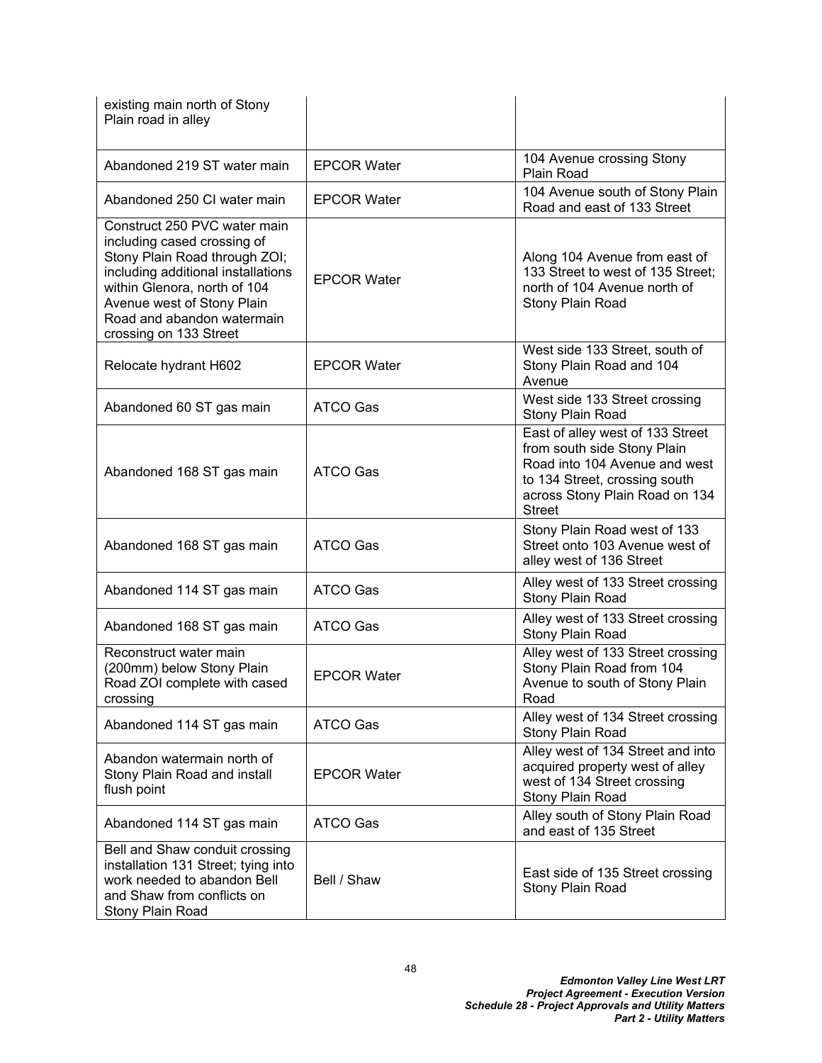| | | |
|---|---|---|
| existing main north of Stony Plain road in alley | | |
| Abandoned 219 ST water main | EPCOR Water | 104 Avenue crossing Stony Plain Road |
| Abandoned 250 CI water main | EPCOR Water | 104 Avenue south of Stony Plain Road and east of 133 Street |
| Construct 250 PVC water main including cased crossing of Stony Plain Road through ZOI; including additional installations within Glenora, north of 104 Avenue west of Stony Plain Road and abandon watermain crossing on 133 Street | EPCOR Water | Along 104 Avenue from east of 133 Street to west of 135 Street; north of 104 Avenue north of Stony Plain Road |
| Relocate hydrant H602 | EPCOR Water | West side 133 Street, south of Stony Plain Road and 104 Avenue |
| Abandoned 60 ST gas main | ATCO Gas | West side 133 Street crossing Stony Plain Road |
| Abandoned 168 ST gas main | ATCO Gas | East of alley west of 133 Street from south side Stony Plain Road into 104 Avenue and west to 134 Street, crossing south across Stony Plain Road on 134 Street |
| Abandoned 168 ST gas main | ATCO Gas | Stony Plain Road west of 133 Street onto 103 Avenue west of alley west of 136 Street |
| Abandoned 114 ST gas main | ATCO Gas | Alley west of 133 Street crossing Stony Plain Road |
| Abandoned 168 ST gas main | ATCO Gas | Alley west of 133 Street crossing Stony Plain Road |
| Reconstruct water main (200mm) below Stony Plain Road ZOI complete with cased crossing | EPCOR Water | Alley west of 133 Street crossing Stony Plain Road from 104 Avenue to south of Stony Plain Road |
| Abandoned 114 ST gas main | ATCO Gas | Alley west of 134 Street crossing Stony Plain Road |
| Abandon watermain north of Stony Plain Road and install flush point | EPCOR Water | Alley west of 134 Street and into acquired property west of alley west of 134 Street crossing Stony Plain Road |
| Abandoned 114 ST gas main | ATCO Gas | Alley south of Stony Plain Road and east of 135 Street |
| Bell and Shaw conduit crossing installation 131 Street; tying into work needed to abandon Bell and Shaw from conflicts on Stony Plain Road | Bell / Shaw | East side of 135 Street crossing Stony Plain Road |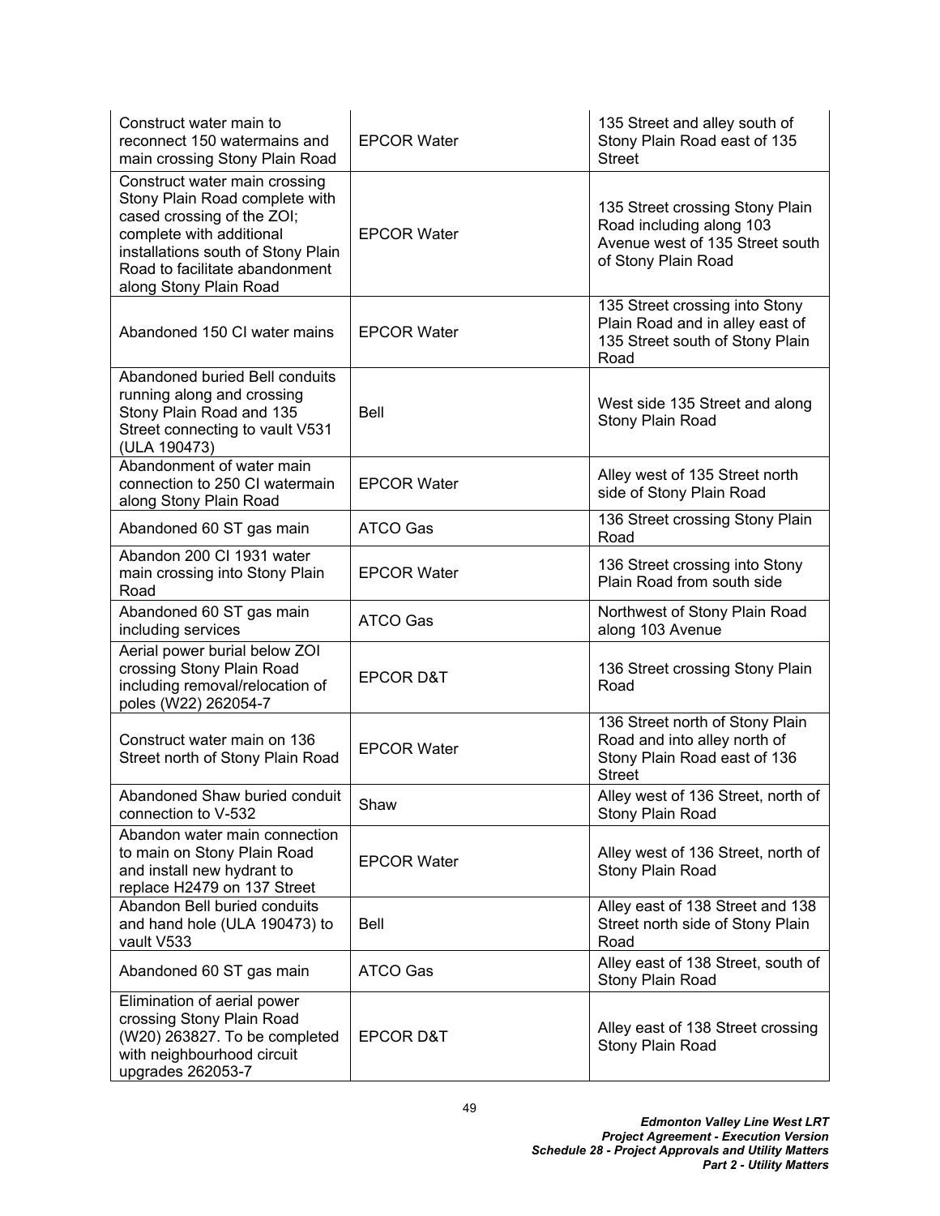| | | |
|---|---|---|
| Construct water main to reconnect 150 watermains and main crossing Stony Plain Road | EPCOR Water | 135 Street and alley south of Stony Plain Road east of 135 Street |
| Construct water main crossing Stony Plain Road complete with cased crossing of the ZOI; complete with additional installations south of Stony Plain Road to facilitate abandonment along Stony Plain Road | EPCOR Water | 135 Street crossing Stony Plain Road including along 103 Avenue west of 135 Street south of Stony Plain Road |
| Abandoned 150 CI water mains | EPCOR Water | 135 Street crossing into Stony Plain Road and in alley east of 135 Street south of Stony Plain Road |
| Abandoned buried Bell conduits running along and crossing Stony Plain Road and 135 Street connecting to vault V531 (ULA 190473) | Bell | West side 135 Street and along Stony Plain Road |
| Abandonment of water main connection to 250 CI watermain along Stony Plain Road | EPCOR Water | Alley west of 135 Street north side of Stony Plain Road |
| Abandoned 60 ST gas main | ATCO Gas | 136 Street crossing Stony Plain Road |
| Abandon 200 CI 1931 water main crossing into Stony Plain Road | EPCOR Water | 136 Street crossing into Stony Plain Road from south side |
| Abandoned 60 ST gas main including services | ATCO Gas | Northwest of Stony Plain Road along 103 Avenue |
| Aerial power burial below ZOI crossing Stony Plain Road including removal/relocation of poles (W22) 262054-7 | EPCOR D&T | 136 Street crossing Stony Plain Road |
| Construct water main on 136 Street north of Stony Plain Road | EPCOR Water | 136 Street north of Stony Plain Road and into alley north of Stony Plain Road east of 136 Street |
| Abandoned Shaw buried conduit connection to V-532 | Shaw | Alley west of 136 Street, north of Stony Plain Road |
| Abandon water main connection to main on Stony Plain Road and install new hydrant to replace H2479 on 137 Street | EPCOR Water | Alley west of 136 Street, north of Stony Plain Road |
| Abandon Bell buried conduits and hand hole (ULA 190473) to vault V533 | Bell | Alley east of 138 Street and 138 Street north side of Stony Plain Road |
| Abandoned 60 ST gas main | ATCO Gas | Alley east of 138 Street, south of Stony Plain Road |
| Elimination of aerial power crossing Stony Plain Road (W20) 263827. To be completed with neighbourhood circuit upgrades 262053-7 | EPCOR D&T | Alley east of 138 Street crossing Stony Plain Road |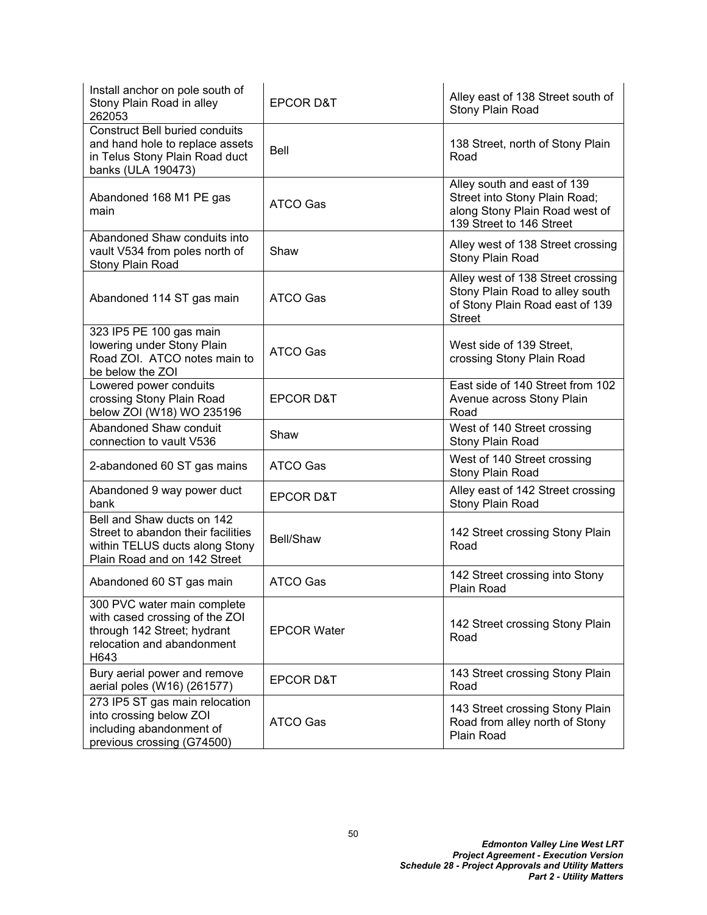| Install anchor on pole south of Stony Plain Road in alley 262053 | EPCOR D&T | Alley east of 138 Street south of Stony Plain Road |
|---|---|---|
| Construct Bell buried conduits and hand hole to replace assets in Telus Stony Plain Road duct banks (ULA 190473) | Bell | 138 Street, north of Stony Plain Road |
| Abandoned 168 M1 PE gas main | ATCO Gas | Alley south and east of 139 Street into Stony Plain Road; along Stony Plain Road west of 139 Street to 146 Street |
| Abandoned Shaw conduits into vault V534 from poles north of Stony Plain Road | Shaw | Alley west of 138 Street crossing Stony Plain Road |
| Abandoned 114 ST gas main | ATCO Gas | Alley west of 138 Street crossing Stony Plain Road to alley south of Stony Plain Road east of 139 Street |
| 323 IP5 PE 100 gas main lowering under Stony Plain Road ZOI. ATCO notes main to be below the ZOI | ATCO Gas | West side of 139 Street, crossing Stony Plain Road |
| Lowered power conduits crossing Stony Plain Road below ZOI (W18) WO 235196 | EPCOR D&T | East side of 140 Street from 102 Avenue across Stony Plain Road |
| Abandoned Shaw conduit connection to vault V536 | Shaw | West of 140 Street crossing Stony Plain Road |
| 2-abandoned 60 ST gas mains | ATCO Gas | West of 140 Street crossing Stony Plain Road |
| Abandoned 9 way power duct bank | EPCOR D&T | Alley east of 142 Street crossing Stony Plain Road |
| Bell and Shaw ducts on 142 Street to abandon their facilities within TELUS ducts along Stony Plain Road and on 142 Street | Bell/Shaw | 142 Street crossing Stony Plain Road |
| Abandoned 60 ST gas main | ATCO Gas | 142 Street crossing into Stony Plain Road |
| 300 PVC water main complete with cased crossing of the ZOI through 142 Street; hydrant relocation and abandonment H643 | EPCOR Water | 142 Street crossing Stony Plain Road |
| Bury aerial power and remove aerial poles (W16) (261577) | EPCOR D&T | 143 Street crossing Stony Plain Road |
| 273 IP5 ST gas main relocation into crossing below ZOI including abandonment of previous crossing (G74500) | ATCO Gas | 143 Street crossing Stony Plain Road from alley north of Stony Plain Road |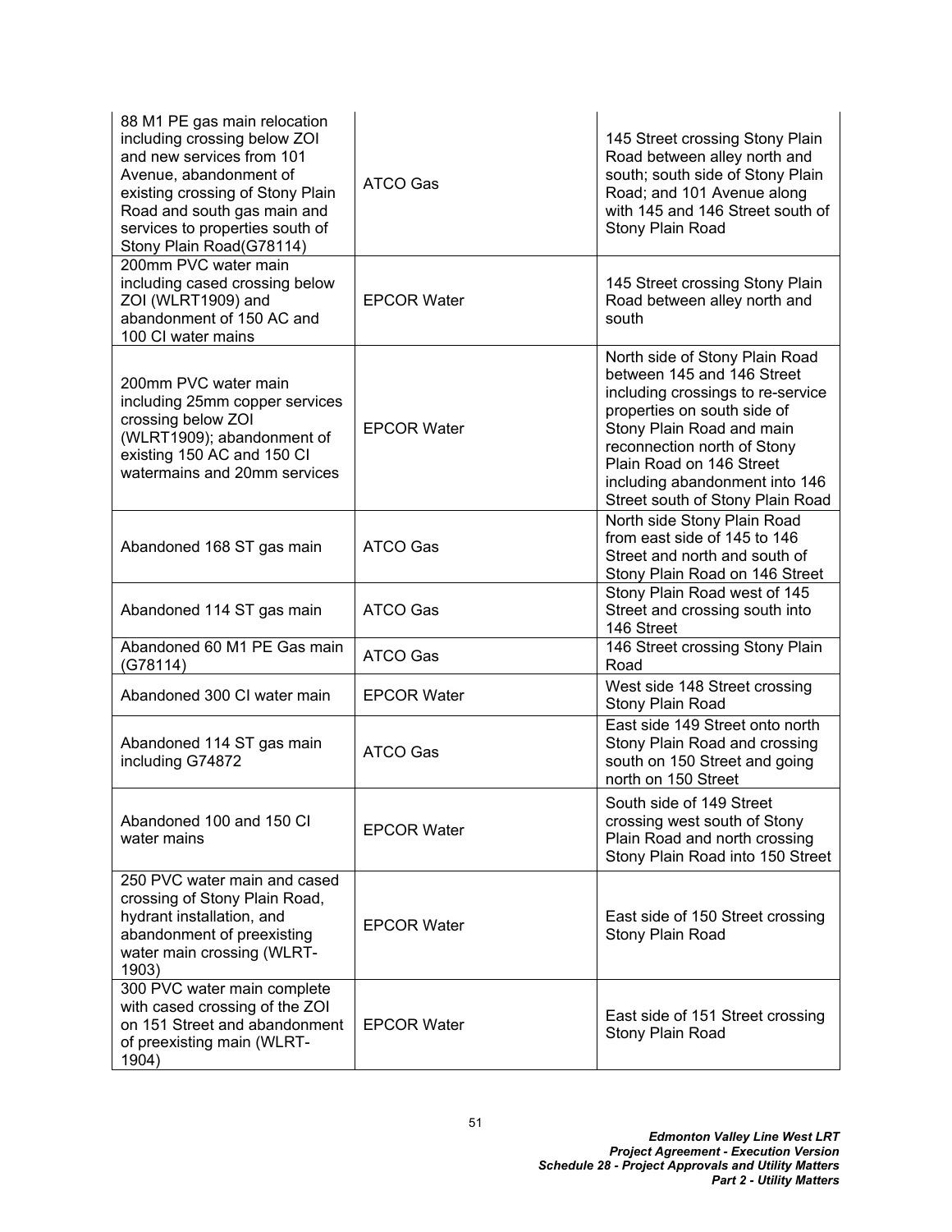| | | |
|---|---|---|
| 88 M1 PE gas main relocation including crossing below ZOI and new services from 101 Avenue, abandonment of existing crossing of Stony Plain Road and south gas main and services to properties south of Stony Plain Road(G78114) | ATCO Gas | 145 Street crossing Stony Plain Road between alley north and south; south side of Stony Plain Road; and 101 Avenue along with 145 and 146 Street south of Stony Plain Road |
| 200mm PVC water main including cased crossing below ZOI (WLRT1909) and abandonment of 150 AC and 100 CI water mains | EPCOR Water | 145 Street crossing Stony Plain Road between alley north and south |
| 200mm PVC water main including 25mm copper services crossing below ZOI (WLRT1909); abandonment of existing 150 AC and 150 CI watermains and 20mm services | EPCOR Water | North side of Stony Plain Road between 145 and 146 Street including crossings to re-service properties on south side of Stony Plain Road and main reconnection north of Stony Plain Road on 146 Street including abandonment into 146 Street south of Stony Plain Road |
| Abandoned 168 ST gas main | ATCO Gas | North side Stony Plain Road from east side of 145 to 146 Street and north and south of Stony Plain Road on 146 Street |
| Abandoned 114 ST gas main | ATCO Gas | Stony Plain Road west of 145 Street and crossing south into 146 Street |
| Abandoned 60 M1 PE Gas main (G78114) | ATCO Gas | 146 Street crossing Stony Plain Road |
| Abandoned 300 CI water main | EPCOR Water | West side 148 Street crossing Stony Plain Road |
| Abandoned 114 ST gas main including G74872 | ATCO Gas | East side 149 Street onto north Stony Plain Road and crossing south on 150 Street and going north on 150 Street |
| Abandoned 100 and 150 CI water mains | EPCOR Water | South side of 149 Street crossing west south of Stony Plain Road and north crossing Stony Plain Road into 150 Street |
| 250 PVC water main and cased crossing of Stony Plain Road, hydrant installation, and abandonment of preexisting water main crossing (WLRT-1903) | EPCOR Water | East side of 150 Street crossing Stony Plain Road |
| 300 PVC water main complete with cased crossing of the ZOI on 151 Street and abandonment of preexisting main (WLRT-1904) | EPCOR Water | East side of 151 Street crossing Stony Plain Road |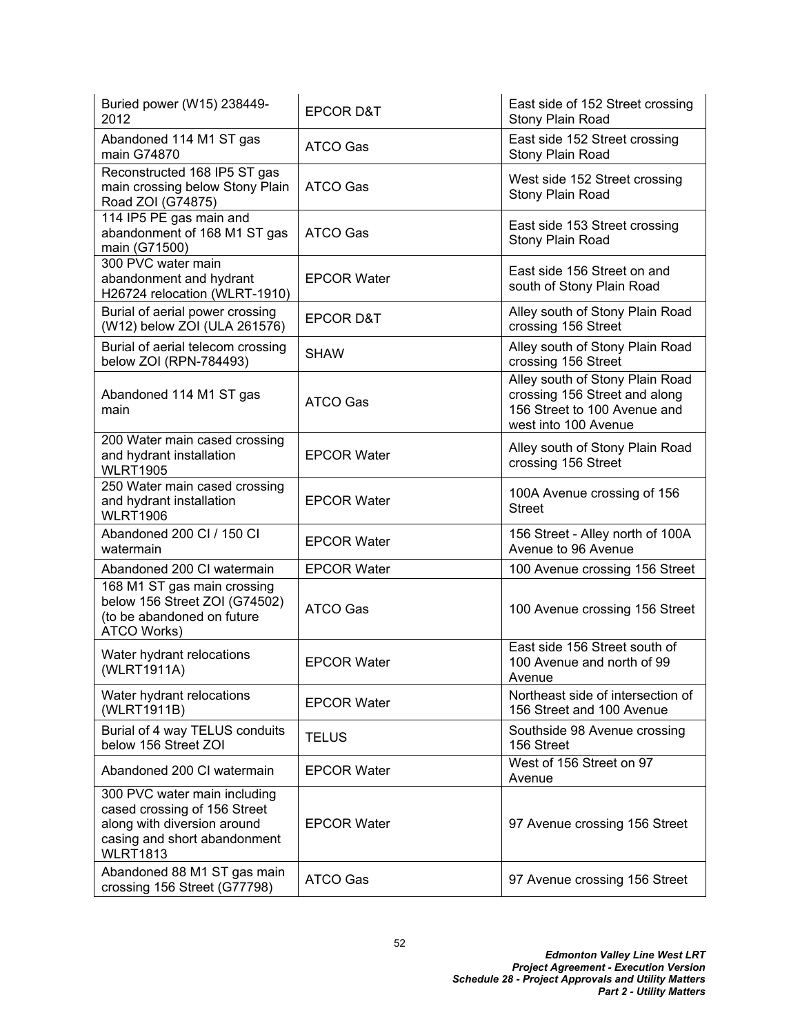| | | |
|---|---|---|
| Buried power (W15) 238449-2012 | EPCOR D&T | East side of 152 Street crossing Stony Plain Road |
| Abandoned 114 M1 ST gas main G74870 | ATCO Gas | East side 152 Street crossing Stony Plain Road |
| Reconstructed 168 IP5 ST gas main crossing below Stony Plain Road ZOI (G74875) | ATCO Gas | West side 152 Street crossing Stony Plain Road |
| 114 IP5 PE gas main and abandonment of 168 M1 ST gas main (G71500) | ATCO Gas | East side 153 Street crossing Stony Plain Road |
| 300 PVC water main abandonment and hydrant H26724 relocation (WLRT-1910) | EPCOR Water | East side 156 Street on and south of Stony Plain Road |
| Burial of aerial power crossing (W12) below ZOI (ULA 261576) | EPCOR D&T | Alley south of Stony Plain Road crossing 156 Street |
| Burial of aerial telecom crossing below ZOI (RPN-784493) | SHAW | Alley south of Stony Plain Road crossing 156 Street |
| Abandoned 114 M1 ST gas main | ATCO Gas | Alley south of Stony Plain Road crossing 156 Street and along 156 Street to 100 Avenue and west into 100 Avenue |
| 200 Water main cased crossing and hydrant installation WLRT1905 | EPCOR Water | Alley south of Stony Plain Road crossing 156 Street |
| 250 Water main cased crossing and hydrant installation WLRT1906 | EPCOR Water | 100A Avenue crossing of 156 Street |
| Abandoned 200 CI / 150 CI watermain | EPCOR Water | 156 Street - Alley north of 100A Avenue to 96 Avenue |
| Abandoned 200 CI watermain | EPCOR Water | 100 Avenue crossing 156 Street |
| 168 M1 ST gas main crossing below 156 Street ZOI (G74502) (to be abandoned on future ATCO Works) | ATCO Gas | 100 Avenue crossing 156 Street |
| Water hydrant relocations (WLRT1911A) | EPCOR Water | East side 156 Street south of 100 Avenue and north of 99 Avenue |
| Water hydrant relocations (WLRT1911B) | EPCOR Water | Northeast side of intersection of 156 Street and 100 Avenue |
| Burial of 4 way TELUS conduits below 156 Street ZOI | TELUS | Southside 98 Avenue crossing 156 Street |
| Abandoned 200 CI watermain | EPCOR Water | West of 156 Street on 97 Avenue |
| 300 PVC water main including cased crossing of 156 Street along with diversion around casing and short abandonment WLRT1813 | EPCOR Water | 97 Avenue crossing 156 Street |
| Abandoned 88 M1 ST gas main crossing 156 Street (G77798) | ATCO Gas | 97 Avenue crossing 156 Street |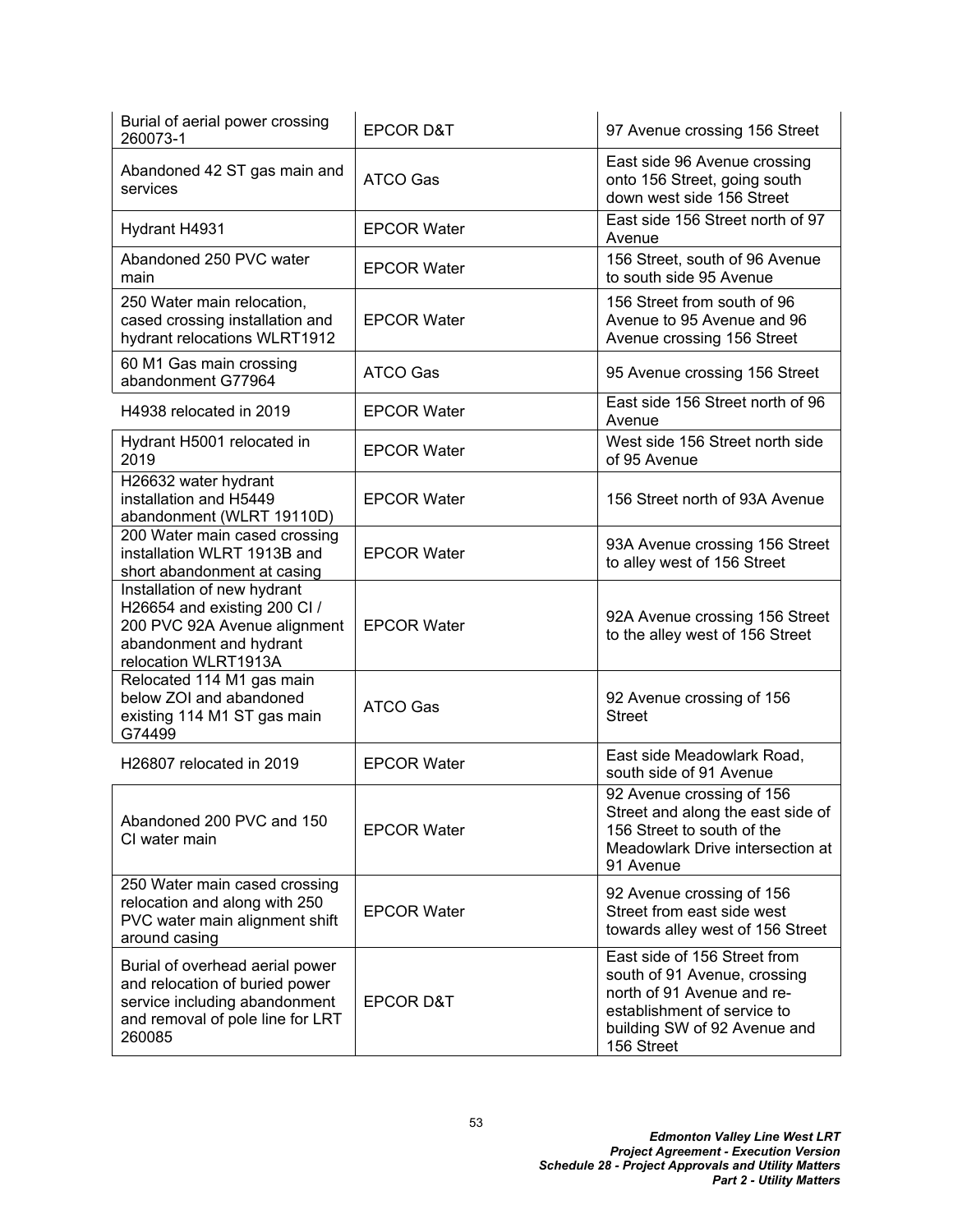| | | |
|---|---|---|
| Burial of aerial power crossing 260073-1 | EPCOR D&T | 97 Avenue crossing 156 Street |
| Abandoned 42 ST gas main and services | ATCO Gas | East side 96 Avenue crossing onto 156 Street, going south down west side 156 Street |
| Hydrant H4931 | EPCOR Water | East side 156 Street north of 97 Avenue |
| Abandoned 250 PVC water main | EPCOR Water | 156 Street, south of 96 Avenue to south side 95 Avenue |
| 250 Water main relocation, cased crossing installation and hydrant relocations WLRT1912 | EPCOR Water | 156 Street from south of 96 Avenue to 95 Avenue and 96 Avenue crossing 156 Street |
| 60 M1 Gas main crossing abandonment G77964 | ATCO Gas | 95 Avenue crossing 156 Street |
| H4938 relocated in 2019 | EPCOR Water | East side 156 Street north of 96 Avenue |
| Hydrant H5001 relocated in 2019 | EPCOR Water | West side 156 Street north side of 95 Avenue |
| H26632 water hydrant installation and H5449 abandonment (WLRT 19110D) | EPCOR Water | 156 Street north of 93A Avenue |
| 200 Water main cased crossing installation WLRT 1913B and short abandonment at casing | EPCOR Water | 93A Avenue crossing 156 Street to alley west of 156 Street |
| Installation of new hydrant H26654 and existing 200 CI / 200 PVC 92A Avenue alignment abandonment and hydrant relocation WLRT1913A | EPCOR Water | 92A Avenue crossing 156 Street to the alley west of 156 Street |
| Relocated 114 M1 gas main below ZOI and abandoned existing 114 M1 ST gas main G74499 | ATCO Gas | 92 Avenue crossing of 156 Street |
| H26807 relocated in 2019 | EPCOR Water | East side Meadowlark Road, south side of 91 Avenue |
| Abandoned 200 PVC and 150 CI water main | EPCOR Water | 92 Avenue crossing of 156 Street and along the east side of 156 Street to south of the Meadowlark Drive intersection at 91 Avenue |
| 250 Water main cased crossing relocation and along with 250 PVC water main alignment shift around casing | EPCOR Water | 92 Avenue crossing of 156 Street from east side west towards alley west of 156 Street |
| Burial of overhead aerial power and relocation of buried power service including abandonment and removal of pole line for LRT 260085 | EPCOR D&T | East side of 156 Street from south of 91 Avenue, crossing north of 91 Avenue and re-establishment of service to building SW of 92 Avenue and 156 Street |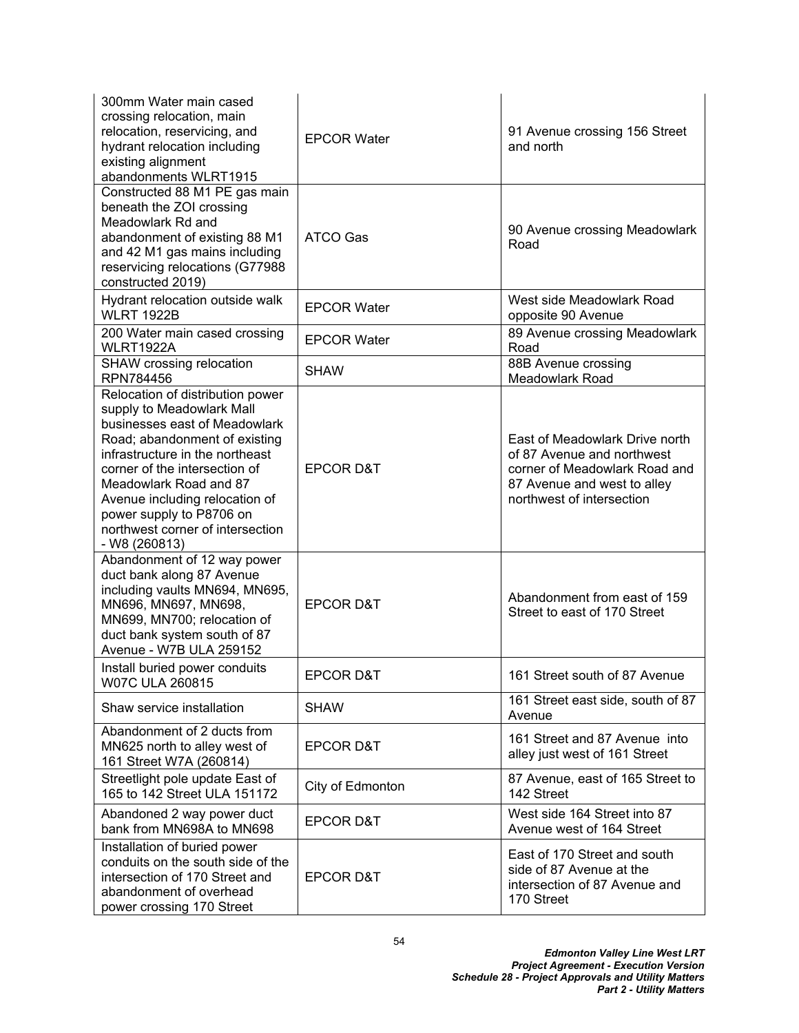| | | |
|---|---|---|
| 300mm Water main cased crossing relocation, main relocation, reservicing, and hydrant relocation including existing alignment abandonments WLRT1915 | EPCOR Water | 91 Avenue crossing 156 Street and north |
| Constructed 88 M1 PE gas main beneath the ZOI crossing Meadowlark Rd and abandonment of existing 88 M1 and 42 M1 gas mains including reservicing relocations (G77988 constructed 2019) | ATCO Gas | 90 Avenue crossing Meadowlark Road |
| Hydrant relocation outside walk WLRT 1922B | EPCOR Water | West side Meadowlark Road opposite 90 Avenue |
| 200 Water main cased crossing WLRT1922A | EPCOR Water | 89 Avenue crossing Meadowlark Road |
| SHAW crossing relocation RPN784456 | SHAW | 88B Avenue crossing Meadowlark Road |
| Relocation of distribution power supply to Meadowlark Mall businesses east of Meadowlark Road; abandonment of existing infrastructure in the northeast corner of the intersection of Meadowlark Road and 87 Avenue including relocation of power supply to P8706 on northwest corner of intersection - W8 (260813) | EPCOR D&T | East of Meadowlark Drive north of 87 Avenue and northwest corner of Meadowlark Road and 87 Avenue and west to alley northwest of intersection |
| Abandonment of 12 way power duct bank along 87 Avenue including vaults MN694, MN695, MN696, MN697, MN698, MN699, MN700; relocation of duct bank system south of 87 Avenue - W7B ULA 259152 | EPCOR D&T | Abandonment from east of 159 Street to east of 170 Street |
| Install buried power conduits W07C ULA 260815 | EPCOR D&T | 161 Street south of 87 Avenue |
| Shaw service installation | SHAW | 161 Street east side, south of 87 Avenue |
| Abandonment of 2 ducts from MN625 north to alley west of 161 Street W7A (260814) | EPCOR D&T | 161 Street and 87 Avenue into alley just west of 161 Street |
| Streetlight pole update East of 165 to 142 Street ULA 151172 | City of Edmonton | 87 Avenue, east of 165 Street to 142 Street |
| Abandoned 2 way power duct bank from MN698A to MN698 | EPCOR D&T | West side 164 Street into 87 Avenue west of 164 Street |
| Installation of buried power conduits on the south side of the intersection of 170 Street and abandonment of overhead power crossing 170 Street | EPCOR D&T | East of 170 Street and south side of 87 Avenue at the intersection of 87 Avenue and 170 Street |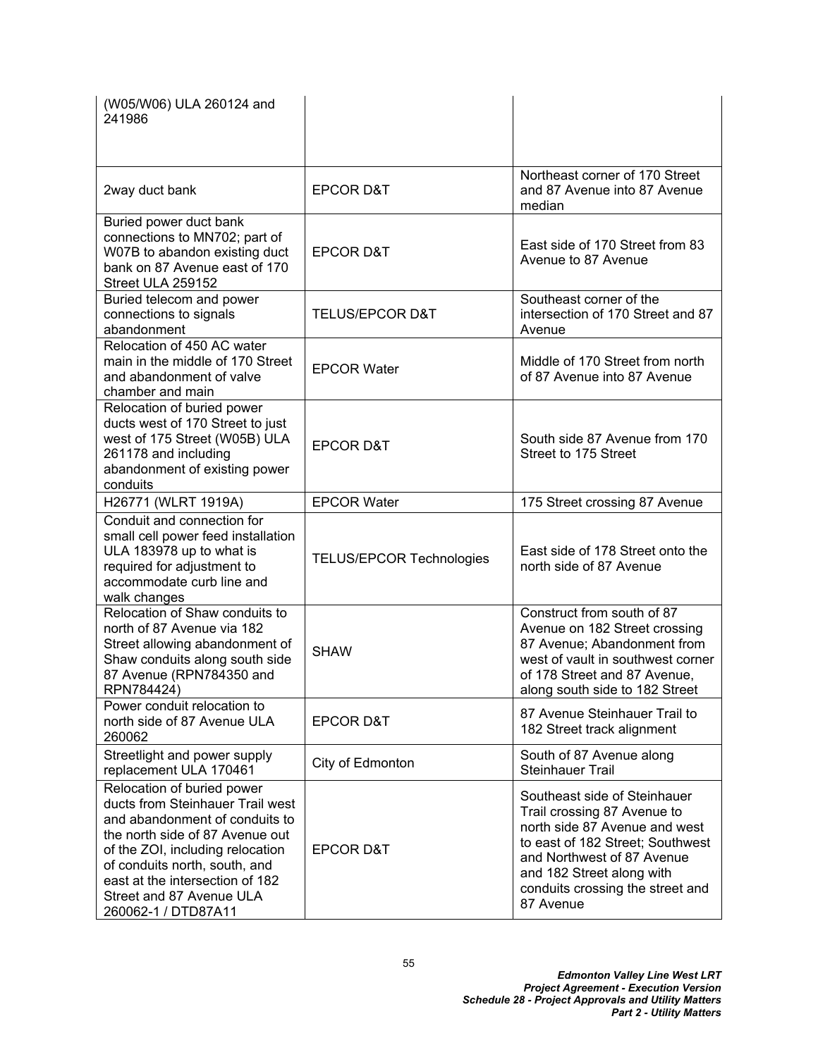| | | |
|---|---|---|
| (W05/W06) ULA 260124 and 241986 | | |
| 2way duct bank | EPCOR D&T | Northeast corner of 170 Street and 87 Avenue into 87 Avenue median |
| Buried power duct bank connections to MN702; part of W07B to abandon existing duct bank on 87 Avenue east of 170 Street ULA 259152 | EPCOR D&T | East side of 170 Street from 83 Avenue to 87 Avenue |
| Buried telecom and power connections to signals abandonment | TELUS/EPCOR D&T | Southeast corner of the intersection of 170 Street and 87 Avenue |
| Relocation of 450 AC water main in the middle of 170 Street and abandonment of valve chamber and main | EPCOR Water | Middle of 170 Street from north of 87 Avenue into 87 Avenue |
| Relocation of buried power ducts west of 170 Street to just west of 175 Street (W05B) ULA 261178 and including abandonment of existing power conduits | EPCOR D&T | South side 87 Avenue from 170 Street to 175 Street |
| H26771 (WLRT 1919A) | EPCOR Water | 175 Street crossing 87 Avenue |
| Conduit and connection for small cell power feed installation ULA 183978 up to what is required for adjustment to accommodate curb line and walk changes | TELUS/EPCOR Technologies | East side of 178 Street onto the north side of 87 Avenue |
| Relocation of Shaw conduits to north of 87 Avenue via 182 Street allowing abandonment of Shaw conduits along south side 87 Avenue (RPN784350 and RPN784424) | SHAW | Construct from south of 87 Avenue on 182 Street crossing 87 Avenue; Abandonment from west of vault in southwest corner of 178 Street and 87 Avenue, along south side to 182 Street |
| Power conduit relocation to north side of 87 Avenue ULA 260062 | EPCOR D&T | 87 Avenue Steinhauer Trail to 182 Street track alignment |
| Streetlight and power supply replacement ULA 170461 | City of Edmonton | South of 87 Avenue along Steinhauer Trail |
| Relocation of buried power ducts from Steinhauer Trail west and abandonment of conduits to the north side of 87 Avenue out of the ZOI, including relocation of conduits north, south, and east at the intersection of 182 Street and 87 Avenue ULA 260062-1 / DTD87A11 | EPCOR D&T | Southeast side of Steinhauer Trail crossing 87 Avenue to north side 87 Avenue and west to east of 182 Street; Southwest and Northwest of 87 Avenue and 182 Street along with conduits crossing the street and 87 Avenue |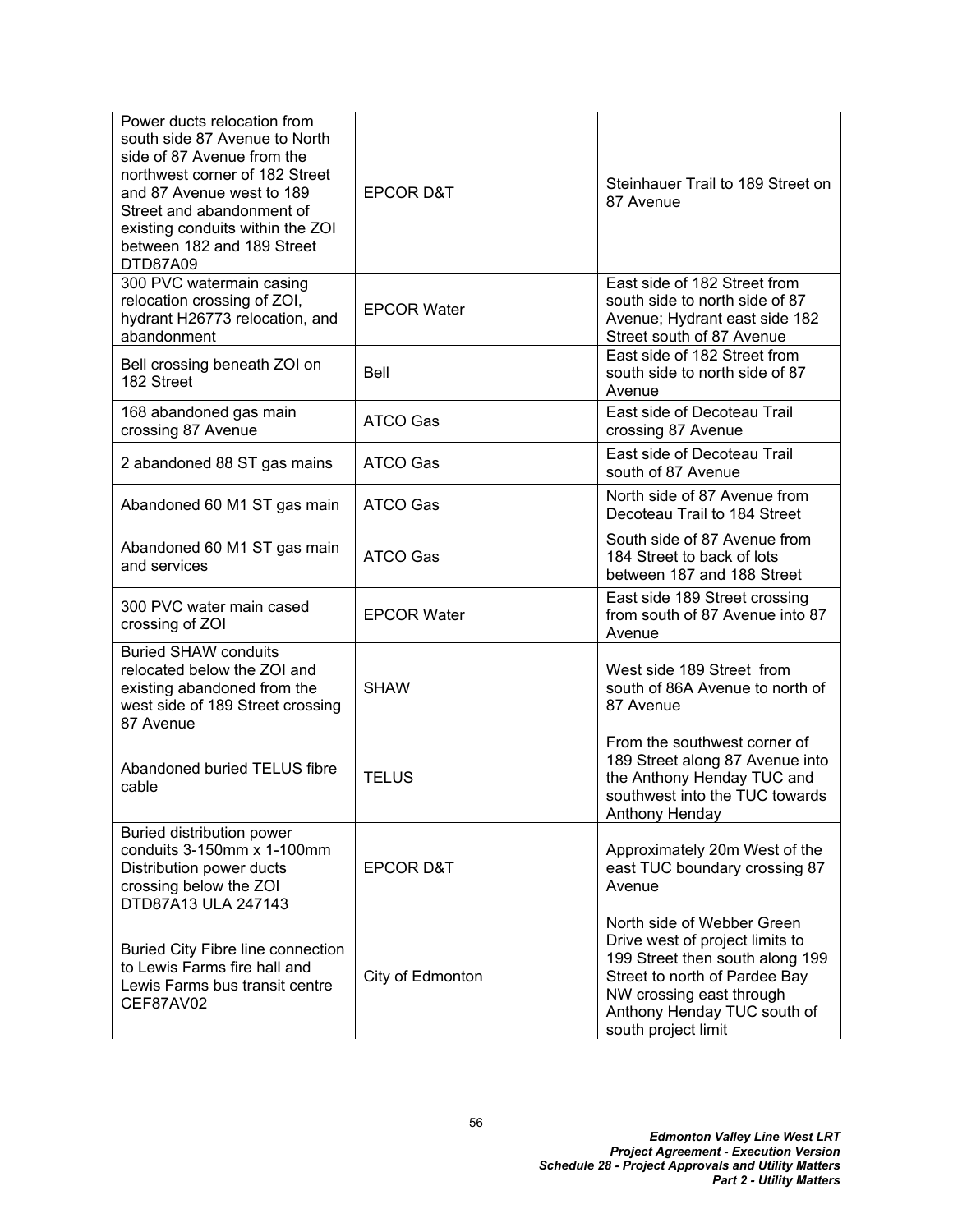| | | |
|---|---|---|
| Power ducts relocation from south side 87 Avenue to North side of 87 Avenue from the northwest corner of 182 Street and 87 Avenue west to 189 Street and abandonment of existing conduits within the ZOI between 182 and 189 Street DTD87A09 | EPCOR D&T | Steinhauer Trail to 189 Street on 87 Avenue |
| 300 PVC watermain casing relocation crossing of ZOI, hydrant H26773 relocation, and abandonment | EPCOR Water | East side of 182 Street from south side to north side of 87 Avenue; Hydrant east side 182 Street south of 87 Avenue |
| Bell crossing beneath ZOI on 182 Street | Bell | East side of 182 Street from south side to north side of 87 Avenue |
| 168 abandoned gas main crossing 87 Avenue | ATCO Gas | East side of Decoteau Trail crossing 87 Avenue |
| 2 abandoned 88 ST gas mains | ATCO Gas | East side of Decoteau Trail south of 87 Avenue |
| Abandoned 60 M1 ST gas main | ATCO Gas | North side of 87 Avenue from Decoteau Trail to 184 Street |
| Abandoned 60 M1 ST gas main and services | ATCO Gas | South side of 87 Avenue from 184 Street to back of lots between 187 and 188 Street |
| 300 PVC water main cased crossing of ZOI | EPCOR Water | East side 189 Street crossing from south of 87 Avenue into 87 Avenue |
| Buried SHAW conduits relocated below the ZOI and existing abandoned from the west side of 189 Street crossing 87 Avenue | SHAW | West side 189 Street from south of 86A Avenue to north of 87 Avenue |
| Abandoned buried TELUS fibre cable | TELUS | From the southwest corner of 189 Street along 87 Avenue into the Anthony Henday TUC and southwest into the TUC towards Anthony Henday |
| Buried distribution power conduits 3-150mm x 1-100mm Distribution power ducts crossing below the ZOI DTD87A13 ULA 247143 | EPCOR D&T | Approximately 20m West of the east TUC boundary crossing 87 Avenue |
| Buried City Fibre line connection to Lewis Farms fire hall and Lewis Farms bus transit centre CEF87AV02 | City of Edmonton | North side of Webber Green Drive west of project limits to 199 Street then south along 199 Street to north of Pardee Bay NW crossing east through Anthony Henday TUC south of south project limit |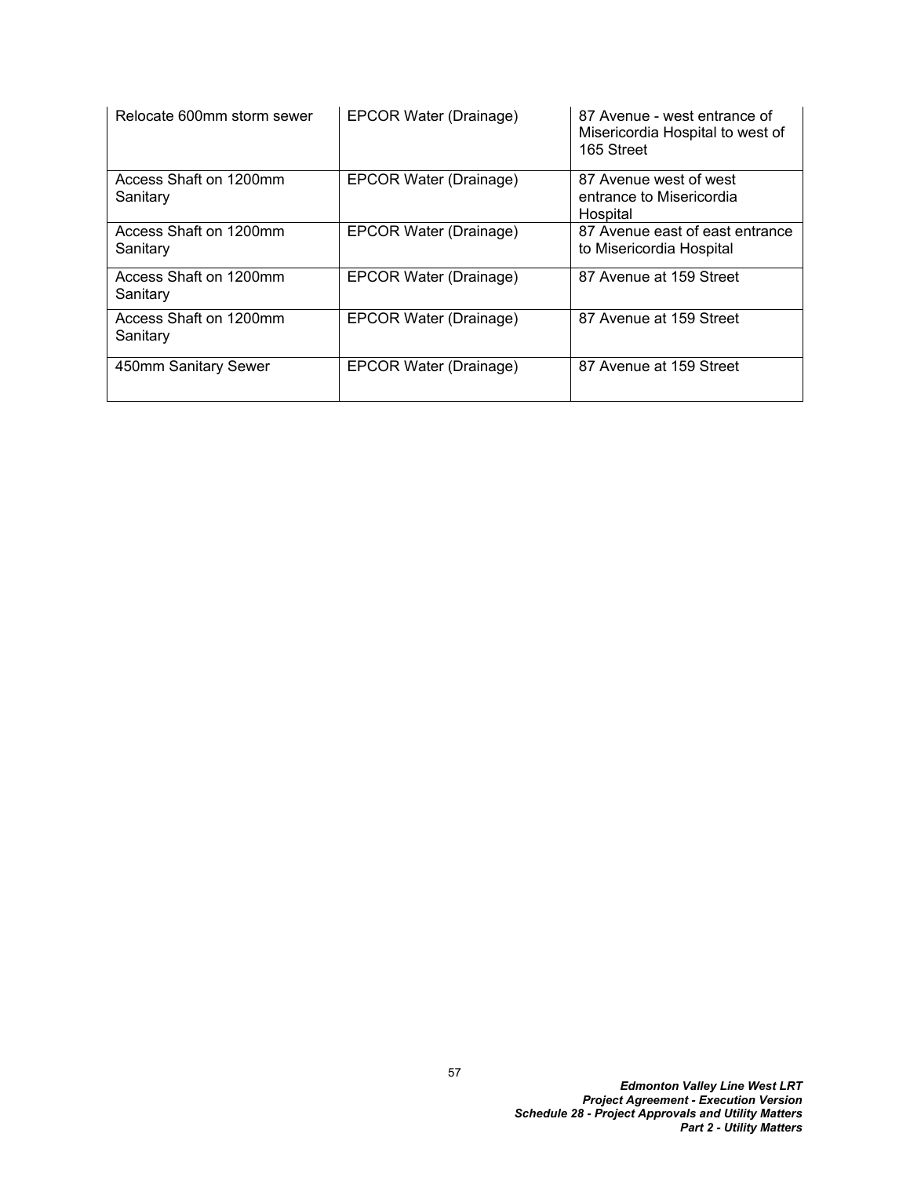| | | |
|---|---|---|
| Relocate 600mm storm sewer | EPCOR Water (Drainage) | 87 Avenue - west entrance of Misericordia Hospital to west of 165 Street |
| Access Shaft on 1200mm Sanitary | EPCOR Water (Drainage) | 87 Avenue west of west entrance to Misericordia Hospital |
| Access Shaft on 1200mm Sanitary | EPCOR Water (Drainage) | 87 Avenue east of east entrance to Misericordia Hospital |
| Access Shaft on 1200mm Sanitary | EPCOR Water (Drainage) | 87 Avenue at 159 Street |
| Access Shaft on 1200mm Sanitary | EPCOR Water (Drainage) | 87 Avenue at 159 Street |
| 450mm Sanitary Sewer | EPCOR Water (Drainage) | 87 Avenue at 159 Street |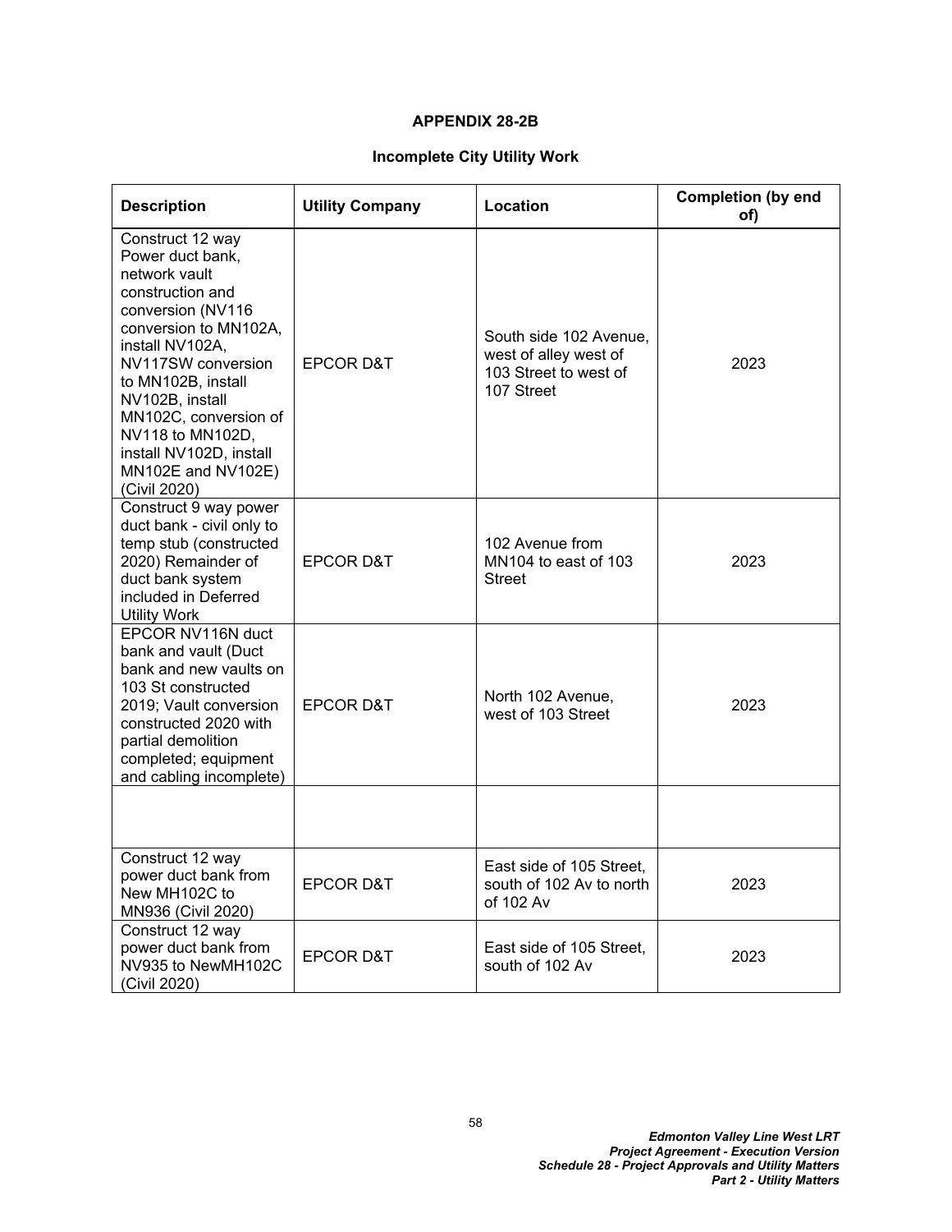## APPENDIX 28-2B

### Incomplete City Utility Work

| Description | Utility Company | Location | Completion (by end of) |
|---|---|---|---|
| Construct 12 way Power duct bank, network vault construction and conversion (NV116 conversion to MN102A, install NV102A, NV117SW conversion to MN102B, install NV102B, install MN102C, conversion of NV118 to MN102D, install NV102D, install MN102E and NV102E) (Civil 2020) | EPCOR D&T | South side 102 Avenue, west of alley west of 103 Street to west of 107 Street | 2023 |
| Construct 9 way power duct bank - civil only to temp stub (constructed 2020) Remainder of duct bank system included in Deferred Utility Work | EPCOR D&T | 102 Avenue from MN104 to east of 103 Street | 2023 |
| EPCOR NV116N duct bank and vault (Duct bank and new vaults on 103 St constructed 2019; Vault conversion constructed 2020 with partial demolition completed; equipment and cabling incomplete) | EPCOR D&T | North 102 Avenue, west of 103 Street | 2023 |
| | | | |
| Construct 12 way power duct bank from New MH102C to MN936 (Civil 2020) | EPCOR D&T | East side of 105 Street, south of 102 Av to north of 102 Av | 2023 |
| Construct 12 way power duct bank from NV935 to NewMH102C (Civil 2020) | EPCOR D&T | East side of 105 Street, south of 102 Av | 2023 |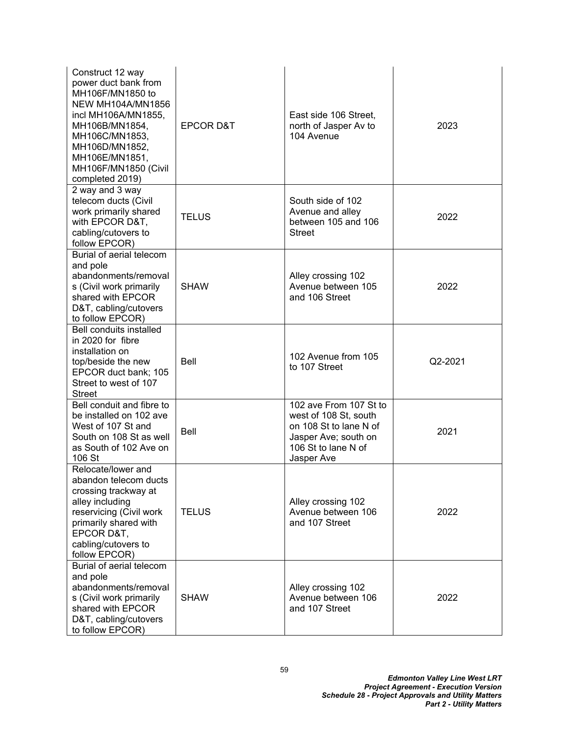| | | | |
|---|---|---|---|
| Construct 12 way power duct bank from MH106F/MN1850 to NEW MH104A/MN1856 incl MH106A/MN1855, MH106B/MN1854, MH106C/MN1853, MH106D/MN1852, MH106E/MN1851, MH106F/MN1850 (Civil completed 2019) | EPCOR D&T | East side 106 Street, north of Jasper Av to 104 Avenue | 2023 |
| 2 way and 3 way telecom ducts (Civil work primarily shared with EPCOR D&T, cabling/cutovers to follow EPCOR) | TELUS | South side of 102 Avenue and alley between 105 and 106 Street | 2022 |
| Burial of aerial telecom and pole abandonments/removals (Civil work primarily shared with EPCOR D&T, cabling/cutovers to follow EPCOR) | SHAW | Alley crossing 102 Avenue between 105 and 106 Street | 2022 |
| Bell conduits installed in 2020 for fibre installation on top/beside the new EPCOR duct bank; 105 Street to west of 107 Street | Bell | 102 Avenue from 105 to 107 Street | Q2-2021 |
| Bell conduit and fibre to be installed on 102 ave West of 107 St and South on 108 St as well as South of 102 Ave on 106 St | Bell | 102 ave From 107 St to west of 108 St, south on 108 St to lane N of Jasper Ave; south on 106 St to lane N of Jasper Ave | 2021 |
| Relocate/lower and abandon telecom ducts crossing trackway at alley including reservicing (Civil work primarily shared with EPCOR D&T, cabling/cutovers to follow EPCOR) | TELUS | Alley crossing 102 Avenue between 106 and 107 Street | 2022 |
| Burial of aerial telecom and pole abandonments/removals (Civil work primarily shared with EPCOR D&T, cabling/cutovers to follow EPCOR) | SHAW | Alley crossing 102 Avenue between 106 and 107 Street | 2022 |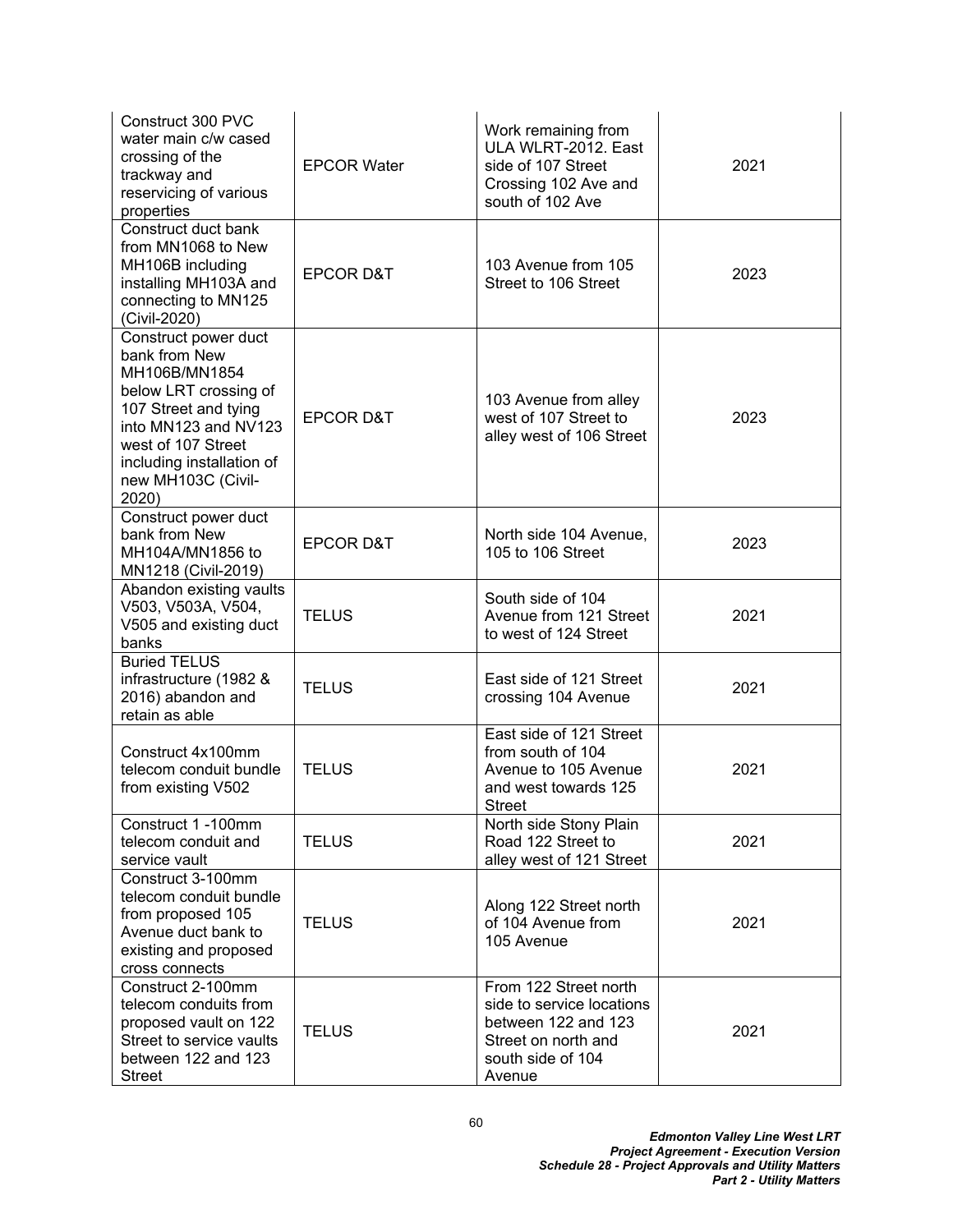| Construct 300 PVC water main c/w cased crossing of the trackway and reservicing of various properties | EPCOR Water | Work remaining from ULA WLRT-2012. East side of 107 Street Crossing 102 Ave and south of 102 Ave | 2021 |
|---|---|---|---|
| Construct duct bank from MN1068 to New MH106B including installing MH103A and connecting to MN125 (Civil-2020) | EPCOR D&T | 103 Avenue from 105 Street to 106 Street | 2023 |
| Construct power duct bank from New MH106B/MN1854 below LRT crossing of 107 Street and tying into MN123 and NV123 west of 107 Street including installation of new MH103C (Civil-2020) | EPCOR D&T | 103 Avenue from alley west of 107 Street to alley west of 106 Street | 2023 |
| Construct power duct bank from New MH104A/MN1856 to MN1218 (Civil-2019) | EPCOR D&T | North side 104 Avenue, 105 to 106 Street | 2023 |
| Abandon existing vaults V503, V503A, V504, V505 and existing duct banks | TELUS | South side of 104 Avenue from 121 Street to west of 124 Street | 2021 |
| Buried TELUS infrastructure (1982 & 2016) abandon and retain as able | TELUS | East side of 121 Street crossing 104 Avenue | 2021 |
| Construct 4x100mm telecom conduit bundle from existing V502 | TELUS | East side of 121 Street from south of 104 Avenue to 105 Avenue and west towards 125 Street | 2021 |
| Construct 1 -100mm telecom conduit and service vault | TELUS | North side Stony Plain Road 122 Street to alley west of 121 Street | 2021 |
| Construct 3-100mm telecom conduit bundle from proposed 105 Avenue duct bank to existing and proposed cross connects | TELUS | Along 122 Street north of 104 Avenue from 105 Avenue | 2021 |
| Construct 2-100mm telecom conduits from proposed vault on 122 Street to service vaults between 122 and 123 Street | TELUS | From 122 Street north side to service locations between 122 and 123 Street on north and south side of 104 Avenue | 2021 |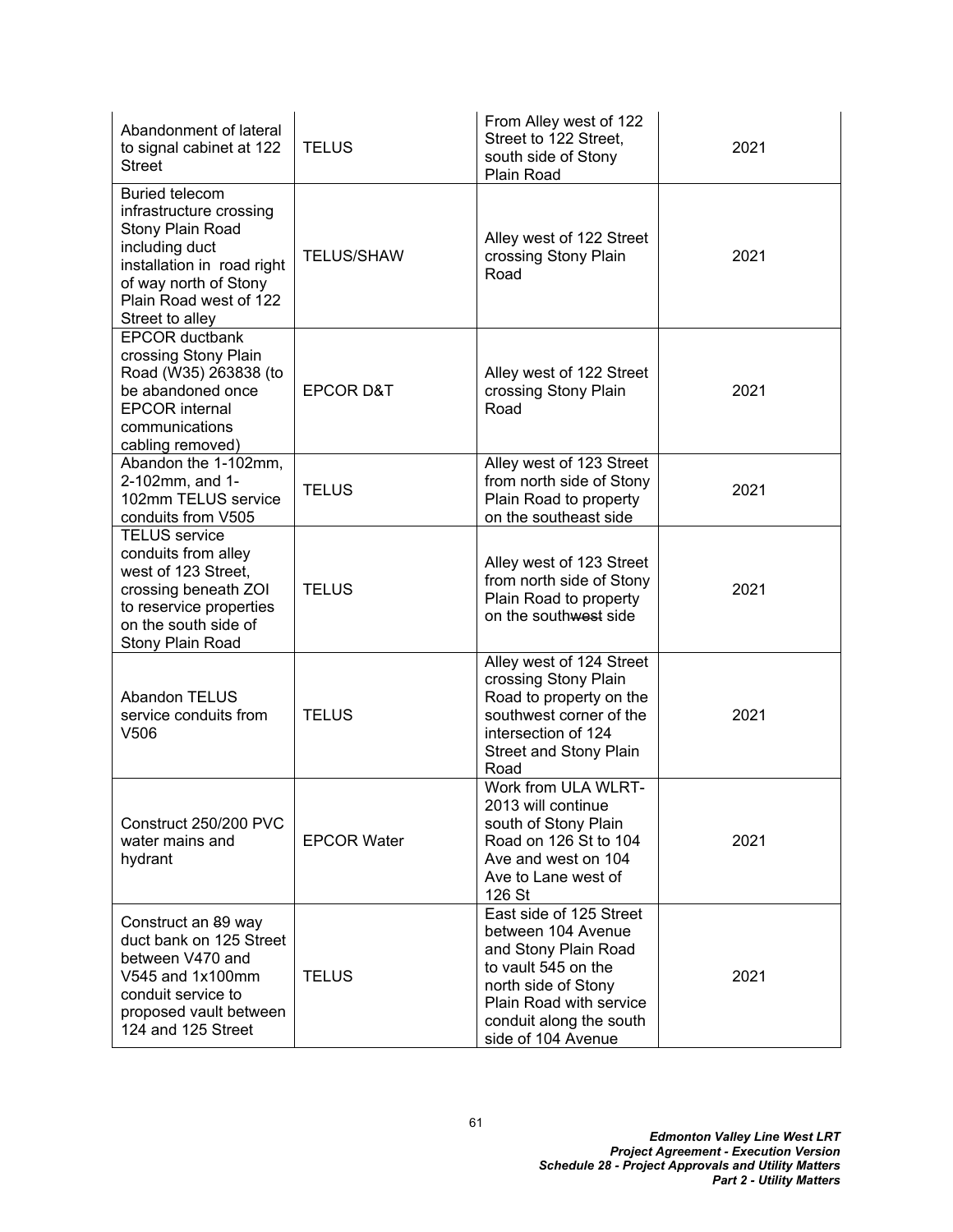| Abandonment of lateral to signal cabinet at 122 Street | TELUS | From Alley west of 122 Street to 122 Street, south side of Stony Plain Road | 2021 |
|---|---|---|---|
| Buried telecom infrastructure crossing Stony Plain Road including duct installation in road right of way north of Stony Plain Road west of 122 Street to alley | TELUS/SHAW | Alley west of 122 Street crossing Stony Plain Road | 2021 |
| EPCOR ductbank crossing Stony Plain Road (W35) 263838 (to be abandoned once EPCOR internal communications cabling removed) | EPCOR D&T | Alley west of 122 Street crossing Stony Plain Road | 2021 |
| Abandon the 1-102mm, 2-102mm, and 1-102mm TELUS service conduits from V505 | TELUS | Alley west of 123 Street from north side of Stony Plain Road to property on the southeast side | 2021 |
| TELUS service conduits from alley west of 123 Street, crossing beneath ZOI to reservice properties on the south side of Stony Plain Road | TELUS | Alley west of 123 Street from north side of Stony Plain Road to property on the south~~west~~ side | 2021 |
| Abandon TELUS service conduits from V506 | TELUS | Alley west of 124 Street crossing Stony Plain Road to property on the southwest corner of the intersection of 124 Street and Stony Plain Road | 2021 |
| Construct 250/200 PVC water mains and hydrant | EPCOR Water | Work from ULA WLRT-2013 will continue south of Stony Plain Road on 126 St to 104 Ave and west on 104 Ave to Lane west of 126 St | 2021 |
| Construct an ~~8~~9 way duct bank on 125 Street between V470 and V545 and 1x100mm conduit service to proposed vault between 124 and 125 Street | TELUS | East side of 125 Street between 104 Avenue and Stony Plain Road to vault 545 on the north side of Stony Plain Road with service conduit along the south side of 104 Avenue | 2021 |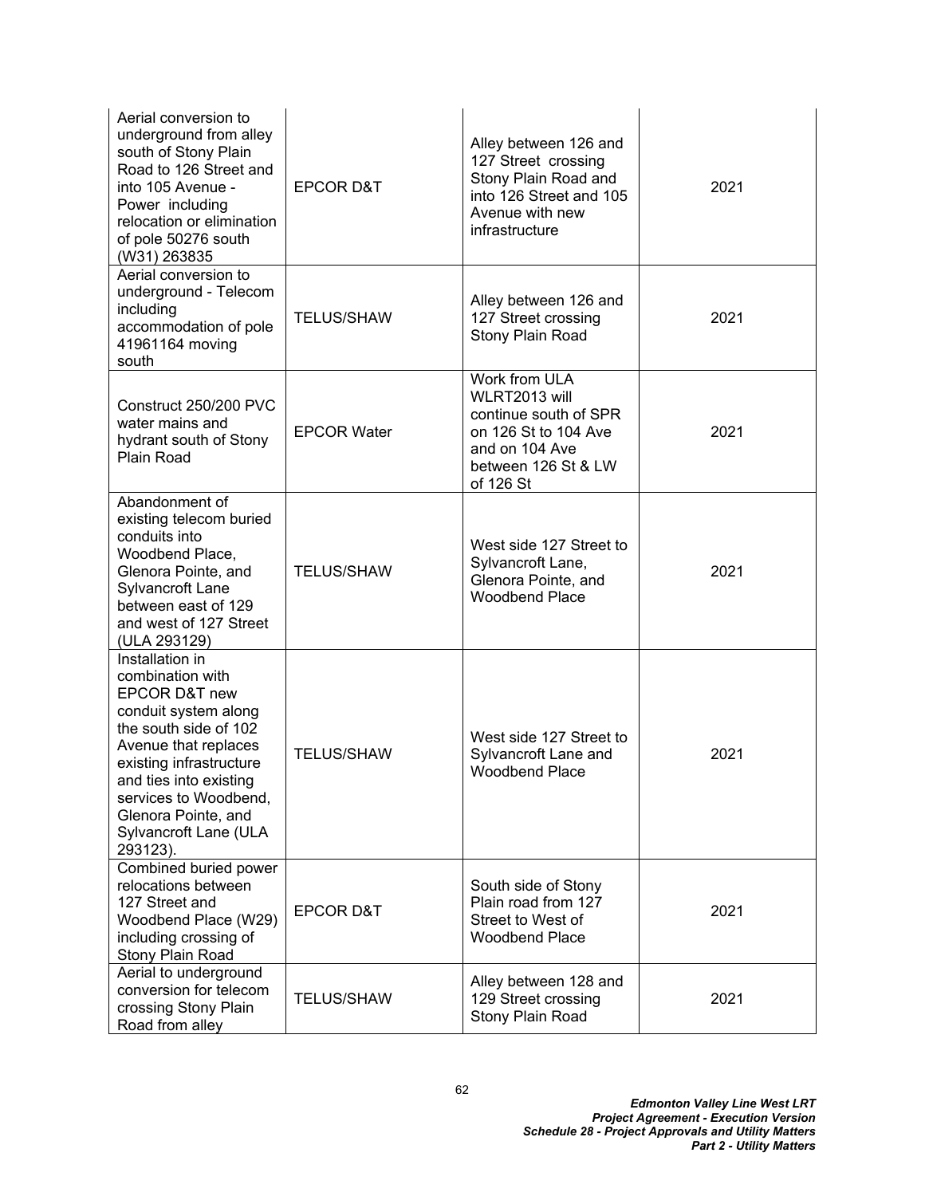| | | | |
|---|---|---|---|
| Aerial conversion to underground from alley south of Stony Plain Road to 126 Street and into 105 Avenue - Power including relocation or elimination of pole 50276 south (W31) 263835 | EPCOR D&T | Alley between 126 and 127 Street crossing Stony Plain Road and into 126 Street and 105 Avenue with new infrastructure | 2021 |
| Aerial conversion to underground - Telecom including accommodation of pole 41961164 moving south | TELUS/SHAW | Alley between 126 and 127 Street crossing Stony Plain Road | 2021 |
| Construct 250/200 PVC water mains and hydrant south of Stony Plain Road | EPCOR Water | Work from ULA WLRT2013 will continue south of SPR on 126 St to 104 Ave and on 104 Ave between 126 St & LW of 126 St | 2021 |
| Abandonment of existing telecom buried conduits into Woodbend Place, Glenora Pointe, and Sylvancroft Lane between east of 129 and west of 127 Street (ULA 293129) | TELUS/SHAW | West side 127 Street to Sylvancroft Lane, Glenora Pointe, and Woodbend Place | 2021 |
| Installation in combination with EPCOR D&T new conduit system along the south side of 102 Avenue that replaces existing infrastructure and ties into existing services to Woodbend, Glenora Pointe, and Sylvancroft Lane (ULA 293123). | TELUS/SHAW | West side 127 Street to Sylvancroft Lane and Woodbend Place | 2021 |
| Combined buried power relocations between 127 Street and Woodbend Place (W29) including crossing of Stony Plain Road | EPCOR D&T | South side of Stony Plain road from 127 Street to West of Woodbend Place | 2021 |
| Aerial to underground conversion for telecom crossing Stony Plain Road from alley | TELUS/SHAW | Alley between 128 and 129 Street crossing Stony Plain Road | 2021 |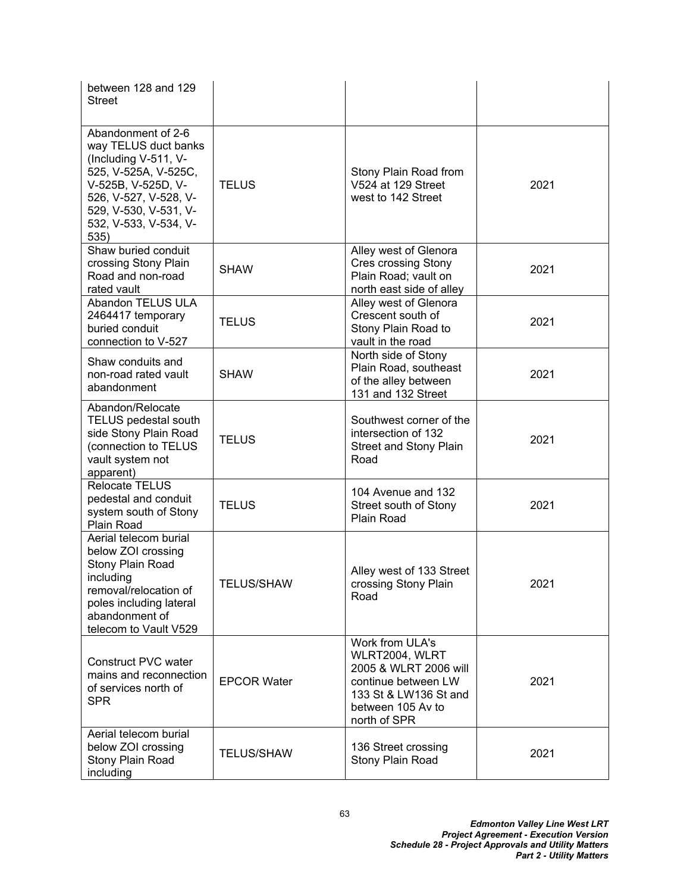| | | | |
|---|---|---|---|
| between 128 and 129 Street | | | |
| Abandonment of 2-6 way TELUS duct banks (Including V-511, V-525, V-525A, V-525C, V-525B, V-525D, V-526, V-527, V-528, V-529, V-530, V-531, V-532, V-533, V-534, V-535) | TELUS | Stony Plain Road from V524 at 129 Street west to 142 Street | 2021 |
| Shaw buried conduit crossing Stony Plain Road and non-road rated vault | SHAW | Alley west of Glenora Cres crossing Stony Plain Road; vault on north east side of alley | 2021 |
| Abandon TELUS ULA 2464417 temporary buried conduit connection to V-527 | TELUS | Alley west of Glenora Crescent south of Stony Plain Road to vault in the road | 2021 |
| Shaw conduits and non-road rated vault abandonment | SHAW | North side of Stony Plain Road, southeast of the alley between 131 and 132 Street | 2021 |
| Abandon/Relocate TELUS pedestal south side Stony Plain Road (connection to TELUS vault system not apparent) | TELUS | Southwest corner of the intersection of 132 Street and Stony Plain Road | 2021 |
| Relocate TELUS pedestal and conduit system south of Stony Plain Road | TELUS | 104 Avenue and 132 Street south of Stony Plain Road | 2021 |
| Aerial telecom burial below ZOI crossing Stony Plain Road including removal/relocation of poles including lateral abandonment of telecom to Vault V529 | TELUS/SHAW | Alley west of 133 Street crossing Stony Plain Road | 2021 |
| Construct PVC water mains and reconnection of services north of SPR | EPCOR Water | Work from ULA's WLRT2004, WLRT 2005 & WLRT 2006 will continue between LW 133 St & LW136 St and between 105 Av to north of SPR | 2021 |
| Aerial telecom burial below ZOI crossing Stony Plain Road including | TELUS/SHAW | 136 Street crossing Stony Plain Road | 2021 |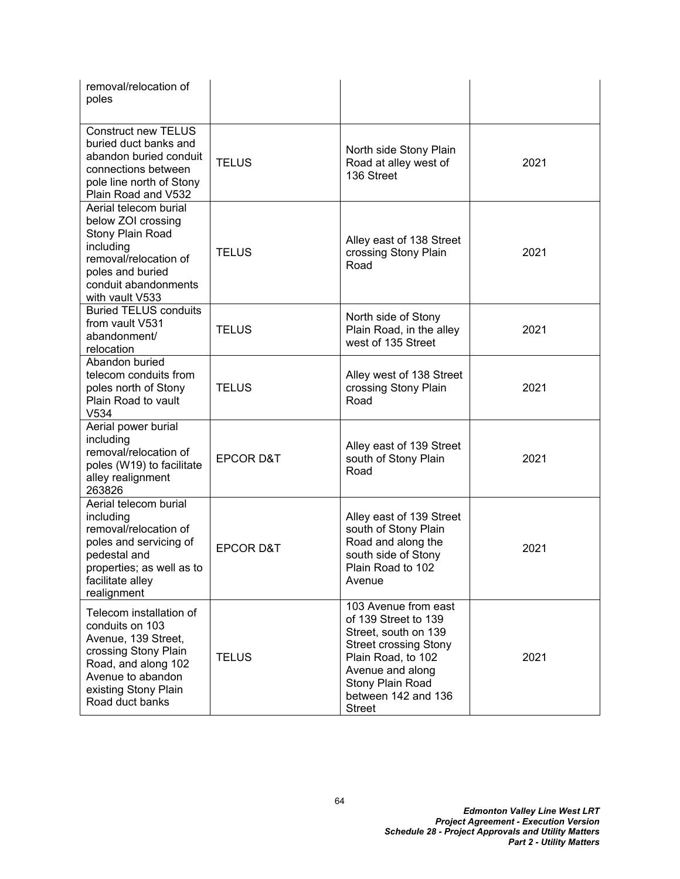| | | | |
|---|---|---|---|
| removal/relocation of poles | | | |
| Construct new TELUS buried duct banks and abandon buried conduit connections between pole line north of Stony Plain Road and V532 | TELUS | North side Stony Plain Road at alley west of 136 Street | 2021 |
| Aerial telecom burial below ZOI crossing Stony Plain Road including removal/relocation of poles and buried conduit abandonments with vault V533 | TELUS | Alley east of 138 Street crossing Stony Plain Road | 2021 |
| Buried TELUS conduits from vault V531 abandonment/ relocation | TELUS | North side of Stony Plain Road, in the alley west of 135 Street | 2021 |
| Abandon buried telecom conduits from poles north of Stony Plain Road to vault V534 | TELUS | Alley west of 138 Street crossing Stony Plain Road | 2021 |
| Aerial power burial including removal/relocation of poles (W19) to facilitate alley realignment 263826 | EPCOR D&T | Alley east of 139 Street south of Stony Plain Road | 2021 |
| Aerial telecom burial including removal/relocation of poles and servicing of pedestal and properties; as well as to facilitate alley realignment | EPCOR D&T | Alley east of 139 Street south of Stony Plain Road and along the south side of Stony Plain Road to 102 Avenue | 2021 |
| Telecom installation of conduits on 103 Avenue, 139 Street, crossing Stony Plain Road, and along 102 Avenue to abandon existing Stony Plain Road duct banks | TELUS | 103 Avenue from east of 139 Street to 139 Street, south on 139 Street crossing Stony Plain Road, to 102 Avenue and along Stony Plain Road between 142 and 136 Street | 2021 |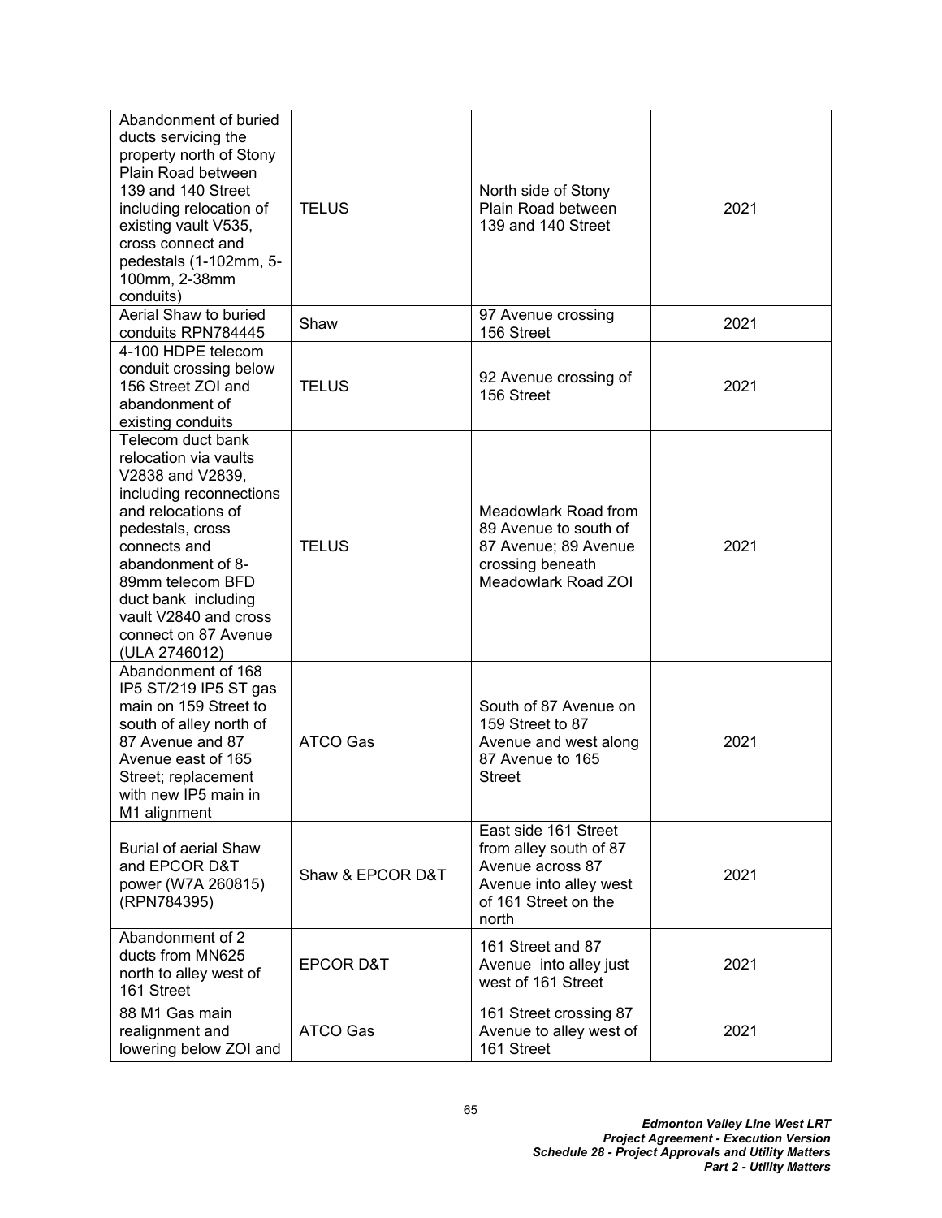| | | | |
|---|---|---|---|
| Abandonment of buried ducts servicing the property north of Stony Plain Road between 139 and 140 Street including relocation of existing vault V535, cross connect and pedestals (1-102mm, 5-100mm, 2-38mm conduits) | TELUS | North side of Stony Plain Road between 139 and 140 Street | 2021 |
| Aerial Shaw to buried conduits RPN784445 | Shaw | 97 Avenue crossing 156 Street | 2021 |
| 4-100 HDPE telecom conduit crossing below 156 Street ZOI and abandonment of existing conduits | TELUS | 92 Avenue crossing of 156 Street | 2021 |
| Telecom duct bank relocation via vaults V2838 and V2839, including reconnections and relocations of pedestals, cross connects and abandonment of 8-89mm telecom BFD duct bank including vault V2840 and cross connect on 87 Avenue (ULA 2746012) | TELUS | Meadowlark Road from 89 Avenue to south of 87 Avenue; 89 Avenue crossing beneath Meadowlark Road ZOI | 2021 |
| Abandonment of 168 IP5 ST/219 IP5 ST gas main on 159 Street to south of alley north of 87 Avenue and 87 Avenue east of 165 Street; replacement with new IP5 main in M1 alignment | ATCO Gas | South of 87 Avenue on 159 Street to 87 Avenue and west along 87 Avenue to 165 Street | 2021 |
| Burial of aerial Shaw and EPCOR D&T power (W7A 260815) (RPN784395) | Shaw & EPCOR D&T | East side 161 Street from alley south of 87 Avenue across 87 Avenue into alley west of 161 Street on the north | 2021 |
| Abandonment of 2 ducts from MN625 north to alley west of 161 Street | EPCOR D&T | 161 Street and 87 Avenue into alley just west of 161 Street | 2021 |
| 88 M1 Gas main realignment and lowering below ZOI and | ATCO Gas | 161 Street crossing 87 Avenue to alley west of 161 Street | 2021 |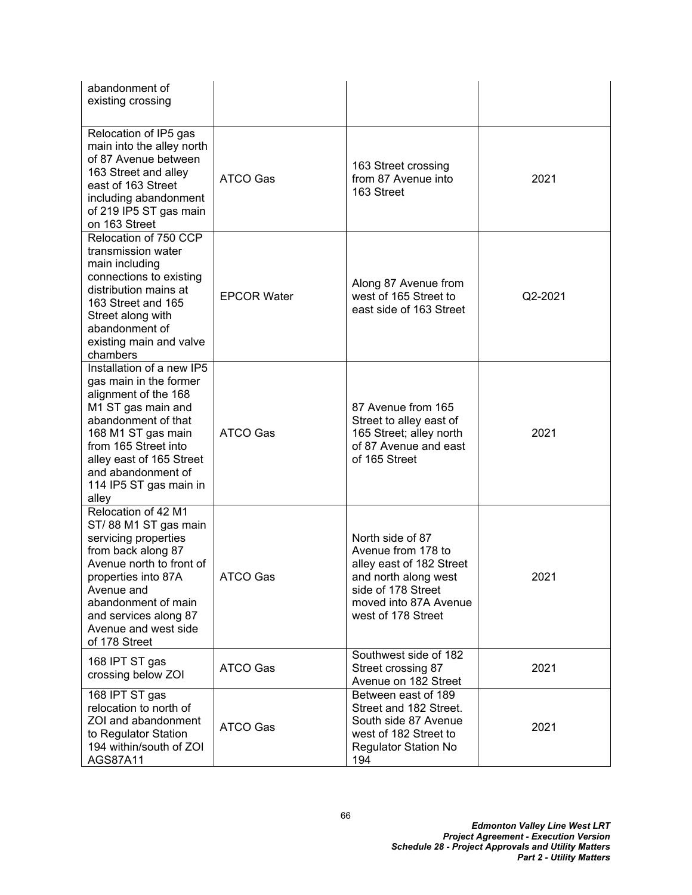| | | | |
|---|---|---|---|
| abandonment of existing crossing | | | |
| Relocation of IP5 gas main into the alley north of 87 Avenue between 163 Street and alley east of 163 Street including abandonment of 219 IP5 ST gas main on 163 Street | ATCO Gas | 163 Street crossing from 87 Avenue into 163 Street | 2021 |
| Relocation of 750 CCP transmission water main including connections to existing distribution mains at 163 Street and 165 Street along with abandonment of existing main and valve chambers | EPCOR Water | Along 87 Avenue from west of 165 Street to east side of 163 Street | Q2-2021 |
| Installation of a new IP5 gas main in the former alignment of the 168 M1 ST gas main and abandonment of that 168 M1 ST gas main from 165 Street into alley east of 165 Street and abandonment of 114 IP5 ST gas main in alley | ATCO Gas | 87 Avenue from 165 Street to alley east of 165 Street; alley north of 87 Avenue and east of 165 Street | 2021 |
| Relocation of 42 M1 ST/ 88 M1 ST gas main servicing properties from back along 87 Avenue north to front of properties into 87A Avenue and abandonment of main and services along 87 Avenue and west side of 178 Street | ATCO Gas | North side of 87 Avenue from 178 to alley east of 182 Street and north along west side of 178 Street moved into 87A Avenue west of 178 Street | 2021 |
| 168 IPT ST gas crossing below ZOI | ATCO Gas | Southwest side of 182 Street crossing 87 Avenue on 182 Street | 2021 |
| 168 IPT ST gas relocation to north of ZOI and abandonment to Regulator Station 194 within/south of ZOI AGS87A11 | ATCO Gas | Between east of 189 Street and 182 Street. South side 87 Avenue west of 182 Street to Regulator Station No 194 | 2021 |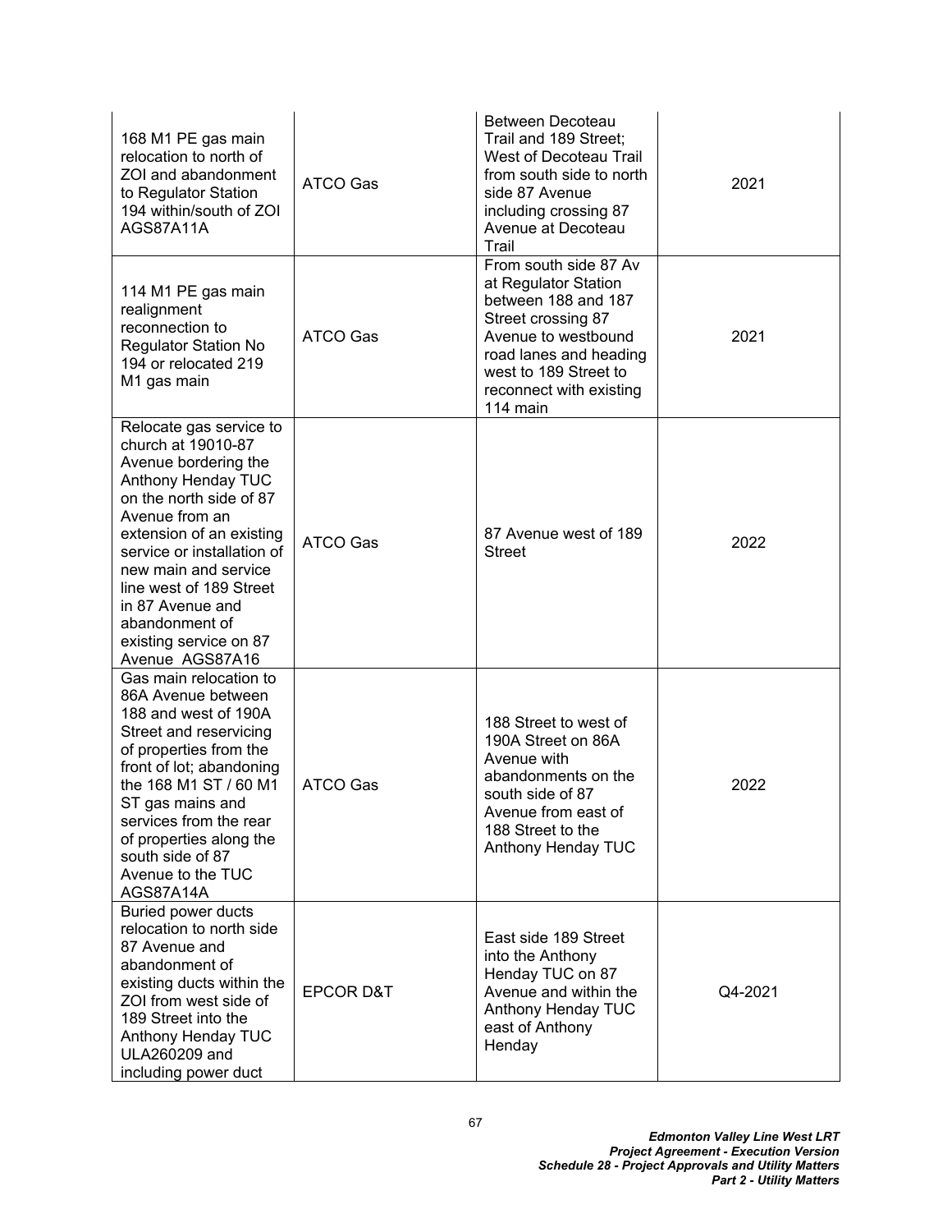| | | | |
|---|---|---|---|
| 168 M1 PE gas main relocation to north of ZOI and abandonment to Regulator Station 194 within/south of ZOI AGS87A11A | ATCO Gas | Between Decoteau Trail and 189 Street; West of Decoteau Trail from south side to north side 87 Avenue including crossing 87 Avenue at Decoteau Trail | 2021 |
| 114 M1 PE gas main realignment reconnection to Regulator Station No 194 or relocated 219 M1 gas main | ATCO Gas | From south side 87 Av at Regulator Station between 188 and 187 Street crossing 87 Avenue to westbound road lanes and heading west to 189 Street to reconnect with existing 114 main | 2021 |
| Relocate gas service to church at 19010-87 Avenue bordering the Anthony Henday TUC on the north side of 87 Avenue from an extension of an existing service or installation of new main and service line west of 189 Street in 87 Avenue and abandonment of existing service on 87 Avenue AGS87A16 | ATCO Gas | 87 Avenue west of 189 Street | 2022 |
| Gas main relocation to 86A Avenue between 188 and west of 190A Street and reservicing of properties from the front of lot; abandoning the 168 M1 ST / 60 M1 ST gas mains and services from the rear of properties along the south side of 87 Avenue to the TUC AGS87A14A | ATCO Gas | 188 Street to west of 190A Street on 86A Avenue with abandonments on the south side of 87 Avenue from east of 188 Street to the Anthony Henday TUC | 2022 |
| Buried power ducts relocation to north side 87 Avenue and abandonment of existing ducts within the ZOI from west side of 189 Street into the Anthony Henday TUC ULA260209 and including power duct | EPCOR D&T | East side 189 Street into the Anthony Henday TUC on 87 Avenue and within the Anthony Henday TUC east of Anthony Henday | Q4-2021 |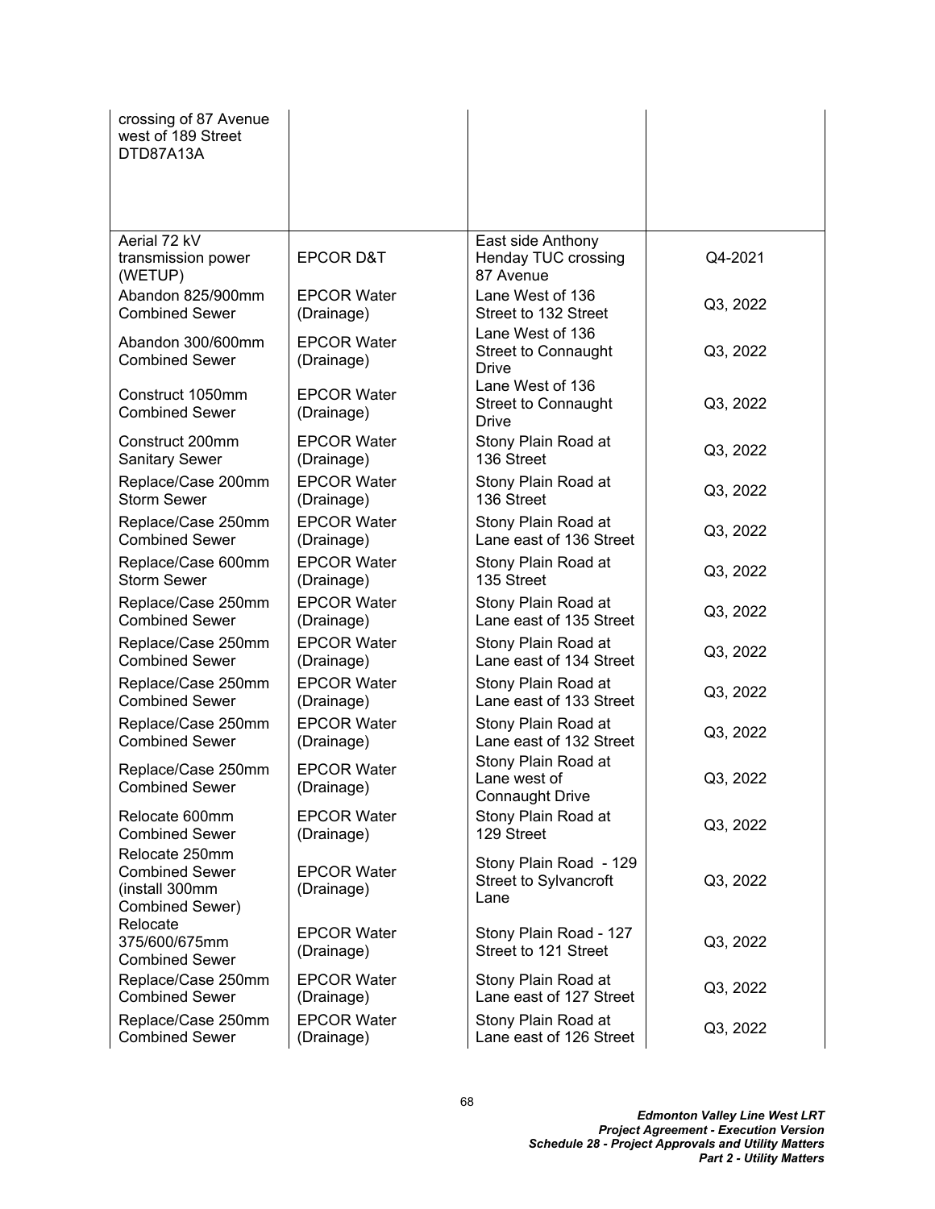| | | | |
|---|---|---|---|
| crossing of 87 Avenue west of 189 Street DTD87A13A | | | |
| Aerial 72 kV transmission power (WETUP) | EPCOR D&T | East side Anthony Henday TUC crossing 87 Avenue | Q4-2021 |
| Abandon 825/900mm Combined Sewer | EPCOR Water (Drainage) | Lane West of 136 Street to 132 Street | Q3, 2022 |
| Abandon 300/600mm Combined Sewer | EPCOR Water (Drainage) | Lane West of 136 Street to Connaught Drive | Q3, 2022 |
| Construct 1050mm Combined Sewer | EPCOR Water (Drainage) | Lane West of 136 Street to Connaught Drive | Q3, 2022 |
| Construct 200mm Sanitary Sewer | EPCOR Water (Drainage) | Stony Plain Road at 136 Street | Q3, 2022 |
| Replace/Case 200mm Storm Sewer | EPCOR Water (Drainage) | Stony Plain Road at 136 Street | Q3, 2022 |
| Replace/Case 250mm Combined Sewer | EPCOR Water (Drainage) | Stony Plain Road at Lane east of 136 Street | Q3, 2022 |
| Replace/Case 600mm Storm Sewer | EPCOR Water (Drainage) | Stony Plain Road at 135 Street | Q3, 2022 |
| Replace/Case 250mm Combined Sewer | EPCOR Water (Drainage) | Stony Plain Road at Lane east of 135 Street | Q3, 2022 |
| Replace/Case 250mm Combined Sewer | EPCOR Water (Drainage) | Stony Plain Road at Lane east of 134 Street | Q3, 2022 |
| Replace/Case 250mm Combined Sewer | EPCOR Water (Drainage) | Stony Plain Road at Lane east of 133 Street | Q3, 2022 |
| Replace/Case 250mm Combined Sewer | EPCOR Water (Drainage) | Stony Plain Road at Lane east of 132 Street | Q3, 2022 |
| Replace/Case 250mm Combined Sewer | EPCOR Water (Drainage) | Stony Plain Road at Lane west of Connaught Drive | Q3, 2022 |
| Relocate 600mm Combined Sewer | EPCOR Water (Drainage) | Stony Plain Road at 129 Street | Q3, 2022 |
| Relocate 250mm Combined Sewer (install 300mm Combined Sewer) | EPCOR Water (Drainage) | Stony Plain Road - 129 Street to Sylvancroft Lane | Q3, 2022 |
| Relocate 375/600/675mm Combined Sewer | EPCOR Water (Drainage) | Stony Plain Road - 127 Street to 121 Street | Q3, 2022 |
| Replace/Case 250mm Combined Sewer | EPCOR Water (Drainage) | Stony Plain Road at Lane east of 127 Street | Q3, 2022 |
| Replace/Case 250mm Combined Sewer | EPCOR Water (Drainage) | Stony Plain Road at Lane east of 126 Street | Q3, 2022 |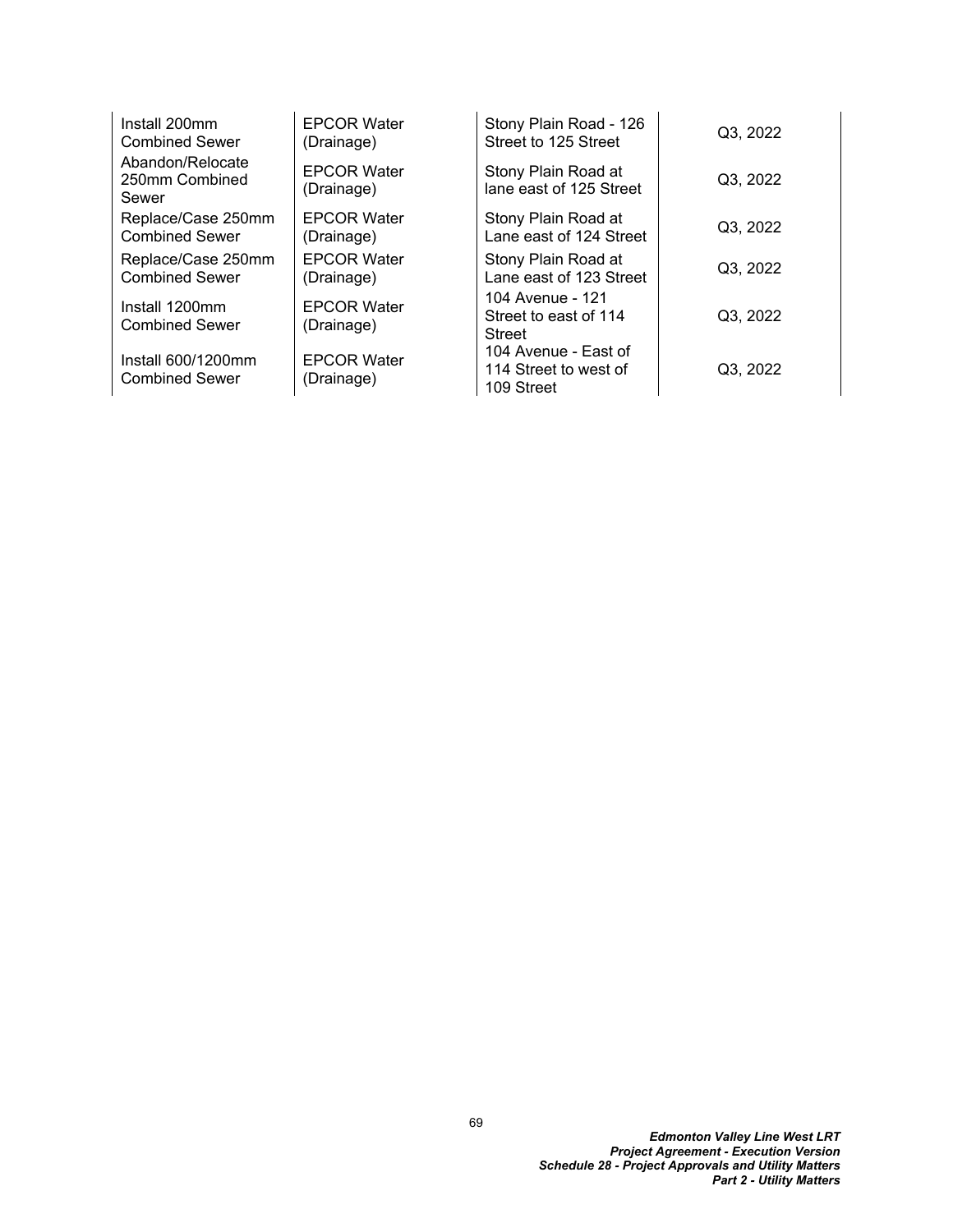| | | | |
|---|---|---|---|
| Install 200mm Combined Sewer | EPCOR Water (Drainage) | Stony Plain Road - 126 Street to 125 Street | Q3, 2022 |
| Abandon/Relocate 250mm Combined Sewer | EPCOR Water (Drainage) | Stony Plain Road at lane east of 125 Street | Q3, 2022 |
| Replace/Case 250mm Combined Sewer | EPCOR Water (Drainage) | Stony Plain Road at Lane east of 124 Street | Q3, 2022 |
| Replace/Case 250mm Combined Sewer | EPCOR Water (Drainage) | Stony Plain Road at Lane east of 123 Street | Q3, 2022 |
| Install 1200mm Combined Sewer | EPCOR Water (Drainage) | 104 Avenue - 121 Street to east of 114 Street | Q3, 2022 |
| Install 600/1200mm Combined Sewer | EPCOR Water (Drainage) | 104 Avenue - East of 114 Street to west of 109 Street | Q3, 2022 |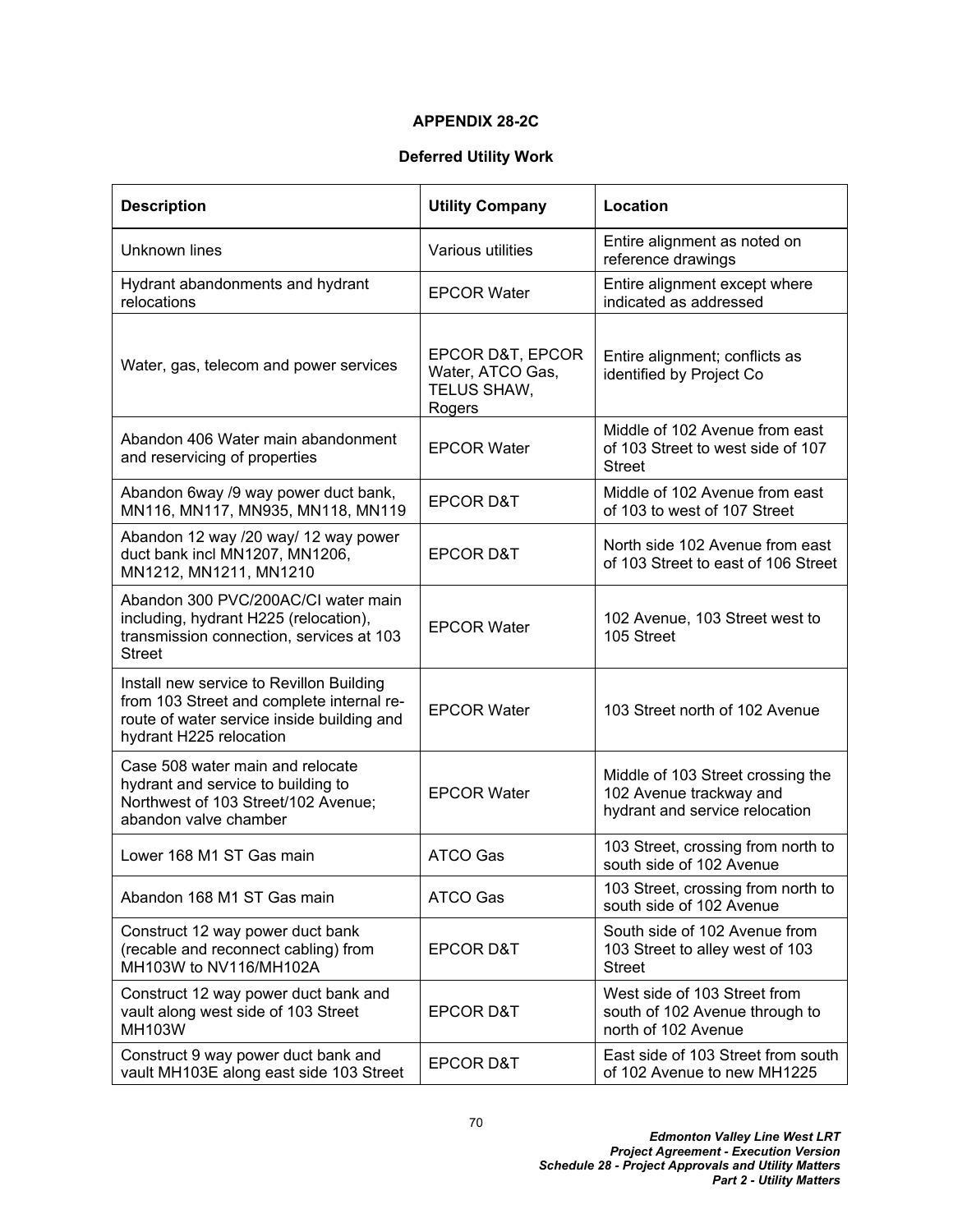**APPENDIX 28-2C**

**Deferred Utility Work**

| Description | Utility Company | Location |
|---|---|---|
| Unknown lines | Various utilities | Entire alignment as noted on reference drawings |
| Hydrant abandonments and hydrant relocations | EPCOR Water | Entire alignment except where indicated as addressed |
| Water, gas, telecom and power services | EPCOR D&T, EPCOR Water, ATCO Gas, TELUS SHAW, Rogers | Entire alignment; conflicts as identified by Project Co |
| Abandon 406 Water main abandonment and reservicing of properties | EPCOR Water | Middle of 102 Avenue from east of 103 Street to west side of 107 Street |
| Abandon 6way /9 way power duct bank, MN116, MN117, MN935, MN118, MN119 | EPCOR D&T | Middle of 102 Avenue from east of 103 to west of 107 Street |
| Abandon 12 way /20 way/ 12 way power duct bank incl MN1207, MN1206, MN1212, MN1211, MN1210 | EPCOR D&T | North side 102 Avenue from east of 103 Street to east of 106 Street |
| Abandon 300 PVC/200AC/CI water main including, hydrant H225 (relocation), transmission connection, services at 103 Street | EPCOR Water | 102 Avenue, 103 Street west to 105 Street |
| Install new service to Revillon Building from 103 Street and complete internal re-route of water service inside building and hydrant H225 relocation | EPCOR Water | 103 Street north of 102 Avenue |
| Case 508 water main and relocate hydrant and service to building to Northwest of 103 Street/102 Avenue; abandon valve chamber | EPCOR Water | Middle of 103 Street crossing the 102 Avenue trackway and hydrant and service relocation |
| Lower 168 M1 ST Gas main | ATCO Gas | 103 Street, crossing from north to south side of 102 Avenue |
| Abandon 168 M1 ST Gas main | ATCO Gas | 103 Street, crossing from north to south side of 102 Avenue |
| Construct 12 way power duct bank (recable and reconnect cabling) from MH103W to NV116/MH102A | EPCOR D&T | South side of 102 Avenue from 103 Street to alley west of 103 Street |
| Construct 12 way power duct bank and vault along west side of 103 Street MH103W | EPCOR D&T | West side of 103 Street from south of 102 Avenue through to north of 102 Avenue |
| Construct 9 way power duct bank and vault MH103E along east side 103 Street | EPCOR D&T | East side of 103 Street from south of 102 Avenue to new MH1225 |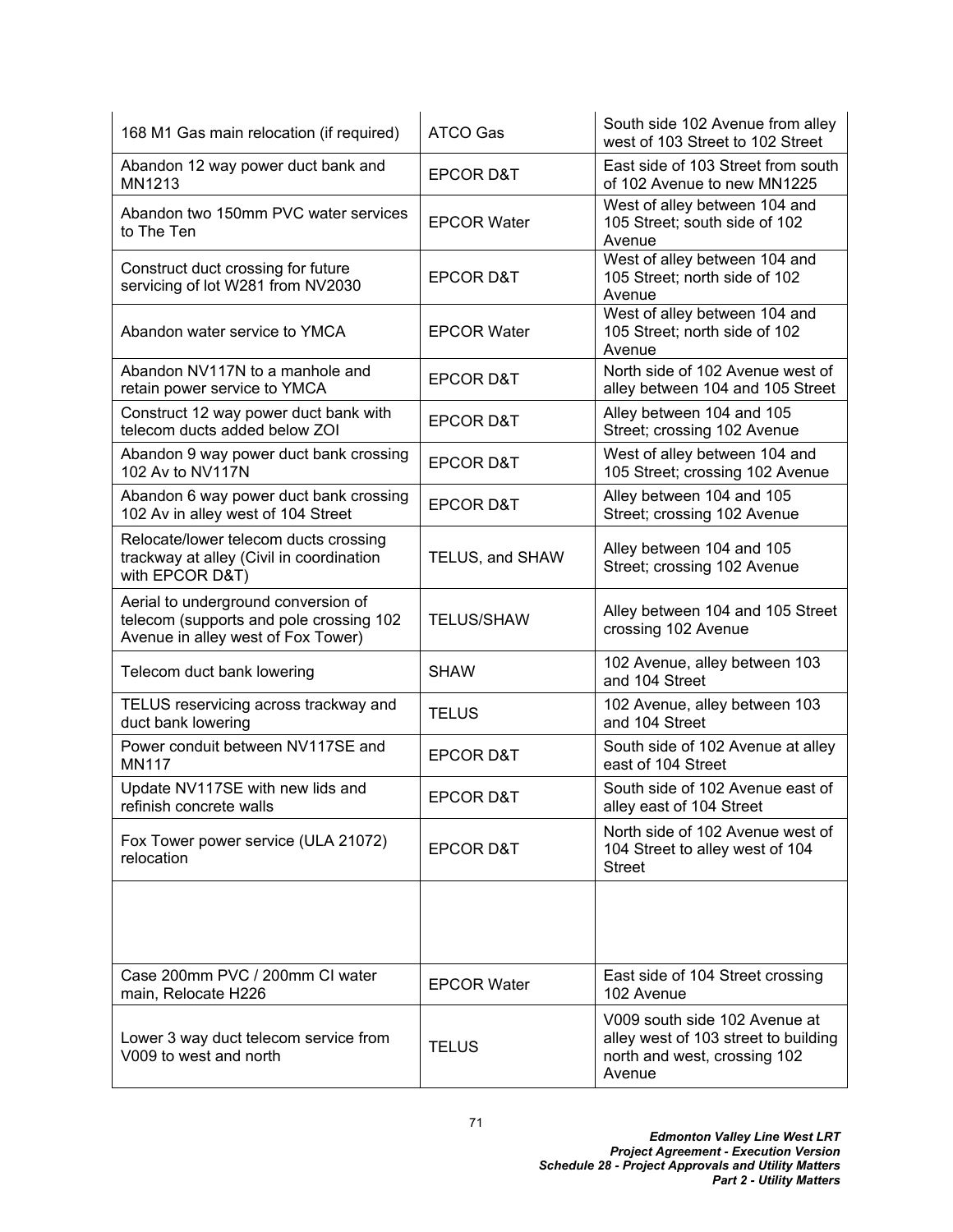| | | |
|---|---|---|
| 168 M1 Gas main relocation (if required) | ATCO Gas | South side 102 Avenue from alley west of 103 Street to 102 Street |
| Abandon 12 way power duct bank and MN1213 | EPCOR D&T | East side of 103 Street from south of 102 Avenue to new MN1225 |
| Abandon two 150mm PVC water services to The Ten | EPCOR Water | West of alley between 104 and 105 Street; south side of 102 Avenue |
| Construct duct crossing for future servicing of lot W281 from NV2030 | EPCOR D&T | West of alley between 104 and 105 Street; north side of 102 Avenue |
| Abandon water service to YMCA | EPCOR Water | West of alley between 104 and 105 Street; north side of 102 Avenue |
| Abandon NV117N to a manhole and retain power service to YMCA | EPCOR D&T | North side of 102 Avenue west of alley between 104 and 105 Street |
| Construct 12 way power duct bank with telecom ducts added below ZOI | EPCOR D&T | Alley between 104 and 105 Street; crossing 102 Avenue |
| Abandon 9 way power duct bank crossing 102 Av to NV117N | EPCOR D&T | West of alley between 104 and 105 Street; crossing 102 Avenue |
| Abandon 6 way power duct bank crossing 102 Av in alley west of 104 Street | EPCOR D&T | Alley between 104 and 105 Street; crossing 102 Avenue |
| Relocate/lower telecom ducts crossing trackway at alley (Civil in coordination with EPCOR D&T) | TELUS, and SHAW | Alley between 104 and 105 Street; crossing 102 Avenue |
| Aerial to underground conversion of telecom (supports and pole crossing 102 Avenue in alley west of Fox Tower) | TELUS/SHAW | Alley between 104 and 105 Street crossing 102 Avenue |
| Telecom duct bank lowering | SHAW | 102 Avenue, alley between 103 and 104 Street |
| TELUS reservicing across trackway and duct bank lowering | TELUS | 102 Avenue, alley between 103 and 104 Street |
| Power conduit between NV117SE and MN117 | EPCOR D&T | South side of 102 Avenue at alley east of 104 Street |
| Update NV117SE with new lids and refinish concrete walls | EPCOR D&T | South side of 102 Avenue east of alley east of 104 Street |
| Fox Tower power service (ULA 21072) relocation | EPCOR D&T | North side of 102 Avenue west of 104 Street to alley west of 104 Street |
| | | |
| Case 200mm PVC / 200mm CI water main, Relocate H226 | EPCOR Water | East side of 104 Street crossing 102 Avenue |
| Lower 3 way duct telecom service from V009 to west and north | TELUS | V009 south side 102 Avenue at alley west of 103 street to building north and west, crossing 102 Avenue |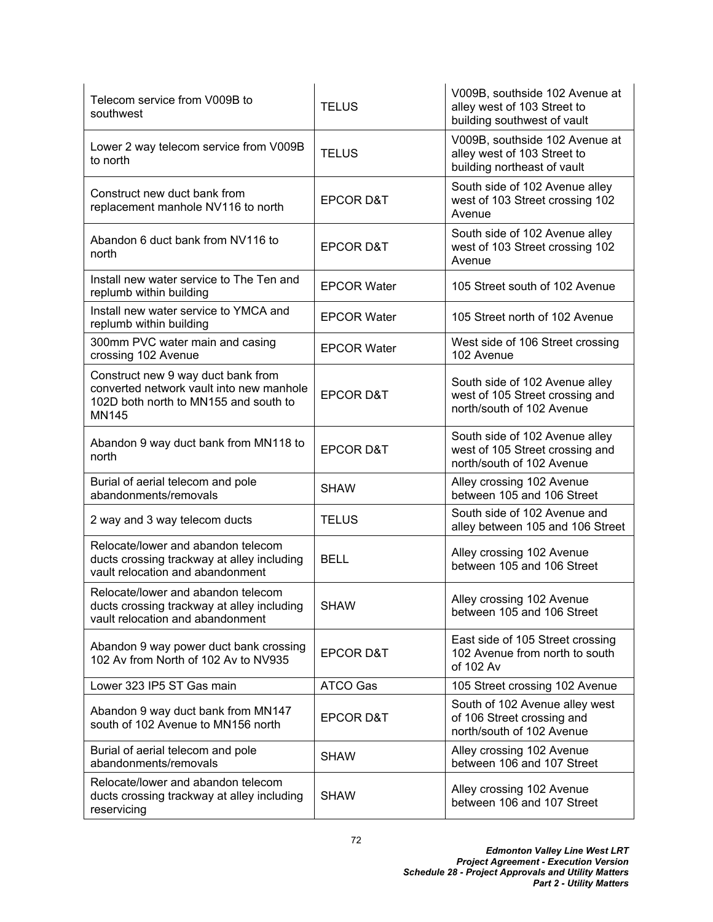| | | |
|---|---|---|
| Telecom service from V009B to southwest | TELUS | V009B, southside 102 Avenue at alley west of 103 Street to building southwest of vault |
| Lower 2 way telecom service from V009B to north | TELUS | V009B, southside 102 Avenue at alley west of 103 Street to building northeast of vault |
| Construct new duct bank from replacement manhole NV116 to north | EPCOR D&T | South side of 102 Avenue alley west of 103 Street crossing 102 Avenue |
| Abandon 6 duct bank from NV116 to north | EPCOR D&T | South side of 102 Avenue alley west of 103 Street crossing 102 Avenue |
| Install new water service to The Ten and replumb within building | EPCOR Water | 105 Street south of 102 Avenue |
| Install new water service to YMCA and replumb within building | EPCOR Water | 105 Street north of 102 Avenue |
| 300mm PVC water main and casing crossing 102 Avenue | EPCOR Water | West side of 106 Street crossing 102 Avenue |
| Construct new 9 way duct bank from converted network vault into new manhole 102D both north to MN155 and south to MN145 | EPCOR D&T | South side of 102 Avenue alley west of 105 Street crossing and north/south of 102 Avenue |
| Abandon 9 way duct bank from MN118 to north | EPCOR D&T | South side of 102 Avenue alley west of 105 Street crossing and north/south of 102 Avenue |
| Burial of aerial telecom and pole abandonments/removals | SHAW | Alley crossing 102 Avenue between 105 and 106 Street |
| 2 way and 3 way telecom ducts | TELUS | South side of 102 Avenue and alley between 105 and 106 Street |
| Relocate/lower and abandon telecom ducts crossing trackway at alley including vault relocation and abandonment | BELL | Alley crossing 102 Avenue between 105 and 106 Street |
| Relocate/lower and abandon telecom ducts crossing trackway at alley including vault relocation and abandonment | SHAW | Alley crossing 102 Avenue between 105 and 106 Street |
| Abandon 9 way power duct bank crossing 102 Av from North of 102 Av to NV935 | EPCOR D&T | East side of 105 Street crossing 102 Avenue from north to south of 102 Av |
| Lower 323 IP5 ST Gas main | ATCO Gas | 105 Street crossing 102 Avenue |
| Abandon 9 way duct bank from MN147 south of 102 Avenue to MN156 north | EPCOR D&T | South of 102 Avenue alley west of 106 Street crossing and north/south of 102 Avenue |
| Burial of aerial telecom and pole abandonments/removals | SHAW | Alley crossing 102 Avenue between 106 and 107 Street |
| Relocate/lower and abandon telecom ducts crossing trackway at alley including reservicing | SHAW | Alley crossing 102 Avenue between 106 and 107 Street |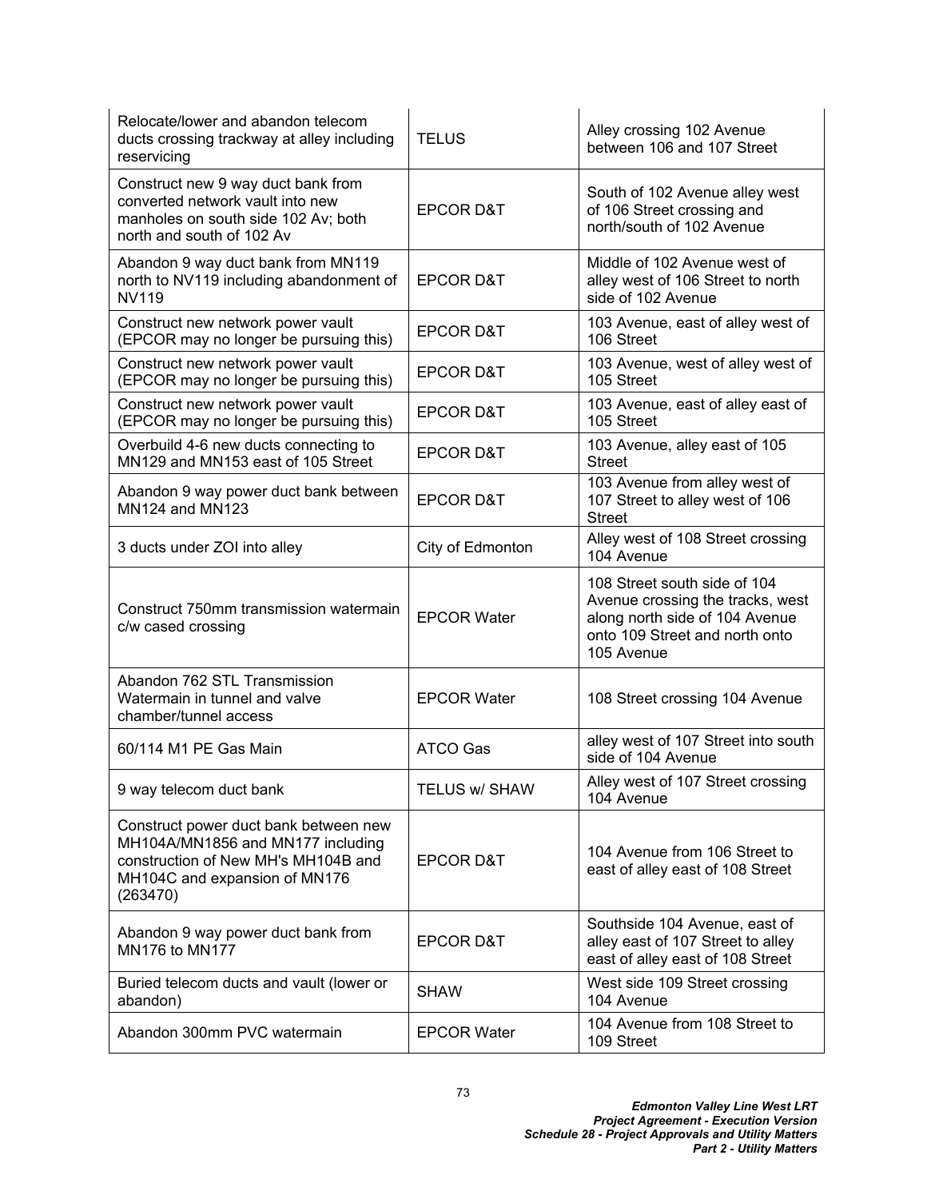| Relocate/lower and abandon telecom ducts crossing trackway at alley including reservicing | TELUS | Alley crossing 102 Avenue between 106 and 107 Street |
|---|---|---|
| Construct new 9 way duct bank from converted network vault into new manholes on south side 102 Av; both north and south of 102 Av | EPCOR D&T | South of 102 Avenue alley west of 106 Street crossing and north/south of 102 Avenue |
| Abandon 9 way duct bank from MN119 north to NV119 including abandonment of NV119 | EPCOR D&T | Middle of 102 Avenue west of alley west of 106 Street to north side of 102 Avenue |
| Construct new network power vault (EPCOR may no longer be pursuing this) | EPCOR D&T | 103 Avenue, east of alley west of 106 Street |
| Construct new network power vault (EPCOR may no longer be pursuing this) | EPCOR D&T | 103 Avenue, west of alley west of 105 Street |
| Construct new network power vault (EPCOR may no longer be pursuing this) | EPCOR D&T | 103 Avenue, east of alley east of 105 Street |
| Overbuild 4-6 new ducts connecting to MN129 and MN153 east of 105 Street | EPCOR D&T | 103 Avenue, alley east of 105 Street |
| Abandon 9 way power duct bank between MN124 and MN123 | EPCOR D&T | 103 Avenue from alley west of 107 Street to alley west of 106 Street |
| 3 ducts under ZOI into alley | City of Edmonton | Alley west of 108 Street crossing 104 Avenue |
| Construct 750mm transmission watermain c/w cased crossing | EPCOR Water | 108 Street south side of 104 Avenue crossing the tracks, west along north side of 104 Avenue onto 109 Street and north onto 105 Avenue |
| Abandon 762 STL Transmission Watermain in tunnel and valve chamber/tunnel access | EPCOR Water | 108 Street crossing 104 Avenue |
| 60/114 M1 PE Gas Main | ATCO Gas | alley west of 107 Street into south side of 104 Avenue |
| 9 way telecom duct bank | TELUS w/ SHAW | Alley west of 107 Street crossing 104 Avenue |
| Construct power duct bank between new MH104A/MN1856 and MN177 including construction of New MH's MH104B and MH104C and expansion of MN176 (263470) | EPCOR D&T | 104 Avenue from 106 Street to east of alley east of 108 Street |
| Abandon 9 way power duct bank from MN176 to MN177 | EPCOR D&T | Southside 104 Avenue, east of alley east of 107 Street to alley east of alley east of 108 Street |
| Buried telecom ducts and vault (lower or abandon) | SHAW | West side 109 Street crossing 104 Avenue |
| Abandon 300mm PVC watermain | EPCOR Water | 104 Avenue from 108 Street to 109 Street |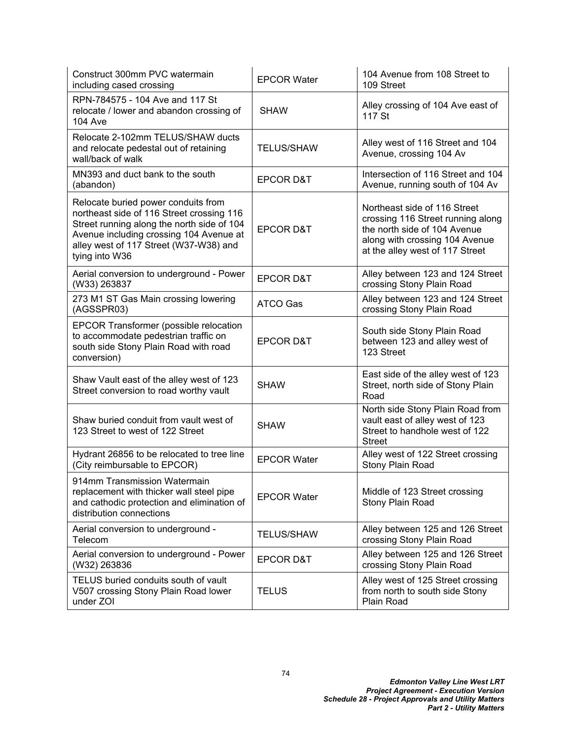| Construct 300mm PVC watermain including cased crossing | EPCOR Water | 104 Avenue from 108 Street to 109 Street |
|---|---|---|
| RPN-784575 - 104 Ave and 117 St relocate / lower and abandon crossing of 104 Ave | SHAW | Alley crossing of 104 Ave east of 117 St |
| Relocate 2-102mm TELUS/SHAW ducts and relocate pedestal out of retaining wall/back of walk | TELUS/SHAW | Alley west of 116 Street and 104 Avenue, crossing 104 Av |
| MN393 and duct bank to the south (abandon) | EPCOR D&T | Intersection of 116 Street and 104 Avenue, running south of 104 Av |
| Relocate buried power conduits from northeast side of 116 Street crossing 116 Street running along the north side of 104 Avenue including crossing 104 Avenue at alley west of 117 Street (W37-W38) and tying into W36 | EPCOR D&T | Northeast side of 116 Street crossing 116 Street running along the north side of 104 Avenue along with crossing 104 Avenue at the alley west of 117 Street |
| Aerial conversion to underground - Power (W33) 263837 | EPCOR D&T | Alley between 123 and 124 Street crossing Stony Plain Road |
| 273 M1 ST Gas Main crossing lowering (AGSSPR03) | ATCO Gas | Alley between 123 and 124 Street crossing Stony Plain Road |
| EPCOR Transformer (possible relocation to accommodate pedestrian traffic on south side Stony Plain Road with road conversion) | EPCOR D&T | South side Stony Plain Road between 123 and alley west of 123 Street |
| Shaw Vault east of the alley west of 123 Street conversion to road worthy vault | SHAW | East side of the alley west of 123 Street, north side of Stony Plain Road |
| Shaw buried conduit from vault west of 123 Street to west of 122 Street | SHAW | North side Stony Plain Road from vault east of alley west of 123 Street to handhole west of 122 Street |
| Hydrant 26856 to be relocated to tree line (City reimbursable to EPCOR) | EPCOR Water | Alley west of 122 Street crossing Stony Plain Road |
| 914mm Transmission Watermain replacement with thicker wall steel pipe and cathodic protection and elimination of distribution connections | EPCOR Water | Middle of 123 Street crossing Stony Plain Road |
| Aerial conversion to underground - Telecom | TELUS/SHAW | Alley between 125 and 126 Street crossing Stony Plain Road |
| Aerial conversion to underground - Power (W32) 263836 | EPCOR D&T | Alley between 125 and 126 Street crossing Stony Plain Road |
| TELUS buried conduits south of vault V507 crossing Stony Plain Road lower under ZOI | TELUS | Alley west of 125 Street crossing from north to south side Stony Plain Road |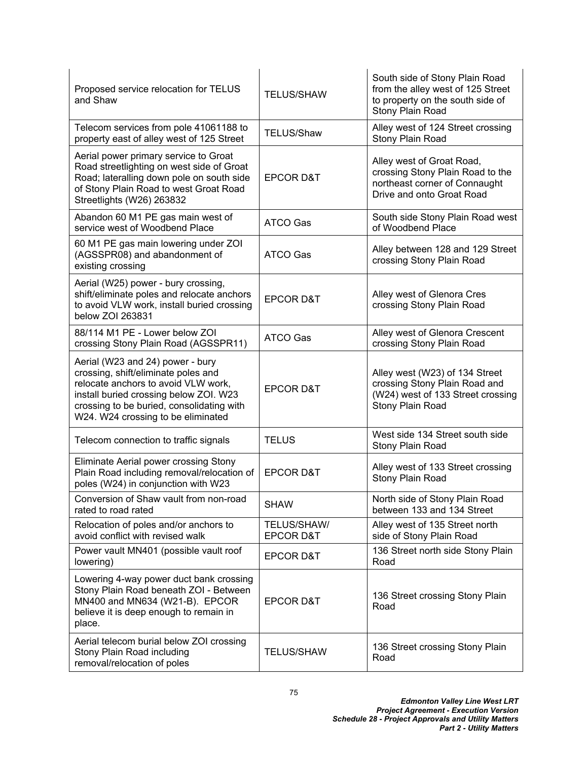| | | |
|---|---|---|
| Proposed service relocation for TELUS and Shaw | TELUS/SHAW | South side of Stony Plain Road from the alley west of 125 Street to property on the south side of Stony Plain Road |
| Telecom services from pole 41061188 to property east of alley west of 125 Street | TELUS/Shaw | Alley west of 124 Street crossing Stony Plain Road |
| Aerial power primary service to Groat Road streetlighting on west side of Groat Road; lateralling down pole on south side of Stony Plain Road to west Groat Road Streetlights (W26) 263832 | EPCOR D&T | Alley west of Groat Road, crossing Stony Plain Road to the northeast corner of Connaught Drive and onto Groat Road |
| Abandon 60 M1 PE gas main west of service west of Woodbend Place | ATCO Gas | South side Stony Plain Road west of Woodbend Place |
| 60 M1 PE gas main lowering under ZOI (AGSSPR08) and abandonment of existing crossing | ATCO Gas | Alley between 128 and 129 Street crossing Stony Plain Road |
| Aerial (W25) power - bury crossing, shift/eliminate poles and relocate anchors to avoid VLW work, install buried crossing below ZOI 263831 | EPCOR D&T | Alley west of Glenora Cres crossing Stony Plain Road |
| 88/114 M1 PE - Lower below ZOI crossing Stony Plain Road (AGSSPR11) | ATCO Gas | Alley west of Glenora Crescent crossing Stony Plain Road |
| Aerial (W23 and 24) power - bury crossing, shift/eliminate poles and relocate anchors to avoid VLW work, install buried crossing below ZOI. W23 crossing to be buried, consolidating with W24. W24 crossing to be eliminated | EPCOR D&T | Alley west (W23) of 134 Street crossing Stony Plain Road and (W24) west of 133 Street crossing Stony Plain Road |
| Telecom connection to traffic signals | TELUS | West side 134 Street south side Stony Plain Road |
| Eliminate Aerial power crossing Stony Plain Road including removal/relocation of poles (W24) in conjunction with W23 | EPCOR D&T | Alley west of 133 Street crossing Stony Plain Road |
| Conversion of Shaw vault from non-road rated to road rated | SHAW | North side of Stony Plain Road between 133 and 134 Street |
| Relocation of poles and/or anchors to avoid conflict with revised walk | TELUS/SHAW/ EPCOR D&T | Alley west of 135 Street north side of Stony Plain Road |
| Power vault MN401 (possible vault roof lowering) | EPCOR D&T | 136 Street north side Stony Plain Road |
| Lowering 4-way power duct bank crossing Stony Plain Road beneath ZOI - Between MN400 and MN634 (W21-B). EPCOR believe it is deep enough to remain in place. | EPCOR D&T | 136 Street crossing Stony Plain Road |
| Aerial telecom burial below ZOI crossing Stony Plain Road including removal/relocation of poles | TELUS/SHAW | 136 Street crossing Stony Plain Road |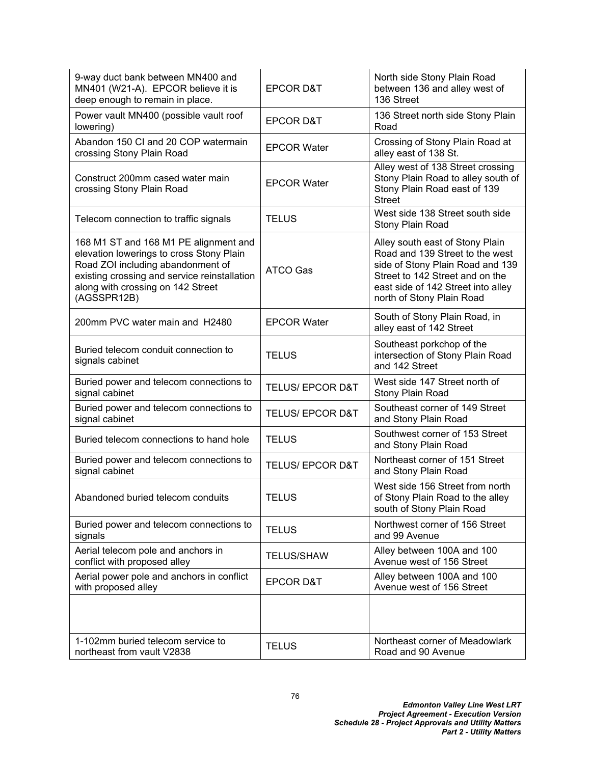| | | |
|---|---|---|
| 9-way duct bank between MN400 and MN401 (W21-A). EPCOR believe it is deep enough to remain in place. | EPCOR D&T | North side Stony Plain Road between 136 and alley west of 136 Street |
| Power vault MN400 (possible vault roof lowering) | EPCOR D&T | 136 Street north side Stony Plain Road |
| Abandon 150 CI and 20 COP watermain crossing Stony Plain Road | EPCOR Water | Crossing of Stony Plain Road at alley east of 138 St. |
| Construct 200mm cased water main crossing Stony Plain Road | EPCOR Water | Alley west of 138 Street crossing Stony Plain Road to alley south of Stony Plain Road east of 139 Street |
| Telecom connection to traffic signals | TELUS | West side 138 Street south side Stony Plain Road |
| 168 M1 ST and 168 M1 PE alignment and elevation lowerings to cross Stony Plain Road ZOI including abandonment of existing crossing and service reinstallation along with crossing on 142 Street (AGSSPR12B) | ATCO Gas | Alley south east of Stony Plain Road and 139 Street to the west side of Stony Plain Road and 139 Street to 142 Street and on the east side of 142 Street into alley north of Stony Plain Road |
| 200mm PVC water main and H2480 | EPCOR Water | South of Stony Plain Road, in alley east of 142 Street |
| Buried telecom conduit connection to signals cabinet | TELUS | Southeast porkchop of the intersection of Stony Plain Road and 142 Street |
| Buried power and telecom connections to signal cabinet | TELUS/ EPCOR D&T | West side 147 Street north of Stony Plain Road |
| Buried power and telecom connections to signal cabinet | TELUS/ EPCOR D&T | Southeast corner of 149 Street and Stony Plain Road |
| Buried telecom connections to hand hole | TELUS | Southwest corner of 153 Street and Stony Plain Road |
| Buried power and telecom connections to signal cabinet | TELUS/ EPCOR D&T | Northeast corner of 151 Street and Stony Plain Road |
| Abandoned buried telecom conduits | TELUS | West side 156 Street from north of Stony Plain Road to the alley south of Stony Plain Road |
| Buried power and telecom connections to signals | TELUS | Northwest corner of 156 Street and 99 Avenue |
| Aerial telecom pole and anchors in conflict with proposed alley | TELUS/SHAW | Alley between 100A and 100 Avenue west of 156 Street |
| Aerial power pole and anchors in conflict with proposed alley | EPCOR D&T | Alley between 100A and 100 Avenue west of 156 Street |
| | | |
| 1-102mm buried telecom service to northeast from vault V2838 | TELUS | Northeast corner of Meadowlark Road and 90 Avenue |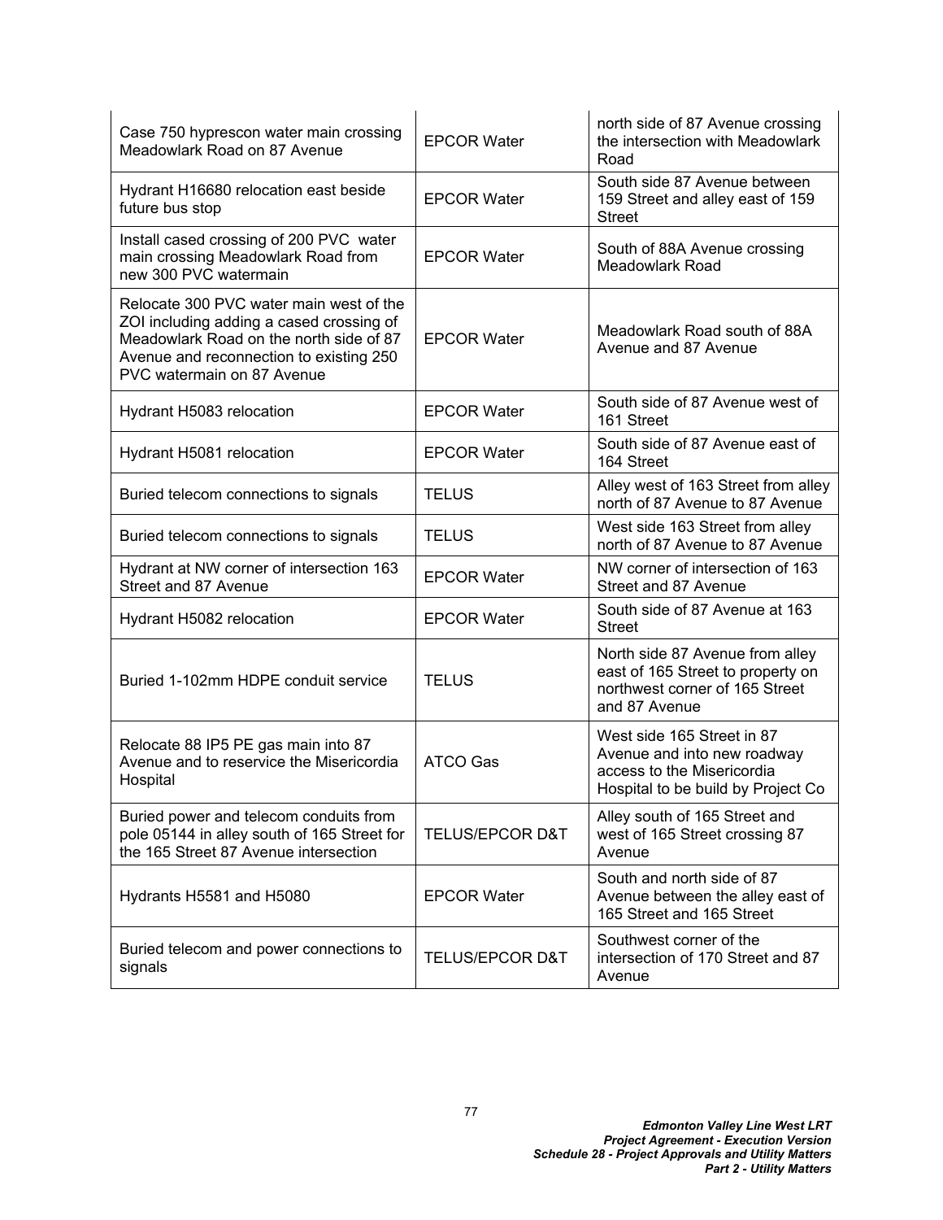| | | |
|---|---|---|
| Case 750 hyprescon water main crossing Meadowlark Road on 87 Avenue | EPCOR Water | north side of 87 Avenue crossing the intersection with Meadowlark Road |
| Hydrant H16680 relocation east beside future bus stop | EPCOR Water | South side 87 Avenue between 159 Street and alley east of 159 Street |
| Install cased crossing of 200 PVC water main crossing Meadowlark Road from new 300 PVC watermain | EPCOR Water | South of 88A Avenue crossing Meadowlark Road |
| Relocate 300 PVC water main west of the ZOI including adding a cased crossing of Meadowlark Road on the north side of 87 Avenue and reconnection to existing 250 PVC watermain on 87 Avenue | EPCOR Water | Meadowlark Road south of 88A Avenue and 87 Avenue |
| Hydrant H5083 relocation | EPCOR Water | South side of 87 Avenue west of 161 Street |
| Hydrant H5081 relocation | EPCOR Water | South side of 87 Avenue east of 164 Street |
| Buried telecom connections to signals | TELUS | Alley west of 163 Street from alley north of 87 Avenue to 87 Avenue |
| Buried telecom connections to signals | TELUS | West side 163 Street from alley north of 87 Avenue to 87 Avenue |
| Hydrant at NW corner of intersection 163 Street and 87 Avenue | EPCOR Water | NW corner of intersection of 163 Street and 87 Avenue |
| Hydrant H5082 relocation | EPCOR Water | South side of 87 Avenue at 163 Street |
| Buried 1-102mm HDPE conduit service | TELUS | North side 87 Avenue from alley east of 165 Street to property on northwest corner of 165 Street and 87 Avenue |
| Relocate 88 IP5 PE gas main into 87 Avenue and to reservice the Misericordia Hospital | ATCO Gas | West side 165 Street in 87 Avenue and into new roadway access to the Misericordia Hospital to be build by Project Co |
| Buried power and telecom conduits from pole 05144 in alley south of 165 Street for the 165 Street 87 Avenue intersection | TELUS/EPCOR D&T | Alley south of 165 Street and west of 165 Street crossing 87 Avenue |
| Hydrants H5581 and H5080 | EPCOR Water | South and north side of 87 Avenue between the alley east of 165 Street and 165 Street |
| Buried telecom and power connections to signals | TELUS/EPCOR D&T | Southwest corner of the intersection of 170 Street and 87 Avenue |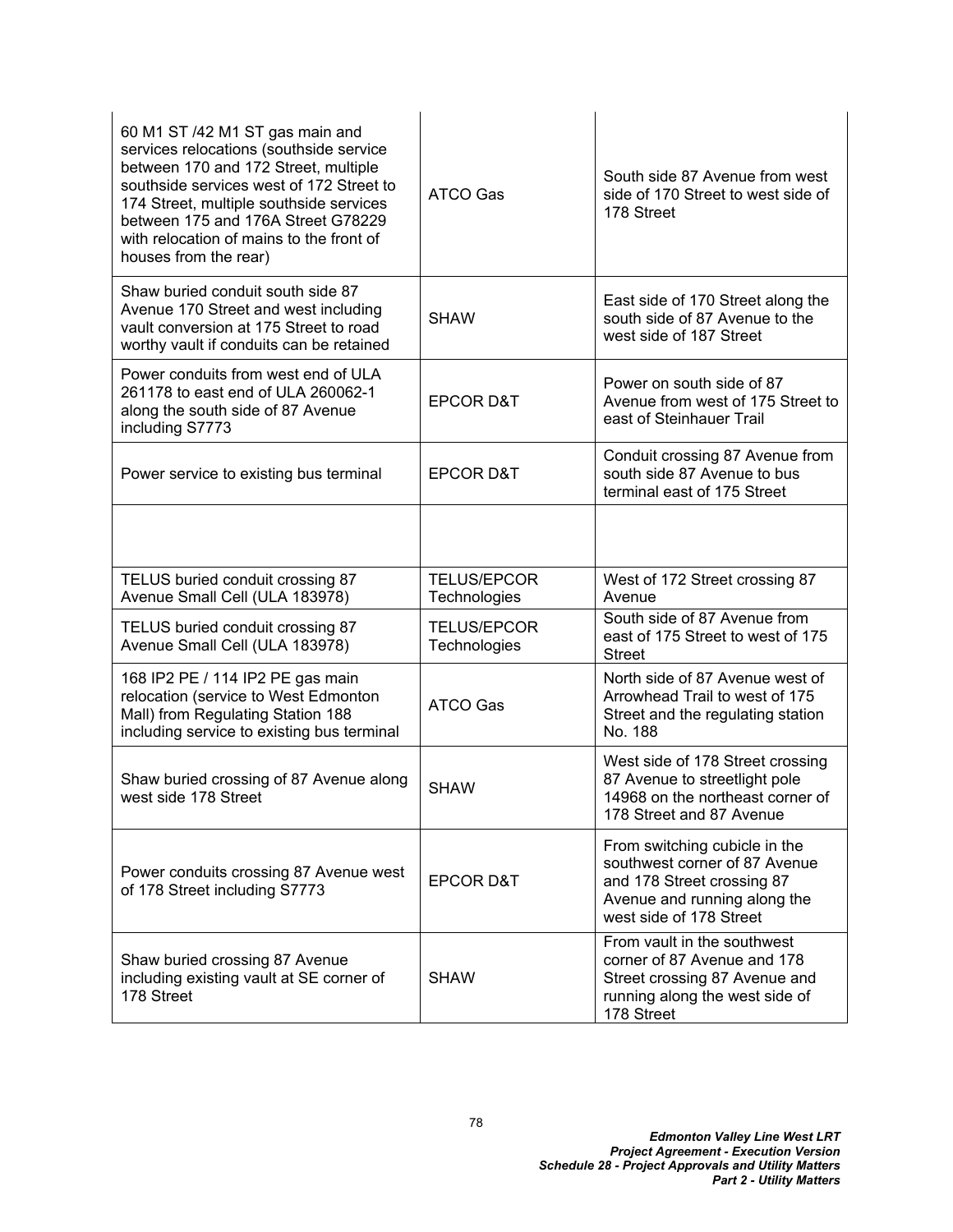| | | |
|---|---|---|
| 60 M1 ST /42 M1 ST gas main and services relocations (southside service between 170 and 172 Street, multiple southside services west of 172 Street to 174 Street, multiple southside services between 175 and 176A Street G78229 with relocation of mains to the front of houses from the rear) | ATCO Gas | South side 87 Avenue from west side of 170 Street to west side of 178 Street |
| Shaw buried conduit south side 87 Avenue 170 Street and west including vault conversion at 175 Street to road worthy vault if conduits can be retained | SHAW | East side of 170 Street along the south side of 87 Avenue to the west side of 187 Street |
| Power conduits from west end of ULA 261178 to east end of ULA 260062-1 along the south side of 87 Avenue including S7773 | EPCOR D&T | Power on south side of 87 Avenue from west of 175 Street to east of Steinhauer Trail |
| Power service to existing bus terminal | EPCOR D&T | Conduit crossing 87 Avenue from south side 87 Avenue to bus terminal east of 175 Street |
| | | |
| TELUS buried conduit crossing 87 Avenue Small Cell (ULA 183978) | TELUS/EPCOR Technologies | West of 172 Street crossing 87 Avenue |
| TELUS buried conduit crossing 87 Avenue Small Cell (ULA 183978) | TELUS/EPCOR Technologies | South side of 87 Avenue from east of 175 Street to west of 175 Street |
| 168 IP2 PE / 114 IP2 PE gas main relocation (service to West Edmonton Mall) from Regulating Station 188 including service to existing bus terminal | ATCO Gas | North side of 87 Avenue west of Arrowhead Trail to west of 175 Street and the regulating station No. 188 |
| Shaw buried crossing of 87 Avenue along west side 178 Street | SHAW | West side of 178 Street crossing 87 Avenue to streetlight pole 14968 on the northeast corner of 178 Street and 87 Avenue |
| Power conduits crossing 87 Avenue west of 178 Street including S7773 | EPCOR D&T | From switching cubicle in the southwest corner of 87 Avenue and 178 Street crossing 87 Avenue and running along the west side of 178 Street |
| Shaw buried crossing 87 Avenue including existing vault at SE corner of 178 Street | SHAW | From vault in the southwest corner of 87 Avenue and 178 Street crossing 87 Avenue and running along the west side of 178 Street |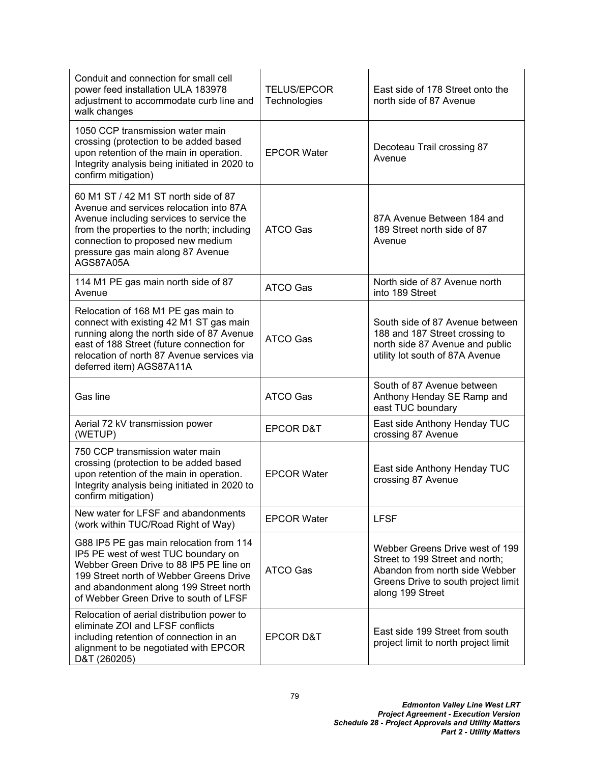| | | |
|---|---|---|
| Conduit and connection for small cell power feed installation ULA 183978 adjustment to accommodate curb line and walk changes | TELUS/EPCOR Technologies | East side of 178 Street onto the north side of 87 Avenue |
| 1050 CCP transmission water main crossing (protection to be added based upon retention of the main in operation. Integrity analysis being initiated in 2020 to confirm mitigation) | EPCOR Water | Decoteau Trail crossing 87 Avenue |
| 60 M1 ST / 42 M1 ST north side of 87 Avenue and services relocation into 87A Avenue including services to service the from the properties to the north; including connection to proposed new medium pressure gas main along 87 Avenue AGS87A05A | ATCO Gas | 87A Avenue Between 184 and 189 Street north side of 87 Avenue |
| 114 M1 PE gas main north side of 87 Avenue | ATCO Gas | North side of 87 Avenue north into 189 Street |
| Relocation of 168 M1 PE gas main to connect with existing 42 M1 ST gas main running along the north side of 87 Avenue east of 188 Street (future connection for relocation of north 87 Avenue services via deferred item) AGS87A11A | ATCO Gas | South side of 87 Avenue between 188 and 187 Street crossing to north side 87 Avenue and public utility lot south of 87A Avenue |
| Gas line | ATCO Gas | South of 87 Avenue between Anthony Henday SE Ramp and east TUC boundary |
| Aerial 72 kV transmission power (WETUP) | EPCOR D&T | East side Anthony Henday TUC crossing 87 Avenue |
| 750 CCP transmission water main crossing (protection to be added based upon retention of the main in operation. Integrity analysis being initiated in 2020 to confirm mitigation) | EPCOR Water | East side Anthony Henday TUC crossing 87 Avenue |
| New water for LFSF and abandonments (work within TUC/Road Right of Way) | EPCOR Water | LFSF |
| G88 IP5 PE gas main relocation from 114 IP5 PE west of west TUC boundary on Webber Green Drive to 88 IP5 PE line on 199 Street north of Webber Greens Drive and abandonment along 199 Street north of Webber Green Drive to south of LFSF | ATCO Gas | Webber Greens Drive west of 199 Street to 199 Street and north; Abandon from north side Webber Greens Drive to south project limit along 199 Street |
| Relocation of aerial distribution power to eliminate ZOI and LFSF conflicts including retention of connection in an alignment to be negotiated with EPCOR D&T (260205) | EPCOR D&T | East side 199 Street from south project limit to north project limit |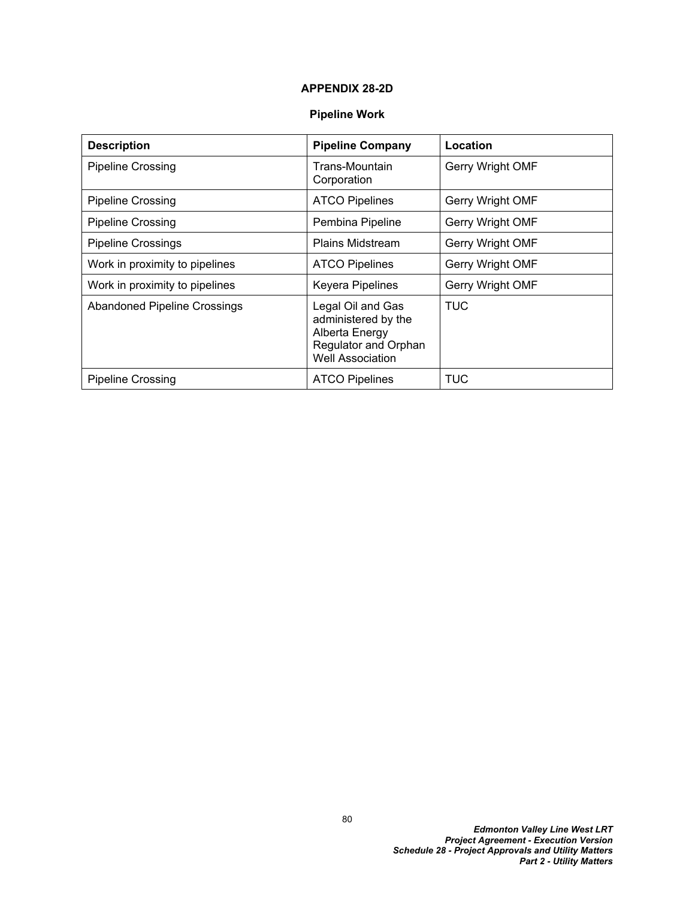# APPENDIX 28-2D

## Pipeline Work

| Description | Pipeline Company | Location |
|---|---|---|
| Pipeline Crossing | Trans-Mountain Corporation | Gerry Wright OMF |
| Pipeline Crossing | ATCO Pipelines | Gerry Wright OMF |
| Pipeline Crossing | Pembina Pipeline | Gerry Wright OMF |
| Pipeline Crossings | Plains Midstream | Gerry Wright OMF |
| Work in proximity to pipelines | ATCO Pipelines | Gerry Wright OMF |
| Work in proximity to pipelines | Keyera Pipelines | Gerry Wright OMF |
| Abandoned Pipeline Crossings | Legal Oil and Gas administered by the Alberta Energy Regulator and Orphan Well Association | TUC |
| Pipeline Crossing | ATCO Pipelines | TUC |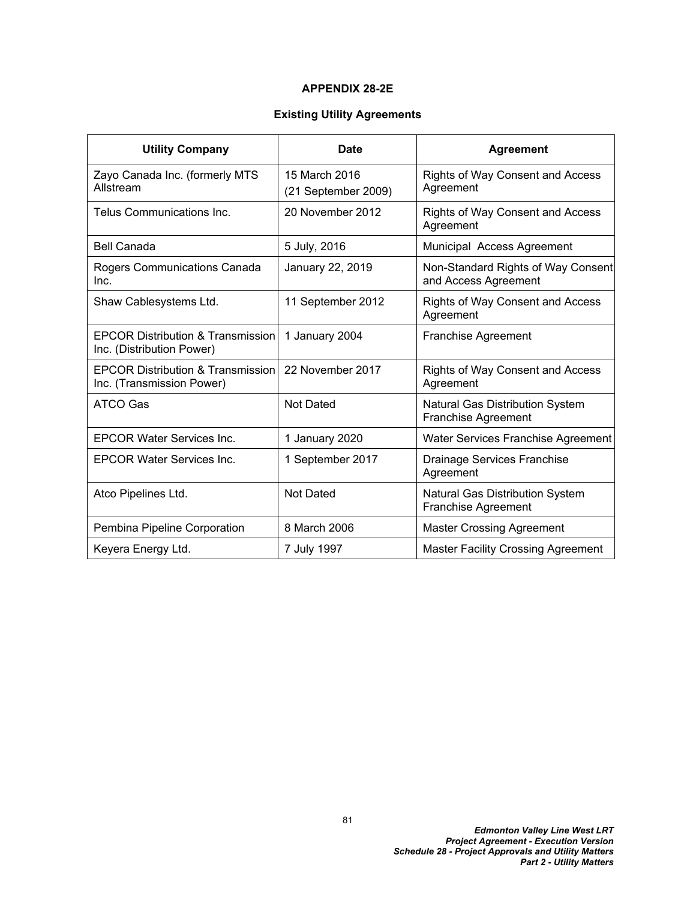# APPENDIX 28-2E

## Existing Utility Agreements

| Utility Company | Date | Agreement |
| --- | --- | --- |
| Zayo Canada Inc. (formerly MTS Allstream | 15 March 2016 (21 September 2009) | Rights of Way Consent and Access Agreement |
| Telus Communications Inc. | 20 November 2012 | Rights of Way Consent and Access Agreement |
| Bell Canada | 5 July, 2016 | Municipal Access Agreement |
| Rogers Communications Canada Inc. | January 22, 2019 | Non-Standard Rights of Way Consent and Access Agreement |
| Shaw Cablesystems Ltd. | 11 September 2012 | Rights of Way Consent and Access Agreement |
| EPCOR Distribution & Transmission Inc. (Distribution Power) | 1 January 2004 | Franchise Agreement |
| EPCOR Distribution & Transmission Inc. (Transmission Power) | 22 November 2017 | Rights of Way Consent and Access Agreement |
| ATCO Gas | Not Dated | Natural Gas Distribution System Franchise Agreement |
| EPCOR Water Services Inc. | 1 January 2020 | Water Services Franchise Agreement |
| EPCOR Water Services Inc. | 1 September 2017 | Drainage Services Franchise Agreement |
| Atco Pipelines Ltd. | Not Dated | Natural Gas Distribution System Franchise Agreement |
| Pembina Pipeline Corporation | 8 March 2006 | Master Crossing Agreement |
| Keyera Energy Ltd. | 7 July 1997 | Master Facility Crossing Agreement |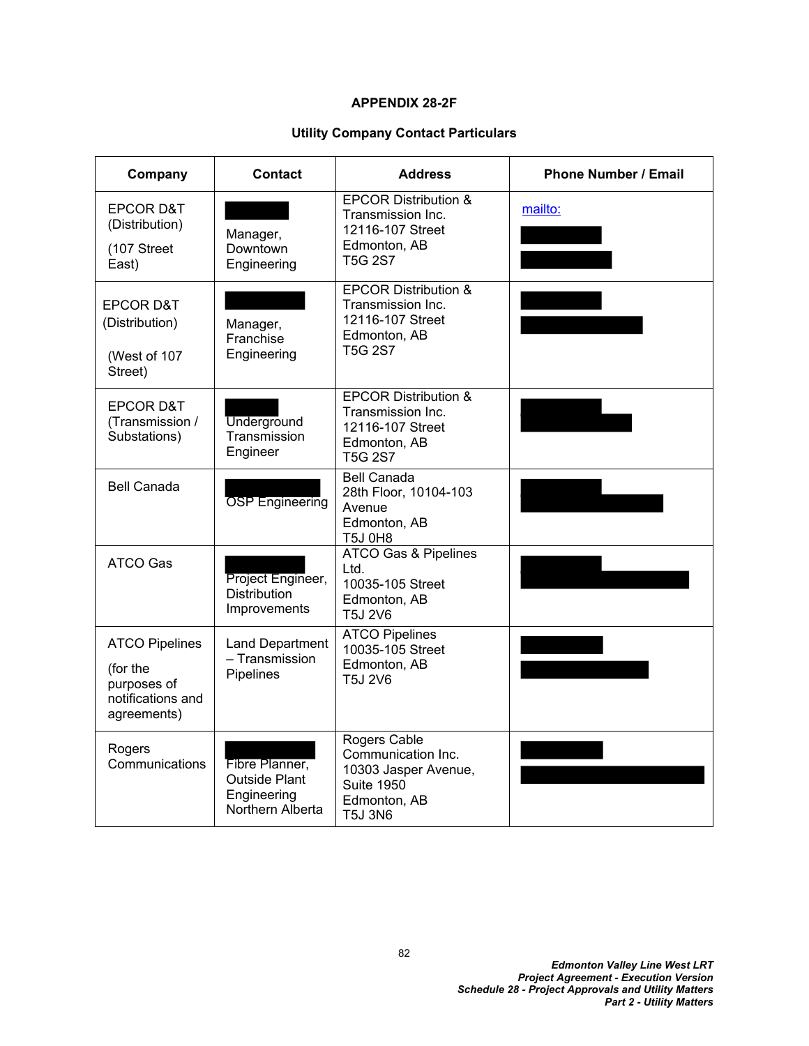**APPENDIX 28-2F**

**Utility Company Contact Particulars**

| Company | Contact | Address | Phone Number / Email |
|---|---|---|---|
| EPCOR D&T (Distribution) (107 Street East) | Manager, Downtown Engineering | EPCOR Distribution & Transmission Inc. 12116-107 Street Edmonton, AB T5G 2S7 | mailto: |
| EPCOR D&T (Distribution) (West of 107 Street) | Manager, Franchise Engineering | EPCOR Distribution & Transmission Inc. 12116-107 Street Edmonton, AB T5G 2S7 | |
| EPCOR D&T (Transmission / Substations) | Underground Transmission Engineer | EPCOR Distribution & Transmission Inc. 12116-107 Street Edmonton, AB T5G 2S7 | |
| Bell Canada | OSP Engineering | Bell Canada 28th Floor, 10104-103 Avenue Edmonton, AB T5J 0H8 | |
| ATCO Gas | Project Engineer, Distribution Improvements | ATCO Gas & Pipelines Ltd. 10035-105 Street Edmonton, AB T5J 2V6 | |
| ATCO Pipelines (for the purposes of notifications and agreements) | Land Department – Transmission Pipelines | ATCO Pipelines 10035-105 Street Edmonton, AB T5J 2V6 | |
| Rogers Communications | Fibre Planner, Outside Plant Engineering Northern Alberta | Rogers Cable Communication Inc. 10303 Jasper Avenue, Suite 1950 Edmonton, AB T5J 3N6 | |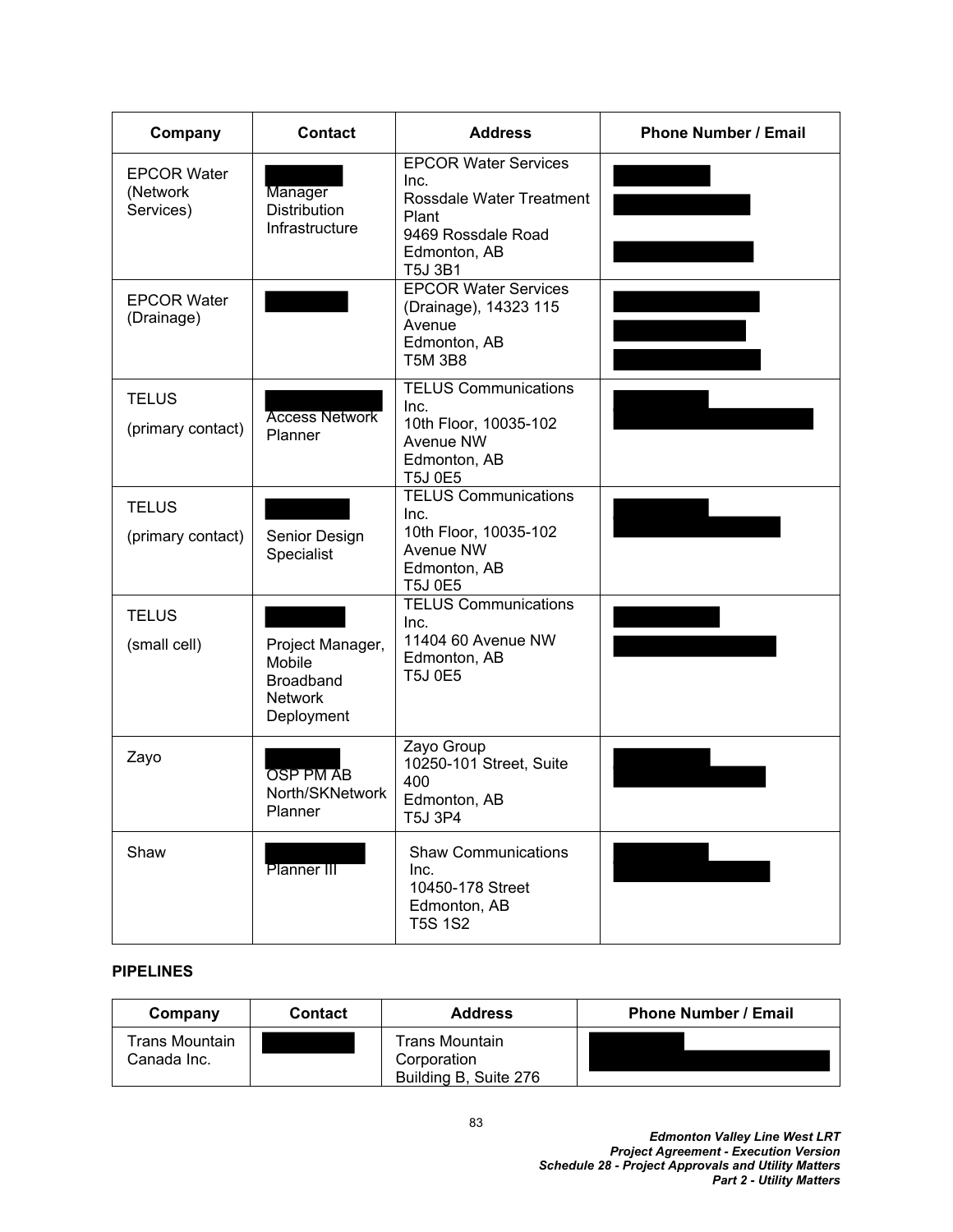| Company | Contact | Address | Phone Number / Email |
|---|---|---|---|
| EPCOR Water (Network Services) | Manager Distribution Infrastructure | EPCOR Water Services Inc. Rossdale Water Treatment Plant 9469 Rossdale Road Edmonton, AB T5J 3B1 | |
| EPCOR Water (Drainage) | | EPCOR Water Services (Drainage), 14323 115 Avenue Edmonton, AB T5M 3B8 | |
| TELUS (primary contact) | Access Network Planner | TELUS Communications Inc. 10th Floor, 10035-102 Avenue NW Edmonton, AB T5J 0E5 | |
| TELUS (primary contact) | Senior Design Specialist | TELUS Communications Inc. 10th Floor, 10035-102 Avenue NW Edmonton, AB T5J 0E5 | |
| TELUS (small cell) | Project Manager, Mobile Broadband Network Deployment | TELUS Communications Inc. 11404 60 Avenue NW Edmonton, AB T5J 0E5 | |
| Zayo | OSP PM AB North/SKNetwork Planner | Zayo Group 10250-101 Street, Suite 400 Edmonton, AB T5J 3P4 | |
| Shaw | Planner III | Shaw Communications Inc. 10450-178 Street Edmonton, AB T5S 1S2 | |

**PIPELINES**

| Company | Contact | Address | Phone Number / Email |
|---|---|---|---|
| Trans Mountain Canada Inc. | | Trans Mountain Corporation Building B, Suite 276 | |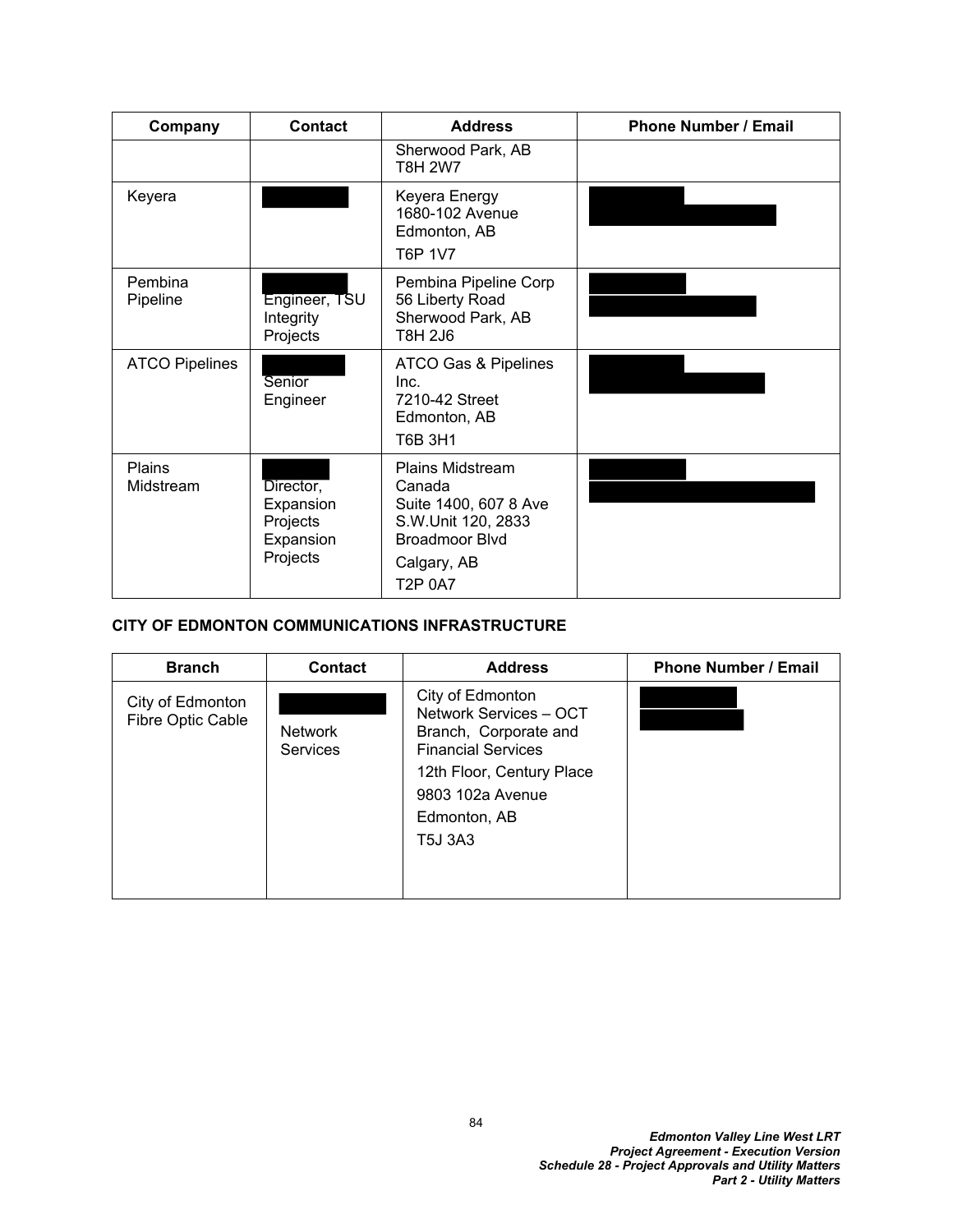| Company | Contact | Address | Phone Number / Email |
|---|---|---|---|
| | | Sherwood Park, AB T8H 2W7 | |
| Keyera | | Keyera Energy 1680-102 Avenue Edmonton, AB T6P 1V7 | |
| Pembina Pipeline | Engineer, TSU Integrity Projects | Pembina Pipeline Corp 56 Liberty Road Sherwood Park, AB T8H 2J6 | |
| ATCO Pipelines | Senior Engineer | ATCO Gas & Pipelines Inc. 7210-42 Street Edmonton, AB T6B 3H1 | |
| Plains Midstream | Director, Expansion Projects Expansion Projects | Plains Midstream Canada Suite 1400, 607 8 Ave S.W.Unit 120, 2833 Broadmoor Blvd Calgary, AB T2P 0A7 | |

**CITY OF EDMONTON COMMUNICATIONS INFRASTRUCTURE**

| Branch | Contact | Address | Phone Number / Email |
|---|---|---|---|
| City of Edmonton Fibre Optic Cable | Network Services | City of Edmonton Network Services – OCT Branch, Corporate and Financial Services 12th Floor, Century Place 9803 102a Avenue Edmonton, AB T5J 3A3 | |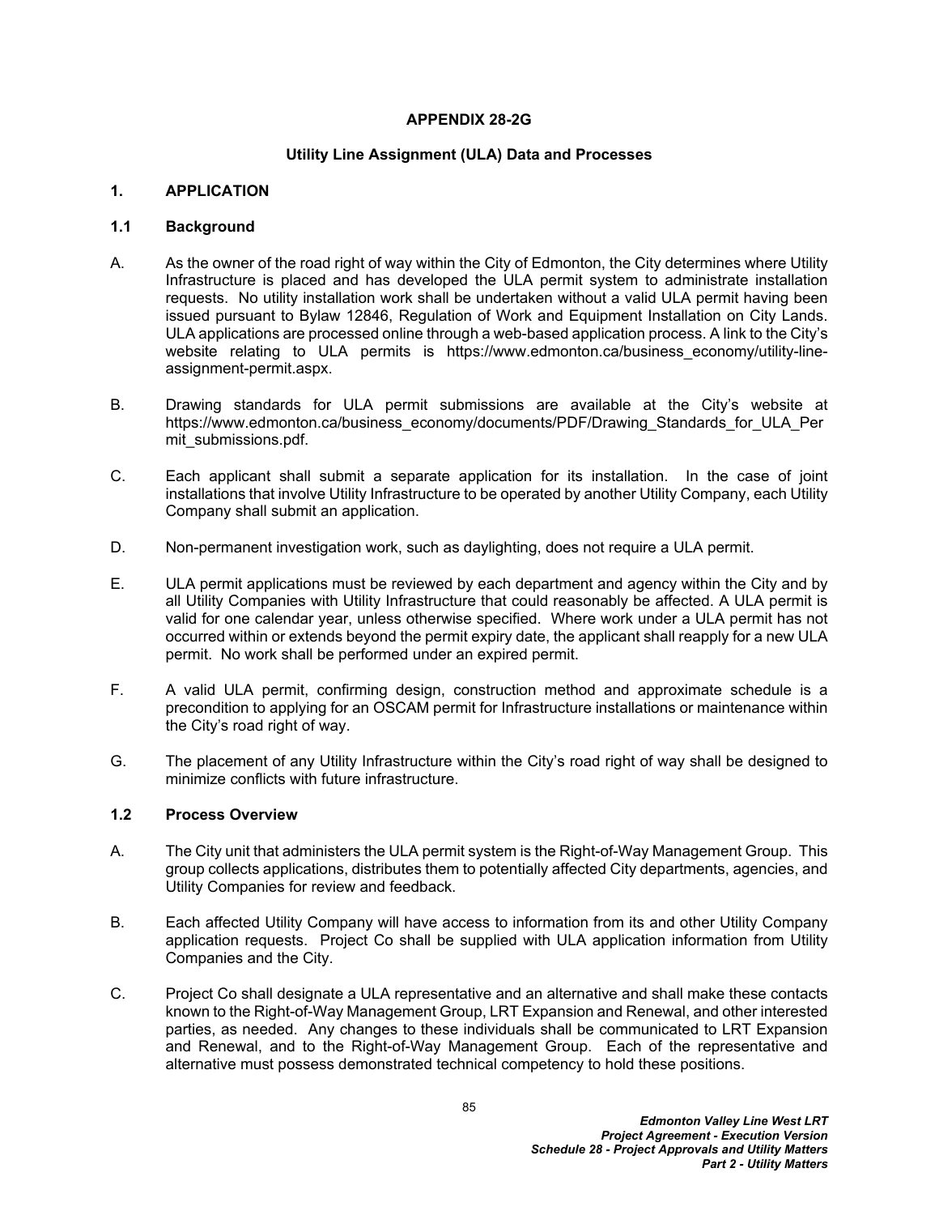# APPENDIX 28-2G

## Utility Line Assignment (ULA) Data and Processes

### 1. APPLICATION

#### 1.1 Background

A. As the owner of the road right of way within the City of Edmonton, the City determines where Utility Infrastructure is placed and has developed the ULA permit system to administrate installation requests. No utility installation work shall be undertaken without a valid ULA permit having been issued pursuant to Bylaw 12846, Regulation of Work and Equipment Installation on City Lands. ULA applications are processed online through a web-based application process. A link to the City's website relating to ULA permits is https://www.edmonton.ca/business_economy/utility-line-assignment-permit.aspx.

B. Drawing standards for ULA permit submissions are available at the City's website at https://www.edmonton.ca/business_economy/documents/PDF/Drawing_Standards_for_ULA_Permit_submissions.pdf.

C. Each applicant shall submit a separate application for its installation. In the case of joint installations that involve Utility Infrastructure to be operated by another Utility Company, each Utility Company shall submit an application.

D. Non-permanent investigation work, such as daylighting, does not require a ULA permit.

E. ULA permit applications must be reviewed by each department and agency within the City and by all Utility Companies with Utility Infrastructure that could reasonably be affected. A ULA permit is valid for one calendar year, unless otherwise specified. Where work under a ULA permit has not occurred within or extends beyond the permit expiry date, the applicant shall reapply for a new ULA permit. No work shall be performed under an expired permit.

F. A valid ULA permit, confirming design, construction method and approximate schedule is a precondition to applying for an OSCAM permit for Infrastructure installations or maintenance within the City's road right of way.

G. The placement of any Utility Infrastructure within the City's road right of way shall be designed to minimize conflicts with future infrastructure.

#### 1.2 Process Overview

A. The City unit that administers the ULA permit system is the Right-of-Way Management Group. This group collects applications, distributes them to potentially affected City departments, agencies, and Utility Companies for review and feedback.

B. Each affected Utility Company will have access to information from its and other Utility Company application requests. Project Co shall be supplied with ULA application information from Utility Companies and the City.

C. Project Co shall designate a ULA representative and an alternative and shall make these contacts known to the Right-of-Way Management Group, LRT Expansion and Renewal, and other interested parties, as needed. Any changes to these individuals shall be communicated to LRT Expansion and Renewal, and to the Right-of-Way Management Group. Each of the representative and alternative must possess demonstrated technical competency to hold these positions.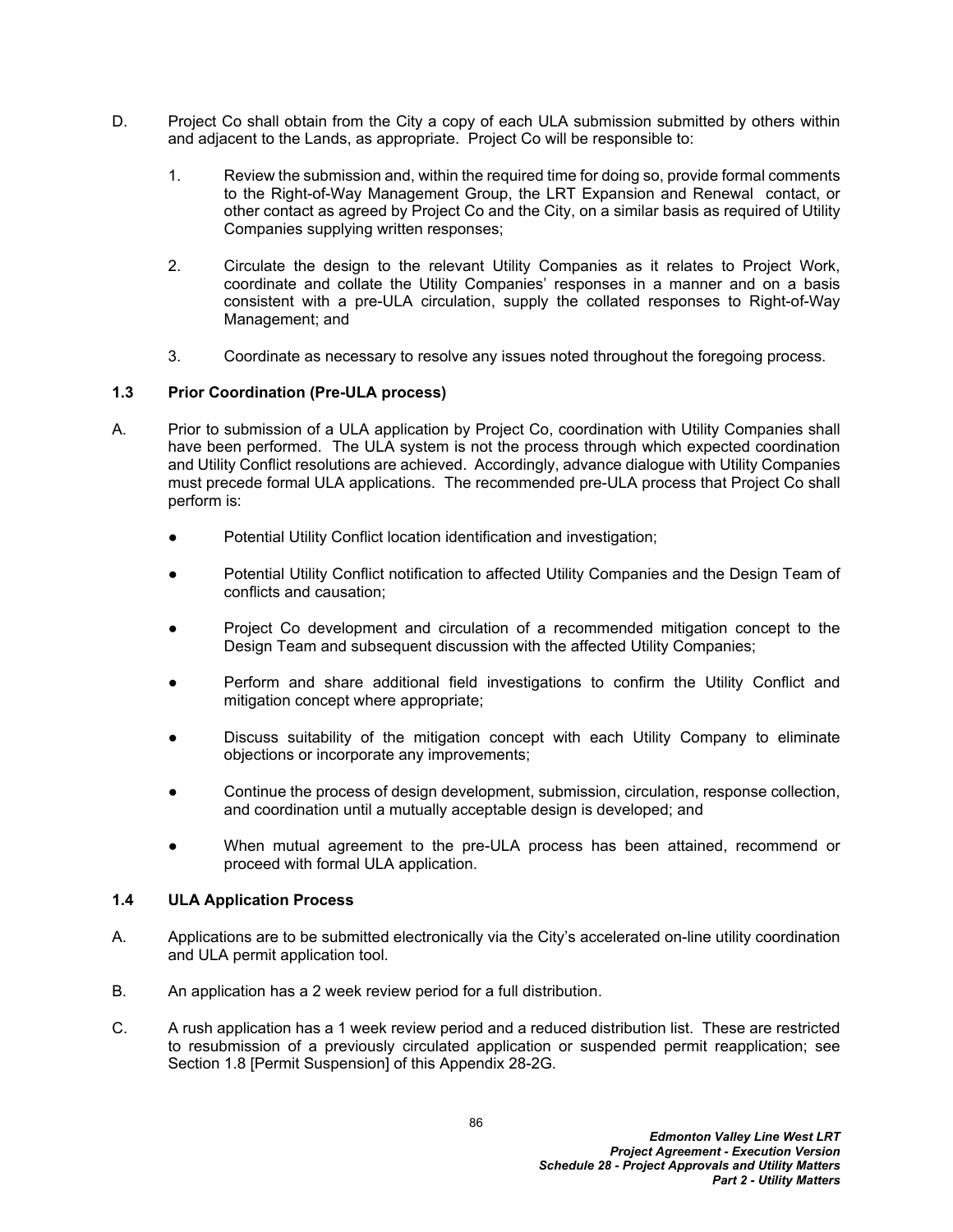D. Project Co shall obtain from the City a copy of each ULA submission submitted by others within and adjacent to the Lands, as appropriate. Project Co will be responsible to:

1. Review the submission and, within the required time for doing so, provide formal comments to the Right-of-Way Management Group, the LRT Expansion and Renewal contact, or other contact as agreed by Project Co and the City, on a similar basis as required of Utility Companies supplying written responses;

2. Circulate the design to the relevant Utility Companies as it relates to Project Work, coordinate and collate the Utility Companies' responses in a manner and on a basis consistent with a pre-ULA circulation, supply the collated responses to Right-of-Way Management; and

3. Coordinate as necessary to resolve any issues noted throughout the foregoing process.

### 1.3 Prior Coordination (Pre-ULA process)

A. Prior to submission of a ULA application by Project Co, coordination with Utility Companies shall have been performed. The ULA system is not the process through which expected coordination and Utility Conflict resolutions are achieved. Accordingly, advance dialogue with Utility Companies must precede formal ULA applications. The recommended pre-ULA process that Project Co shall perform is:

- Potential Utility Conflict location identification and investigation;
- Potential Utility Conflict notification to affected Utility Companies and the Design Team of conflicts and causation;
- Project Co development and circulation of a recommended mitigation concept to the Design Team and subsequent discussion with the affected Utility Companies;
- Perform and share additional field investigations to confirm the Utility Conflict and mitigation concept where appropriate;
- Discuss suitability of the mitigation concept with each Utility Company to eliminate objections or incorporate any improvements;
- Continue the process of design development, submission, circulation, response collection, and coordination until a mutually acceptable design is developed; and
- When mutual agreement to the pre-ULA process has been attained, recommend or proceed with formal ULA application.

### 1.4 ULA Application Process

A. Applications are to be submitted electronically via the City's accelerated on-line utility coordination and ULA permit application tool.

B. An application has a 2 week review period for a full distribution.

C. A rush application has a 1 week review period and a reduced distribution list. These are restricted to resubmission of a previously circulated application or suspended permit reapplication; see Section 1.8 [Permit Suspension] of this Appendix 28-2G.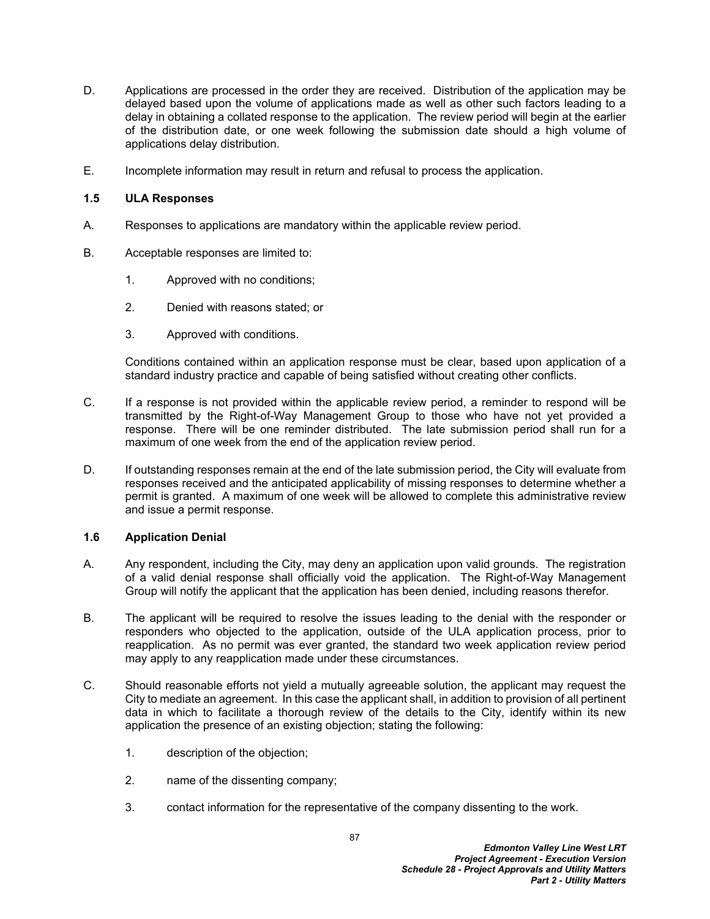D. Applications are processed in the order they are received. Distribution of the application may be delayed based upon the volume of applications made as well as other such factors leading to a delay in obtaining a collated response to the application. The review period will begin at the earlier of the distribution date, or one week following the submission date should a high volume of applications delay distribution.

E. Incomplete information may result in return and refusal to process the application.

### 1.5 ULA Responses

A. Responses to applications are mandatory within the applicable review period.

B. Acceptable responses are limited to:

   1. Approved with no conditions;

   2. Denied with reasons stated; or

   3. Approved with conditions.

   Conditions contained within an application response must be clear, based upon application of a standard industry practice and capable of being satisfied without creating other conflicts.

C. If a response is not provided within the applicable review period, a reminder to respond will be transmitted by the Right-of-Way Management Group to those who have not yet provided a response. There will be one reminder distributed. The late submission period shall run for a maximum of one week from the end of the application review period.

D. If outstanding responses remain at the end of the late submission period, the City will evaluate from responses received and the anticipated applicability of missing responses to determine whether a permit is granted. A maximum of one week will be allowed to complete this administrative review and issue a permit response.

### 1.6 Application Denial

A. Any respondent, including the City, may deny an application upon valid grounds. The registration of a valid denial response shall officially void the application. The Right-of-Way Management Group will notify the applicant that the application has been denied, including reasons therefor.

B. The applicant will be required to resolve the issues leading to the denial with the responder or responders who objected to the application, outside of the ULA application process, prior to reapplication. As no permit was ever granted, the standard two week application review period may apply to any reapplication made under these circumstances.

C. Should reasonable efforts not yield a mutually agreeable solution, the applicant may request the City to mediate an agreement. In this case the applicant shall, in addition to provision of all pertinent data in which to facilitate a thorough review of the details to the City, identify within its new application the presence of an existing objection; stating the following:

   1. description of the objection;

   2. name of the dissenting company;

   3. contact information for the representative of the company dissenting to the work.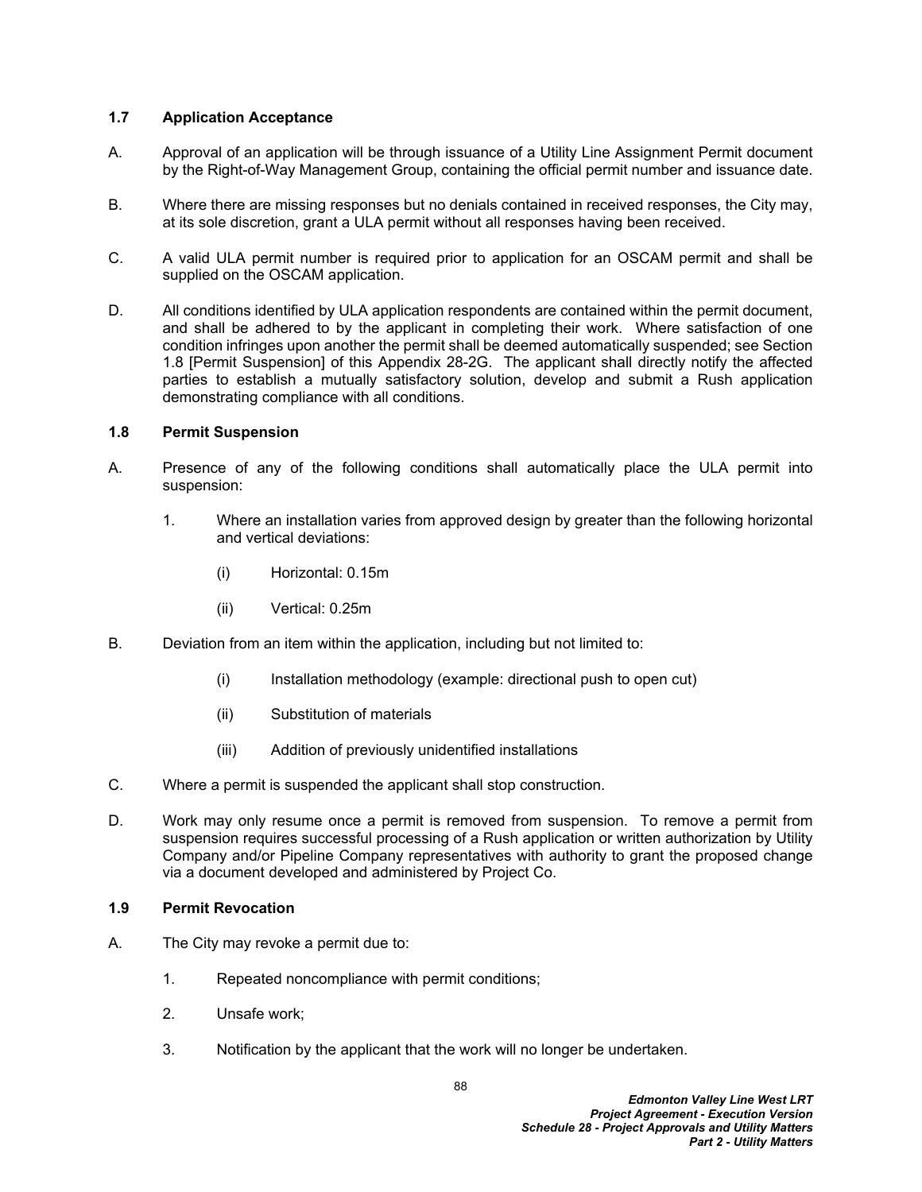### 1.7 Application Acceptance

A. Approval of an application will be through issuance of a Utility Line Assignment Permit document by the Right-of-Way Management Group, containing the official permit number and issuance date.

B. Where there are missing responses but no denials contained in received responses, the City may, at its sole discretion, grant a ULA permit without all responses having been received.

C. A valid ULA permit number is required prior to application for an OSCAM permit and shall be supplied on the OSCAM application.

D. All conditions identified by ULA application respondents are contained within the permit document, and shall be adhered to by the applicant in completing their work. Where satisfaction of one condition infringes upon another the permit shall be deemed automatically suspended; see Section 1.8 [Permit Suspension] of this Appendix 28-2G. The applicant shall directly notify the affected parties to establish a mutually satisfactory solution, develop and submit a Rush application demonstrating compliance with all conditions.

### 1.8 Permit Suspension

A. Presence of any of the following conditions shall automatically place the ULA permit into suspension:

   1. Where an installation varies from approved design by greater than the following horizontal and vertical deviations:

      (i) Horizontal: 0.15m

      (ii) Vertical: 0.25m

B. Deviation from an item within the application, including but not limited to:

   (i) Installation methodology (example: directional push to open cut)

   (ii) Substitution of materials

   (iii) Addition of previously unidentified installations

C. Where a permit is suspended the applicant shall stop construction.

D. Work may only resume once a permit is removed from suspension. To remove a permit from suspension requires successful processing of a Rush application or written authorization by Utility Company and/or Pipeline Company representatives with authority to grant the proposed change via a document developed and administered by Project Co.

### 1.9 Permit Revocation

A. The City may revoke a permit due to:

   1. Repeated noncompliance with permit conditions;

   2. Unsafe work;

   3. Notification by the applicant that the work will no longer be undertaken.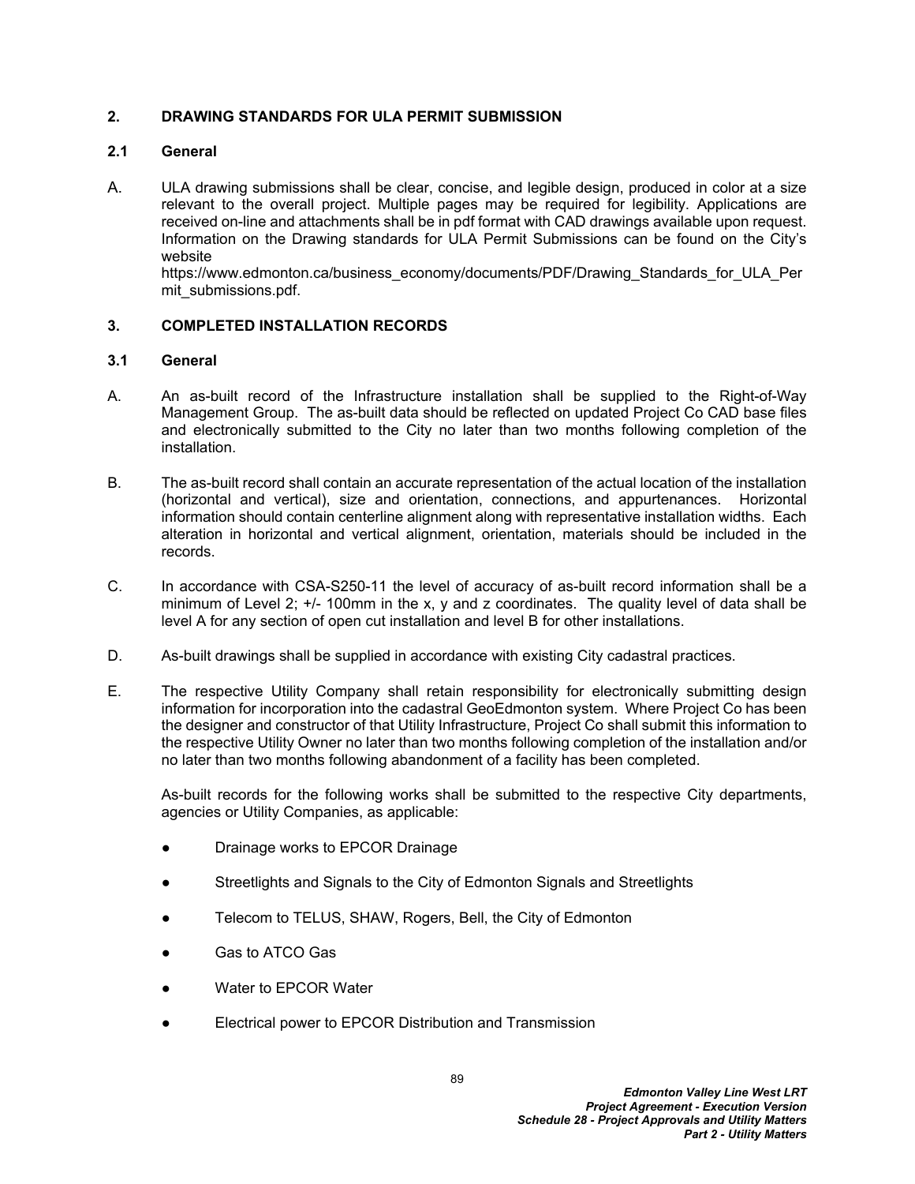## 2. DRAWING STANDARDS FOR ULA PERMIT SUBMISSION

### 2.1 General

A. ULA drawing submissions shall be clear, concise, and legible design, produced in color at a size relevant to the overall project. Multiple pages may be required for legibility. Applications are received on-line and attachments shall be in pdf format with CAD drawings available upon request. Information on the Drawing standards for ULA Permit Submissions can be found on the City's website https://www.edmonton.ca/business_economy/documents/PDF/Drawing_Standards_for_ULA_Permit_submissions.pdf.

## 3. COMPLETED INSTALLATION RECORDS

### 3.1 General

A. An as-built record of the Infrastructure installation shall be supplied to the Right-of-Way Management Group. The as-built data should be reflected on updated Project Co CAD base files and electronically submitted to the City no later than two months following completion of the installation.

B. The as-built record shall contain an accurate representation of the actual location of the installation (horizontal and vertical), size and orientation, connections, and appurtenances. Horizontal information should contain centerline alignment along with representative installation widths. Each alteration in horizontal and vertical alignment, orientation, materials should be included in the records.

C. In accordance with CSA-S250-11 the level of accuracy of as-built record information shall be a minimum of Level 2; +/- 100mm in the x, y and z coordinates. The quality level of data shall be level A for any section of open cut installation and level B for other installations.

D. As-built drawings shall be supplied in accordance with existing City cadastral practices.

E. The respective Utility Company shall retain responsibility for electronically submitting design information for incorporation into the cadastral GeoEdmonton system. Where Project Co has been the designer and constructor of that Utility Infrastructure, Project Co shall submit this information to the respective Utility Owner no later than two months following completion of the installation and/or no later than two months following abandonment of a facility has been completed.

As-built records for the following works shall be submitted to the respective City departments, agencies or Utility Companies, as applicable:

- Drainage works to EPCOR Drainage
- Streetlights and Signals to the City of Edmonton Signals and Streetlights
- Telecom to TELUS, SHAW, Rogers, Bell, the City of Edmonton
- Gas to ATCO Gas
- Water to EPCOR Water
- Electrical power to EPCOR Distribution and Transmission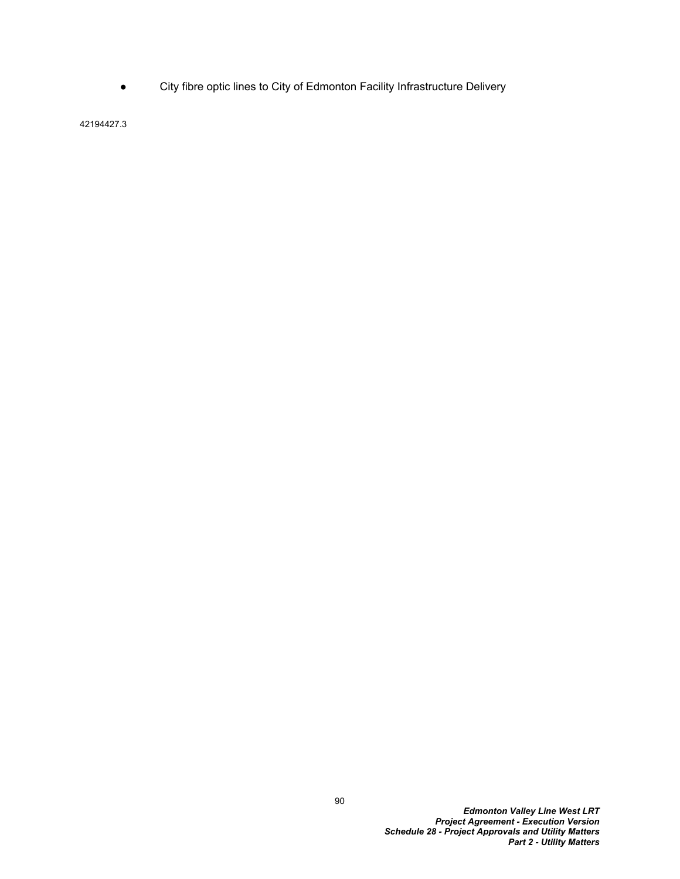- City fibre optic lines to City of Edmonton Facility Infrastructure Delivery

42194427.3